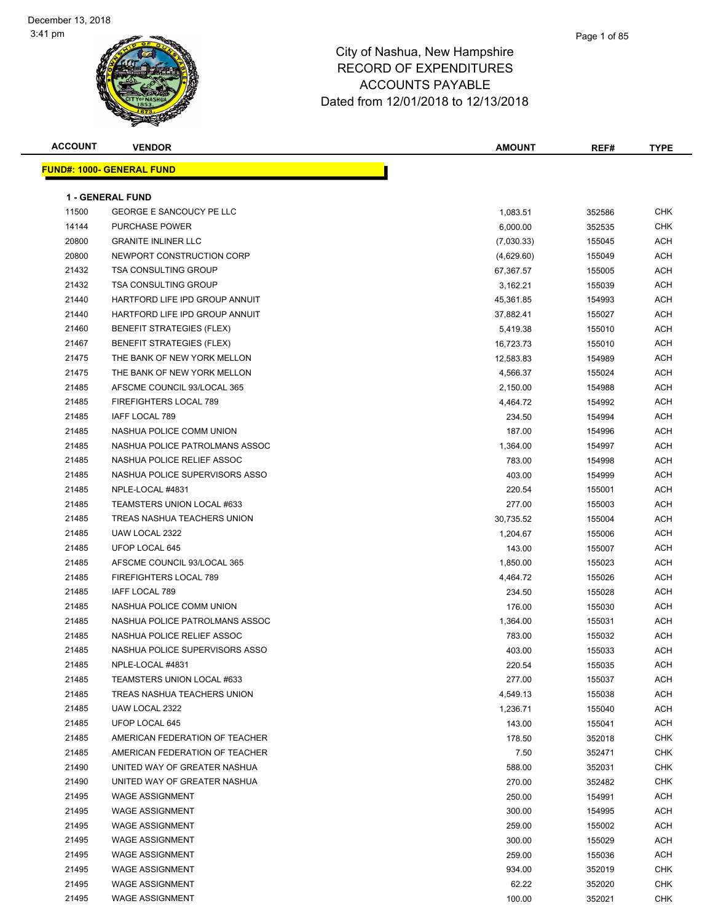December 13, 2018
3:41 pm

# City of Nashua, New Hampshire
## RECORD OF EXPENDITURES
## ACCOUNTS PAYABLE
## Dated from 12/01/2018 to 12/13/2018

**FUND#: 1000- GENERAL FUND**

**1 - GENERAL FUND**

| ACCOUNT | VENDOR | AMOUNT | REF# | TYPE |
|---|---|---|---|---|
| 11500 | GEORGE E SANCOUCY PE LLC | 1,083.51 | 352586 | CHK |
| 14144 | PURCHASE POWER | 6,000.00 | 352535 | CHK |
| 20800 | GRANITE INLINER LLC | (7,030.33) | 155045 | ACH |
| 20800 | NEWPORT CONSTRUCTION CORP | (4,629.60) | 155049 | ACH |
| 21432 | TSA CONSULTING GROUP | 67,367.57 | 155005 | ACH |
| 21432 | TSA CONSULTING GROUP | 3,162.21 | 155039 | ACH |
| 21440 | HARTFORD LIFE IPD GROUP ANNUIT | 45,361.85 | 154993 | ACH |
| 21440 | HARTFORD LIFE IPD GROUP ANNUIT | 37,882.41 | 155027 | ACH |
| 21460 | BENEFIT STRATEGIES (FLEX) | 5,419.38 | 155010 | ACH |
| 21467 | BENEFIT STRATEGIES (FLEX) | 16,723.73 | 155010 | ACH |
| 21475 | THE BANK OF NEW YORK MELLON | 12,583.83 | 154989 | ACH |
| 21475 | THE BANK OF NEW YORK MELLON | 4,566.37 | 155024 | ACH |
| 21485 | AFSCME COUNCIL 93/LOCAL 365 | 2,150.00 | 154988 | ACH |
| 21485 | FIREFIGHTERS LOCAL 789 | 4,464.72 | 154992 | ACH |
| 21485 | IAFF LOCAL 789 | 234.50 | 154994 | ACH |
| 21485 | NASHUA POLICE COMM UNION | 187.00 | 154996 | ACH |
| 21485 | NASHUA POLICE PATROLMANS ASSOC | 1,364.00 | 154997 | ACH |
| 21485 | NASHUA POLICE RELIEF ASSOC | 783.00 | 154998 | ACH |
| 21485 | NASHUA POLICE SUPERVISORS ASSO | 403.00 | 154999 | ACH |
| 21485 | NPLE-LOCAL #4831 | 220.54 | 155001 | ACH |
| 21485 | TEAMSTERS UNION LOCAL #633 | 277.00 | 155003 | ACH |
| 21485 | TREAS NASHUA TEACHERS UNION | 30,735.52 | 155004 | ACH |
| 21485 | UAW LOCAL 2322 | 1,204.67 | 155006 | ACH |
| 21485 | UFOP LOCAL 645 | 143.00 | 155007 | ACH |
| 21485 | AFSCME COUNCIL 93/LOCAL 365 | 1,850.00 | 155023 | ACH |
| 21485 | FIREFIGHTERS LOCAL 789 | 4,464.72 | 155026 | ACH |
| 21485 | IAFF LOCAL 789 | 234.50 | 155028 | ACH |
| 21485 | NASHUA POLICE COMM UNION | 176.00 | 155030 | ACH |
| 21485 | NASHUA POLICE PATROLMANS ASSOC | 1,364.00 | 155031 | ACH |
| 21485 | NASHUA POLICE RELIEF ASSOC | 783.00 | 155032 | ACH |
| 21485 | NASHUA POLICE SUPERVISORS ASSO | 403.00 | 155033 | ACH |
| 21485 | NPLE-LOCAL #4831 | 220.54 | 155035 | ACH |
| 21485 | TEAMSTERS UNION LOCAL #633 | 277.00 | 155037 | ACH |
| 21485 | TREAS NASHUA TEACHERS UNION | 4,549.13 | 155038 | ACH |
| 21485 | UAW LOCAL 2322 | 1,236.71 | 155040 | ACH |
| 21485 | UFOP LOCAL 645 | 143.00 | 155041 | ACH |
| 21485 | AMERICAN FEDERATION OF TEACHER | 178.50 | 352018 | CHK |
| 21485 | AMERICAN FEDERATION OF TEACHER | 7.50 | 352471 | CHK |
| 21490 | UNITED WAY OF GREATER NASHUA | 588.00 | 352031 | CHK |
| 21490 | UNITED WAY OF GREATER NASHUA | 270.00 | 352482 | CHK |
| 21495 | WAGE ASSIGNMENT | 250.00 | 154991 | ACH |
| 21495 | WAGE ASSIGNMENT | 300.00 | 154995 | ACH |
| 21495 | WAGE ASSIGNMENT | 259.00 | 155002 | ACH |
| 21495 | WAGE ASSIGNMENT | 300.00 | 155029 | ACH |
| 21495 | WAGE ASSIGNMENT | 259.00 | 155036 | ACH |
| 21495 | WAGE ASSIGNMENT | 934.00 | 352019 | CHK |
| 21495 | WAGE ASSIGNMENT | 62.22 | 352020 | CHK |
| 21495 | WAGE ASSIGNMENT | 100.00 | 352021 | CHK |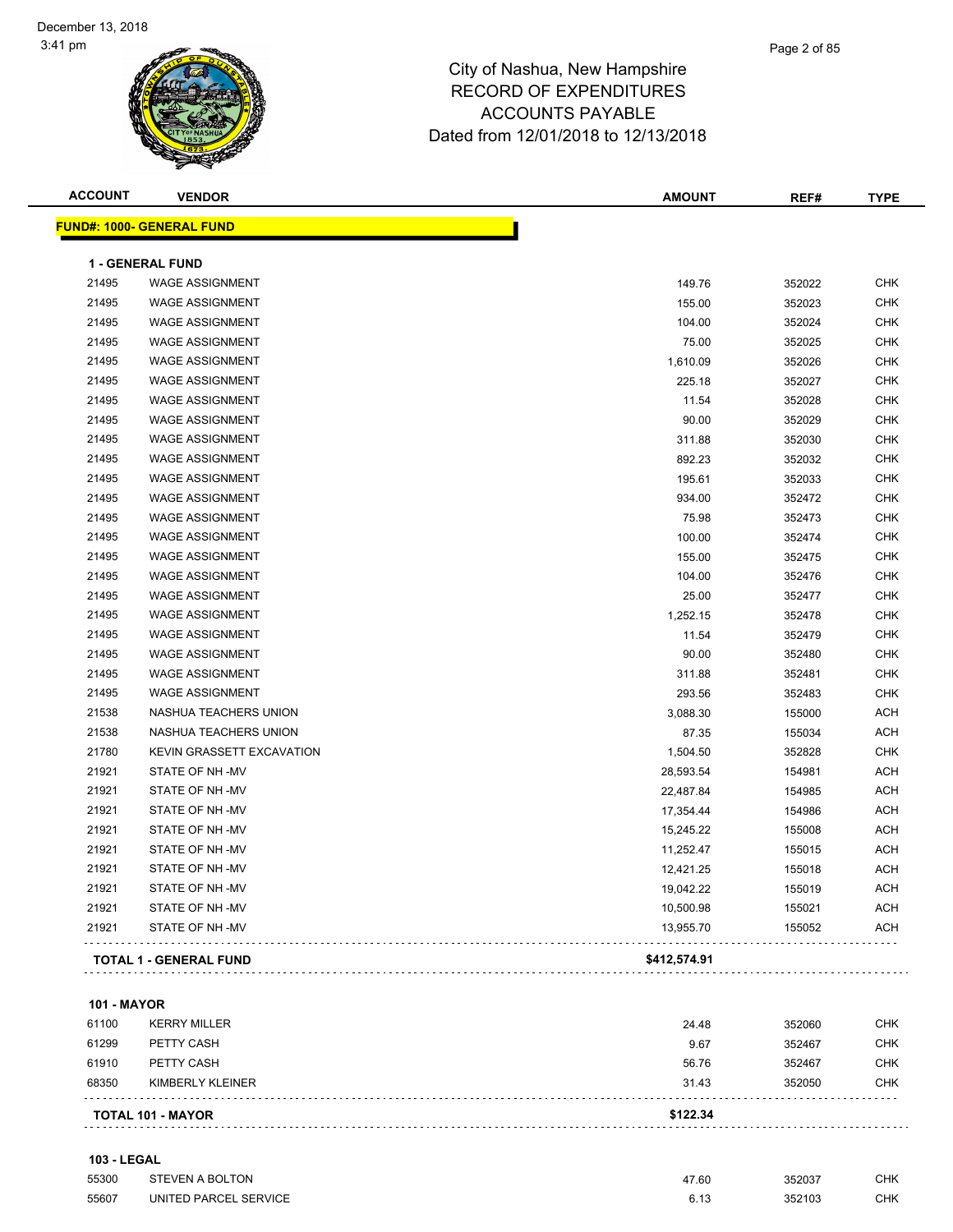December 13, 2018
3:41 pm

# City of Nashua, New Hampshire
## RECORD OF EXPENDITURES
## ACCOUNTS PAYABLE
## Dated from 12/01/2018 to 12/13/2018

| ACCOUNT | VENDOR | AMOUNT | REF# | TYPE |
|---|---|---|---|---|
| **FUND#: 1000- GENERAL FUND** | | | | |
| **1 - GENERAL FUND** | | | | |
| 21495 | WAGE ASSIGNMENT | 149.76 | 352022 | CHK |
| 21495 | WAGE ASSIGNMENT | 155.00 | 352023 | CHK |
| 21495 | WAGE ASSIGNMENT | 104.00 | 352024 | CHK |
| 21495 | WAGE ASSIGNMENT | 75.00 | 352025 | CHK |
| 21495 | WAGE ASSIGNMENT | 1,610.09 | 352026 | CHK |
| 21495 | WAGE ASSIGNMENT | 225.18 | 352027 | CHK |
| 21495 | WAGE ASSIGNMENT | 11.54 | 352028 | CHK |
| 21495 | WAGE ASSIGNMENT | 90.00 | 352029 | CHK |
| 21495 | WAGE ASSIGNMENT | 311.88 | 352030 | CHK |
| 21495 | WAGE ASSIGNMENT | 892.23 | 352032 | CHK |
| 21495 | WAGE ASSIGNMENT | 195.61 | 352033 | CHK |
| 21495 | WAGE ASSIGNMENT | 934.00 | 352472 | CHK |
| 21495 | WAGE ASSIGNMENT | 75.98 | 352473 | CHK |
| 21495 | WAGE ASSIGNMENT | 100.00 | 352474 | CHK |
| 21495 | WAGE ASSIGNMENT | 155.00 | 352475 | CHK |
| 21495 | WAGE ASSIGNMENT | 104.00 | 352476 | CHK |
| 21495 | WAGE ASSIGNMENT | 25.00 | 352477 | CHK |
| 21495 | WAGE ASSIGNMENT | 1,252.15 | 352478 | CHK |
| 21495 | WAGE ASSIGNMENT | 11.54 | 352479 | CHK |
| 21495 | WAGE ASSIGNMENT | 90.00 | 352480 | CHK |
| 21495 | WAGE ASSIGNMENT | 311.88 | 352481 | CHK |
| 21495 | WAGE ASSIGNMENT | 293.56 | 352483 | CHK |
| 21538 | NASHUA TEACHERS UNION | 3,088.30 | 155000 | ACH |
| 21538 | NASHUA TEACHERS UNION | 87.35 | 155034 | ACH |
| 21780 | KEVIN GRASSETT EXCAVATION | 1,504.50 | 352828 | CHK |
| 21921 | STATE OF NH -MV | 28,593.54 | 154981 | ACH |
| 21921 | STATE OF NH -MV | 22,487.84 | 154985 | ACH |
| 21921 | STATE OF NH -MV | 17,354.44 | 154986 | ACH |
| 21921 | STATE OF NH -MV | 15,245.22 | 155008 | ACH |
| 21921 | STATE OF NH -MV | 11,252.47 | 155015 | ACH |
| 21921 | STATE OF NH -MV | 12,421.25 | 155018 | ACH |
| 21921 | STATE OF NH -MV | 19,042.22 | 155019 | ACH |
| 21921 | STATE OF NH -MV | 10,500.98 | 155021 | ACH |
| 21921 | STATE OF NH -MV | 13,955.70 | 155052 | ACH |
| **TOTAL 1 - GENERAL FUND** | | **$412,574.91** | | |
| **101 - MAYOR** | | | | |
| 61100 | KERRY MILLER | 24.48 | 352060 | CHK |
| 61299 | PETTY CASH | 9.67 | 352467 | CHK |
| 61910 | PETTY CASH | 56.76 | 352467 | CHK |
| 68350 | KIMBERLY KLEINER | 31.43 | 352050 | CHK |
| **TOTAL 101 - MAYOR** | | **$122.34** | | |
| **103 - LEGAL** | | | | |
| 55300 | STEVEN A BOLTON | 47.60 | 352037 | CHK |
| 55607 | UNITED PARCEL SERVICE | 6.13 | 352103 | CHK |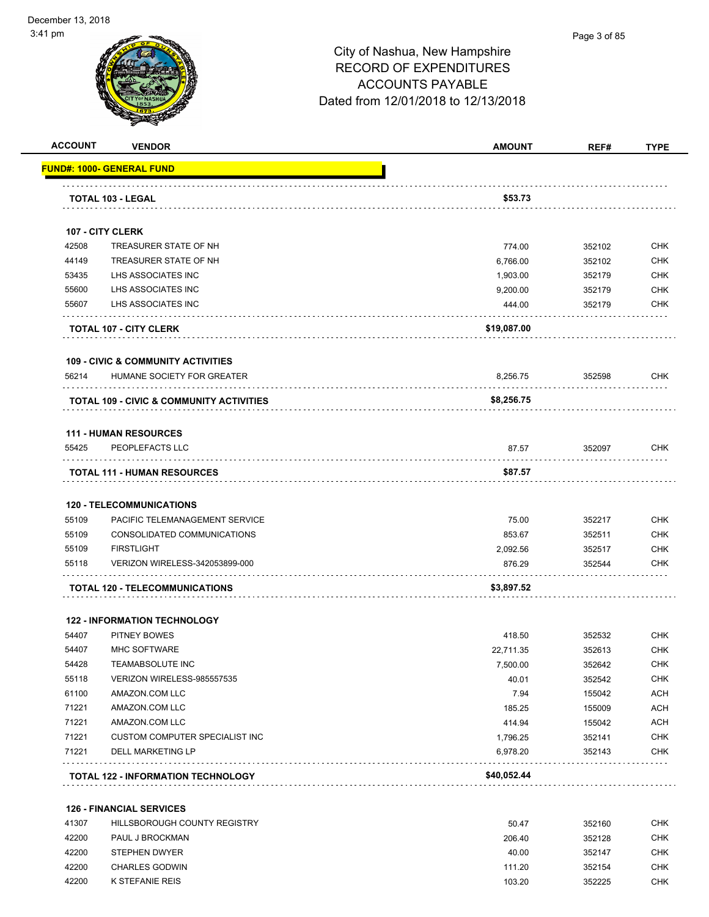# City of Nashua, New Hampshire
## RECORD OF EXPENDITURES
## ACCOUNTS PAYABLE
## Dated from 12/01/2018 to 12/13/2018

| ACCOUNT | VENDOR | AMOUNT | REF# | TYPE |
|---|---|---|---|---|
| **FUND#: 1000- GENERAL FUND** | | | | |
| | **TOTAL 103 - LEGAL** | **$53.73** | | |
| **107 - CITY CLERK** | | | | |
| 42508 | TREASURER STATE OF NH | 774.00 | 352102 | CHK |
| 44149 | TREASURER STATE OF NH | 6,766.00 | 352102 | CHK |
| 53435 | LHS ASSOCIATES INC | 1,903.00 | 352179 | CHK |
| 55600 | LHS ASSOCIATES INC | 9,200.00 | 352179 | CHK |
| 55607 | LHS ASSOCIATES INC | 444.00 | 352179 | CHK |
| | **TOTAL 107 - CITY CLERK** | **$19,087.00** | | |
| **109 - CIVIC & COMMUNITY ACTIVITIES** | | | | |
| 56214 | HUMANE SOCIETY FOR GREATER | 8,256.75 | 352598 | CHK |
| | **TOTAL 109 - CIVIC & COMMUNITY ACTIVITIES** | **$8,256.75** | | |
| **111 - HUMAN RESOURCES** | | | | |
| 55425 | PEOPLEFACTS LLC | 87.57 | 352097 | CHK |
| | **TOTAL 111 - HUMAN RESOURCES** | **$87.57** | | |
| **120 - TELECOMMUNICATIONS** | | | | |
| 55109 | PACIFIC TELEMANAGEMENT SERVICE | 75.00 | 352217 | CHK |
| 55109 | CONSOLIDATED COMMUNICATIONS | 853.67 | 352511 | CHK |
| 55109 | FIRSTLIGHT | 2,092.56 | 352517 | CHK |
| 55118 | VERIZON WIRELESS-342053899-000 | 876.29 | 352544 | CHK |
| | **TOTAL 120 - TELECOMMUNICATIONS** | **$3,897.52** | | |
| **122 - INFORMATION TECHNOLOGY** | | | | |
| 54407 | PITNEY BOWES | 418.50 | 352532 | CHK |
| 54407 | MHC SOFTWARE | 22,711.35 | 352613 | CHK |
| 54428 | TEAMABSOLUTE INC | 7,500.00 | 352642 | CHK |
| 55118 | VERIZON WIRELESS-985557535 | 40.01 | 352542 | CHK |
| 61100 | AMAZON.COM LLC | 7.94 | 155042 | ACH |
| 71221 | AMAZON.COM LLC | 185.25 | 155009 | ACH |
| 71221 | AMAZON.COM LLC | 414.94 | 155042 | ACH |
| 71221 | CUSTOM COMPUTER SPECIALIST INC | 1,796.25 | 352141 | CHK |
| 71221 | DELL MARKETING LP | 6,978.20 | 352143 | CHK |
| | **TOTAL 122 - INFORMATION TECHNOLOGY** | **$40,052.44** | | |
| **126 - FINANCIAL SERVICES** | | | | |
| 41307 | HILLSBOROUGH COUNTY REGISTRY | 50.47 | 352160 | CHK |
| 42200 | PAUL J BROCKMAN | 206.40 | 352128 | CHK |
| 42200 | STEPHEN DWYER | 40.00 | 352147 | CHK |
| 42200 | CHARLES GODWIN | 111.20 | 352154 | CHK |
| 42200 | K STEFANIE REIS | 103.20 | 352225 | CHK |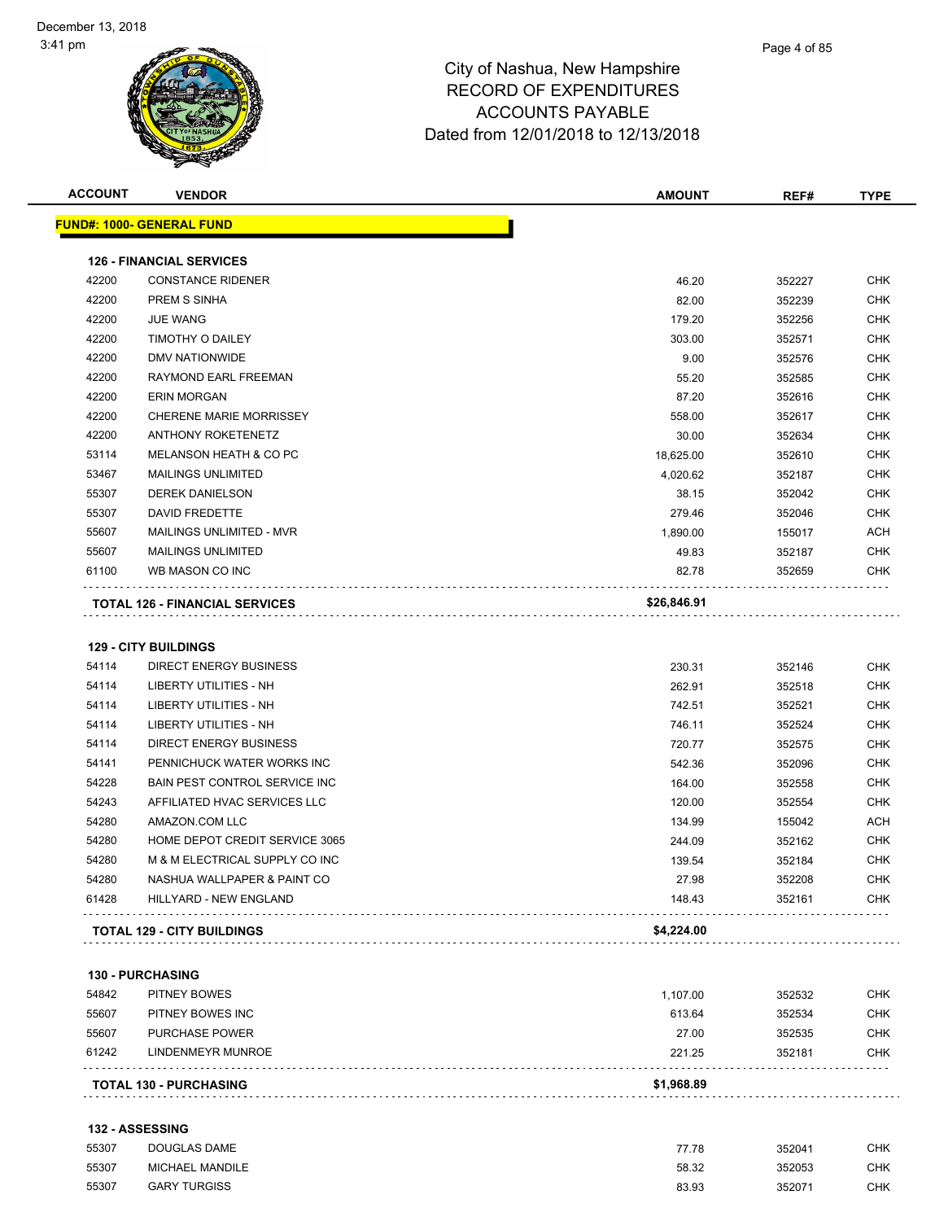# City of Nashua, New Hampshire
## RECORD OF EXPENDITURES
## ACCOUNTS PAYABLE
## Dated from 12/01/2018 to 12/13/2018

| ACCOUNT | VENDOR | AMOUNT | REF# | TYPE |
|---|---|---|---|---|
| **FUND#: 1000- GENERAL FUND** | | | | |
| **126 - FINANCIAL SERVICES** | | | | |
| 42200 | CONSTANCE RIDENER | 46.20 | 352227 | CHK |
| 42200 | PREM S SINHA | 82.00 | 352239 | CHK |
| 42200 | JUE WANG | 179.20 | 352256 | CHK |
| 42200 | TIMOTHY O DAILEY | 303.00 | 352571 | CHK |
| 42200 | DMV NATIONWIDE | 9.00 | 352576 | CHK |
| 42200 | RAYMOND EARL FREEMAN | 55.20 | 352585 | CHK |
| 42200 | ERIN MORGAN | 87.20 | 352616 | CHK |
| 42200 | CHERENE MARIE MORRISSEY | 558.00 | 352617 | CHK |
| 42200 | ANTHONY ROKETENETZ | 30.00 | 352634 | CHK |
| 53114 | MELANSON HEATH & CO PC | 18,625.00 | 352610 | CHK |
| 53467 | MAILINGS UNLIMITED | 4,020.62 | 352187 | CHK |
| 55307 | DEREK DANIELSON | 38.15 | 352042 | CHK |
| 55307 | DAVID FREDETTE | 279.46 | 352046 | CHK |
| 55607 | MAILINGS UNLIMITED - MVR | 1,890.00 | 155017 | ACH |
| 55607 | MAILINGS UNLIMITED | 49.83 | 352187 | CHK |
| 61100 | WB MASON CO INC | 82.78 | 352659 | CHK |
| **TOTAL 126 - FINANCIAL SERVICES** | | **$26,846.91** | | |
| **129 - CITY BUILDINGS** | | | | |
| 54114 | DIRECT ENERGY BUSINESS | 230.31 | 352146 | CHK |
| 54114 | LIBERTY UTILITIES - NH | 262.91 | 352518 | CHK |
| 54114 | LIBERTY UTILITIES - NH | 742.51 | 352521 | CHK |
| 54114 | LIBERTY UTILITIES - NH | 746.11 | 352524 | CHK |
| 54114 | DIRECT ENERGY BUSINESS | 720.77 | 352575 | CHK |
| 54141 | PENNICHUCK WATER WORKS INC | 542.36 | 352096 | CHK |
| 54228 | BAIN PEST CONTROL SERVICE INC | 164.00 | 352558 | CHK |
| 54243 | AFFILIATED HVAC SERVICES LLC | 120.00 | 352554 | CHK |
| 54280 | AMAZON.COM LLC | 134.99 | 155042 | ACH |
| 54280 | HOME DEPOT CREDIT SERVICE 3065 | 244.09 | 352162 | CHK |
| 54280 | M & M ELECTRICAL SUPPLY CO INC | 139.54 | 352184 | CHK |
| 54280 | NASHUA WALLPAPER & PAINT CO | 27.98 | 352208 | CHK |
| 61428 | HILLYARD - NEW ENGLAND | 148.43 | 352161 | CHK |
| **TOTAL 129 - CITY BUILDINGS** | | **$4,224.00** | | |
| **130 - PURCHASING** | | | | |
| 54842 | PITNEY BOWES | 1,107.00 | 352532 | CHK |
| 55607 | PITNEY BOWES INC | 613.64 | 352534 | CHK |
| 55607 | PURCHASE POWER | 27.00 | 352535 | CHK |
| 61242 | LINDENMEYR MUNROE | 221.25 | 352181 | CHK |
| **TOTAL 130 - PURCHASING** | | **$1,968.89** | | |
| **132 - ASSESSING** | | | | |
| 55307 | DOUGLAS DAME | 77.78 | 352041 | CHK |
| 55307 | MICHAEL MANDILE | 58.32 | 352053 | CHK |
| 55307 | GARY TURGISS | 83.93 | 352071 | CHK |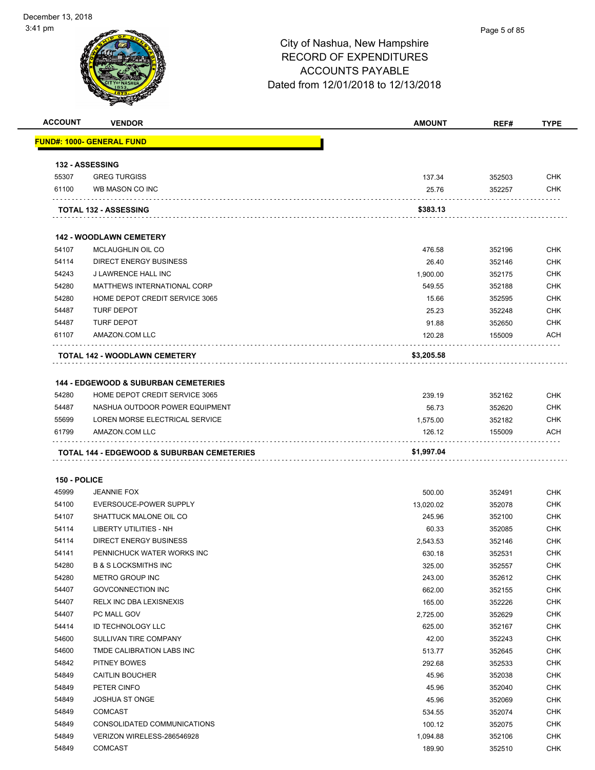# City of Nashua, New Hampshire
## RECORD OF EXPENDITURES
## ACCOUNTS PAYABLE
## Dated from 12/01/2018 to 12/13/2018

| ACCOUNT | VENDOR | AMOUNT | REF# | TYPE |
|---|---|---|---|---|
| **FUND#: 1000- GENERAL FUND** | | | | |
| **132 - ASSESSING** | | | | |
| 55307 | GREG TURGISS | 137.34 | 352503 | CHK |
| 61100 | WB MASON CO INC | 25.76 | 352257 | CHK |
| | **TOTAL 132 - ASSESSING** | **$383.13** | | |
| **142 - WOODLAWN CEMETERY** | | | | |
| 54107 | MCLAUGHLIN OIL CO | 476.58 | 352196 | CHK |
| 54114 | DIRECT ENERGY BUSINESS | 26.40 | 352146 | CHK |
| 54243 | J LAWRENCE HALL INC | 1,900.00 | 352175 | CHK |
| 54280 | MATTHEWS INTERNATIONAL CORP | 549.55 | 352188 | CHK |
| 54280 | HOME DEPOT CREDIT SERVICE 3065 | 15.66 | 352595 | CHK |
| 54487 | TURF DEPOT | 25.23 | 352248 | CHK |
| 54487 | TURF DEPOT | 91.88 | 352650 | CHK |
| 61107 | AMAZON.COM LLC | 120.28 | 155009 | ACH |
| | **TOTAL 142 - WOODLAWN CEMETERY** | **$3,205.58** | | |
| **144 - EDGEWOOD & SUBURBAN CEMETERIES** | | | | |
| 54280 | HOME DEPOT CREDIT SERVICE 3065 | 239.19 | 352162 | CHK |
| 54487 | NASHUA OUTDOOR POWER EQUIPMENT | 56.73 | 352620 | CHK |
| 55699 | LOREN MORSE ELECTRICAL SERVICE | 1,575.00 | 352182 | CHK |
| 61799 | AMAZON.COM LLC | 126.12 | 155009 | ACH |
| | **TOTAL 144 - EDGEWOOD & SUBURBAN CEMETERIES** | **$1,997.04** | | |
| **150 - POLICE** | | | | |
| 45999 | JEANNIE FOX | 500.00 | 352491 | CHK |
| 54100 | EVERSOUCE-POWER SUPPLY | 13,020.02 | 352078 | CHK |
| 54107 | SHATTUCK MALONE OIL CO | 245.96 | 352100 | CHK |
| 54114 | LIBERTY UTILITIES - NH | 60.33 | 352085 | CHK |
| 54114 | DIRECT ENERGY BUSINESS | 2,543.53 | 352146 | CHK |
| 54141 | PENNICHUCK WATER WORKS INC | 630.18 | 352531 | CHK |
| 54280 | B & S LOCKSMITHS INC | 325.00 | 352557 | CHK |
| 54280 | METRO GROUP INC | 243.00 | 352612 | CHK |
| 54407 | GOVCONNECTION INC | 662.00 | 352155 | CHK |
| 54407 | RELX INC DBA LEXISNEXIS | 165.00 | 352226 | CHK |
| 54407 | PC MALL GOV | 2,725.00 | 352629 | CHK |
| 54414 | ID TECHNOLOGY LLC | 625.00 | 352167 | CHK |
| 54600 | SULLIVAN TIRE COMPANY | 42.00 | 352243 | CHK |
| 54600 | TMDE CALIBRATION LABS INC | 513.77 | 352645 | CHK |
| 54842 | PITNEY BOWES | 292.68 | 352533 | CHK |
| 54849 | CAITLIN BOUCHER | 45.96 | 352038 | CHK |
| 54849 | PETER CINFO | 45.96 | 352040 | CHK |
| 54849 | JOSHUA ST ONGE | 45.96 | 352069 | CHK |
| 54849 | COMCAST | 534.55 | 352074 | CHK |
| 54849 | CONSOLIDATED COMMUNICATIONS | 100.12 | 352075 | CHK |
| 54849 | VERIZON WIRELESS-286546928 | 1,094.88 | 352106 | CHK |
| 54849 | COMCAST | 189.90 | 352510 | CHK |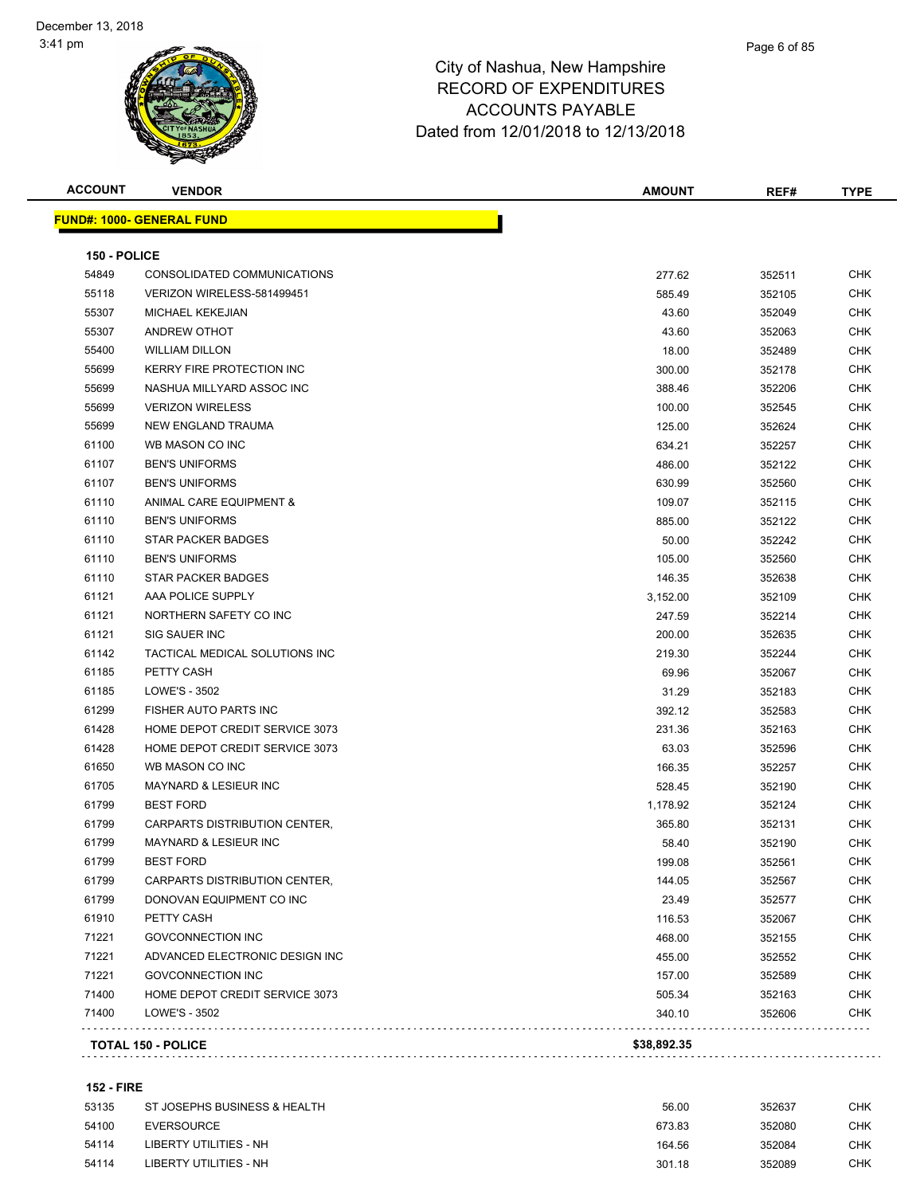# City of Nashua, New Hampshire
## RECORD OF EXPENDITURES
## ACCOUNTS PAYABLE
### Dated from 12/01/2018 to 12/13/2018

December 13, 2018
3:41 pm

| ACCOUNT | VENDOR | AMOUNT | REF# | TYPE |
|---|---|---|---|---|
| **FUND#: 1000- GENERAL FUND** | | | | |
| **150 - POLICE** | | | | |
| 54849 | CONSOLIDATED COMMUNICATIONS | 277.62 | 352511 | CHK |
| 55118 | VERIZON WIRELESS-581499451 | 585.49 | 352105 | CHK |
| 55307 | MICHAEL KEKEJIAN | 43.60 | 352049 | CHK |
| 55307 | ANDREW OTHOT | 43.60 | 352063 | CHK |
| 55400 | WILLIAM DILLON | 18.00 | 352489 | CHK |
| 55699 | KERRY FIRE PROTECTION INC | 300.00 | 352178 | CHK |
| 55699 | NASHUA MILLYARD ASSOC INC | 388.46 | 352206 | CHK |
| 55699 | VERIZON WIRELESS | 100.00 | 352545 | CHK |
| 55699 | NEW ENGLAND TRAUMA | 125.00 | 352624 | CHK |
| 61100 | WB MASON CO INC | 634.21 | 352257 | CHK |
| 61107 | BEN'S UNIFORMS | 486.00 | 352122 | CHK |
| 61107 | BEN'S UNIFORMS | 630.99 | 352560 | CHK |
| 61110 | ANIMAL CARE EQUIPMENT & | 109.07 | 352115 | CHK |
| 61110 | BEN'S UNIFORMS | 885.00 | 352122 | CHK |
| 61110 | STAR PACKER BADGES | 50.00 | 352242 | CHK |
| 61110 | BEN'S UNIFORMS | 105.00 | 352560 | CHK |
| 61110 | STAR PACKER BADGES | 146.35 | 352638 | CHK |
| 61121 | AAA POLICE SUPPLY | 3,152.00 | 352109 | CHK |
| 61121 | NORTHERN SAFETY CO INC | 247.59 | 352214 | CHK |
| 61121 | SIG SAUER INC | 200.00 | 352635 | CHK |
| 61142 | TACTICAL MEDICAL SOLUTIONS INC | 219.30 | 352244 | CHK |
| 61185 | PETTY CASH | 69.96 | 352067 | CHK |
| 61185 | LOWE'S - 3502 | 31.29 | 352183 | CHK |
| 61299 | FISHER AUTO PARTS INC | 392.12 | 352583 | CHK |
| 61428 | HOME DEPOT CREDIT SERVICE 3073 | 231.36 | 352163 | CHK |
| 61428 | HOME DEPOT CREDIT SERVICE 3073 | 63.03 | 352596 | CHK |
| 61650 | WB MASON CO INC | 166.35 | 352257 | CHK |
| 61705 | MAYNARD & LESIEUR INC | 528.45 | 352190 | CHK |
| 61799 | BEST FORD | 1,178.92 | 352124 | CHK |
| 61799 | CARPARTS DISTRIBUTION CENTER, | 365.80 | 352131 | CHK |
| 61799 | MAYNARD & LESIEUR INC | 58.40 | 352190 | CHK |
| 61799 | BEST FORD | 199.08 | 352561 | CHK |
| 61799 | CARPARTS DISTRIBUTION CENTER, | 144.05 | 352567 | CHK |
| 61799 | DONOVAN EQUIPMENT CO INC | 23.49 | 352577 | CHK |
| 61910 | PETTY CASH | 116.53 | 352067 | CHK |
| 71221 | GOVCONNECTION INC | 468.00 | 352155 | CHK |
| 71221 | ADVANCED ELECTRONIC DESIGN INC | 455.00 | 352552 | CHK |
| 71221 | GOVCONNECTION INC | 157.00 | 352589 | CHK |
| 71400 | HOME DEPOT CREDIT SERVICE 3073 | 505.34 | 352163 | CHK |
| 71400 | LOWE'S - 3502 | 340.10 | 352606 | CHK |
| **TOTAL 150 - POLICE** | | **$38,892.35** | | |
| **152 - FIRE** | | | | |
| 53135 | ST JOSEPHS BUSINESS & HEALTH | 56.00 | 352637 | CHK |
| 54100 | EVERSOURCE | 673.83 | 352080 | CHK |
| 54114 | LIBERTY UTILITIES - NH | 164.56 | 352084 | CHK |
| 54114 | LIBERTY UTILITIES - NH | 301.18 | 352089 | CHK |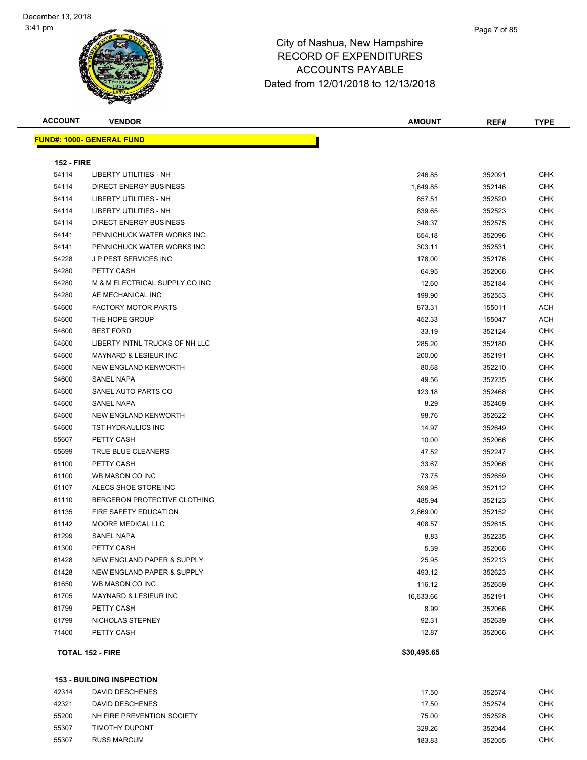City of Nashua, New Hampshire
RECORD OF EXPENDITURES
ACCOUNTS PAYABLE
Dated from 12/01/2018 to 12/13/2018

| ACCOUNT | VENDOR | AMOUNT | REF# | TYPE |
|---|---|---|---|---|
| **FUND#: 1000- GENERAL FUND** | | | | |
| **152 - FIRE** | | | | |
| 54114 | LIBERTY UTILITIES - NH | 246.85 | 352091 | CHK |
| 54114 | DIRECT ENERGY BUSINESS | 1,649.85 | 352146 | CHK |
| 54114 | LIBERTY UTILITIES - NH | 857.51 | 352520 | CHK |
| 54114 | LIBERTY UTILITIES - NH | 839.65 | 352523 | CHK |
| 54114 | DIRECT ENERGY BUSINESS | 348.37 | 352575 | CHK |
| 54141 | PENNICHUCK WATER WORKS INC | 654.18 | 352096 | CHK |
| 54141 | PENNICHUCK WATER WORKS INC | 303.11 | 352531 | CHK |
| 54228 | J P PEST SERVICES INC | 178.00 | 352176 | CHK |
| 54280 | PETTY CASH | 64.95 | 352066 | CHK |
| 54280 | M & M ELECTRICAL SUPPLY CO INC | 12.60 | 352184 | CHK |
| 54280 | AE MECHANICAL INC | 199.90 | 352553 | CHK |
| 54600 | FACTORY MOTOR PARTS | 873.31 | 155011 | ACH |
| 54600 | THE HOPE GROUP | 452.33 | 155047 | ACH |
| 54600 | BEST FORD | 33.19 | 352124 | CHK |
| 54600 | LIBERTY INTNL TRUCKS OF NH LLC | 285.20 | 352180 | CHK |
| 54600 | MAYNARD & LESIEUR INC | 200.00 | 352191 | CHK |
| 54600 | NEW ENGLAND KENWORTH | 80.68 | 352210 | CHK |
| 54600 | SANEL NAPA | 49.56 | 352235 | CHK |
| 54600 | SANEL AUTO PARTS CO | 123.18 | 352468 | CHK |
| 54600 | SANEL NAPA | 8.29 | 352469 | CHK |
| 54600 | NEW ENGLAND KENWORTH | 98.76 | 352622 | CHK |
| 54600 | TST HYDRAULICS INC | 14.97 | 352649 | CHK |
| 55607 | PETTY CASH | 10.00 | 352066 | CHK |
| 55699 | TRUE BLUE CLEANERS | 47.52 | 352247 | CHK |
| 61100 | PETTY CASH | 33.67 | 352066 | CHK |
| 61100 | WB MASON CO INC | 73.75 | 352659 | CHK |
| 61107 | ALECS SHOE STORE INC | 399.95 | 352112 | CHK |
| 61110 | BERGERON PROTECTIVE CLOTHING | 485.94 | 352123 | CHK |
| 61135 | FIRE SAFETY EDUCATION | 2,869.00 | 352152 | CHK |
| 61142 | MOORE MEDICAL LLC | 408.57 | 352615 | CHK |
| 61299 | SANEL NAPA | 8.83 | 352235 | CHK |
| 61300 | PETTY CASH | 5.39 | 352066 | CHK |
| 61428 | NEW ENGLAND PAPER & SUPPLY | 25.95 | 352213 | CHK |
| 61428 | NEW ENGLAND PAPER & SUPPLY | 493.12 | 352623 | CHK |
| 61650 | WB MASON CO INC | 116.12 | 352659 | CHK |
| 61705 | MAYNARD & LESIEUR INC | 16,633.66 | 352191 | CHK |
| 61799 | PETTY CASH | 8.99 | 352066 | CHK |
| 61799 | NICHOLAS STEPNEY | 92.31 | 352639 | CHK |
| 71400 | PETTY CASH | 12.87 | 352066 | CHK |
| **TOTAL 152 - FIRE** | | **$30,495.65** | | |
| **153 - BUILDING INSPECTION** | | | | |
| 42314 | DAVID DESCHENES | 17.50 | 352574 | CHK |
| 42321 | DAVID DESCHENES | 17.50 | 352574 | CHK |
| 55200 | NH FIRE PREVENTION SOCIETY | 75.00 | 352528 | CHK |
| 55307 | TIMOTHY DUPONT | 329.26 | 352044 | CHK |
| 55307 | RUSS MARCUM | 183.83 | 352055 | CHK |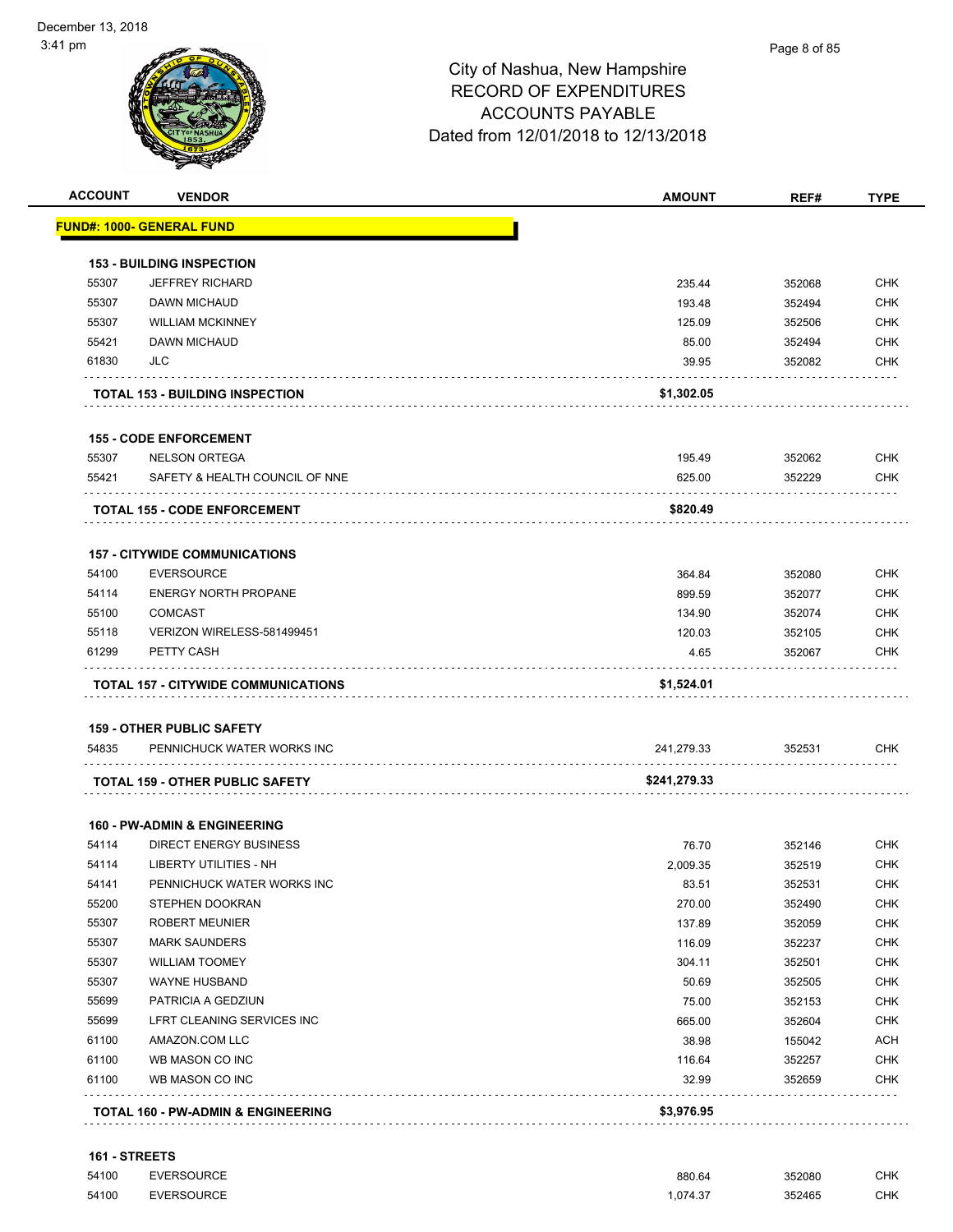December 13, 2018
3:41 pm

# City of Nashua, New Hampshire
## RECORD OF EXPENDITURES
## ACCOUNTS PAYABLE
## Dated from 12/01/2018 to 12/13/2018

| ACCOUNT | VENDOR | AMOUNT | REF# | TYPE |
|---|---|---|---|---|
| **FUND#: 1000- GENERAL FUND** | | | | |
| **153 - BUILDING INSPECTION** | | | | |
| 55307 | JEFFREY RICHARD | 235.44 | 352068 | CHK |
| 55307 | DAWN MICHAUD | 193.48 | 352494 | CHK |
| 55307 | WILLIAM MCKINNEY | 125.09 | 352506 | CHK |
| 55421 | DAWN MICHAUD | 85.00 | 352494 | CHK |
| 61830 | JLC | 39.95 | 352082 | CHK |
| | **TOTAL 153 - BUILDING INSPECTION** | **$1,302.05** | | |
| **155 - CODE ENFORCEMENT** | | | | |
| 55307 | NELSON ORTEGA | 195.49 | 352062 | CHK |
| 55421 | SAFETY & HEALTH COUNCIL OF NNE | 625.00 | 352229 | CHK |
| | **TOTAL 155 - CODE ENFORCEMENT** | **$820.49** | | |
| **157 - CITYWIDE COMMUNICATIONS** | | | | |
| 54100 | EVERSOURCE | 364.84 | 352080 | CHK |
| 54114 | ENERGY NORTH PROPANE | 899.59 | 352077 | CHK |
| 55100 | COMCAST | 134.90 | 352074 | CHK |
| 55118 | VERIZON WIRELESS-581499451 | 120.03 | 352105 | CHK |
| 61299 | PETTY CASH | 4.65 | 352067 | CHK |
| | **TOTAL 157 - CITYWIDE COMMUNICATIONS** | **$1,524.01** | | |
| **159 - OTHER PUBLIC SAFETY** | | | | |
| 54835 | PENNICHUCK WATER WORKS INC | 241,279.33 | 352531 | CHK |
| | **TOTAL 159 - OTHER PUBLIC SAFETY** | **$241,279.33** | | |
| **160 - PW-ADMIN & ENGINEERING** | | | | |
| 54114 | DIRECT ENERGY BUSINESS | 76.70 | 352146 | CHK |
| 54114 | LIBERTY UTILITIES - NH | 2,009.35 | 352519 | CHK |
| 54141 | PENNICHUCK WATER WORKS INC | 83.51 | 352531 | CHK |
| 55200 | STEPHEN DOOKRAN | 270.00 | 352490 | CHK |
| 55307 | ROBERT MEUNIER | 137.89 | 352059 | CHK |
| 55307 | MARK SAUNDERS | 116.09 | 352237 | CHK |
| 55307 | WILLIAM TOOMEY | 304.11 | 352501 | CHK |
| 55307 | WAYNE HUSBAND | 50.69 | 352505 | CHK |
| 55699 | PATRICIA A GEDZIUN | 75.00 | 352153 | CHK |
| 55699 | LFRT CLEANING SERVICES INC | 665.00 | 352604 | CHK |
| 61100 | AMAZON.COM LLC | 38.98 | 155042 | ACH |
| 61100 | WB MASON CO INC | 116.64 | 352257 | CHK |
| 61100 | WB MASON CO INC | 32.99 | 352659 | CHK |
| | **TOTAL 160 - PW-ADMIN & ENGINEERING** | **$3,976.95** | | |
| **161 - STREETS** | | | | |
| 54100 | EVERSOURCE | 880.64 | 352080 | CHK |
| 54100 | EVERSOURCE | 1,074.37 | 352465 | CHK |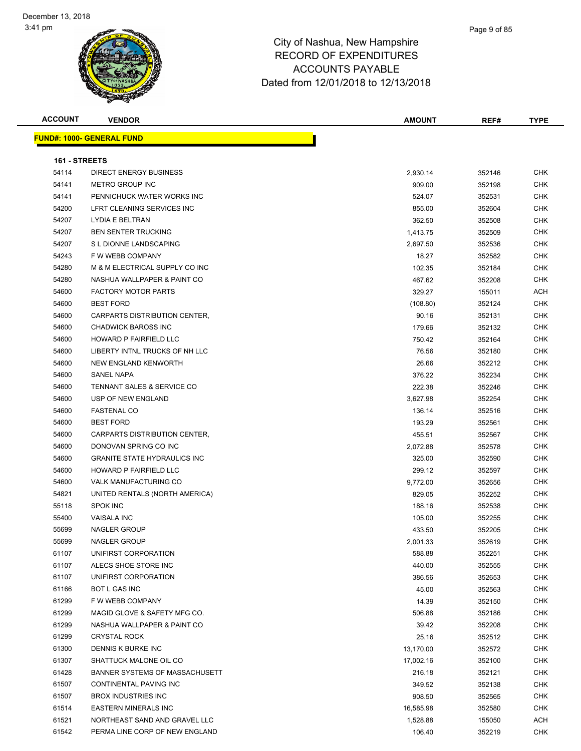# City of Nashua, New Hampshire
# RECORD OF EXPENDITURES
# ACCOUNTS PAYABLE
# Dated from 12/01/2018 to 12/13/2018

December 13, 2018
3:41 pm

**FUND#: 1000- GENERAL FUND**

**161 - STREETS**

| ACCOUNT | VENDOR | AMOUNT | REF# | TYPE |
|---|---|---|---|---|
| 54114 | DIRECT ENERGY BUSINESS | 2,930.14 | 352146 | CHK |
| 54141 | METRO GROUP INC | 909.00 | 352198 | CHK |
| 54141 | PENNICHUCK WATER WORKS INC | 524.07 | 352531 | CHK |
| 54200 | LFRT CLEANING SERVICES INC | 855.00 | 352604 | CHK |
| 54207 | LYDIA E BELTRAN | 362.50 | 352508 | CHK |
| 54207 | BEN SENTER TRUCKING | 1,413.75 | 352509 | CHK |
| 54207 | S L DIONNE LANDSCAPING | 2,697.50 | 352536 | CHK |
| 54243 | F W WEBB COMPANY | 18.27 | 352582 | CHK |
| 54280 | M & M ELECTRICAL SUPPLY CO INC | 102.35 | 352184 | CHK |
| 54280 | NASHUA WALLPAPER & PAINT CO | 467.62 | 352208 | CHK |
| 54600 | FACTORY MOTOR PARTS | 329.27 | 155011 | ACH |
| 54600 | BEST FORD | (108.80) | 352124 | CHK |
| 54600 | CARPARTS DISTRIBUTION CENTER, | 90.16 | 352131 | CHK |
| 54600 | CHADWICK BAROSS INC | 179.66 | 352132 | CHK |
| 54600 | HOWARD P FAIRFIELD LLC | 750.42 | 352164 | CHK |
| 54600 | LIBERTY INTNL TRUCKS OF NH LLC | 76.56 | 352180 | CHK |
| 54600 | NEW ENGLAND KENWORTH | 26.66 | 352212 | CHK |
| 54600 | SANEL NAPA | 376.22 | 352234 | CHK |
| 54600 | TENNANT SALES & SERVICE CO | 222.38 | 352246 | CHK |
| 54600 | USP OF NEW ENGLAND | 3,627.98 | 352254 | CHK |
| 54600 | FASTENAL CO | 136.14 | 352516 | CHK |
| 54600 | BEST FORD | 193.29 | 352561 | CHK |
| 54600 | CARPARTS DISTRIBUTION CENTER, | 455.51 | 352567 | CHK |
| 54600 | DONOVAN SPRING CO INC | 2,072.88 | 352578 | CHK |
| 54600 | GRANITE STATE HYDRAULICS INC | 325.00 | 352590 | CHK |
| 54600 | HOWARD P FAIRFIELD LLC | 299.12 | 352597 | CHK |
| 54600 | VALK MANUFACTURING CO | 9,772.00 | 352656 | CHK |
| 54821 | UNITED RENTALS (NORTH AMERICA) | 829.05 | 352252 | CHK |
| 55118 | SPOK INC | 188.16 | 352538 | CHK |
| 55400 | VAISALA INC | 105.00 | 352255 | CHK |
| 55699 | NAGLER GROUP | 433.50 | 352205 | CHK |
| 55699 | NAGLER GROUP | 2,001.33 | 352619 | CHK |
| 61107 | UNIFIRST CORPORATION | 588.88 | 352251 | CHK |
| 61107 | ALECS SHOE STORE INC | 440.00 | 352555 | CHK |
| 61107 | UNIFIRST CORPORATION | 386.56 | 352653 | CHK |
| 61166 | BOT L GAS INC | 45.00 | 352563 | CHK |
| 61299 | F W WEBB COMPANY | 14.39 | 352150 | CHK |
| 61299 | MAGID GLOVE & SAFETY MFG CO. | 506.88 | 352186 | CHK |
| 61299 | NASHUA WALLPAPER & PAINT CO | 39.42 | 352208 | CHK |
| 61299 | CRYSTAL ROCK | 25.16 | 352512 | CHK |
| 61300 | DENNIS K BURKE INC | 13,170.00 | 352572 | CHK |
| 61307 | SHATTUCK MALONE OIL CO | 17,002.16 | 352100 | CHK |
| 61428 | BANNER SYSTEMS OF MASSACHUSETT | 216.18 | 352121 | CHK |
| 61507 | CONTINENTAL PAVING INC | 349.52 | 352138 | CHK |
| 61507 | BROX INDUSTRIES INC | 908.50 | 352565 | CHK |
| 61514 | EASTERN MINERALS INC | 16,585.98 | 352580 | CHK |
| 61521 | NORTHEAST SAND AND GRAVEL LLC | 1,528.88 | 155050 | ACH |
| 61542 | PERMA LINE CORP OF NEW ENGLAND | 106.40 | 352219 | CHK |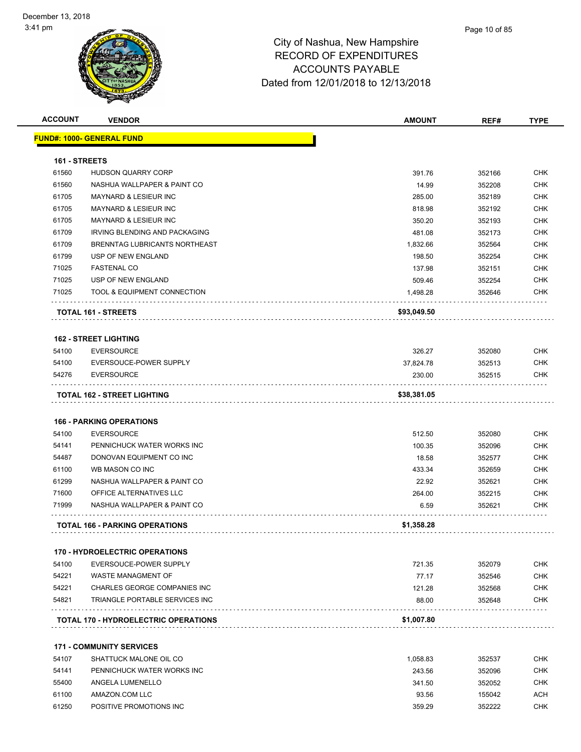City of Nashua, New Hampshire
RECORD OF EXPENDITURES
ACCOUNTS PAYABLE
Dated from 12/01/2018 to 12/13/2018

| ACCOUNT | VENDOR | AMOUNT | REF# | TYPE |
|---|---|---|---|---|
| **FUND#: 1000- GENERAL FUND** | | | | |
| **161 - STREETS** | | | | |
| 61560 | HUDSON QUARRY CORP | 391.76 | 352166 | CHK |
| 61560 | NASHUA WALLPAPER & PAINT CO | 14.99 | 352208 | CHK |
| 61705 | MAYNARD & LESIEUR INC | 285.00 | 352189 | CHK |
| 61705 | MAYNARD & LESIEUR INC | 818.98 | 352192 | CHK |
| 61705 | MAYNARD & LESIEUR INC | 350.20 | 352193 | CHK |
| 61709 | IRVING BLENDING AND PACKAGING | 481.08 | 352173 | CHK |
| 61709 | BRENNTAG LUBRICANTS NORTHEAST | 1,832.66 | 352564 | CHK |
| 61799 | USP OF NEW ENGLAND | 198.50 | 352254 | CHK |
| 71025 | FASTENAL CO | 137.98 | 352151 | CHK |
| 71025 | USP OF NEW ENGLAND | 509.46 | 352254 | CHK |
| 71025 | TOOL & EQUIPMENT CONNECTION | 1,498.28 | 352646 | CHK |
| | **TOTAL 161 - STREETS** | **$93,049.50** | | |
| **162 - STREET LIGHTING** | | | | |
| 54100 | EVERSOURCE | 326.27 | 352080 | CHK |
| 54100 | EVERSOUCE-POWER SUPPLY | 37,824.78 | 352513 | CHK |
| 54276 | EVERSOURCE | 230.00 | 352515 | CHK |
| | **TOTAL 162 - STREET LIGHTING** | **$38,381.05** | | |
| **166 - PARKING OPERATIONS** | | | | |
| 54100 | EVERSOURCE | 512.50 | 352080 | CHK |
| 54141 | PENNICHUCK WATER WORKS INC | 100.35 | 352096 | CHK |
| 54487 | DONOVAN EQUIPMENT CO INC | 18.58 | 352577 | CHK |
| 61100 | WB MASON CO INC | 433.34 | 352659 | CHK |
| 61299 | NASHUA WALLPAPER & PAINT CO | 22.92 | 352621 | CHK |
| 71600 | OFFICE ALTERNATIVES LLC | 264.00 | 352215 | CHK |
| 71999 | NASHUA WALLPAPER & PAINT CO | 6.59 | 352621 | CHK |
| | **TOTAL 166 - PARKING OPERATIONS** | **$1,358.28** | | |
| **170 - HYDROELECTRIC OPERATIONS** | | | | |
| 54100 | EVERSOUCE-POWER SUPPLY | 721.35 | 352079 | CHK |
| 54221 | WASTE MANAGMENT OF | 77.17 | 352546 | CHK |
| 54221 | CHARLES GEORGE COMPANIES INC | 121.28 | 352568 | CHK |
| 54821 | TRIANGLE PORTABLE SERVICES INC | 88.00 | 352648 | CHK |
| | **TOTAL 170 - HYDROELECTRIC OPERATIONS** | **$1,007.80** | | |
| **171 - COMMUNITY SERVICES** | | | | |
| 54107 | SHATTUCK MALONE OIL CO | 1,058.83 | 352537 | CHK |
| 54141 | PENNICHUCK WATER WORKS INC | 243.56 | 352096 | CHK |
| 55400 | ANGELA LUMENELLO | 341.50 | 352052 | CHK |
| 61100 | AMAZON.COM LLC | 93.56 | 155042 | ACH |
| 61250 | POSITIVE PROMOTIONS INC | 359.29 | 352222 | CHK |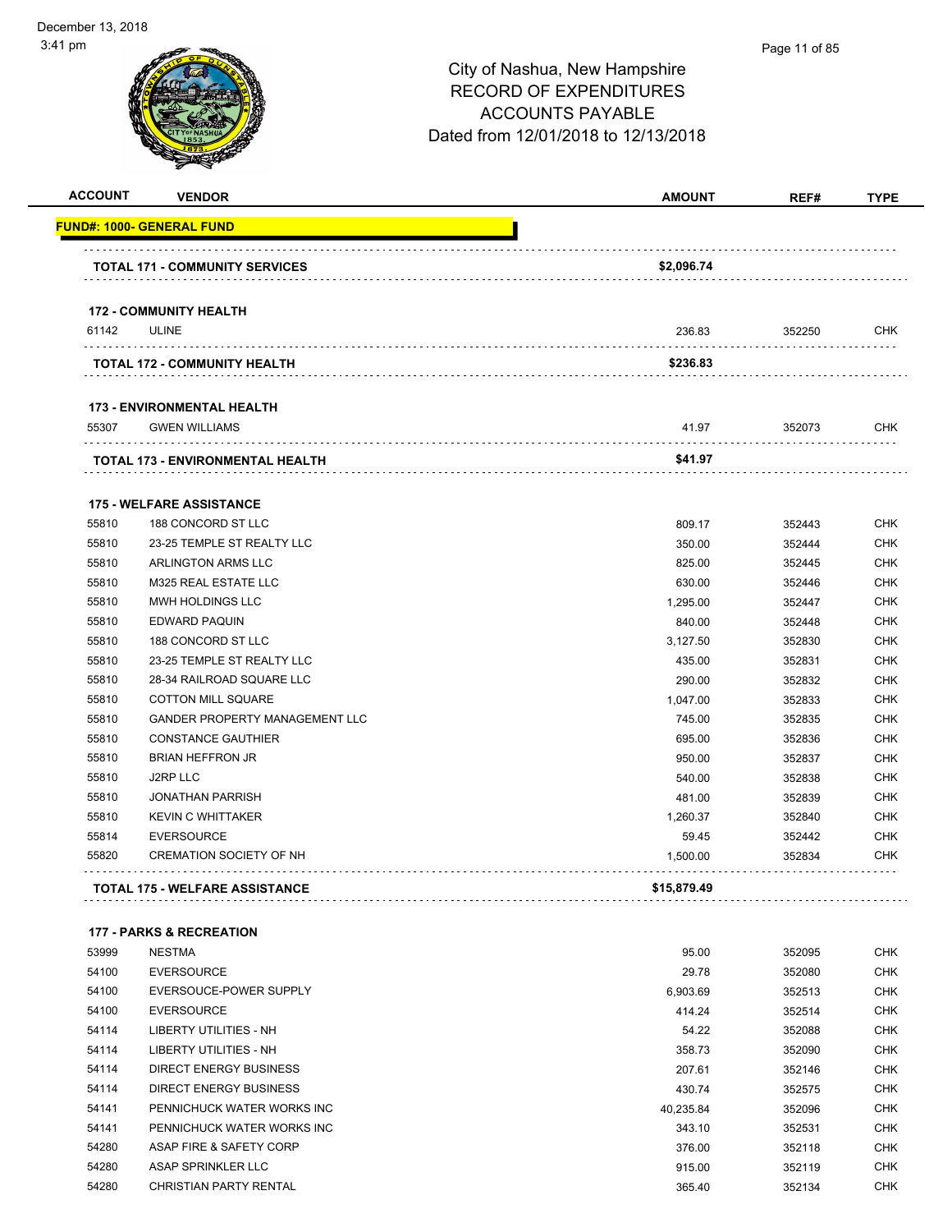# City of Nashua, New Hampshire
## RECORD OF EXPENDITURES
## ACCOUNTS PAYABLE
## Dated from 12/01/2018 to 12/13/2018

December 13, 2018
3:41 pm

| ACCOUNT | VENDOR | AMOUNT | REF# | TYPE |
|---|---|---|---|---|
| **FUND#: 1000- GENERAL FUND** | | | | |
| | **TOTAL 171 - COMMUNITY SERVICES** | **$2,096.74** | | |
| | **172 - COMMUNITY HEALTH** | | | |
| 61142 | ULINE | 236.83 | 352250 | CHK |
| | **TOTAL 172 - COMMUNITY HEALTH** | **$236.83** | | |
| | **173 - ENVIRONMENTAL HEALTH** | | | |
| 55307 | GWEN WILLIAMS | 41.97 | 352073 | CHK |
| | **TOTAL 173 - ENVIRONMENTAL HEALTH** | **$41.97** | | |
| | **175 - WELFARE ASSISTANCE** | | | |
| 55810 | 188 CONCORD ST LLC | 809.17 | 352443 | CHK |
| 55810 | 23-25 TEMPLE ST REALTY LLC | 350.00 | 352444 | CHK |
| 55810 | ARLINGTON ARMS LLC | 825.00 | 352445 | CHK |
| 55810 | M325 REAL ESTATE LLC | 630.00 | 352446 | CHK |
| 55810 | MWH HOLDINGS LLC | 1,295.00 | 352447 | CHK |
| 55810 | EDWARD PAQUIN | 840.00 | 352448 | CHK |
| 55810 | 188 CONCORD ST LLC | 3,127.50 | 352830 | CHK |
| 55810 | 23-25 TEMPLE ST REALTY LLC | 435.00 | 352831 | CHK |
| 55810 | 28-34 RAILROAD SQUARE LLC | 290.00 | 352832 | CHK |
| 55810 | COTTON MILL SQUARE | 1,047.00 | 352833 | CHK |
| 55810 | GANDER PROPERTY MANAGEMENT LLC | 745.00 | 352835 | CHK |
| 55810 | CONSTANCE GAUTHIER | 695.00 | 352836 | CHK |
| 55810 | BRIAN HEFFRON JR | 950.00 | 352837 | CHK |
| 55810 | J2RP LLC | 540.00 | 352838 | CHK |
| 55810 | JONATHAN PARRISH | 481.00 | 352839 | CHK |
| 55810 | KEVIN C WHITTAKER | 1,260.37 | 352840 | CHK |
| 55814 | EVERSOURCE | 59.45 | 352442 | CHK |
| 55820 | CREMATION SOCIETY OF NH | 1,500.00 | 352834 | CHK |
| | **TOTAL 175 - WELFARE ASSISTANCE** | **$15,879.49** | | |
| | **177 - PARKS & RECREATION** | | | |
| 53999 | NESTMA | 95.00 | 352095 | CHK |
| 54100 | EVERSOURCE | 29.78 | 352080 | CHK |
| 54100 | EVERSOUCE-POWER SUPPLY | 6,903.69 | 352513 | CHK |
| 54100 | EVERSOURCE | 414.24 | 352514 | CHK |
| 54114 | LIBERTY UTILITIES - NH | 54.22 | 352088 | CHK |
| 54114 | LIBERTY UTILITIES - NH | 358.73 | 352090 | CHK |
| 54114 | DIRECT ENERGY BUSINESS | 207.61 | 352146 | CHK |
| 54114 | DIRECT ENERGY BUSINESS | 430.74 | 352575 | CHK |
| 54141 | PENNICHUCK WATER WORKS INC | 40,235.84 | 352096 | CHK |
| 54141 | PENNICHUCK WATER WORKS INC | 343.10 | 352531 | CHK |
| 54280 | ASAP FIRE & SAFETY CORP | 376.00 | 352118 | CHK |
| 54280 | ASAP SPRINKLER LLC | 915.00 | 352119 | CHK |
| 54280 | CHRISTIAN PARTY RENTAL | 365.40 | 352134 | CHK |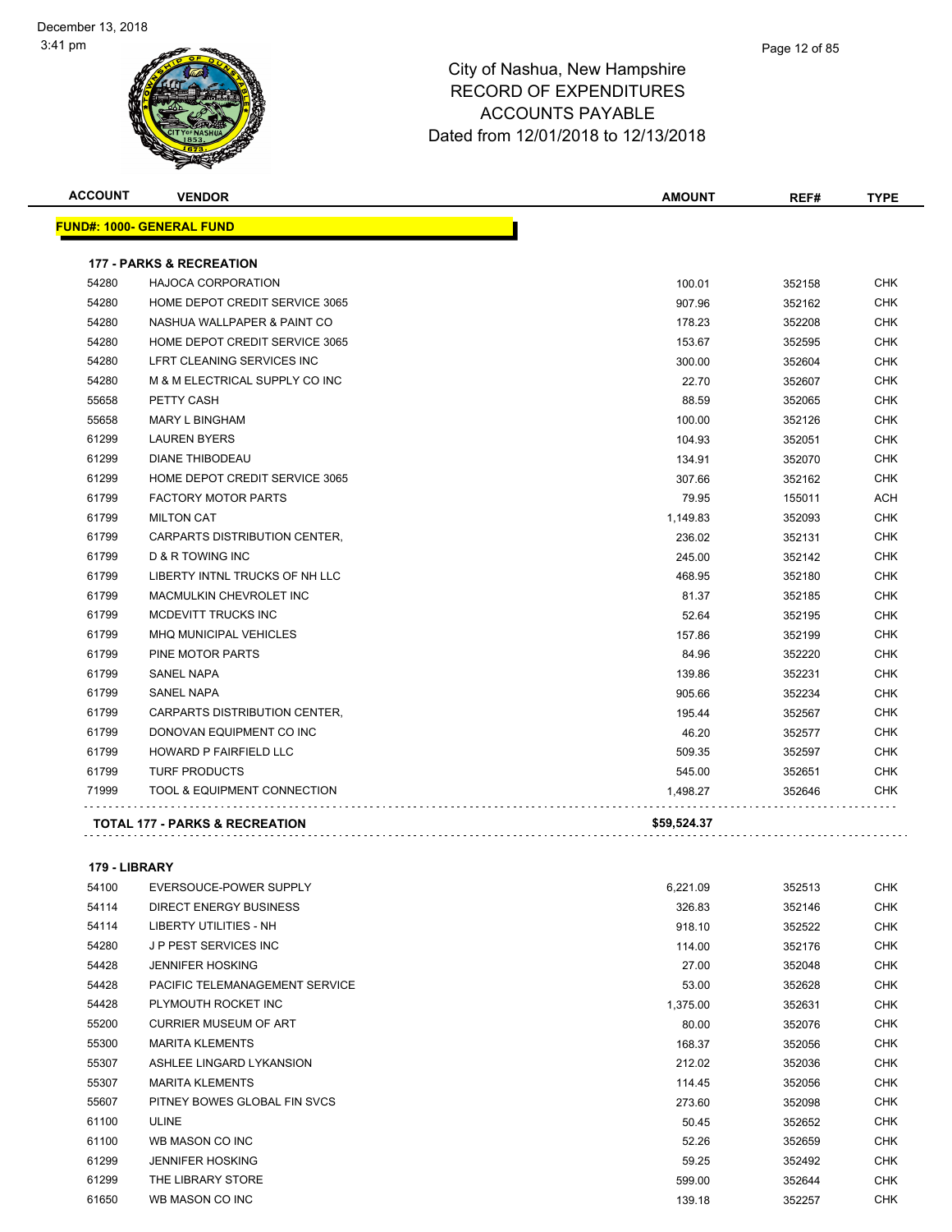# City of Nashua, New Hampshire
## RECORD OF EXPENDITURES
## ACCOUNTS PAYABLE
### Dated from 12/01/2018 to 12/13/2018

December 13, 2018
3:41 pm

| ACCOUNT | VENDOR | AMOUNT | REF# | TYPE |
|---|---|---|---|---|
| **FUND#: 1000- GENERAL FUND** | | | | |
| **177 - PARKS & RECREATION** | | | | |
| 54280 | HAJOCA CORPORATION | 100.01 | 352158 | CHK |
| 54280 | HOME DEPOT CREDIT SERVICE 3065 | 907.96 | 352162 | CHK |
| 54280 | NASHUA WALLPAPER & PAINT CO | 178.23 | 352208 | CHK |
| 54280 | HOME DEPOT CREDIT SERVICE 3065 | 153.67 | 352595 | CHK |
| 54280 | LFRT CLEANING SERVICES INC | 300.00 | 352604 | CHK |
| 54280 | M & M ELECTRICAL SUPPLY CO INC | 22.70 | 352607 | CHK |
| 55658 | PETTY CASH | 88.59 | 352065 | CHK |
| 55658 | MARY L BINGHAM | 100.00 | 352126 | CHK |
| 61299 | LAUREN BYERS | 104.93 | 352051 | CHK |
| 61299 | DIANE THIBODEAU | 134.91 | 352070 | CHK |
| 61299 | HOME DEPOT CREDIT SERVICE 3065 | 307.66 | 352162 | CHK |
| 61799 | FACTORY MOTOR PARTS | 79.95 | 155011 | ACH |
| 61799 | MILTON CAT | 1,149.83 | 352093 | CHK |
| 61799 | CARPARTS DISTRIBUTION CENTER, | 236.02 | 352131 | CHK |
| 61799 | D & R TOWING INC | 245.00 | 352142 | CHK |
| 61799 | LIBERTY INTNL TRUCKS OF NH LLC | 468.95 | 352180 | CHK |
| 61799 | MACMULKIN CHEVROLET INC | 81.37 | 352185 | CHK |
| 61799 | MCDEVITT TRUCKS INC | 52.64 | 352195 | CHK |
| 61799 | MHQ MUNICIPAL VEHICLES | 157.86 | 352199 | CHK |
| 61799 | PINE MOTOR PARTS | 84.96 | 352220 | CHK |
| 61799 | SANEL NAPA | 139.86 | 352231 | CHK |
| 61799 | SANEL NAPA | 905.66 | 352234 | CHK |
| 61799 | CARPARTS DISTRIBUTION CENTER, | 195.44 | 352567 | CHK |
| 61799 | DONOVAN EQUIPMENT CO INC | 46.20 | 352577 | CHK |
| 61799 | HOWARD P FAIRFIELD LLC | 509.35 | 352597 | CHK |
| 61799 | TURF PRODUCTS | 545.00 | 352651 | CHK |
| 71999 | TOOL & EQUIPMENT CONNECTION | 1,498.27 | 352646 | CHK |
| **TOTAL 177 - PARKS & RECREATION** | | **$59,524.37** | | |
| **179 - LIBRARY** | | | | |
| 54100 | EVERSOUCE-POWER SUPPLY | 6,221.09 | 352513 | CHK |
| 54114 | DIRECT ENERGY BUSINESS | 326.83 | 352146 | CHK |
| 54114 | LIBERTY UTILITIES - NH | 918.10 | 352522 | CHK |
| 54280 | J P PEST SERVICES INC | 114.00 | 352176 | CHK |
| 54428 | JENNIFER HOSKING | 27.00 | 352048 | CHK |
| 54428 | PACIFIC TELEMANAGEMENT SERVICE | 53.00 | 352628 | CHK |
| 54428 | PLYMOUTH ROCKET INC | 1,375.00 | 352631 | CHK |
| 55200 | CURRIER MUSEUM OF ART | 80.00 | 352076 | CHK |
| 55300 | MARITA KLEMENTS | 168.37 | 352056 | CHK |
| 55307 | ASHLEE LINGARD LYKANSION | 212.02 | 352036 | CHK |
| 55307 | MARITA KLEMENTS | 114.45 | 352056 | CHK |
| 55607 | PITNEY BOWES GLOBAL FIN SVCS | 273.60 | 352098 | CHK |
| 61100 | ULINE | 50.45 | 352652 | CHK |
| 61100 | WB MASON CO INC | 52.26 | 352659 | CHK |
| 61299 | JENNIFER HOSKING | 59.25 | 352492 | CHK |
| 61299 | THE LIBRARY STORE | 599.00 | 352644 | CHK |
| 61650 | WB MASON CO INC | 139.18 | 352257 | CHK |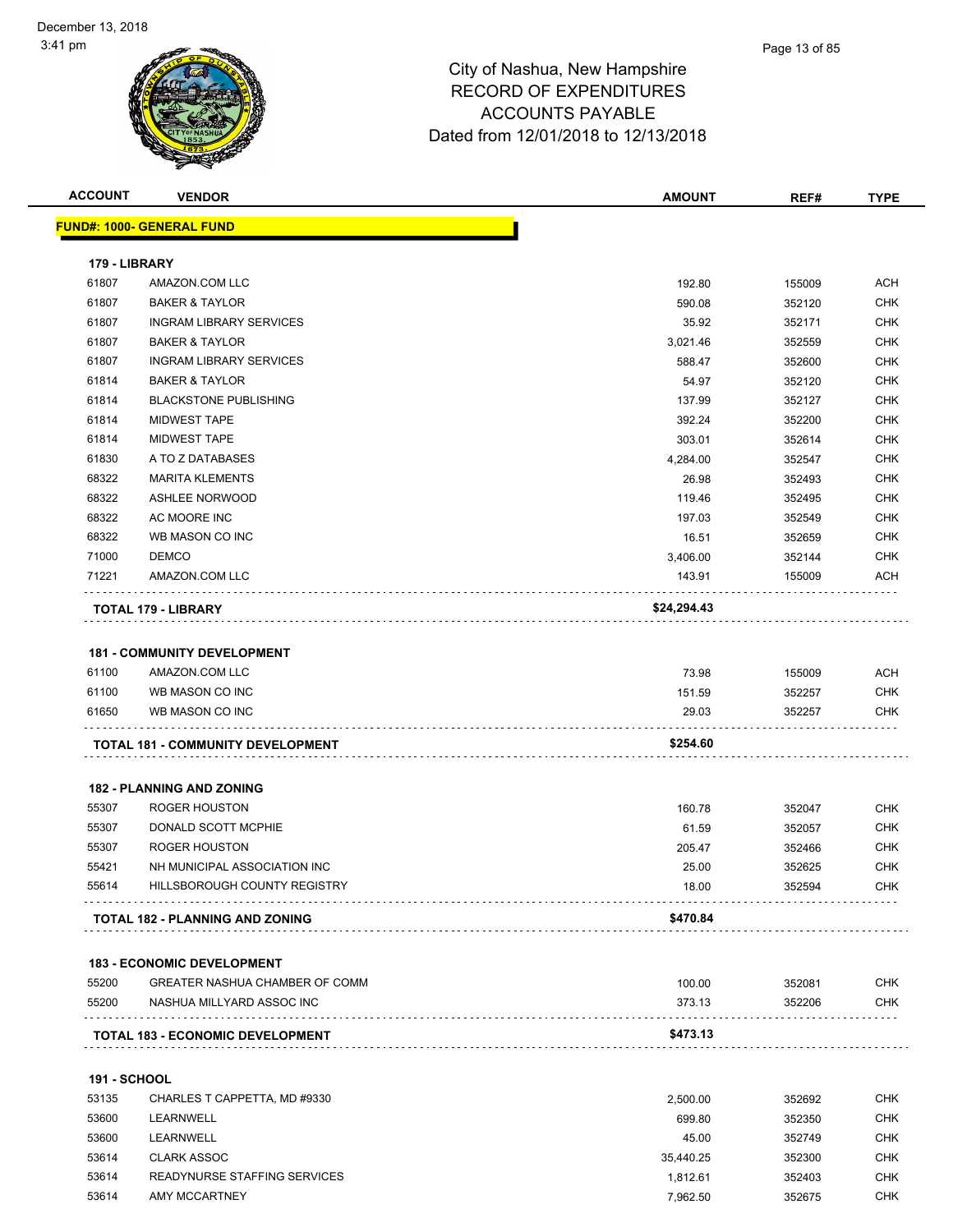# City of Nashua, New Hampshire
## RECORD OF EXPENDITURES
## ACCOUNTS PAYABLE
### Dated from 12/01/2018 to 12/13/2018

December 13, 2018
3:41 pm

| ACCOUNT | VENDOR | AMOUNT | REF# | TYPE |
|---|---|---|---|---|
| **FUND#: 1000- GENERAL FUND** | | | | |
| **179 - LIBRARY** | | | | |
| 61807 | AMAZON.COM LLC | 192.80 | 155009 | ACH |
| 61807 | BAKER & TAYLOR | 590.08 | 352120 | CHK |
| 61807 | INGRAM LIBRARY SERVICES | 35.92 | 352171 | CHK |
| 61807 | BAKER & TAYLOR | 3,021.46 | 352559 | CHK |
| 61807 | INGRAM LIBRARY SERVICES | 588.47 | 352600 | CHK |
| 61814 | BAKER & TAYLOR | 54.97 | 352120 | CHK |
| 61814 | BLACKSTONE PUBLISHING | 137.99 | 352127 | CHK |
| 61814 | MIDWEST TAPE | 392.24 | 352200 | CHK |
| 61814 | MIDWEST TAPE | 303.01 | 352614 | CHK |
| 61830 | A TO Z DATABASES | 4,284.00 | 352547 | CHK |
| 68322 | MARITA KLEMENTS | 26.98 | 352493 | CHK |
| 68322 | ASHLEE NORWOOD | 119.46 | 352495 | CHK |
| 68322 | AC MOORE INC | 197.03 | 352549 | CHK |
| 68322 | WB MASON CO INC | 16.51 | 352659 | CHK |
| 71000 | DEMCO | 3,406.00 | 352144 | CHK |
| 71221 | AMAZON.COM LLC | 143.91 | 155009 | ACH |
| **TOTAL 179 - LIBRARY** | | **$24,294.43** | | |
| **181 - COMMUNITY DEVELOPMENT** | | | | |
| 61100 | AMAZON.COM LLC | 73.98 | 155009 | ACH |
| 61100 | WB MASON CO INC | 151.59 | 352257 | CHK |
| 61650 | WB MASON CO INC | 29.03 | 352257 | CHK |
| **TOTAL 181 - COMMUNITY DEVELOPMENT** | | **$254.60** | | |
| **182 - PLANNING AND ZONING** | | | | |
| 55307 | ROGER HOUSTON | 160.78 | 352047 | CHK |
| 55307 | DONALD SCOTT MCPHIE | 61.59 | 352057 | CHK |
| 55307 | ROGER HOUSTON | 205.47 | 352466 | CHK |
| 55421 | NH MUNICIPAL ASSOCIATION INC | 25.00 | 352625 | CHK |
| 55614 | HILLSBOROUGH COUNTY REGISTRY | 18.00 | 352594 | CHK |
| **TOTAL 182 - PLANNING AND ZONING** | | **$470.84** | | |
| **183 - ECONOMIC DEVELOPMENT** | | | | |
| 55200 | GREATER NASHUA CHAMBER OF COMM | 100.00 | 352081 | CHK |
| 55200 | NASHUA MILLYARD ASSOC INC | 373.13 | 352206 | CHK |
| **TOTAL 183 - ECONOMIC DEVELOPMENT** | | **$473.13** | | |
| **191 - SCHOOL** | | | | |
| 53135 | CHARLES T CAPPETTA, MD #9330 | 2,500.00 | 352692 | CHK |
| 53600 | LEARNWELL | 699.80 | 352350 | CHK |
| 53600 | LEARNWELL | 45.00 | 352749 | CHK |
| 53614 | CLARK ASSOC | 35,440.25 | 352300 | CHK |
| 53614 | READYNURSE STAFFING SERVICES | 1,812.61 | 352403 | CHK |
| 53614 | AMY MCCARTNEY | 7,962.50 | 352675 | CHK |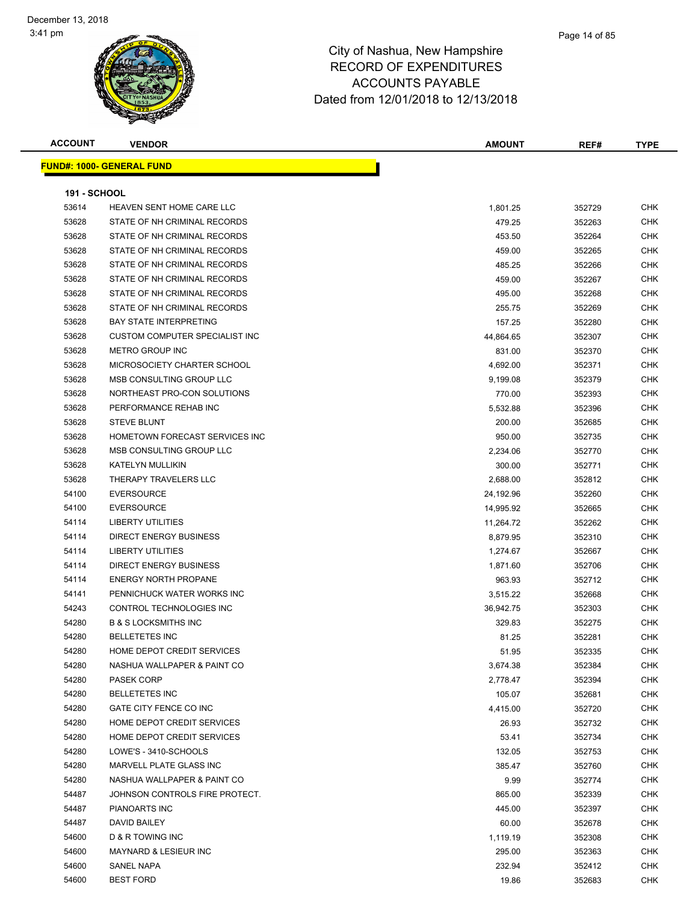# City of Nashua, New Hampshire
## RECORD OF EXPENDITURES
## ACCOUNTS PAYABLE
## Dated from 12/01/2018 to 12/13/2018

December 13, 2018
3:41 pm

**FUND#: 1000- GENERAL FUND**

**191 - SCHOOL**

| ACCOUNT | VENDOR | AMOUNT | REF# | TYPE |
|---|---|---|---|---|
| 53614 | HEAVEN SENT HOME CARE LLC | 1,801.25 | 352729 | CHK |
| 53628 | STATE OF NH CRIMINAL RECORDS | 479.25 | 352263 | CHK |
| 53628 | STATE OF NH CRIMINAL RECORDS | 453.50 | 352264 | CHK |
| 53628 | STATE OF NH CRIMINAL RECORDS | 459.00 | 352265 | CHK |
| 53628 | STATE OF NH CRIMINAL RECORDS | 485.25 | 352266 | CHK |
| 53628 | STATE OF NH CRIMINAL RECORDS | 459.00 | 352267 | CHK |
| 53628 | STATE OF NH CRIMINAL RECORDS | 495.00 | 352268 | CHK |
| 53628 | STATE OF NH CRIMINAL RECORDS | 255.75 | 352269 | CHK |
| 53628 | BAY STATE INTERPRETING | 157.25 | 352280 | CHK |
| 53628 | CUSTOM COMPUTER SPECIALIST INC | 44,864.65 | 352307 | CHK |
| 53628 | METRO GROUP INC | 831.00 | 352370 | CHK |
| 53628 | MICROSOCIETY CHARTER SCHOOL | 4,692.00 | 352371 | CHK |
| 53628 | MSB CONSULTING GROUP LLC | 9,199.08 | 352379 | CHK |
| 53628 | NORTHEAST PRO-CON SOLUTIONS | 770.00 | 352393 | CHK |
| 53628 | PERFORMANCE REHAB INC | 5,532.88 | 352396 | CHK |
| 53628 | STEVE BLUNT | 200.00 | 352685 | CHK |
| 53628 | HOMETOWN FORECAST SERVICES INC | 950.00 | 352735 | CHK |
| 53628 | MSB CONSULTING GROUP LLC | 2,234.06 | 352770 | CHK |
| 53628 | KATELYN MULLIKIN | 300.00 | 352771 | CHK |
| 53628 | THERAPY TRAVELERS LLC | 2,688.00 | 352812 | CHK |
| 54100 | EVERSOURCE | 24,192.96 | 352260 | CHK |
| 54100 | EVERSOURCE | 14,995.92 | 352665 | CHK |
| 54114 | LIBERTY UTILITIES | 11,264.72 | 352262 | CHK |
| 54114 | DIRECT ENERGY BUSINESS | 8,879.95 | 352310 | CHK |
| 54114 | LIBERTY UTILITIES | 1,274.67 | 352667 | CHK |
| 54114 | DIRECT ENERGY BUSINESS | 1,871.60 | 352706 | CHK |
| 54114 | ENERGY NORTH PROPANE | 963.93 | 352712 | CHK |
| 54141 | PENNICHUCK WATER WORKS INC | 3,515.22 | 352668 | CHK |
| 54243 | CONTROL TECHNOLOGIES INC | 36,942.75 | 352303 | CHK |
| 54280 | B & S LOCKSMITHS INC | 329.83 | 352275 | CHK |
| 54280 | BELLETETES INC | 81.25 | 352281 | CHK |
| 54280 | HOME DEPOT CREDIT SERVICES | 51.95 | 352335 | CHK |
| 54280 | NASHUA WALLPAPER & PAINT CO | 3,674.38 | 352384 | CHK |
| 54280 | PASEK CORP | 2,778.47 | 352394 | CHK |
| 54280 | BELLETETES INC | 105.07 | 352681 | CHK |
| 54280 | GATE CITY FENCE CO INC | 4,415.00 | 352720 | CHK |
| 54280 | HOME DEPOT CREDIT SERVICES | 26.93 | 352732 | CHK |
| 54280 | HOME DEPOT CREDIT SERVICES | 53.41 | 352734 | CHK |
| 54280 | LOWE'S - 3410-SCHOOLS | 132.05 | 352753 | CHK |
| 54280 | MARVELL PLATE GLASS INC | 385.47 | 352760 | CHK |
| 54280 | NASHUA WALLPAPER & PAINT CO | 9.99 | 352774 | CHK |
| 54487 | JOHNSON CONTROLS FIRE PROTECT. | 865.00 | 352339 | CHK |
| 54487 | PIANOARTS INC | 445.00 | 352397 | CHK |
| 54487 | DAVID BAILEY | 60.00 | 352678 | CHK |
| 54600 | D & R TOWING INC | 1,119.19 | 352308 | CHK |
| 54600 | MAYNARD & LESIEUR INC | 295.00 | 352363 | CHK |
| 54600 | SANEL NAPA | 232.94 | 352412 | CHK |
| 54600 | BEST FORD | 19.86 | 352683 | CHK |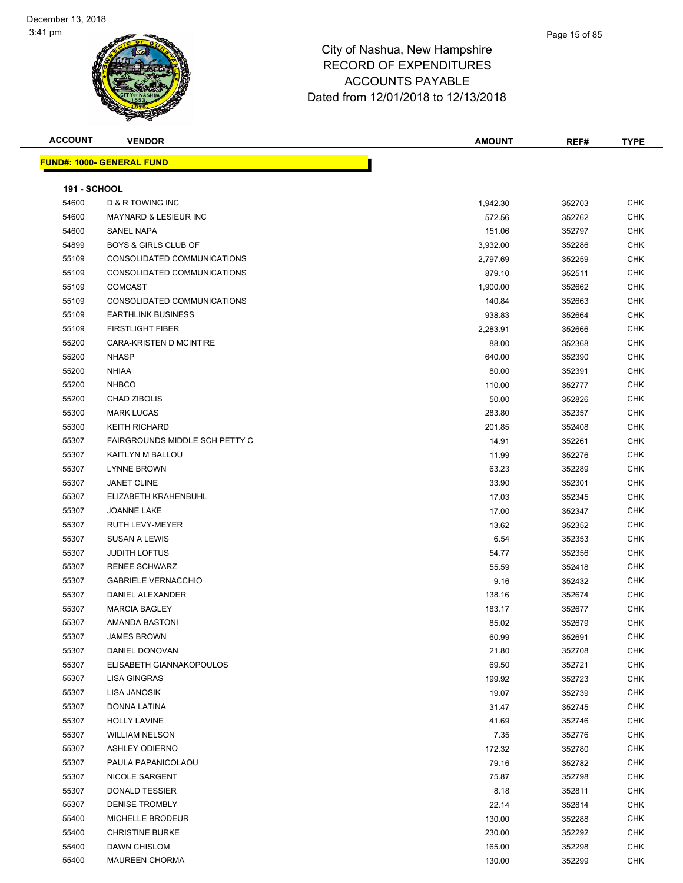# City of Nashua, New Hampshire
# RECORD OF EXPENDITURES
# ACCOUNTS PAYABLE
# Dated from 12/01/2018 to 12/13/2018

December 13, 2018
3:41 pm

**FUND#: 1000- GENERAL FUND**

**191 - SCHOOL**

| ACCOUNT | VENDOR | AMOUNT | REF# | TYPE |
|---|---|---|---|---|
| 54600 | D & R TOWING INC | 1,942.30 | 352703 | CHK |
| 54600 | MAYNARD & LESIEUR INC | 572.56 | 352762 | CHK |
| 54600 | SANEL NAPA | 151.06 | 352797 | CHK |
| 54899 | BOYS & GIRLS CLUB OF | 3,932.00 | 352286 | CHK |
| 55109 | CONSOLIDATED COMMUNICATIONS | 2,797.69 | 352259 | CHK |
| 55109 | CONSOLIDATED COMMUNICATIONS | 879.10 | 352511 | CHK |
| 55109 | COMCAST | 1,900.00 | 352662 | CHK |
| 55109 | CONSOLIDATED COMMUNICATIONS | 140.84 | 352663 | CHK |
| 55109 | EARTHLINK BUSINESS | 938.83 | 352664 | CHK |
| 55109 | FIRSTLIGHT FIBER | 2,283.91 | 352666 | CHK |
| 55200 | CARA-KRISTEN D MCINTIRE | 88.00 | 352368 | CHK |
| 55200 | NHASP | 640.00 | 352390 | CHK |
| 55200 | NHIAA | 80.00 | 352391 | CHK |
| 55200 | NHBCO | 110.00 | 352777 | CHK |
| 55200 | CHAD ZIBOLIS | 50.00 | 352826 | CHK |
| 55300 | MARK LUCAS | 283.80 | 352357 | CHK |
| 55300 | KEITH RICHARD | 201.85 | 352408 | CHK |
| 55307 | FAIRGROUNDS MIDDLE SCH PETTY C | 14.91 | 352261 | CHK |
| 55307 | KAITLYN M BALLOU | 11.99 | 352276 | CHK |
| 55307 | LYNNE BROWN | 63.23 | 352289 | CHK |
| 55307 | JANET CLINE | 33.90 | 352301 | CHK |
| 55307 | ELIZABETH KRAHENBUHL | 17.03 | 352345 | CHK |
| 55307 | JOANNE LAKE | 17.00 | 352347 | CHK |
| 55307 | RUTH LEVY-MEYER | 13.62 | 352352 | CHK |
| 55307 | SUSAN A LEWIS | 6.54 | 352353 | CHK |
| 55307 | JUDITH LOFTUS | 54.77 | 352356 | CHK |
| 55307 | RENEE SCHWARZ | 55.59 | 352418 | CHK |
| 55307 | GABRIELE VERNACCHIO | 9.16 | 352432 | CHK |
| 55307 | DANIEL ALEXANDER | 138.16 | 352674 | CHK |
| 55307 | MARCIA BAGLEY | 183.17 | 352677 | CHK |
| 55307 | AMANDA BASTONI | 85.02 | 352679 | CHK |
| 55307 | JAMES BROWN | 60.99 | 352691 | CHK |
| 55307 | DANIEL DONOVAN | 21.80 | 352708 | CHK |
| 55307 | ELISABETH GIANNAKOPOULOS | 69.50 | 352721 | CHK |
| 55307 | LISA GINGRAS | 199.92 | 352723 | CHK |
| 55307 | LISA JANOSIK | 19.07 | 352739 | CHK |
| 55307 | DONNA LATINA | 31.47 | 352745 | CHK |
| 55307 | HOLLY LAVINE | 41.69 | 352746 | CHK |
| 55307 | WILLIAM NELSON | 7.35 | 352776 | CHK |
| 55307 | ASHLEY ODIERNO | 172.32 | 352780 | CHK |
| 55307 | PAULA PAPANICOLAOU | 79.16 | 352782 | CHK |
| 55307 | NICOLE SARGENT | 75.87 | 352798 | CHK |
| 55307 | DONALD TESSIER | 8.18 | 352811 | CHK |
| 55307 | DENISE TROMBLY | 22.14 | 352814 | CHK |
| 55400 | MICHELLE BRODEUR | 130.00 | 352288 | CHK |
| 55400 | CHRISTINE BURKE | 230.00 | 352292 | CHK |
| 55400 | DAWN CHISLOM | 165.00 | 352298 | CHK |
| 55400 | MAUREEN CHORMA | 130.00 | 352299 | CHK |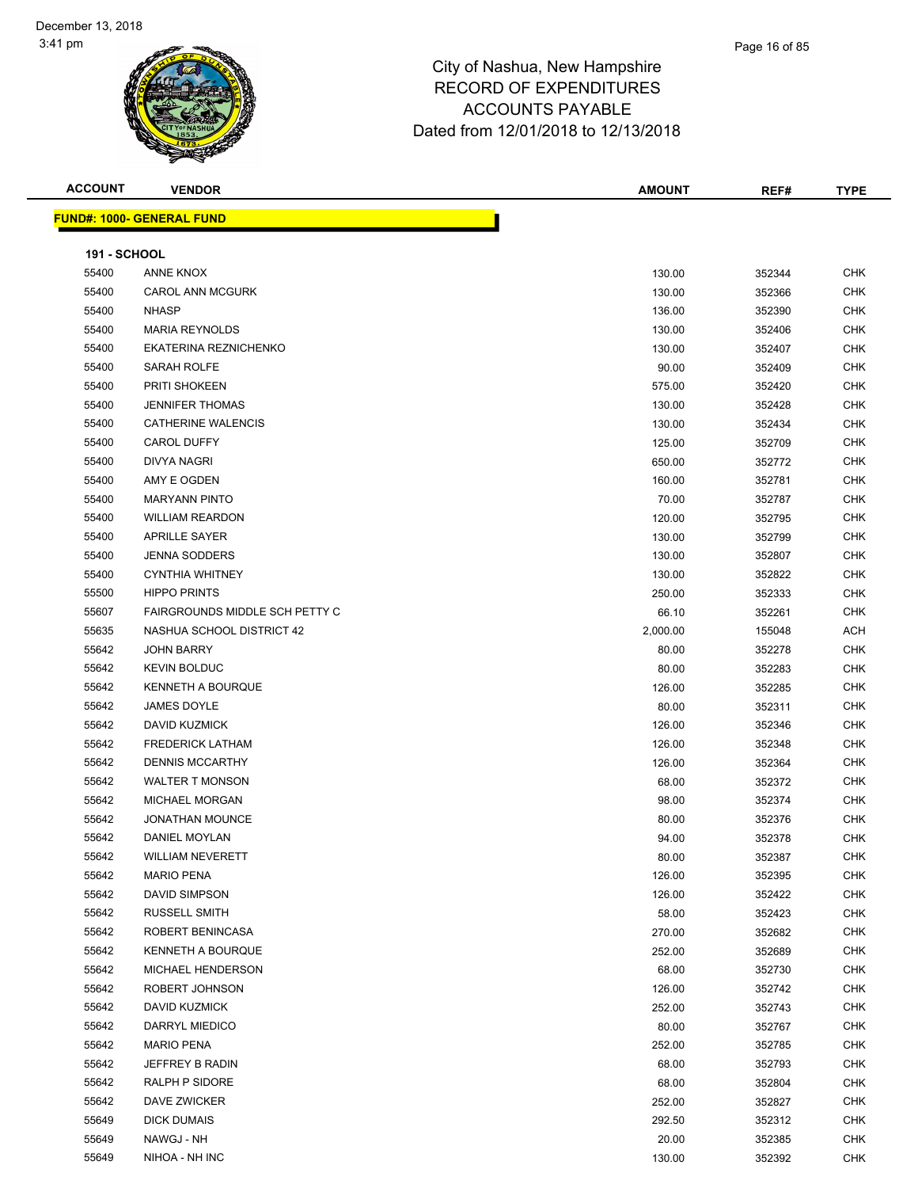# City of Nashua, New Hampshire
## RECORD OF EXPENDITURES
## ACCOUNTS PAYABLE
### Dated from 12/01/2018 to 12/13/2018

| ACCOUNT | VENDOR | AMOUNT | REF# | TYPE |
|---|---|---|---|---|
| **FUND#: 1000- GENERAL FUND** | | | | |
| **191 - SCHOOL** | | | | |
| 55400 | ANNE KNOX | 130.00 | 352344 | CHK |
| 55400 | CAROL ANN MCGURK | 130.00 | 352366 | CHK |
| 55400 | NHASP | 136.00 | 352390 | CHK |
| 55400 | MARIA REYNOLDS | 130.00 | 352406 | CHK |
| 55400 | EKATERINA REZNICHENKO | 130.00 | 352407 | CHK |
| 55400 | SARAH ROLFE | 90.00 | 352409 | CHK |
| 55400 | PRITI SHOKEEN | 575.00 | 352420 | CHK |
| 55400 | JENNIFER THOMAS | 130.00 | 352428 | CHK |
| 55400 | CATHERINE WALENCIS | 130.00 | 352434 | CHK |
| 55400 | CAROL DUFFY | 125.00 | 352709 | CHK |
| 55400 | DIVYA NAGRI | 650.00 | 352772 | CHK |
| 55400 | AMY E OGDEN | 160.00 | 352781 | CHK |
| 55400 | MARYANN PINTO | 70.00 | 352787 | CHK |
| 55400 | WILLIAM REARDON | 120.00 | 352795 | CHK |
| 55400 | APRILLE SAYER | 130.00 | 352799 | CHK |
| 55400 | JENNA SODDERS | 130.00 | 352807 | CHK |
| 55400 | CYNTHIA WHITNEY | 130.00 | 352822 | CHK |
| 55500 | HIPPO PRINTS | 250.00 | 352333 | CHK |
| 55607 | FAIRGROUNDS MIDDLE SCH PETTY C | 66.10 | 352261 | CHK |
| 55635 | NASHUA SCHOOL DISTRICT 42 | 2,000.00 | 155048 | ACH |
| 55642 | JOHN BARRY | 80.00 | 352278 | CHK |
| 55642 | KEVIN BOLDUC | 80.00 | 352283 | CHK |
| 55642 | KENNETH A BOURQUE | 126.00 | 352285 | CHK |
| 55642 | JAMES DOYLE | 80.00 | 352311 | CHK |
| 55642 | DAVID KUZMICK | 126.00 | 352346 | CHK |
| 55642 | FREDERICK LATHAM | 126.00 | 352348 | CHK |
| 55642 | DENNIS MCCARTHY | 126.00 | 352364 | CHK |
| 55642 | WALTER T MONSON | 68.00 | 352372 | CHK |
| 55642 | MICHAEL MORGAN | 98.00 | 352374 | CHK |
| 55642 | JONATHAN MOUNCE | 80.00 | 352376 | CHK |
| 55642 | DANIEL MOYLAN | 94.00 | 352378 | CHK |
| 55642 | WILLIAM NEVERETT | 80.00 | 352387 | CHK |
| 55642 | MARIO PENA | 126.00 | 352395 | CHK |
| 55642 | DAVID SIMPSON | 126.00 | 352422 | CHK |
| 55642 | RUSSELL SMITH | 58.00 | 352423 | CHK |
| 55642 | ROBERT BENINCASA | 270.00 | 352682 | CHK |
| 55642 | KENNETH A BOURQUE | 252.00 | 352689 | CHK |
| 55642 | MICHAEL HENDERSON | 68.00 | 352730 | CHK |
| 55642 | ROBERT JOHNSON | 126.00 | 352742 | CHK |
| 55642 | DAVID KUZMICK | 252.00 | 352743 | CHK |
| 55642 | DARRYL MIEDICO | 80.00 | 352767 | CHK |
| 55642 | MARIO PENA | 252.00 | 352785 | CHK |
| 55642 | JEFFREY B RADIN | 68.00 | 352793 | CHK |
| 55642 | RALPH P SIDORE | 68.00 | 352804 | CHK |
| 55642 | DAVE ZWICKER | 252.00 | 352827 | CHK |
| 55649 | DICK DUMAIS | 292.50 | 352312 | CHK |
| 55649 | NAWGJ - NH | 20.00 | 352385 | CHK |
| 55649 | NIHOA - NH INC | 130.00 | 352392 | CHK |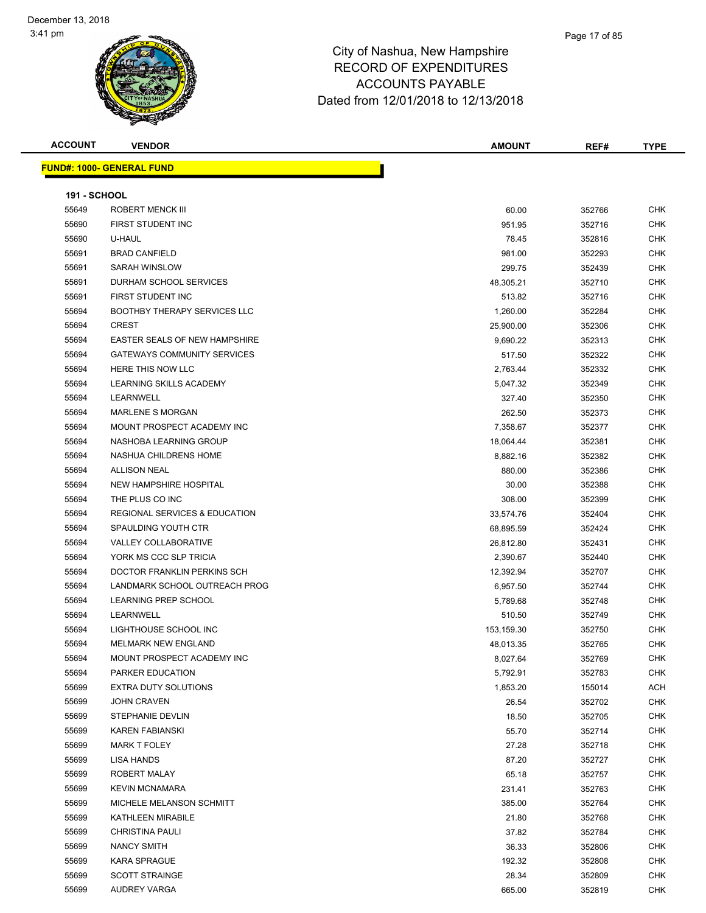# City of Nashua, New Hampshire
## RECORD OF EXPENDITURES
## ACCOUNTS PAYABLE
## Dated from 12/01/2018 to 12/13/2018

| ACCOUNT | VENDOR | AMOUNT | REF# | TYPE |
|---|---|---|---|---|

**FUND#: 1000- GENERAL FUND**

**191 - SCHOOL**

| ACCOUNT | VENDOR | AMOUNT | REF# | TYPE |
|---|---|---|---|---|
| 55649 | ROBERT MENCK III | 60.00 | 352766 | CHK |
| 55690 | FIRST STUDENT INC | 951.95 | 352716 | CHK |
| 55690 | U-HAUL | 78.45 | 352816 | CHK |
| 55691 | BRAD CANFIELD | 981.00 | 352293 | CHK |
| 55691 | SARAH WINSLOW | 299.75 | 352439 | CHK |
| 55691 | DURHAM SCHOOL SERVICES | 48,305.21 | 352710 | CHK |
| 55691 | FIRST STUDENT INC | 513.82 | 352716 | CHK |
| 55694 | BOOTHBY THERAPY SERVICES LLC | 1,260.00 | 352284 | CHK |
| 55694 | CREST | 25,900.00 | 352306 | CHK |
| 55694 | EASTER SEALS OF NEW HAMPSHIRE | 9,690.22 | 352313 | CHK |
| 55694 | GATEWAYS COMMUNITY SERVICES | 517.50 | 352322 | CHK |
| 55694 | HERE THIS NOW LLC | 2,763.44 | 352332 | CHK |
| 55694 | LEARNING SKILLS ACADEMY | 5,047.32 | 352349 | CHK |
| 55694 | LEARNWELL | 327.40 | 352350 | CHK |
| 55694 | MARLENE S MORGAN | 262.50 | 352373 | CHK |
| 55694 | MOUNT PROSPECT ACADEMY INC | 7,358.67 | 352377 | CHK |
| 55694 | NASHOBA LEARNING GROUP | 18,064.44 | 352381 | CHK |
| 55694 | NASHUA CHILDRENS HOME | 8,882.16 | 352382 | CHK |
| 55694 | ALLISON NEAL | 880.00 | 352386 | CHK |
| 55694 | NEW HAMPSHIRE HOSPITAL | 30.00 | 352388 | CHK |
| 55694 | THE PLUS CO INC | 308.00 | 352399 | CHK |
| 55694 | REGIONAL SERVICES & EDUCATION | 33,574.76 | 352404 | CHK |
| 55694 | SPAULDING YOUTH CTR | 68,895.59 | 352424 | CHK |
| 55694 | VALLEY COLLABORATIVE | 26,812.80 | 352431 | CHK |
| 55694 | YORK MS CCC SLP TRICIA | 2,390.67 | 352440 | CHK |
| 55694 | DOCTOR FRANKLIN PERKINS SCH | 12,392.94 | 352707 | CHK |
| 55694 | LANDMARK SCHOOL OUTREACH PROG | 6,957.50 | 352744 | CHK |
| 55694 | LEARNING PREP SCHOOL | 5,789.68 | 352748 | CHK |
| 55694 | LEARNWELL | 510.50 | 352749 | CHK |
| 55694 | LIGHTHOUSE SCHOOL INC | 153,159.30 | 352750 | CHK |
| 55694 | MELMARK NEW ENGLAND | 48,013.35 | 352765 | CHK |
| 55694 | MOUNT PROSPECT ACADEMY INC | 8,027.64 | 352769 | CHK |
| 55694 | PARKER EDUCATION | 5,792.91 | 352783 | CHK |
| 55699 | EXTRA DUTY SOLUTIONS | 1,853.20 | 155014 | ACH |
| 55699 | JOHN CRAVEN | 26.54 | 352702 | CHK |
| 55699 | STEPHANIE DEVLIN | 18.50 | 352705 | CHK |
| 55699 | KAREN FABIANSKI | 55.70 | 352714 | CHK |
| 55699 | MARK T FOLEY | 27.28 | 352718 | CHK |
| 55699 | LISA HANDS | 87.20 | 352727 | CHK |
| 55699 | ROBERT MALAY | 65.18 | 352757 | CHK |
| 55699 | KEVIN MCNAMARA | 231.41 | 352763 | CHK |
| 55699 | MICHELE MELANSON SCHMITT | 385.00 | 352764 | CHK |
| 55699 | KATHLEEN MIRABILE | 21.80 | 352768 | CHK |
| 55699 | CHRISTINA PAULI | 37.82 | 352784 | CHK |
| 55699 | NANCY SMITH | 36.33 | 352806 | CHK |
| 55699 | KARA SPRAGUE | 192.32 | 352808 | CHK |
| 55699 | SCOTT STRAINGE | 28.34 | 352809 | CHK |
| 55699 | AUDREY VARGA | 665.00 | 352819 | CHK |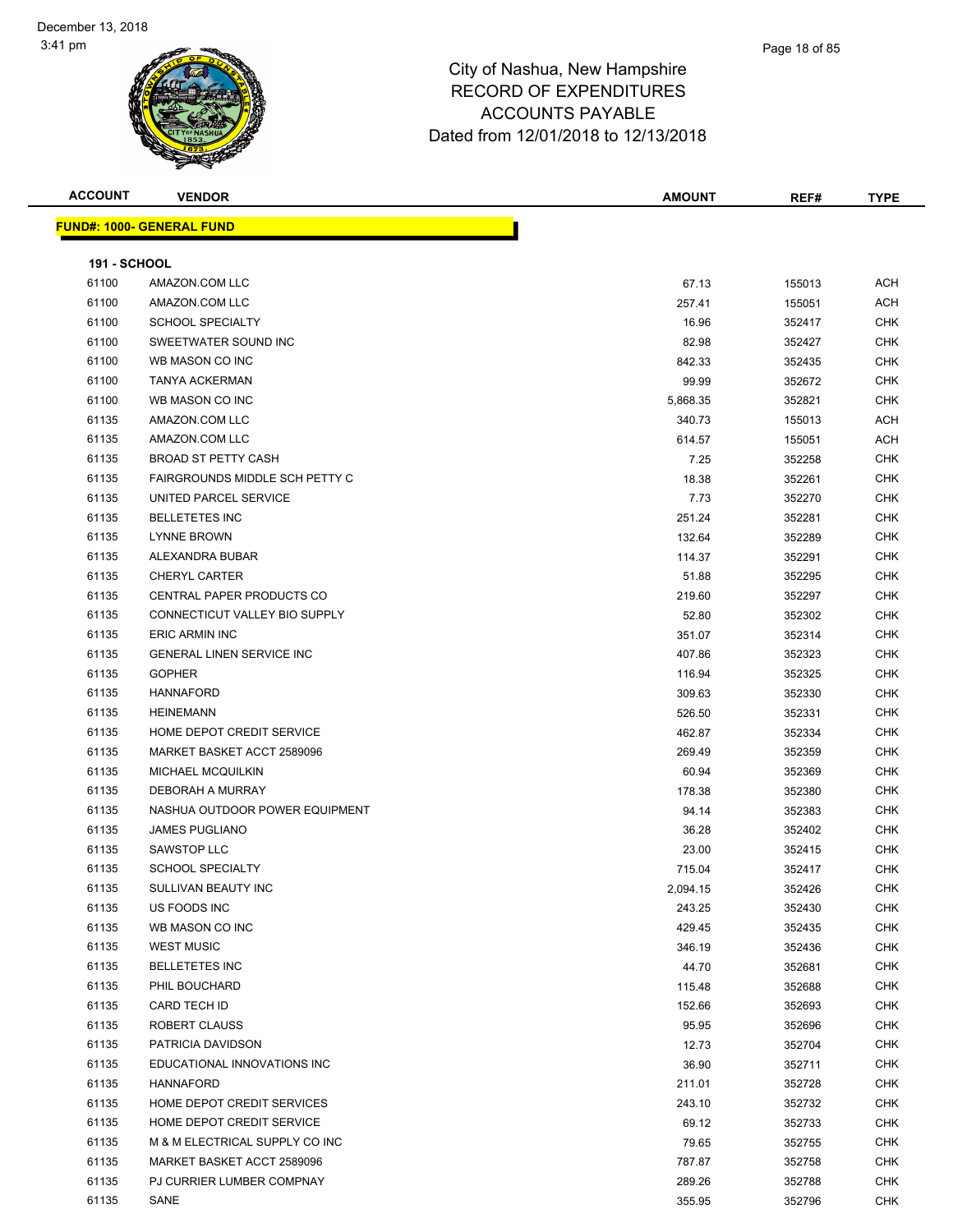City of Nashua, New Hampshire
RECORD OF EXPENDITURES
ACCOUNTS PAYABLE
Dated from 12/01/2018 to 12/13/2018

| ACCOUNT | VENDOR | AMOUNT | REF# | TYPE |
|---|---|---|---|---|

**FUND#: 1000- GENERAL FUND**

**191 - SCHOOL**

| ACCOUNT | VENDOR | AMOUNT | REF# | TYPE |
|---|---|---|---|---|
| 61100 | AMAZON.COM LLC | 67.13 | 155013 | ACH |
| 61100 | AMAZON.COM LLC | 257.41 | 155051 | ACH |
| 61100 | SCHOOL SPECIALTY | 16.96 | 352417 | CHK |
| 61100 | SWEETWATER SOUND INC | 82.98 | 352427 | CHK |
| 61100 | WB MASON CO INC | 842.33 | 352435 | CHK |
| 61100 | TANYA ACKERMAN | 99.99 | 352672 | CHK |
| 61100 | WB MASON CO INC | 5,868.35 | 352821 | CHK |
| 61135 | AMAZON.COM LLC | 340.73 | 155013 | ACH |
| 61135 | AMAZON.COM LLC | 614.57 | 155051 | ACH |
| 61135 | BROAD ST PETTY CASH | 7.25 | 352258 | CHK |
| 61135 | FAIRGROUNDS MIDDLE SCH PETTY C | 18.38 | 352261 | CHK |
| 61135 | UNITED PARCEL SERVICE | 7.73 | 352270 | CHK |
| 61135 | BELLETETES INC | 251.24 | 352281 | CHK |
| 61135 | LYNNE BROWN | 132.64 | 352289 | CHK |
| 61135 | ALEXANDRA BUBAR | 114.37 | 352291 | CHK |
| 61135 | CHERYL CARTER | 51.88 | 352295 | CHK |
| 61135 | CENTRAL PAPER PRODUCTS CO | 219.60 | 352297 | CHK |
| 61135 | CONNECTICUT VALLEY BIO SUPPLY | 52.80 | 352302 | CHK |
| 61135 | ERIC ARMIN INC | 351.07 | 352314 | CHK |
| 61135 | GENERAL LINEN SERVICE INC | 407.86 | 352323 | CHK |
| 61135 | GOPHER | 116.94 | 352325 | CHK |
| 61135 | HANNAFORD | 309.63 | 352330 | CHK |
| 61135 | HEINEMANN | 526.50 | 352331 | CHK |
| 61135 | HOME DEPOT CREDIT SERVICE | 462.87 | 352334 | CHK |
| 61135 | MARKET BASKET ACCT 2589096 | 269.49 | 352359 | CHK |
| 61135 | MICHAEL MCQUILKIN | 60.94 | 352369 | CHK |
| 61135 | DEBORAH A MURRAY | 178.38 | 352380 | CHK |
| 61135 | NASHUA OUTDOOR POWER EQUIPMENT | 94.14 | 352383 | CHK |
| 61135 | JAMES PUGLIANO | 36.28 | 352402 | CHK |
| 61135 | SAWSTOP LLC | 23.00 | 352415 | CHK |
| 61135 | SCHOOL SPECIALTY | 715.04 | 352417 | CHK |
| 61135 | SULLIVAN BEAUTY INC | 2,094.15 | 352426 | CHK |
| 61135 | US FOODS INC | 243.25 | 352430 | CHK |
| 61135 | WB MASON CO INC | 429.45 | 352435 | CHK |
| 61135 | WEST MUSIC | 346.19 | 352436 | CHK |
| 61135 | BELLETETES INC | 44.70 | 352681 | CHK |
| 61135 | PHIL BOUCHARD | 115.48 | 352688 | CHK |
| 61135 | CARD TECH ID | 152.66 | 352693 | CHK |
| 61135 | ROBERT CLAUSS | 95.95 | 352696 | CHK |
| 61135 | PATRICIA DAVIDSON | 12.73 | 352704 | CHK |
| 61135 | EDUCATIONAL INNOVATIONS INC | 36.90 | 352711 | CHK |
| 61135 | HANNAFORD | 211.01 | 352728 | CHK |
| 61135 | HOME DEPOT CREDIT SERVICES | 243.10 | 352732 | CHK |
| 61135 | HOME DEPOT CREDIT SERVICE | 69.12 | 352733 | CHK |
| 61135 | M & M ELECTRICAL SUPPLY CO INC | 79.65 | 352755 | CHK |
| 61135 | MARKET BASKET ACCT 2589096 | 787.87 | 352758 | CHK |
| 61135 | PJ CURRIER LUMBER COMPNAY | 289.26 | 352788 | CHK |
| 61135 | SANE | 355.95 | 352796 | CHK |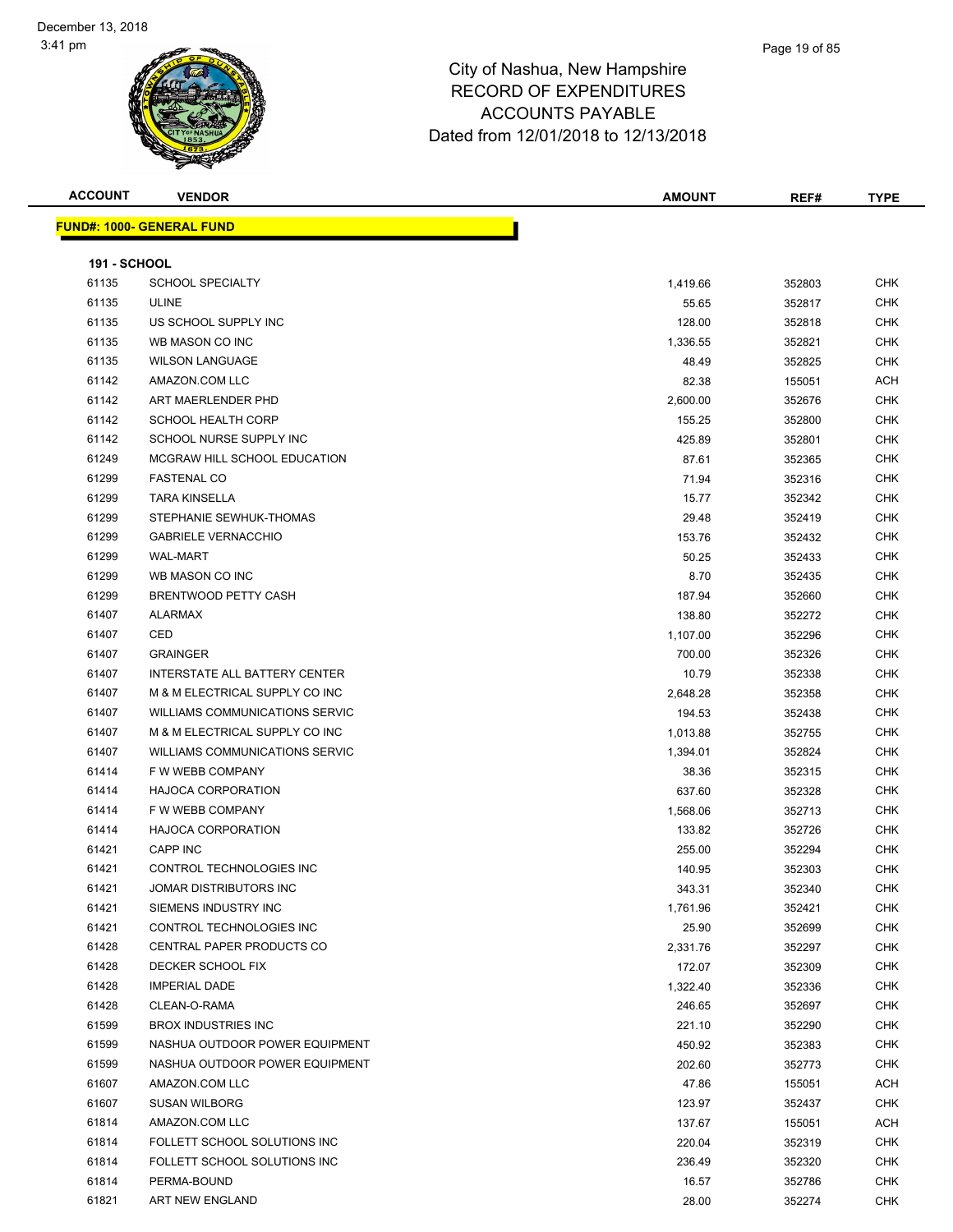City of Nashua, New Hampshire
RECORD OF EXPENDITURES
ACCOUNTS PAYABLE
Dated from 12/01/2018 to 12/13/2018

| ACCOUNT | VENDOR | AMOUNT | REF# | TYPE |
|---|---|---|---|---|
| **FUND#: 1000- GENERAL FUND** | | | | |
| **191 - SCHOOL** | | | | |
| 61135 | SCHOOL SPECIALTY | 1,419.66 | 352803 | CHK |
| 61135 | ULINE | 55.65 | 352817 | CHK |
| 61135 | US SCHOOL SUPPLY INC | 128.00 | 352818 | CHK |
| 61135 | WB MASON CO INC | 1,336.55 | 352821 | CHK |
| 61135 | WILSON LANGUAGE | 48.49 | 352825 | CHK |
| 61142 | AMAZON.COM LLC | 82.38 | 155051 | ACH |
| 61142 | ART MAERLENDER PHD | 2,600.00 | 352676 | CHK |
| 61142 | SCHOOL HEALTH CORP | 155.25 | 352800 | CHK |
| 61142 | SCHOOL NURSE SUPPLY INC | 425.89 | 352801 | CHK |
| 61249 | MCGRAW HILL SCHOOL EDUCATION | 87.61 | 352365 | CHK |
| 61299 | FASTENAL CO | 71.94 | 352316 | CHK |
| 61299 | TARA KINSELLA | 15.77 | 352342 | CHK |
| 61299 | STEPHANIE SEWHUK-THOMAS | 29.48 | 352419 | CHK |
| 61299 | GABRIELE VERNACCHIO | 153.76 | 352432 | CHK |
| 61299 | WAL-MART | 50.25 | 352433 | CHK |
| 61299 | WB MASON CO INC | 8.70 | 352435 | CHK |
| 61299 | BRENTWOOD PETTY CASH | 187.94 | 352660 | CHK |
| 61407 | ALARMAX | 138.80 | 352272 | CHK |
| 61407 | CED | 1,107.00 | 352296 | CHK |
| 61407 | GRAINGER | 700.00 | 352326 | CHK |
| 61407 | INTERSTATE ALL BATTERY CENTER | 10.79 | 352338 | CHK |
| 61407 | M & M ELECTRICAL SUPPLY CO INC | 2,648.28 | 352358 | CHK |
| 61407 | WILLIAMS COMMUNICATIONS SERVIC | 194.53 | 352438 | CHK |
| 61407 | M & M ELECTRICAL SUPPLY CO INC | 1,013.88 | 352755 | CHK |
| 61407 | WILLIAMS COMMUNICATIONS SERVIC | 1,394.01 | 352824 | CHK |
| 61414 | F W WEBB COMPANY | 38.36 | 352315 | CHK |
| 61414 | HAJOCA CORPORATION | 637.60 | 352328 | CHK |
| 61414 | F W WEBB COMPANY | 1,568.06 | 352713 | CHK |
| 61414 | HAJOCA CORPORATION | 133.82 | 352726 | CHK |
| 61421 | CAPP INC | 255.00 | 352294 | CHK |
| 61421 | CONTROL TECHNOLOGIES INC | 140.95 | 352303 | CHK |
| 61421 | JOMAR DISTRIBUTORS INC | 343.31 | 352340 | CHK |
| 61421 | SIEMENS INDUSTRY INC | 1,761.96 | 352421 | CHK |
| 61421 | CONTROL TECHNOLOGIES INC | 25.90 | 352699 | CHK |
| 61428 | CENTRAL PAPER PRODUCTS CO | 2,331.76 | 352297 | CHK |
| 61428 | DECKER SCHOOL FIX | 172.07 | 352309 | CHK |
| 61428 | IMPERIAL DADE | 1,322.40 | 352336 | CHK |
| 61428 | CLEAN-O-RAMA | 246.65 | 352697 | CHK |
| 61599 | BROX INDUSTRIES INC | 221.10 | 352290 | CHK |
| 61599 | NASHUA OUTDOOR POWER EQUIPMENT | 450.92 | 352383 | CHK |
| 61599 | NASHUA OUTDOOR POWER EQUIPMENT | 202.60 | 352773 | CHK |
| 61607 | AMAZON.COM LLC | 47.86 | 155051 | ACH |
| 61607 | SUSAN WILBORG | 123.97 | 352437 | CHK |
| 61814 | AMAZON.COM LLC | 137.67 | 155051 | ACH |
| 61814 | FOLLETT SCHOOL SOLUTIONS INC | 220.04 | 352319 | CHK |
| 61814 | FOLLETT SCHOOL SOLUTIONS INC | 236.49 | 352320 | CHK |
| 61814 | PERMA-BOUND | 16.57 | 352786 | CHK |
| 61821 | ART NEW ENGLAND | 28.00 | 352274 | CHK |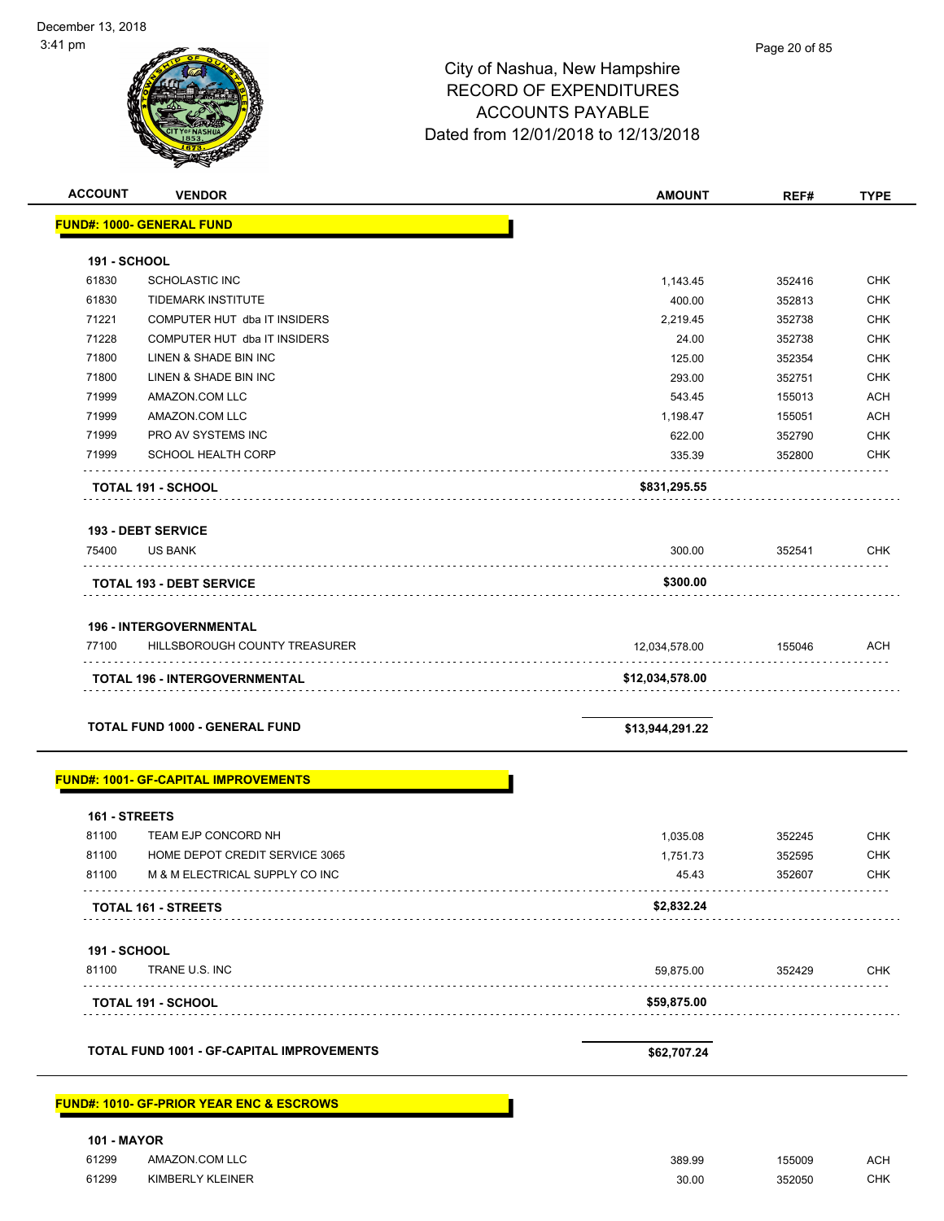# City of Nashua, New Hampshire
# RECORD OF EXPENDITURES
# ACCOUNTS PAYABLE
# Dated from 12/01/2018 to 12/13/2018

| ACCOUNT | VENDOR | AMOUNT | REF# | TYPE |
|---|---|---|---|---|
| **FUND#: 1000- GENERAL FUND** | | | | |
| **191 - SCHOOL** | | | | |
| 61830 | SCHOLASTIC INC | 1,143.45 | 352416 | CHK |
| 61830 | TIDEMARK INSTITUTE | 400.00 | 352813 | CHK |
| 71221 | COMPUTER HUT dba IT INSIDERS | 2,219.45 | 352738 | CHK |
| 71228 | COMPUTER HUT dba IT INSIDERS | 24.00 | 352738 | CHK |
| 71800 | LINEN & SHADE BIN INC | 125.00 | 352354 | CHK |
| 71800 | LINEN & SHADE BIN INC | 293.00 | 352751 | CHK |
| 71999 | AMAZON.COM LLC | 543.45 | 155013 | ACH |
| 71999 | AMAZON.COM LLC | 1,198.47 | 155051 | ACH |
| 71999 | PRO AV SYSTEMS INC | 622.00 | 352790 | CHK |
| 71999 | SCHOOL HEALTH CORP | 335.39 | 352800 | CHK |
| **TOTAL 191 - SCHOOL** | | **$831,295.55** | | |
| **193 - DEBT SERVICE** | | | | |
| 75400 | US BANK | 300.00 | 352541 | CHK |
| **TOTAL 193 - DEBT SERVICE** | | **$300.00** | | |
| **196 - INTERGOVERNMENTAL** | | | | |
| 77100 | HILLSBOROUGH COUNTY TREASURER | 12,034,578.00 | 155046 | ACH |
| **TOTAL 196 - INTERGOVERNMENTAL** | | **$12,034,578.00** | | |
| **TOTAL FUND 1000 - GENERAL FUND** | | **$13,944,291.22** | | |
| **FUND#: 1001- GF-CAPITAL IMPROVEMENTS** | | | | |
| **161 - STREETS** | | | | |
| 81100 | TEAM EJP CONCORD NH | 1,035.08 | 352245 | CHK |
| 81100 | HOME DEPOT CREDIT SERVICE 3065 | 1,751.73 | 352595 | CHK |
| 81100 | M & M ELECTRICAL SUPPLY CO INC | 45.43 | 352607 | CHK |
| **TOTAL 161 - STREETS** | | **$2,832.24** | | |
| **191 - SCHOOL** | | | | |
| 81100 | TRANE U.S. INC | 59,875.00 | 352429 | CHK |
| **TOTAL 191 - SCHOOL** | | **$59,875.00** | | |
| **TOTAL FUND 1001 - GF-CAPITAL IMPROVEMENTS** | | **$62,707.24** | | |
| **FUND#: 1010- GF-PRIOR YEAR ENC & ESCROWS** | | | | |
| **101 - MAYOR** | | | | |
| 61299 | AMAZON.COM LLC | 389.99 | 155009 | ACH |
| 61299 | KIMBERLY KLEINER | 30.00 | 352050 | CHK |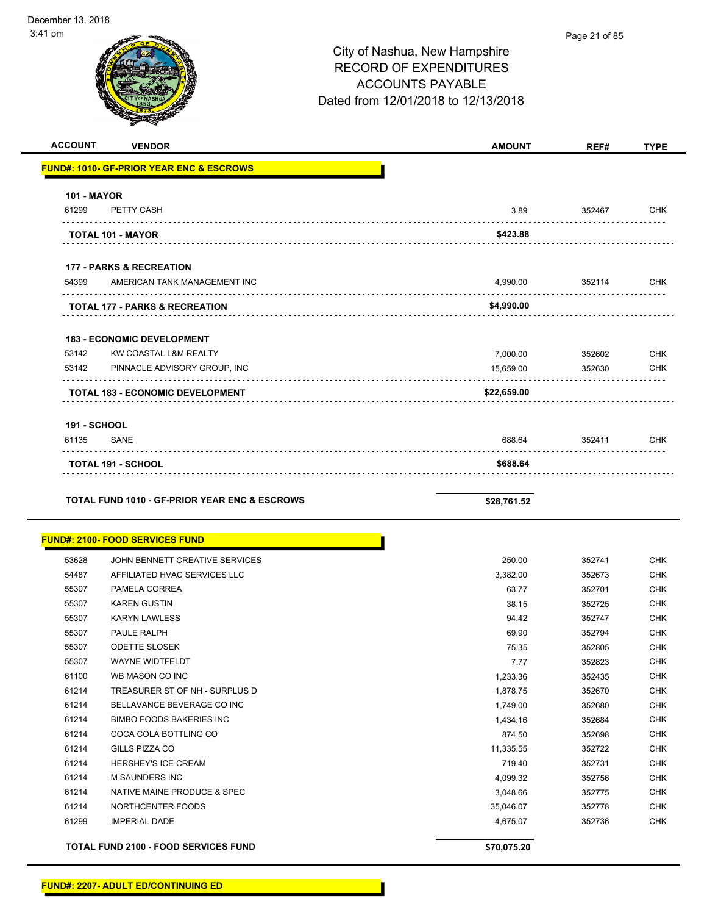City of Nashua, New Hampshire
RECORD OF EXPENDITURES
ACCOUNTS PAYABLE
Dated from 12/01/2018 to 12/13/2018

| ACCOUNT | VENDOR | AMOUNT | REF# | TYPE |
|---|---|---|---|---|
| **FUND#: 1010- GF-PRIOR YEAR ENC & ESCROWS** | | | | |
| **101 - MAYOR** | | | | |
| 61299 | PETTY CASH | 3.89 | 352467 | CHK |
| | **TOTAL 101 - MAYOR** | **$423.88** | | |
| **177 - PARKS & RECREATION** | | | | |
| 54399 | AMERICAN TANK MANAGEMENT INC | 4,990.00 | 352114 | CHK |
| | **TOTAL 177 - PARKS & RECREATION** | **$4,990.00** | | |
| **183 - ECONOMIC DEVELOPMENT** | | | | |
| 53142 | KW COASTAL L&M REALTY | 7,000.00 | 352602 | CHK |
| 53142 | PINNACLE ADVISORY GROUP, INC | 15,659.00 | 352630 | CHK |
| | **TOTAL 183 - ECONOMIC DEVELOPMENT** | **$22,659.00** | | |
| **191 - SCHOOL** | | | | |
| 61135 | SANE | 688.64 | 352411 | CHK |
| | **TOTAL 191 - SCHOOL** | **$688.64** | | |
| | **TOTAL FUND 1010 - GF-PRIOR YEAR ENC & ESCROWS** | **$28,761.52** | | |
| **FUND#: 2100- FOOD SERVICES FUND** | | | | |
| 53628 | JOHN BENNETT CREATIVE SERVICES | 250.00 | 352741 | CHK |
| 54487 | AFFILIATED HVAC SERVICES LLC | 3,382.00 | 352673 | CHK |
| 55307 | PAMELA CORREA | 63.77 | 352701 | CHK |
| 55307 | KAREN GUSTIN | 38.15 | 352725 | CHK |
| 55307 | KARYN LAWLESS | 94.42 | 352747 | CHK |
| 55307 | PAULE RALPH | 69.90 | 352794 | CHK |
| 55307 | ODETTE SLOSEK | 75.35 | 352805 | CHK |
| 55307 | WAYNE WIDTFELDT | 7.77 | 352823 | CHK |
| 61100 | WB MASON CO INC | 1,233.36 | 352435 | CHK |
| 61214 | TREASURER ST OF NH - SURPLUS D | 1,878.75 | 352670 | CHK |
| 61214 | BELLAVANCE BEVERAGE CO INC | 1,749.00 | 352680 | CHK |
| 61214 | BIMBO FOODS BAKERIES INC | 1,434.16 | 352684 | CHK |
| 61214 | COCA COLA BOTTLING CO | 874.50 | 352698 | CHK |
| 61214 | GILLS PIZZA CO | 11,335.55 | 352722 | CHK |
| 61214 | HERSHEY'S ICE CREAM | 719.40 | 352731 | CHK |
| 61214 | M SAUNDERS INC | 4,099.32 | 352756 | CHK |
| 61214 | NATIVE MAINE PRODUCE & SPEC | 3,048.66 | 352775 | CHK |
| 61214 | NORTHCENTER FOODS | 35,046.07 | 352778 | CHK |
| 61299 | IMPERIAL DADE | 4,675.07 | 352736 | CHK |
| | **TOTAL FUND 2100 - FOOD SERVICES FUND** | **$70,075.20** | | |
| **FUND#: 2207- ADULT ED/CONTINUING ED** | | | | |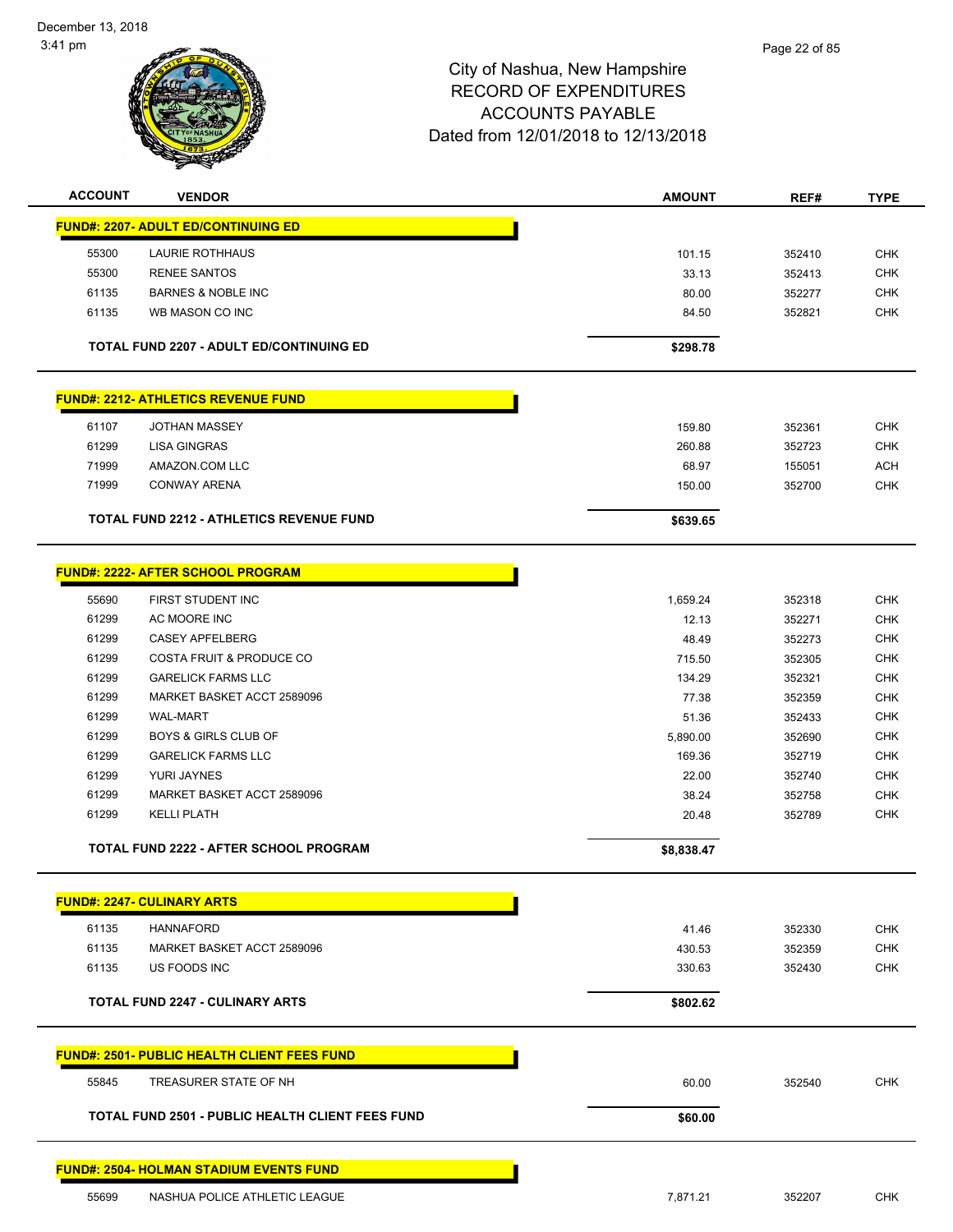# City of Nashua, New Hampshire
## RECORD OF EXPENDITURES
## ACCOUNTS PAYABLE
### Dated from 12/01/2018 to 12/13/2018

| ACCOUNT | VENDOR | AMOUNT | REF# | TYPE |
|---|---|---|---|---|
| **FUND#: 2207- ADULT ED/CONTINUING ED** | | | | |
| 55300 | LAURIE ROTHHAUS | 101.15 | 352410 | CHK |
| 55300 | RENEE SANTOS | 33.13 | 352413 | CHK |
| 61135 | BARNES & NOBLE INC | 80.00 | 352277 | CHK |
| 61135 | WB MASON CO INC | 84.50 | 352821 | CHK |
| | **TOTAL FUND 2207 - ADULT ED/CONTINUING ED** | **$298.78** | | |
| **FUND#: 2212- ATHLETICS REVENUE FUND** | | | | |
| 61107 | JOTHAN MASSEY | 159.80 | 352361 | CHK |
| 61299 | LISA GINGRAS | 260.88 | 352723 | CHK |
| 71999 | AMAZON.COM LLC | 68.97 | 155051 | ACH |
| 71999 | CONWAY ARENA | 150.00 | 352700 | CHK |
| | **TOTAL FUND 2212 - ATHLETICS REVENUE FUND** | **$639.65** | | |
| **FUND#: 2222- AFTER SCHOOL PROGRAM** | | | | |
| 55690 | FIRST STUDENT INC | 1,659.24 | 352318 | CHK |
| 61299 | AC MOORE INC | 12.13 | 352271 | CHK |
| 61299 | CASEY APFELBERG | 48.49 | 352273 | CHK |
| 61299 | COSTA FRUIT & PRODUCE CO | 715.50 | 352305 | CHK |
| 61299 | GARELICK FARMS LLC | 134.29 | 352321 | CHK |
| 61299 | MARKET BASKET ACCT 2589096 | 77.38 | 352359 | CHK |
| 61299 | WAL-MART | 51.36 | 352433 | CHK |
| 61299 | BOYS & GIRLS CLUB OF | 5,890.00 | 352690 | CHK |
| 61299 | GARELICK FARMS LLC | 169.36 | 352719 | CHK |
| 61299 | YURI JAYNES | 22.00 | 352740 | CHK |
| 61299 | MARKET BASKET ACCT 2589096 | 38.24 | 352758 | CHK |
| 61299 | KELLI PLATH | 20.48 | 352789 | CHK |
| | **TOTAL FUND 2222 - AFTER SCHOOL PROGRAM** | **$8,838.47** | | |
| **FUND#: 2247- CULINARY ARTS** | | | | |
| 61135 | HANNAFORD | 41.46 | 352330 | CHK |
| 61135 | MARKET BASKET ACCT 2589096 | 430.53 | 352359 | CHK |
| 61135 | US FOODS INC | 330.63 | 352430 | CHK |
| | **TOTAL FUND 2247 - CULINARY ARTS** | **$802.62** | | |
| **FUND#: 2501- PUBLIC HEALTH CLIENT FEES FUND** | | | | |
| 55845 | TREASURER STATE OF NH | 60.00 | 352540 | CHK |
| | **TOTAL FUND 2501 - PUBLIC HEALTH CLIENT FEES FUND** | **$60.00** | | |
| **FUND#: 2504- HOLMAN STADIUM EVENTS FUND** | | | | |
| 55699 | NASHUA POLICE ATHLETIC LEAGUE | 7,871.21 | 352207 | CHK |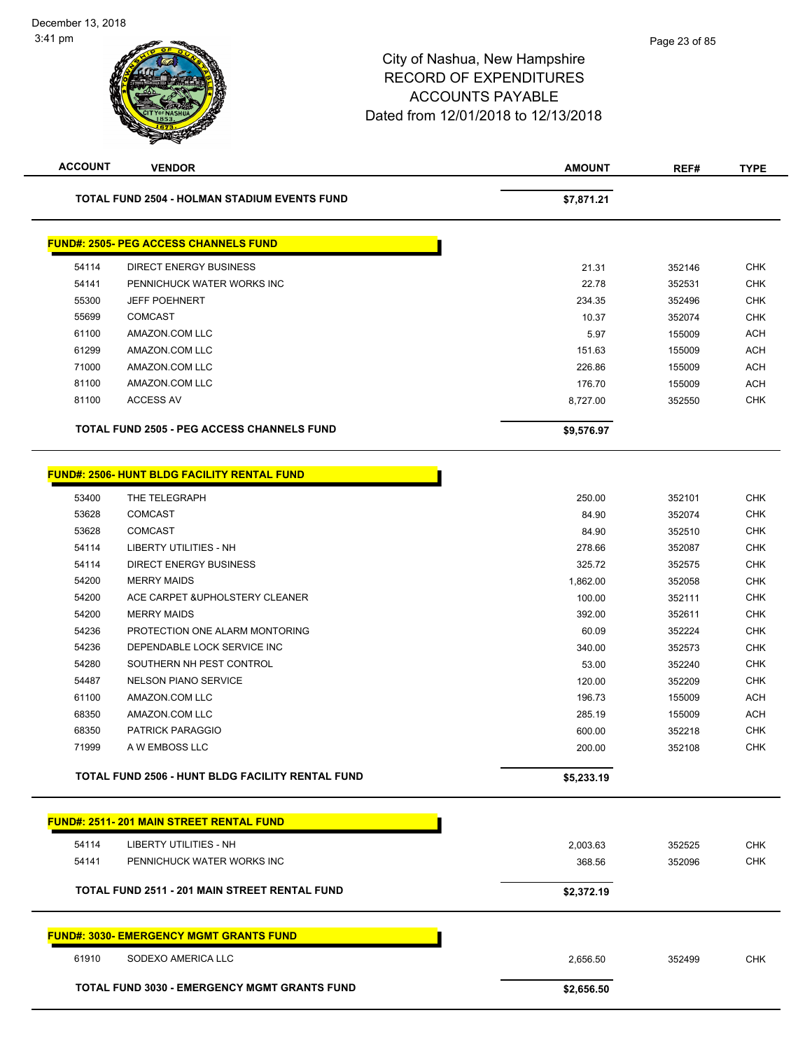# City of Nashua, New Hampshire
## RECORD OF EXPENDITURES
## ACCOUNTS PAYABLE
## Dated from 12/01/2018 to 12/13/2018

| ACCOUNT | VENDOR | AMOUNT | REF# | TYPE |
|---|---|---|---|---|
| | **TOTAL FUND 2504 - HOLMAN STADIUM EVENTS FUND** | **$7,871.21** | | |
| | **FUND#: 2505- PEG ACCESS CHANNELS FUND** | | | |
| 54114 | DIRECT ENERGY BUSINESS | 21.31 | 352146 | CHK |
| 54141 | PENNICHUCK WATER WORKS INC | 22.78 | 352531 | CHK |
| 55300 | JEFF POEHNERT | 234.35 | 352496 | CHK |
| 55699 | COMCAST | 10.37 | 352074 | CHK |
| 61100 | AMAZON.COM LLC | 5.97 | 155009 | ACH |
| 61299 | AMAZON.COM LLC | 151.63 | 155009 | ACH |
| 71000 | AMAZON.COM LLC | 226.86 | 155009 | ACH |
| 81100 | AMAZON.COM LLC | 176.70 | 155009 | ACH |
| 81100 | ACCESS AV | 8,727.00 | 352550 | CHK |
| | **TOTAL FUND 2505 - PEG ACCESS CHANNELS FUND** | **$9,576.97** | | |
| | **FUND#: 2506- HUNT BLDG FACILITY RENTAL FUND** | | | |
| 53400 | THE TELEGRAPH | 250.00 | 352101 | CHK |
| 53628 | COMCAST | 84.90 | 352074 | CHK |
| 53628 | COMCAST | 84.90 | 352510 | CHK |
| 54114 | LIBERTY UTILITIES - NH | 278.66 | 352087 | CHK |
| 54114 | DIRECT ENERGY BUSINESS | 325.72 | 352575 | CHK |
| 54200 | MERRY MAIDS | 1,862.00 | 352058 | CHK |
| 54200 | ACE CARPET &UPHOLSTERY CLEANER | 100.00 | 352111 | CHK |
| 54200 | MERRY MAIDS | 392.00 | 352611 | CHK |
| 54236 | PROTECTION ONE ALARM MONTORING | 60.09 | 352224 | CHK |
| 54236 | DEPENDABLE LOCK SERVICE INC | 340.00 | 352573 | CHK |
| 54280 | SOUTHERN NH PEST CONTROL | 53.00 | 352240 | CHK |
| 54487 | NELSON PIANO SERVICE | 120.00 | 352209 | CHK |
| 61100 | AMAZON.COM LLC | 196.73 | 155009 | ACH |
| 68350 | AMAZON.COM LLC | 285.19 | 155009 | ACH |
| 68350 | PATRICK PARAGGIO | 600.00 | 352218 | CHK |
| 71999 | A W EMBOSS LLC | 200.00 | 352108 | CHK |
| | **TOTAL FUND 2506 - HUNT BLDG FACILITY RENTAL FUND** | **$5,233.19** | | |
| | **FUND#: 2511- 201 MAIN STREET RENTAL FUND** | | | |
| 54114 | LIBERTY UTILITIES - NH | 2,003.63 | 352525 | CHK |
| 54141 | PENNICHUCK WATER WORKS INC | 368.56 | 352096 | CHK |
| | **TOTAL FUND 2511 - 201 MAIN STREET RENTAL FUND** | **$2,372.19** | | |
| | **FUND#: 3030- EMERGENCY MGMT GRANTS FUND** | | | |
| 61910 | SODEXO AMERICA LLC | 2,656.50 | 352499 | CHK |
| | **TOTAL FUND 3030 - EMERGENCY MGMT GRANTS FUND** | **$2,656.50** | | |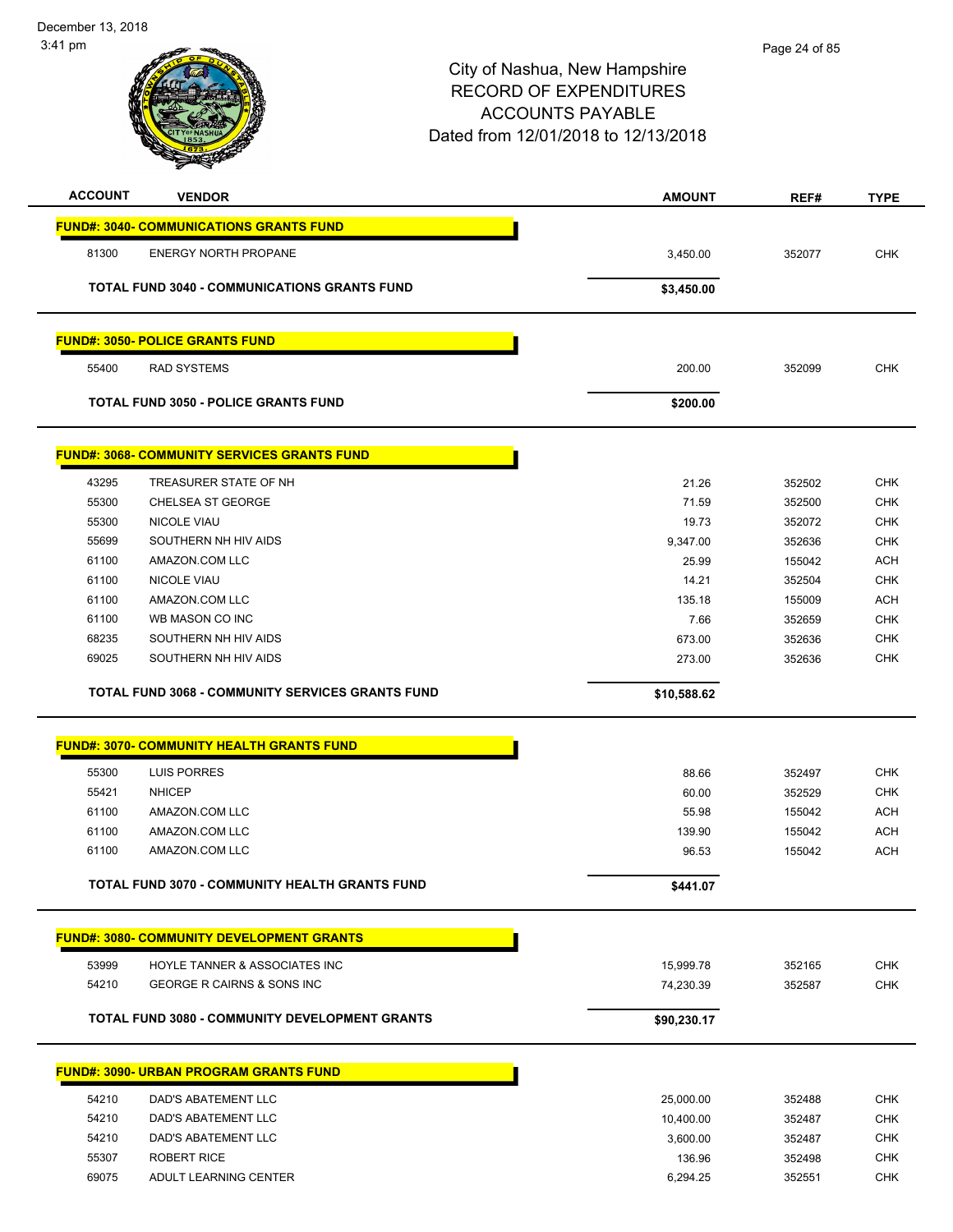# City of Nashua, New Hampshire
## RECORD OF EXPENDITURES
## ACCOUNTS PAYABLE
## Dated from 12/01/2018 to 12/13/2018

December 13, 2018
3:41 pm

| ACCOUNT | VENDOR | AMOUNT | REF# | TYPE |
|---|---|---|---|---|
| **FUND#: 3040- COMMUNICATIONS GRANTS FUND** | | | | |
| 81300 | ENERGY NORTH PROPANE | 3,450.00 | 352077 | CHK |
| **TOTAL FUND 3040 - COMMUNICATIONS GRANTS FUND** | | **$3,450.00** | | |
| **FUND#: 3050- POLICE GRANTS FUND** | | | | |
| 55400 | RAD SYSTEMS | 200.00 | 352099 | CHK |
| **TOTAL FUND 3050 - POLICE GRANTS FUND** | | **$200.00** | | |
| **FUND#: 3068- COMMUNITY SERVICES GRANTS FUND** | | | | |
| 43295 | TREASURER STATE OF NH | 21.26 | 352502 | CHK |
| 55300 | CHELSEA ST GEORGE | 71.59 | 352500 | CHK |
| 55300 | NICOLE VIAU | 19.73 | 352072 | CHK |
| 55699 | SOUTHERN NH HIV AIDS | 9,347.00 | 352636 | CHK |
| 61100 | AMAZON.COM LLC | 25.99 | 155042 | ACH |
| 61100 | NICOLE VIAU | 14.21 | 352504 | CHK |
| 61100 | AMAZON.COM LLC | 135.18 | 155009 | ACH |
| 61100 | WB MASON CO INC | 7.66 | 352659 | CHK |
| 68235 | SOUTHERN NH HIV AIDS | 673.00 | 352636 | CHK |
| 69025 | SOUTHERN NH HIV AIDS | 273.00 | 352636 | CHK |
| **TOTAL FUND 3068 - COMMUNITY SERVICES GRANTS FUND** | | **$10,588.62** | | |
| **FUND#: 3070- COMMUNITY HEALTH GRANTS FUND** | | | | |
| 55300 | LUIS PORRES | 88.66 | 352497 | CHK |
| 55421 | NHICEP | 60.00 | 352529 | CHK |
| 61100 | AMAZON.COM LLC | 55.98 | 155042 | ACH |
| 61100 | AMAZON.COM LLC | 139.90 | 155042 | ACH |
| 61100 | AMAZON.COM LLC | 96.53 | 155042 | ACH |
| **TOTAL FUND 3070 - COMMUNITY HEALTH GRANTS FUND** | | **$441.07** | | |
| **FUND#: 3080- COMMUNITY DEVELOPMENT GRANTS** | | | | |
| 53999 | HOYLE TANNER & ASSOCIATES INC | 15,999.78 | 352165 | CHK |
| 54210 | GEORGE R CAIRNS & SONS INC | 74,230.39 | 352587 | CHK |
| **TOTAL FUND 3080 - COMMUNITY DEVELOPMENT GRANTS** | | **$90,230.17** | | |
| **FUND#: 3090- URBAN PROGRAM GRANTS FUND** | | | | |
| 54210 | DAD'S ABATEMENT LLC | 25,000.00 | 352488 | CHK |
| 54210 | DAD'S ABATEMENT LLC | 10,400.00 | 352487 | CHK |
| 54210 | DAD'S ABATEMENT LLC | 3,600.00 | 352487 | CHK |
| 55307 | ROBERT RICE | 136.96 | 352498 | CHK |
| 69075 | ADULT LEARNING CENTER | 6,294.25 | 352551 | CHK |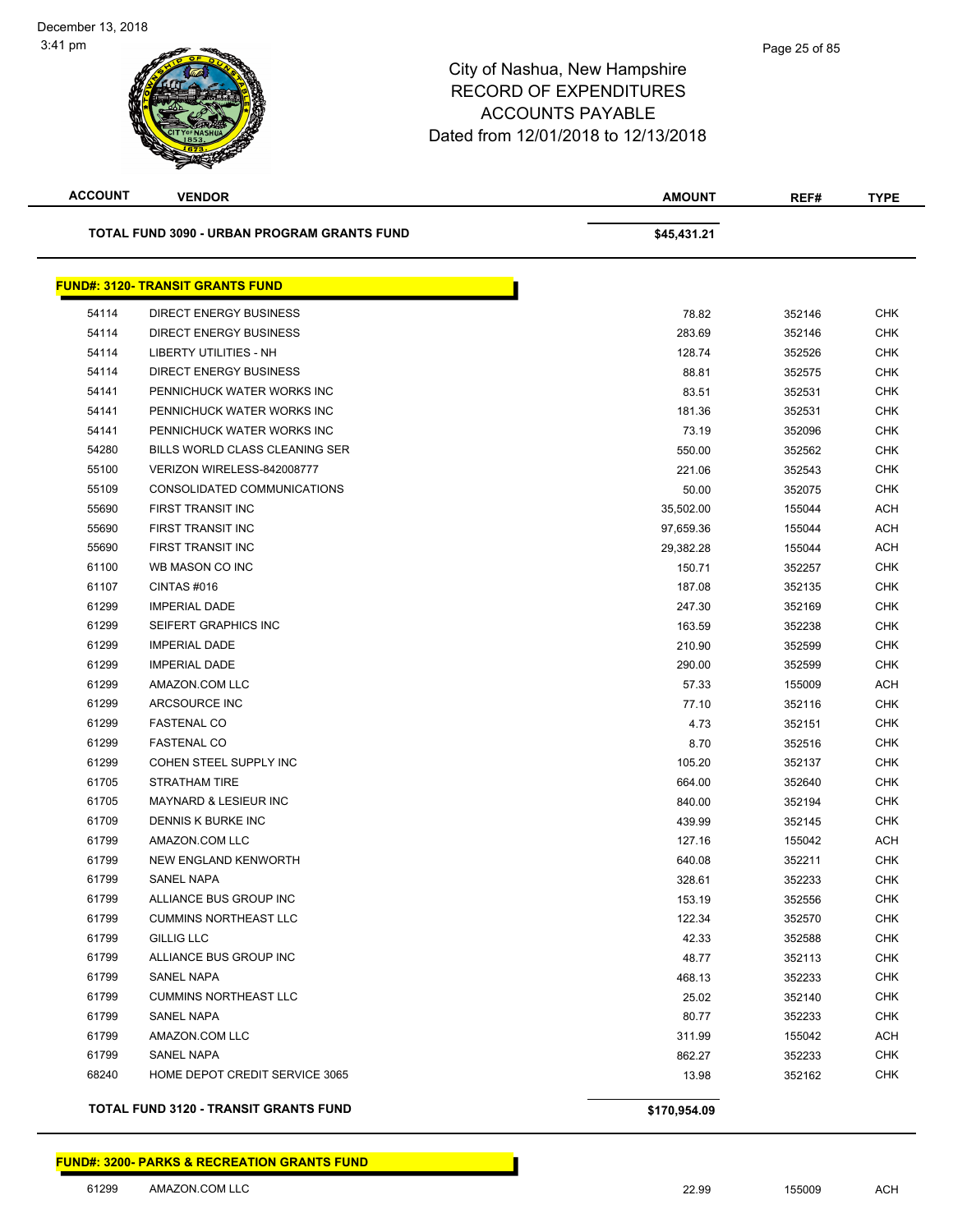# City of Nashua, New Hampshire
## RECORD OF EXPENDITURES
## ACCOUNTS PAYABLE
## Dated from 12/01/2018 to 12/13/2018

| ACCOUNT | VENDOR | AMOUNT | REF# | TYPE |
|---|---|---|---|---|
| | **TOTAL FUND 3090 - URBAN PROGRAM GRANTS FUND** | **$45,431.21** | | |

**FUND#: 3120- TRANSIT GRANTS FUND**

| ACCOUNT | VENDOR | AMOUNT | REF# | TYPE |
|---|---|---|---|---|
| 54114 | DIRECT ENERGY BUSINESS | 78.82 | 352146 | CHK |
| 54114 | DIRECT ENERGY BUSINESS | 283.69 | 352146 | CHK |
| 54114 | LIBERTY UTILITIES - NH | 128.74 | 352526 | CHK |
| 54114 | DIRECT ENERGY BUSINESS | 88.81 | 352575 | CHK |
| 54141 | PENNICHUCK WATER WORKS INC | 83.51 | 352531 | CHK |
| 54141 | PENNICHUCK WATER WORKS INC | 181.36 | 352531 | CHK |
| 54141 | PENNICHUCK WATER WORKS INC | 73.19 | 352096 | CHK |
| 54280 | BILLS WORLD CLASS CLEANING SER | 550.00 | 352562 | CHK |
| 55100 | VERIZON WIRELESS-842008777 | 221.06 | 352543 | CHK |
| 55109 | CONSOLIDATED COMMUNICATIONS | 50.00 | 352075 | CHK |
| 55690 | FIRST TRANSIT INC | 35,502.00 | 155044 | ACH |
| 55690 | FIRST TRANSIT INC | 97,659.36 | 155044 | ACH |
| 55690 | FIRST TRANSIT INC | 29,382.28 | 155044 | ACH |
| 61100 | WB MASON CO INC | 150.71 | 352257 | CHK |
| 61107 | CINTAS #016 | 187.08 | 352135 | CHK |
| 61299 | IMPERIAL DADE | 247.30 | 352169 | CHK |
| 61299 | SEIFERT GRAPHICS INC | 163.59 | 352238 | CHK |
| 61299 | IMPERIAL DADE | 210.90 | 352599 | CHK |
| 61299 | IMPERIAL DADE | 290.00 | 352599 | CHK |
| 61299 | AMAZON.COM LLC | 57.33 | 155009 | ACH |
| 61299 | ARCSOURCE INC | 77.10 | 352116 | CHK |
| 61299 | FASTENAL CO | 4.73 | 352151 | CHK |
| 61299 | FASTENAL CO | 8.70 | 352516 | CHK |
| 61299 | COHEN STEEL SUPPLY INC | 105.20 | 352137 | CHK |
| 61705 | STRATHAM TIRE | 664.00 | 352640 | CHK |
| 61705 | MAYNARD & LESIEUR INC | 840.00 | 352194 | CHK |
| 61709 | DENNIS K BURKE INC | 439.99 | 352145 | CHK |
| 61799 | AMAZON.COM LLC | 127.16 | 155042 | ACH |
| 61799 | NEW ENGLAND KENWORTH | 640.08 | 352211 | CHK |
| 61799 | SANEL NAPA | 328.61 | 352233 | CHK |
| 61799 | ALLIANCE BUS GROUP INC | 153.19 | 352556 | CHK |
| 61799 | CUMMINS NORTHEAST LLC | 122.34 | 352570 | CHK |
| 61799 | GILLIG LLC | 42.33 | 352588 | CHK |
| 61799 | ALLIANCE BUS GROUP INC | 48.77 | 352113 | CHK |
| 61799 | SANEL NAPA | 468.13 | 352233 | CHK |
| 61799 | CUMMINS NORTHEAST LLC | 25.02 | 352140 | CHK |
| 61799 | SANEL NAPA | 80.77 | 352233 | CHK |
| 61799 | AMAZON.COM LLC | 311.99 | 155042 | ACH |
| 61799 | SANEL NAPA | 862.27 | 352233 | CHK |
| 68240 | HOME DEPOT CREDIT SERVICE 3065 | 13.98 | 352162 | CHK |
| | **TOTAL FUND 3120 - TRANSIT GRANTS FUND** | **$170,954.09** | | |

**FUND#: 3200- PARKS & RECREATION GRANTS FUND**

| ACCOUNT | VENDOR | AMOUNT | REF# | TYPE |
|---|---|---|---|---|
| 61299 | AMAZON.COM LLC | 22.99 | 155009 | ACH |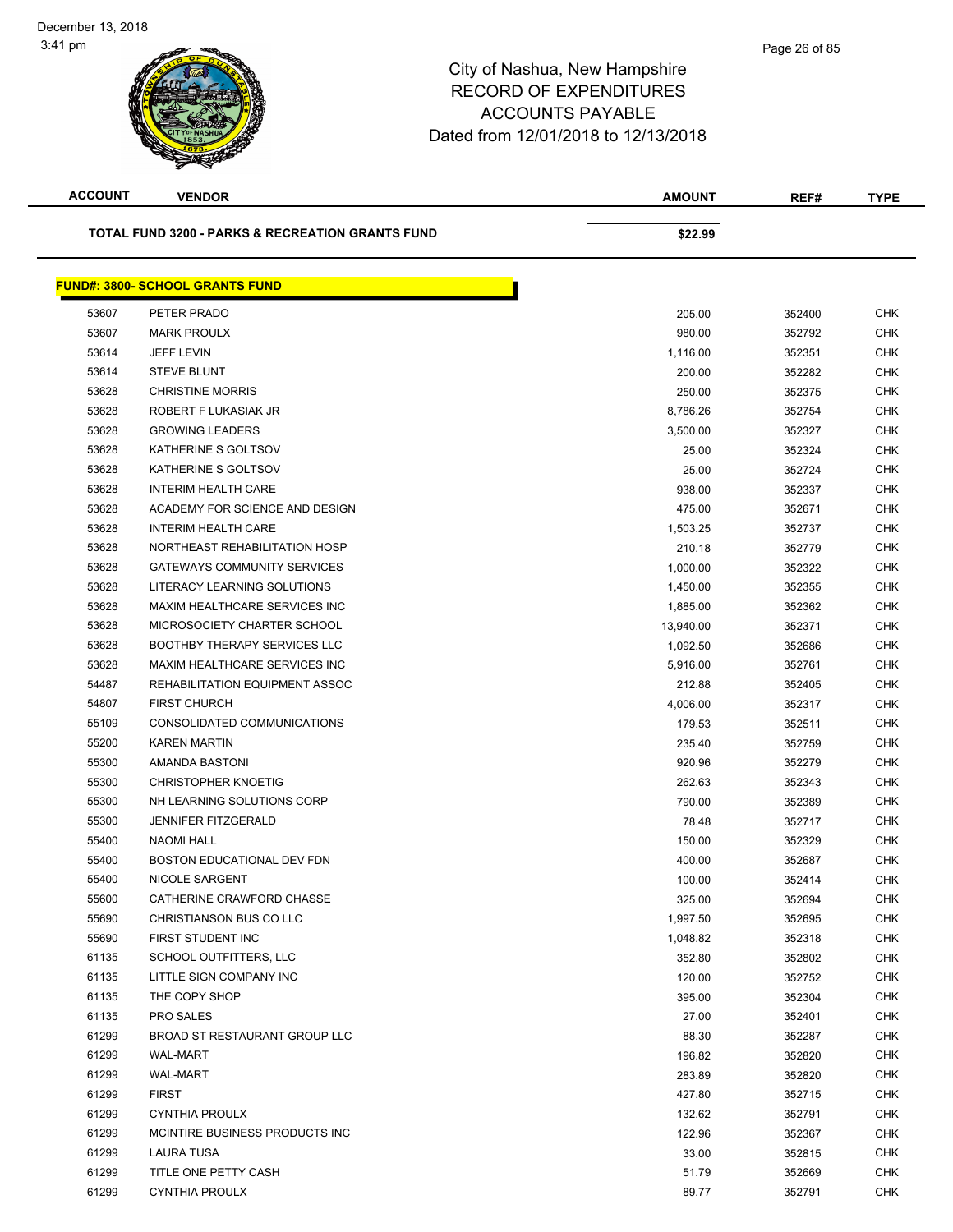# City of Nashua, New Hampshire
## RECORD OF EXPENDITURES
## ACCOUNTS PAYABLE
## Dated from 12/01/2018 to 12/13/2018

| ACCOUNT | VENDOR | AMOUNT | REF# | TYPE |
|---|---|---|---|---|
| | **TOTAL FUND 3200 - PARKS & RECREATION GRANTS FUND** | **$22.99** | | |

**FUND#: 3800- SCHOOL GRANTS FUND**

| ACCOUNT | VENDOR | AMOUNT | REF# | TYPE |
|---|---|---|---|---|
| 53607 | PETER PRADO | 205.00 | 352400 | CHK |
| 53607 | MARK PROULX | 980.00 | 352792 | CHK |
| 53614 | JEFF LEVIN | 1,116.00 | 352351 | CHK |
| 53614 | STEVE BLUNT | 200.00 | 352282 | CHK |
| 53628 | CHRISTINE MORRIS | 250.00 | 352375 | CHK |
| 53628 | ROBERT F LUKASIAK JR | 8,786.26 | 352754 | CHK |
| 53628 | GROWING LEADERS | 3,500.00 | 352327 | CHK |
| 53628 | KATHERINE S GOLTSOV | 25.00 | 352324 | CHK |
| 53628 | KATHERINE S GOLTSOV | 25.00 | 352724 | CHK |
| 53628 | INTERIM HEALTH CARE | 938.00 | 352337 | CHK |
| 53628 | ACADEMY FOR SCIENCE AND DESIGN | 475.00 | 352671 | CHK |
| 53628 | INTERIM HEALTH CARE | 1,503.25 | 352737 | CHK |
| 53628 | NORTHEAST REHABILITATION HOSP | 210.18 | 352779 | CHK |
| 53628 | GATEWAYS COMMUNITY SERVICES | 1,000.00 | 352322 | CHK |
| 53628 | LITERACY LEARNING SOLUTIONS | 1,450.00 | 352355 | CHK |
| 53628 | MAXIM HEALTHCARE SERVICES INC | 1,885.00 | 352362 | CHK |
| 53628 | MICROSOCIETY CHARTER SCHOOL | 13,940.00 | 352371 | CHK |
| 53628 | BOOTHBY THERAPY SERVICES LLC | 1,092.50 | 352686 | CHK |
| 53628 | MAXIM HEALTHCARE SERVICES INC | 5,916.00 | 352761 | CHK |
| 54487 | REHABILITATION EQUIPMENT ASSOC | 212.88 | 352405 | CHK |
| 54807 | FIRST CHURCH | 4,006.00 | 352317 | CHK |
| 55109 | CONSOLIDATED COMMUNICATIONS | 179.53 | 352511 | CHK |
| 55200 | KAREN MARTIN | 235.40 | 352759 | CHK |
| 55300 | AMANDA BASTONI | 920.96 | 352279 | CHK |
| 55300 | CHRISTOPHER KNOETIG | 262.63 | 352343 | CHK |
| 55300 | NH LEARNING SOLUTIONS CORP | 790.00 | 352389 | CHK |
| 55300 | JENNIFER FITZGERALD | 78.48 | 352717 | CHK |
| 55400 | NAOMI HALL | 150.00 | 352329 | CHK |
| 55400 | BOSTON EDUCATIONAL DEV FDN | 400.00 | 352687 | CHK |
| 55400 | NICOLE SARGENT | 100.00 | 352414 | CHK |
| 55600 | CATHERINE CRAWFORD CHASSE | 325.00 | 352694 | CHK |
| 55690 | CHRISTIANSON BUS CO LLC | 1,997.50 | 352695 | CHK |
| 55690 | FIRST STUDENT INC | 1,048.82 | 352318 | CHK |
| 61135 | SCHOOL OUTFITTERS, LLC | 352.80 | 352802 | CHK |
| 61135 | LITTLE SIGN COMPANY INC | 120.00 | 352752 | CHK |
| 61135 | THE COPY SHOP | 395.00 | 352304 | CHK |
| 61135 | PRO SALES | 27.00 | 352401 | CHK |
| 61299 | BROAD ST RESTAURANT GROUP LLC | 88.30 | 352287 | CHK |
| 61299 | WAL-MART | 196.82 | 352820 | CHK |
| 61299 | WAL-MART | 283.89 | 352820 | CHK |
| 61299 | FIRST | 427.80 | 352715 | CHK |
| 61299 | CYNTHIA PROULX | 132.62 | 352791 | CHK |
| 61299 | MCINTIRE BUSINESS PRODUCTS INC | 122.96 | 352367 | CHK |
| 61299 | LAURA TUSA | 33.00 | 352815 | CHK |
| 61299 | TITLE ONE PETTY CASH | 51.79 | 352669 | CHK |
| 61299 | CYNTHIA PROULX | 89.77 | 352791 | CHK |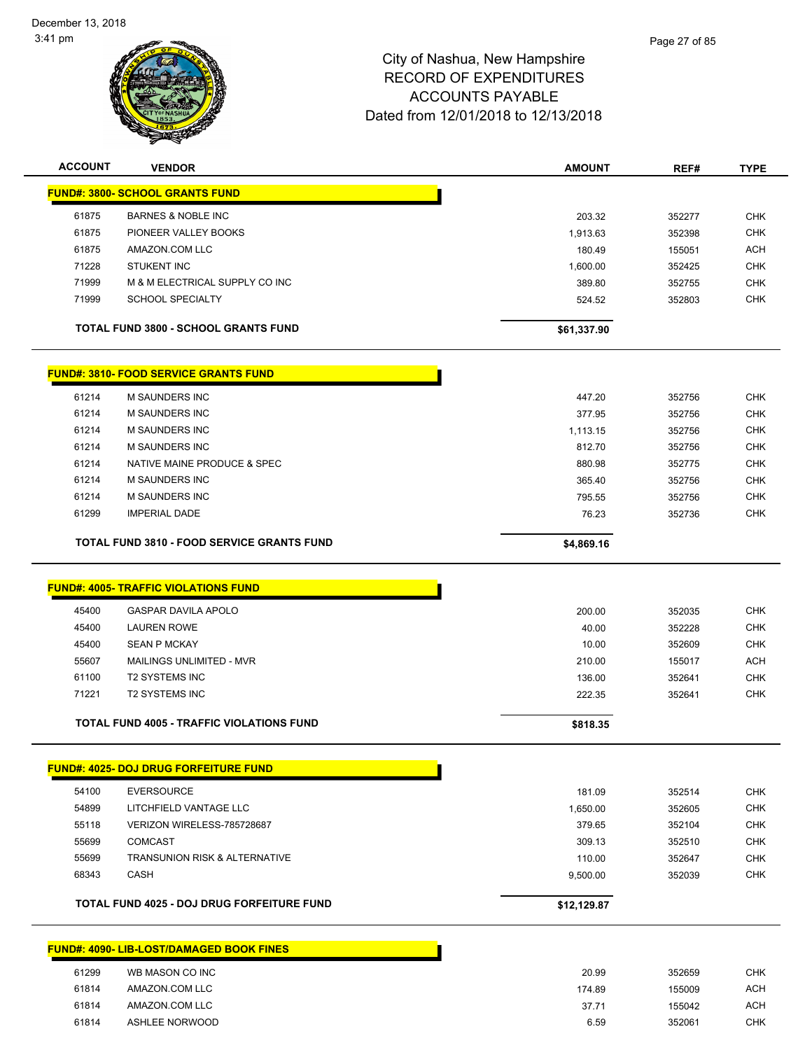City of Nashua, New Hampshire
RECORD OF EXPENDITURES
ACCOUNTS PAYABLE
Dated from 12/01/2018 to 12/13/2018

| ACCOUNT | VENDOR | AMOUNT | REF# | TYPE |
|---|---|---|---|---|
| **FUND#: 3800- SCHOOL GRANTS FUND** | | | | |
| 61875 | BARNES & NOBLE INC | 203.32 | 352277 | CHK |
| 61875 | PIONEER VALLEY BOOKS | 1,913.63 | 352398 | CHK |
| 61875 | AMAZON.COM LLC | 180.49 | 155051 | ACH |
| 71228 | STUKENT INC | 1,600.00 | 352425 | CHK |
| 71999 | M & M ELECTRICAL SUPPLY CO INC | 389.80 | 352755 | CHK |
| 71999 | SCHOOL SPECIALTY | 524.52 | 352803 | CHK |
| | **TOTAL FUND 3800 - SCHOOL GRANTS FUND** | **$61,337.90** | | |
| **FUND#: 3810- FOOD SERVICE GRANTS FUND** | | | | |
| 61214 | M SAUNDERS INC | 447.20 | 352756 | CHK |
| 61214 | M SAUNDERS INC | 377.95 | 352756 | CHK |
| 61214 | M SAUNDERS INC | 1,113.15 | 352756 | CHK |
| 61214 | M SAUNDERS INC | 812.70 | 352756 | CHK |
| 61214 | NATIVE MAINE PRODUCE & SPEC | 880.98 | 352775 | CHK |
| 61214 | M SAUNDERS INC | 365.40 | 352756 | CHK |
| 61214 | M SAUNDERS INC | 795.55 | 352756 | CHK |
| 61299 | IMPERIAL DADE | 76.23 | 352736 | CHK |
| | **TOTAL FUND 3810 - FOOD SERVICE GRANTS FUND** | **$4,869.16** | | |
| **FUND#: 4005- TRAFFIC VIOLATIONS FUND** | | | | |
| 45400 | GASPAR DAVILA APOLO | 200.00 | 352035 | CHK |
| 45400 | LAUREN ROWE | 40.00 | 352228 | CHK |
| 45400 | SEAN P MCKAY | 10.00 | 352609 | CHK |
| 55607 | MAILINGS UNLIMITED - MVR | 210.00 | 155017 | ACH |
| 61100 | T2 SYSTEMS INC | 136.00 | 352641 | CHK |
| 71221 | T2 SYSTEMS INC | 222.35 | 352641 | CHK |
| | **TOTAL FUND 4005 - TRAFFIC VIOLATIONS FUND** | **$818.35** | | |
| **FUND#: 4025- DOJ DRUG FORFEITURE FUND** | | | | |
| 54100 | EVERSOURCE | 181.09 | 352514 | CHK |
| 54899 | LITCHFIELD VANTAGE LLC | 1,650.00 | 352605 | CHK |
| 55118 | VERIZON WIRELESS-785728687 | 379.65 | 352104 | CHK |
| 55699 | COMCAST | 309.13 | 352510 | CHK |
| 55699 | TRANSUNION RISK & ALTERNATIVE | 110.00 | 352647 | CHK |
| 68343 | CASH | 9,500.00 | 352039 | CHK |
| | **TOTAL FUND 4025 - DOJ DRUG FORFEITURE FUND** | **$12,129.87** | | |
| **FUND#: 4090- LIB-LOST/DAMAGED BOOK FINES** | | | | |
| 61299 | WB MASON CO INC | 20.99 | 352659 | CHK |
| 61814 | AMAZON.COM LLC | 174.89 | 155009 | ACH |
| 61814 | AMAZON.COM LLC | 37.71 | 155042 | ACH |
| 61814 | ASHLEE NORWOOD | 6.59 | 352061 | CHK |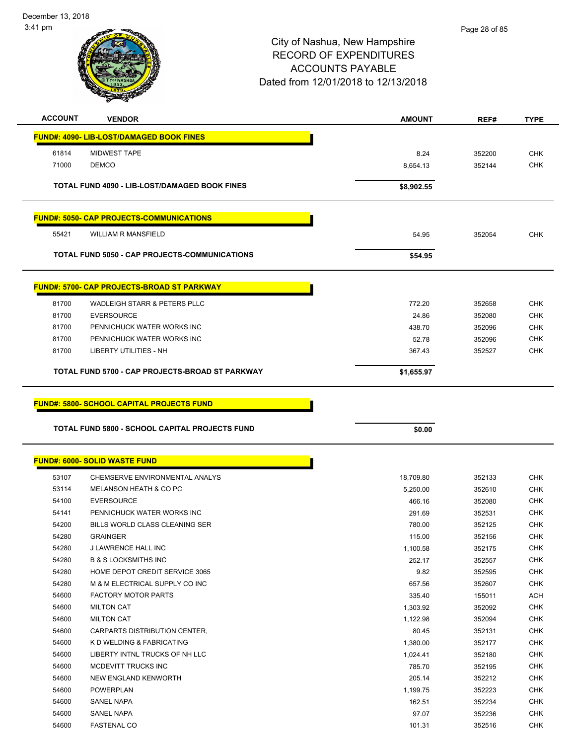# City of Nashua, New Hampshire
## RECORD OF EXPENDITURES
## ACCOUNTS PAYABLE
### Dated from 12/01/2018 to 12/13/2018

| ACCOUNT | VENDOR | AMOUNT | REF# | TYPE |
|---|---|---|---|---|
| **FUND#: 4090- LIB-LOST/DAMAGED BOOK FINES** | | | | |
| 61814 | MIDWEST TAPE | 8.24 | 352200 | CHK |
| 71000 | DEMCO | 8,654.13 | 352144 | CHK |
| | **TOTAL FUND 4090 - LIB-LOST/DAMAGED BOOK FINES** | **$8,902.55** | | |
| **FUND#: 5050- CAP PROJECTS-COMMUNICATIONS** | | | | |
| 55421 | WILLIAM R MANSFIELD | 54.95 | 352054 | CHK |
| | **TOTAL FUND 5050 - CAP PROJECTS-COMMUNICATIONS** | **$54.95** | | |
| **FUND#: 5700- CAP PROJECTS-BROAD ST PARKWAY** | | | | |
| 81700 | WADLEIGH STARR & PETERS PLLC | 772.20 | 352658 | CHK |
| 81700 | EVERSOURCE | 24.86 | 352080 | CHK |
| 81700 | PENNICHUCK WATER WORKS INC | 438.70 | 352096 | CHK |
| 81700 | PENNICHUCK WATER WORKS INC | 52.78 | 352096 | CHK |
| 81700 | LIBERTY UTILITIES - NH | 367.43 | 352527 | CHK |
| | **TOTAL FUND 5700 - CAP PROJECTS-BROAD ST PARKWAY** | **$1,655.97** | | |
| **FUND#: 5800- SCHOOL CAPITAL PROJECTS FUND** | | | | |
| | **TOTAL FUND 5800 - SCHOOL CAPITAL PROJECTS FUND** | **$0.00** | | |
| **FUND#: 6000- SOLID WASTE FUND** | | | | |
| 53107 | CHEMSERVE ENVIRONMENTAL ANALYS | 18,709.80 | 352133 | CHK |
| 53114 | MELANSON HEATH & CO PC | 5,250.00 | 352610 | CHK |
| 54100 | EVERSOURCE | 466.16 | 352080 | CHK |
| 54141 | PENNICHUCK WATER WORKS INC | 291.69 | 352531 | CHK |
| 54200 | BILLS WORLD CLASS CLEANING SER | 780.00 | 352125 | CHK |
| 54280 | GRAINGER | 115.00 | 352156 | CHK |
| 54280 | J LAWRENCE HALL INC | 1,100.58 | 352175 | CHK |
| 54280 | B & S LOCKSMITHS INC | 252.17 | 352557 | CHK |
| 54280 | HOME DEPOT CREDIT SERVICE 3065 | 9.82 | 352595 | CHK |
| 54280 | M & M ELECTRICAL SUPPLY CO INC | 657.56 | 352607 | CHK |
| 54600 | FACTORY MOTOR PARTS | 335.40 | 155011 | ACH |
| 54600 | MILTON CAT | 1,303.92 | 352092 | CHK |
| 54600 | MILTON CAT | 1,122.98 | 352094 | CHK |
| 54600 | CARPARTS DISTRIBUTION CENTER, | 80.45 | 352131 | CHK |
| 54600 | K D WELDING & FABRICATING | 1,380.00 | 352177 | CHK |
| 54600 | LIBERTY INTNL TRUCKS OF NH LLC | 1,024.41 | 352180 | CHK |
| 54600 | MCDEVITT TRUCKS INC | 785.70 | 352195 | CHK |
| 54600 | NEW ENGLAND KENWORTH | 205.14 | 352212 | CHK |
| 54600 | POWERPLAN | 1,199.75 | 352223 | CHK |
| 54600 | SANEL NAPA | 162.51 | 352234 | CHK |
| 54600 | SANEL NAPA | 97.07 | 352236 | CHK |
| 54600 | FASTENAL CO | 101.31 | 352516 | CHK |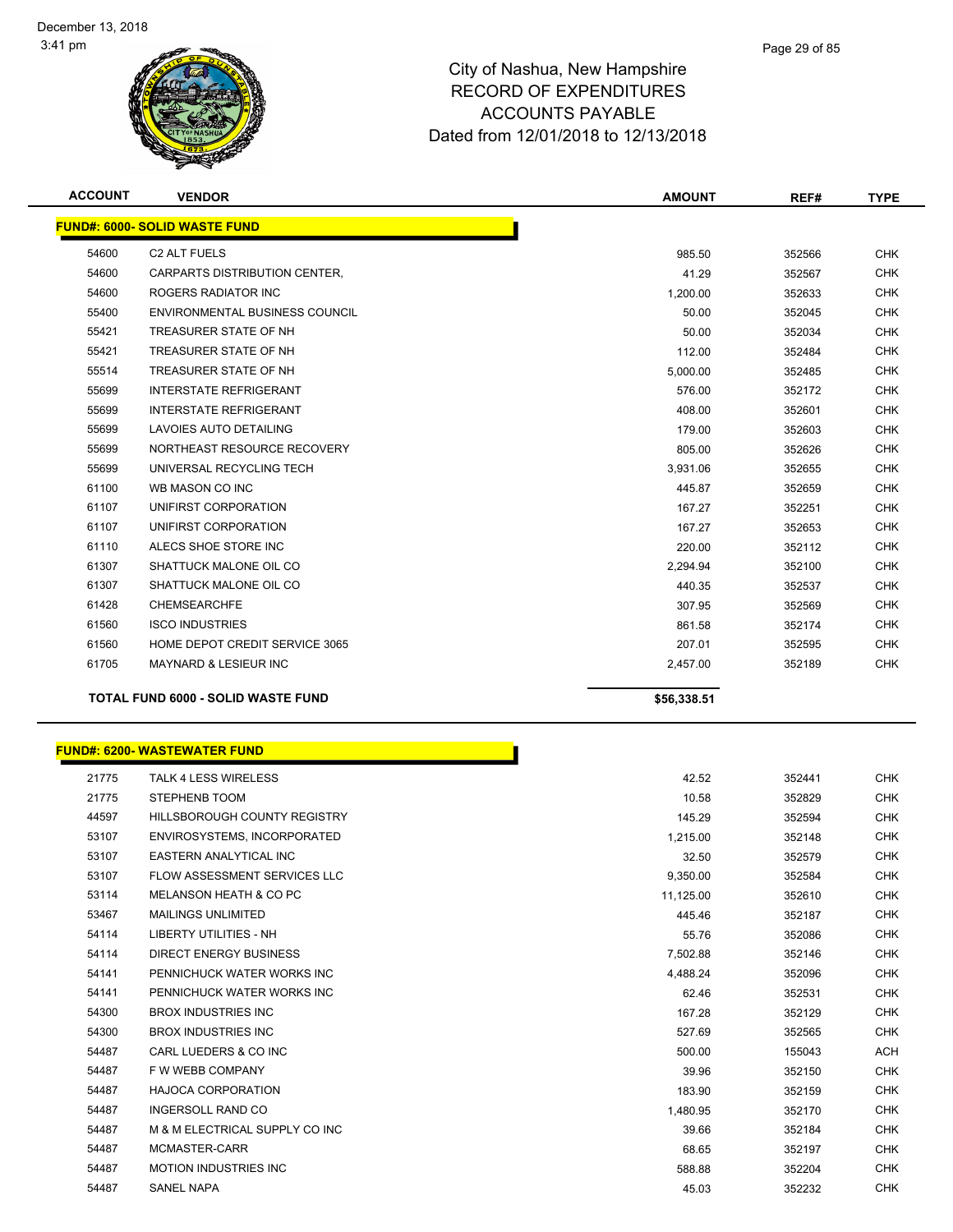# City of Nashua, New Hampshire
## RECORD OF EXPENDITURES
## ACCOUNTS PAYABLE
## Dated from 12/01/2018 to 12/13/2018

| ACCOUNT | VENDOR | AMOUNT | REF# | TYPE |
|---|---|---|---|---|
| **FUND#: 6000- SOLID WASTE FUND** | | | | |
| 54600 | C2 ALT FUELS | 985.50 | 352566 | CHK |
| 54600 | CARPARTS DISTRIBUTION CENTER, | 41.29 | 352567 | CHK |
| 54600 | ROGERS RADIATOR INC | 1,200.00 | 352633 | CHK |
| 55400 | ENVIRONMENTAL BUSINESS COUNCIL | 50.00 | 352045 | CHK |
| 55421 | TREASURER STATE OF NH | 50.00 | 352034 | CHK |
| 55421 | TREASURER STATE OF NH | 112.00 | 352484 | CHK |
| 55514 | TREASURER STATE OF NH | 5,000.00 | 352485 | CHK |
| 55699 | INTERSTATE REFRIGERANT | 576.00 | 352172 | CHK |
| 55699 | INTERSTATE REFRIGERANT | 408.00 | 352601 | CHK |
| 55699 | LAVOIES AUTO DETAILING | 179.00 | 352603 | CHK |
| 55699 | NORTHEAST RESOURCE RECOVERY | 805.00 | 352626 | CHK |
| 55699 | UNIVERSAL RECYCLING TECH | 3,931.06 | 352655 | CHK |
| 61100 | WB MASON CO INC | 445.87 | 352659 | CHK |
| 61107 | UNIFIRST CORPORATION | 167.27 | 352251 | CHK |
| 61107 | UNIFIRST CORPORATION | 167.27 | 352653 | CHK |
| 61110 | ALECS SHOE STORE INC | 220.00 | 352112 | CHK |
| 61307 | SHATTUCK MALONE OIL CO | 2,294.94 | 352100 | CHK |
| 61307 | SHATTUCK MALONE OIL CO | 440.35 | 352537 | CHK |
| 61428 | CHEMSEARCHFE | 307.95 | 352569 | CHK |
| 61560 | ISCO INDUSTRIES | 861.58 | 352174 | CHK |
| 61560 | HOME DEPOT CREDIT SERVICE 3065 | 207.01 | 352595 | CHK |
| 61705 | MAYNARD & LESIEUR INC | 2,457.00 | 352189 | CHK |
| **TOTAL FUND 6000 - SOLID WASTE FUND** | | **$56,338.51** | | |

| ACCOUNT | VENDOR | AMOUNT | REF# | TYPE |
|---|---|---|---|---|
| **FUND#: 6200- WASTEWATER FUND** | | | | |
| 21775 | TALK 4 LESS WIRELESS | 42.52 | 352441 | CHK |
| 21775 | STEPHENB TOOM | 10.58 | 352829 | CHK |
| 44597 | HILLSBOROUGH COUNTY REGISTRY | 145.29 | 352594 | CHK |
| 53107 | ENVIROSYSTEMS, INCORPORATED | 1,215.00 | 352148 | CHK |
| 53107 | EASTERN ANALYTICAL INC | 32.50 | 352579 | CHK |
| 53107 | FLOW ASSESSMENT SERVICES LLC | 9,350.00 | 352584 | CHK |
| 53114 | MELANSON HEATH & CO PC | 11,125.00 | 352610 | CHK |
| 53467 | MAILINGS UNLIMITED | 445.46 | 352187 | CHK |
| 54114 | LIBERTY UTILITIES - NH | 55.76 | 352086 | CHK |
| 54114 | DIRECT ENERGY BUSINESS | 7,502.88 | 352146 | CHK |
| 54141 | PENNICHUCK WATER WORKS INC | 4,488.24 | 352096 | CHK |
| 54141 | PENNICHUCK WATER WORKS INC | 62.46 | 352531 | CHK |
| 54300 | BROX INDUSTRIES INC | 167.28 | 352129 | CHK |
| 54300 | BROX INDUSTRIES INC | 527.69 | 352565 | CHK |
| 54487 | CARL LUEDERS & CO INC | 500.00 | 155043 | ACH |
| 54487 | F W WEBB COMPANY | 39.96 | 352150 | CHK |
| 54487 | HAJOCA CORPORATION | 183.90 | 352159 | CHK |
| 54487 | INGERSOLL RAND CO | 1,480.95 | 352170 | CHK |
| 54487 | M & M ELECTRICAL SUPPLY CO INC | 39.66 | 352184 | CHK |
| 54487 | MCMASTER-CARR | 68.65 | 352197 | CHK |
| 54487 | MOTION INDUSTRIES INC | 588.88 | 352204 | CHK |
| 54487 | SANEL NAPA | 45.03 | 352232 | CHK |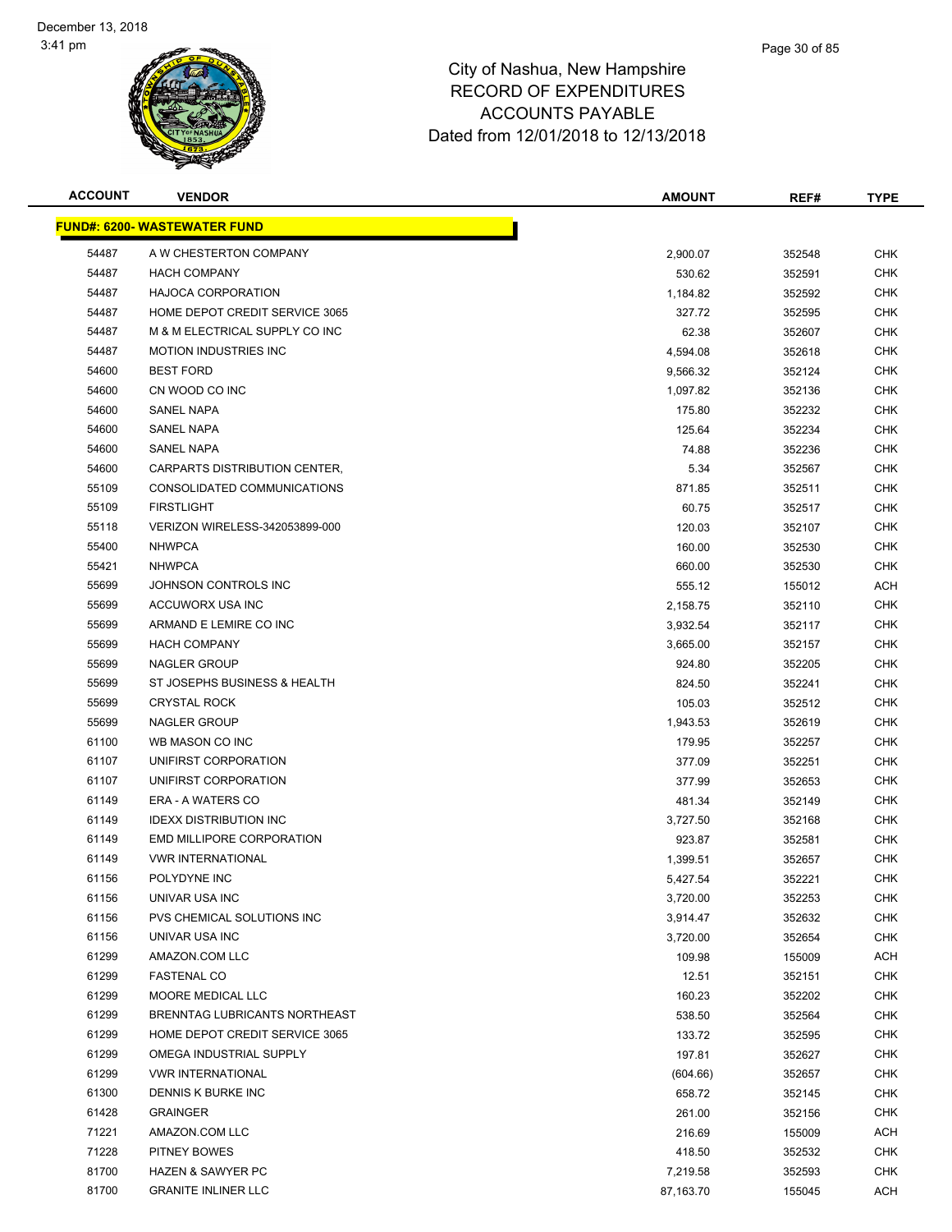# City of Nashua, New Hampshire
## RECORD OF EXPENDITURES
## ACCOUNTS PAYABLE
## Dated from 12/01/2018 to 12/13/2018

December 13, 2018
3:41 pm

| ACCOUNT | VENDOR | AMOUNT | REF# | TYPE |
|---|---|---|---|---|
| **FUND#: 6200- WASTEWATER FUND** | | | | |
| 54487 | A W CHESTERTON COMPANY | 2,900.07 | 352548 | CHK |
| 54487 | HACH COMPANY | 530.62 | 352591 | CHK |
| 54487 | HAJOCA CORPORATION | 1,184.82 | 352592 | CHK |
| 54487 | HOME DEPOT CREDIT SERVICE 3065 | 327.72 | 352595 | CHK |
| 54487 | M & M ELECTRICAL SUPPLY CO INC | 62.38 | 352607 | CHK |
| 54487 | MOTION INDUSTRIES INC | 4,594.08 | 352618 | CHK |
| 54600 | BEST FORD | 9,566.32 | 352124 | CHK |
| 54600 | CN WOOD CO INC | 1,097.82 | 352136 | CHK |
| 54600 | SANEL NAPA | 175.80 | 352232 | CHK |
| 54600 | SANEL NAPA | 125.64 | 352234 | CHK |
| 54600 | SANEL NAPA | 74.88 | 352236 | CHK |
| 54600 | CARPARTS DISTRIBUTION CENTER, | 5.34 | 352567 | CHK |
| 55109 | CONSOLIDATED COMMUNICATIONS | 871.85 | 352511 | CHK |
| 55109 | FIRSTLIGHT | 60.75 | 352517 | CHK |
| 55118 | VERIZON WIRELESS-342053899-000 | 120.03 | 352107 | CHK |
| 55400 | NHWPCA | 160.00 | 352530 | CHK |
| 55421 | NHWPCA | 660.00 | 352530 | CHK |
| 55699 | JOHNSON CONTROLS INC | 555.12 | 155012 | ACH |
| 55699 | ACCUWORX USA INC | 2,158.75 | 352110 | CHK |
| 55699 | ARMAND E LEMIRE CO INC | 3,932.54 | 352117 | CHK |
| 55699 | HACH COMPANY | 3,665.00 | 352157 | CHK |
| 55699 | NAGLER GROUP | 924.80 | 352205 | CHK |
| 55699 | ST JOSEPHS BUSINESS & HEALTH | 824.50 | 352241 | CHK |
| 55699 | CRYSTAL ROCK | 105.03 | 352512 | CHK |
| 55699 | NAGLER GROUP | 1,943.53 | 352619 | CHK |
| 61100 | WB MASON CO INC | 179.95 | 352257 | CHK |
| 61107 | UNIFIRST CORPORATION | 377.09 | 352251 | CHK |
| 61107 | UNIFIRST CORPORATION | 377.99 | 352653 | CHK |
| 61149 | ERA - A WATERS CO | 481.34 | 352149 | CHK |
| 61149 | IDEXX DISTRIBUTION INC | 3,727.50 | 352168 | CHK |
| 61149 | EMD MILLIPORE CORPORATION | 923.87 | 352581 | CHK |
| 61149 | VWR INTERNATIONAL | 1,399.51 | 352657 | CHK |
| 61156 | POLYDYNE INC | 5,427.54 | 352221 | CHK |
| 61156 | UNIVAR USA INC | 3,720.00 | 352253 | CHK |
| 61156 | PVS CHEMICAL SOLUTIONS INC | 3,914.47 | 352632 | CHK |
| 61156 | UNIVAR USA INC | 3,720.00 | 352654 | CHK |
| 61299 | AMAZON.COM LLC | 109.98 | 155009 | ACH |
| 61299 | FASTENAL CO | 12.51 | 352151 | CHK |
| 61299 | MOORE MEDICAL LLC | 160.23 | 352202 | CHK |
| 61299 | BRENNTAG LUBRICANTS NORTHEAST | 538.50 | 352564 | CHK |
| 61299 | HOME DEPOT CREDIT SERVICE 3065 | 133.72 | 352595 | CHK |
| 61299 | OMEGA INDUSTRIAL SUPPLY | 197.81 | 352627 | CHK |
| 61299 | VWR INTERNATIONAL | (604.66) | 352657 | CHK |
| 61300 | DENNIS K BURKE INC | 658.72 | 352145 | CHK |
| 61428 | GRAINGER | 261.00 | 352156 | CHK |
| 71221 | AMAZON.COM LLC | 216.69 | 155009 | ACH |
| 71228 | PITNEY BOWES | 418.50 | 352532 | CHK |
| 81700 | HAZEN & SAWYER PC | 7,219.58 | 352593 | CHK |
| 81700 | GRANITE INLINER LLC | 87,163.70 | 155045 | ACH |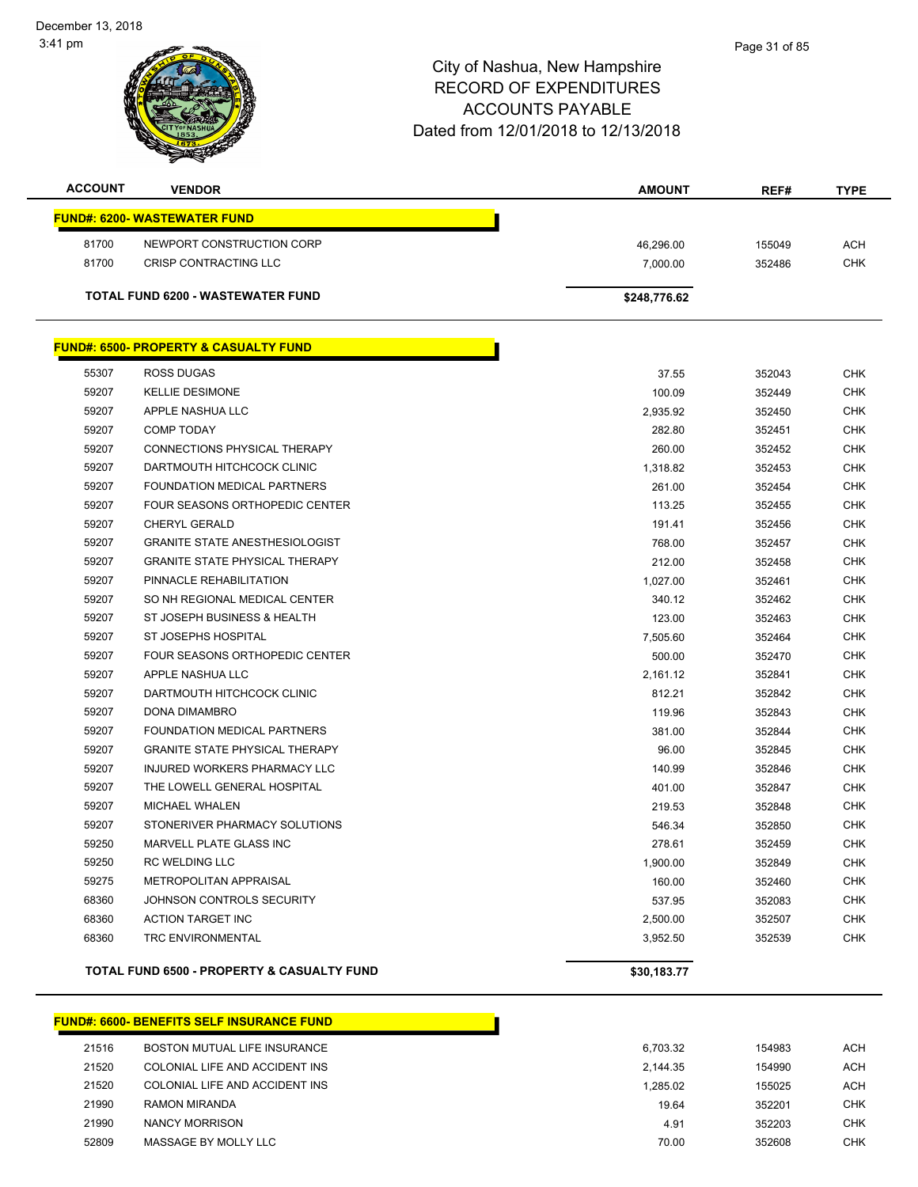# City of Nashua, New Hampshire
# RECORD OF EXPENDITURES
# ACCOUNTS PAYABLE
## Dated from 12/01/2018 to 12/13/2018

| ACCOUNT | VENDOR | AMOUNT | REF# | TYPE |
|---|---|---|---|---|
| **FUND#: 6200- WASTEWATER FUND** | | | | |
| 81700 | NEWPORT CONSTRUCTION CORP | 46,296.00 | 155049 | ACH |
| 81700 | CRISP CONTRACTING LLC | 7,000.00 | 352486 | CHK |
| | **TOTAL FUND 6200 - WASTEWATER FUND** | **$248,776.62** | | |
| **FUND#: 6500- PROPERTY & CASUALTY FUND** | | | | |
| 55307 | ROSS DUGAS | 37.55 | 352043 | CHK |
| 59207 | KELLIE DESIMONE | 100.09 | 352449 | CHK |
| 59207 | APPLE NASHUA LLC | 2,935.92 | 352450 | CHK |
| 59207 | COMP TODAY | 282.80 | 352451 | CHK |
| 59207 | CONNECTIONS PHYSICAL THERAPY | 260.00 | 352452 | CHK |
| 59207 | DARTMOUTH HITCHCOCK CLINIC | 1,318.82 | 352453 | CHK |
| 59207 | FOUNDATION MEDICAL PARTNERS | 261.00 | 352454 | CHK |
| 59207 | FOUR SEASONS ORTHOPEDIC CENTER | 113.25 | 352455 | CHK |
| 59207 | CHERYL GERALD | 191.41 | 352456 | CHK |
| 59207 | GRANITE STATE ANESTHESIOLOGIST | 768.00 | 352457 | CHK |
| 59207 | GRANITE STATE PHYSICAL THERAPY | 212.00 | 352458 | CHK |
| 59207 | PINNACLE REHABILITATION | 1,027.00 | 352461 | CHK |
| 59207 | SO NH REGIONAL MEDICAL CENTER | 340.12 | 352462 | CHK |
| 59207 | ST JOSEPH BUSINESS & HEALTH | 123.00 | 352463 | CHK |
| 59207 | ST JOSEPHS HOSPITAL | 7,505.60 | 352464 | CHK |
| 59207 | FOUR SEASONS ORTHOPEDIC CENTER | 500.00 | 352470 | CHK |
| 59207 | APPLE NASHUA LLC | 2,161.12 | 352841 | CHK |
| 59207 | DARTMOUTH HITCHCOCK CLINIC | 812.21 | 352842 | CHK |
| 59207 | DONA DIMAMBRO | 119.96 | 352843 | CHK |
| 59207 | FOUNDATION MEDICAL PARTNERS | 381.00 | 352844 | CHK |
| 59207 | GRANITE STATE PHYSICAL THERAPY | 96.00 | 352845 | CHK |
| 59207 | INJURED WORKERS PHARMACY LLC | 140.99 | 352846 | CHK |
| 59207 | THE LOWELL GENERAL HOSPITAL | 401.00 | 352847 | CHK |
| 59207 | MICHAEL WHALEN | 219.53 | 352848 | CHK |
| 59207 | STONERIVER PHARMACY SOLUTIONS | 546.34 | 352850 | CHK |
| 59250 | MARVELL PLATE GLASS INC | 278.61 | 352459 | CHK |
| 59250 | RC WELDING LLC | 1,900.00 | 352849 | CHK |
| 59275 | METROPOLITAN APPRAISAL | 160.00 | 352460 | CHK |
| 68360 | JOHNSON CONTROLS SECURITY | 537.95 | 352083 | CHK |
| 68360 | ACTION TARGET INC | 2,500.00 | 352507 | CHK |
| 68360 | TRC ENVIRONMENTAL | 3,952.50 | 352539 | CHK |
| | **TOTAL FUND 6500 - PROPERTY & CASUALTY FUND** | **$30,183.77** | | |
| **FUND#: 6600- BENEFITS SELF INSURANCE FUND** | | | | |
| 21516 | BOSTON MUTUAL LIFE INSURANCE | 6,703.32 | 154983 | ACH |
| 21520 | COLONIAL LIFE AND ACCIDENT INS | 2,144.35 | 154990 | ACH |
| 21520 | COLONIAL LIFE AND ACCIDENT INS | 1,285.02 | 155025 | ACH |
| 21990 | RAMON MIRANDA | 19.64 | 352201 | CHK |
| 21990 | NANCY MORRISON | 4.91 | 352203 | CHK |
| 52809 | MASSAGE BY MOLLY LLC | 70.00 | 352608 | CHK |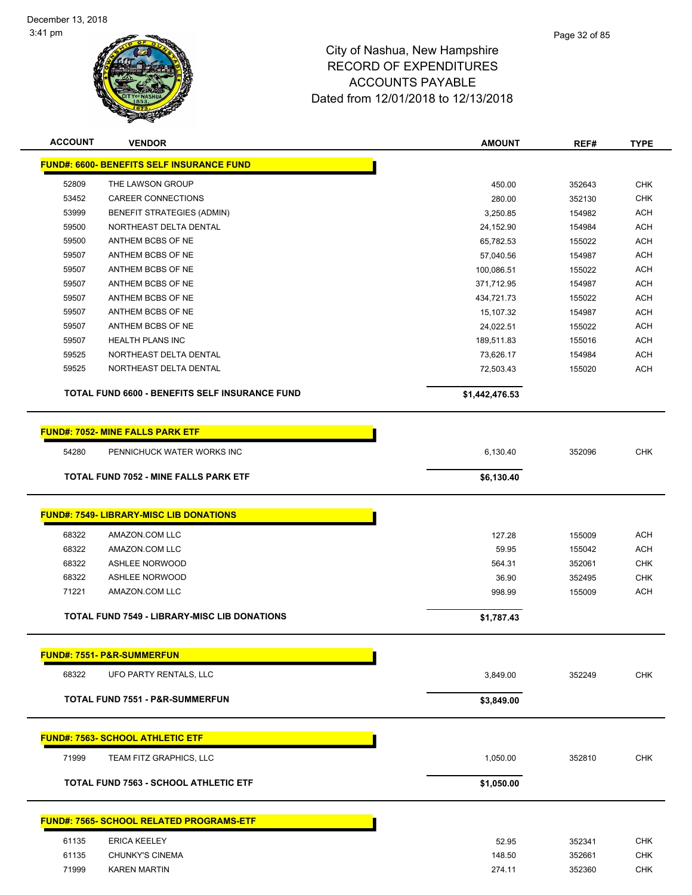# City of Nashua, New Hampshire
# RECORD OF EXPENDITURES
# ACCOUNTS PAYABLE
# Dated from 12/01/2018 to 12/13/2018

December 13, 2018
3:41 pm

| ACCOUNT | VENDOR | AMOUNT | REF# | TYPE |
|---|---|---|---|---|
| **FUND#: 6600- BENEFITS SELF INSURANCE FUND** | | | | |
| 52809 | THE LAWSON GROUP | 450.00 | 352643 | CHK |
| 53452 | CAREER CONNECTIONS | 280.00 | 352130 | CHK |
| 53999 | BENEFIT STRATEGIES (ADMIN) | 3,250.85 | 154982 | ACH |
| 59500 | NORTHEAST DELTA DENTAL | 24,152.90 | 154984 | ACH |
| 59500 | ANTHEM BCBS OF NE | 65,782.53 | 155022 | ACH |
| 59507 | ANTHEM BCBS OF NE | 57,040.56 | 154987 | ACH |
| 59507 | ANTHEM BCBS OF NE | 100,086.51 | 155022 | ACH |
| 59507 | ANTHEM BCBS OF NE | 371,712.95 | 154987 | ACH |
| 59507 | ANTHEM BCBS OF NE | 434,721.73 | 155022 | ACH |
| 59507 | ANTHEM BCBS OF NE | 15,107.32 | 154987 | ACH |
| 59507 | ANTHEM BCBS OF NE | 24,022.51 | 155022 | ACH |
| 59507 | HEALTH PLANS INC | 189,511.83 | 155016 | ACH |
| 59525 | NORTHEAST DELTA DENTAL | 73,626.17 | 154984 | ACH |
| 59525 | NORTHEAST DELTA DENTAL | 72,503.43 | 155020 | ACH |
| **TOTAL FUND 6600 - BENEFITS SELF INSURANCE FUND** | | **$1,442,476.53** | | |
| **FUND#: 7052- MINE FALLS PARK ETF** | | | | |
| 54280 | PENNICHUCK WATER WORKS INC | 6,130.40 | 352096 | CHK |
| **TOTAL FUND 7052 - MINE FALLS PARK ETF** | | **$6,130.40** | | |
| **FUND#: 7549- LIBRARY-MISC LIB DONATIONS** | | | | |
| 68322 | AMAZON.COM LLC | 127.28 | 155009 | ACH |
| 68322 | AMAZON.COM LLC | 59.95 | 155042 | ACH |
| 68322 | ASHLEE NORWOOD | 564.31 | 352061 | CHK |
| 68322 | ASHLEE NORWOOD | 36.90 | 352495 | CHK |
| 71221 | AMAZON.COM LLC | 998.99 | 155009 | ACH |
| **TOTAL FUND 7549 - LIBRARY-MISC LIB DONATIONS** | | **$1,787.43** | | |
| **FUND#: 7551- P&R-SUMMERFUN** | | | | |
| 68322 | UFO PARTY RENTALS, LLC | 3,849.00 | 352249 | CHK |
| **TOTAL FUND 7551 - P&R-SUMMERFUN** | | **$3,849.00** | | |
| **FUND#: 7563- SCHOOL ATHLETIC ETF** | | | | |
| 71999 | TEAM FITZ GRAPHICS, LLC | 1,050.00 | 352810 | CHK |
| **TOTAL FUND 7563 - SCHOOL ATHLETIC ETF** | | **$1,050.00** | | |
| **FUND#: 7565- SCHOOL RELATED PROGRAMS-ETF** | | | | |
| 61135 | ERICA KEELEY | 52.95 | 352341 | CHK |
| 61135 | CHUNKY'S CINEMA | 148.50 | 352661 | CHK |
| 71999 | KAREN MARTIN | 274.11 | 352360 | CHK |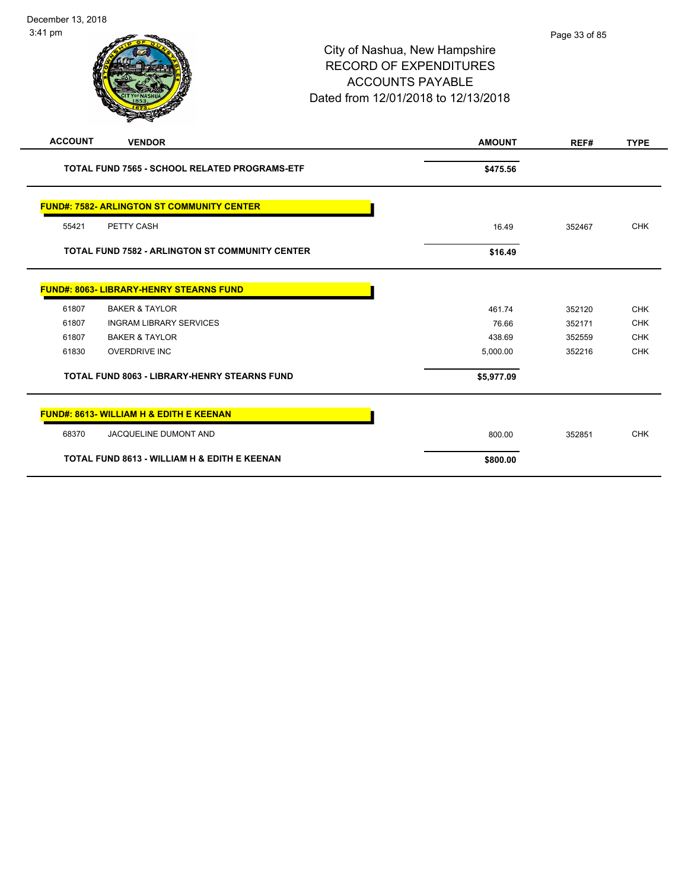# City of Nashua, New Hampshire
## RECORD OF EXPENDITURES
## ACCOUNTS PAYABLE
## Dated from 12/01/2018 to 12/13/2018

December 13, 2018
3:41 pm

| ACCOUNT | VENDOR | AMOUNT | REF# | TYPE |
|---|---|---|---|---|
| | **TOTAL FUND 7565 - SCHOOL RELATED PROGRAMS-ETF** | **$475.56** | | |
| | **FUND#: 7582- ARLINGTON ST COMMUNITY CENTER** | | | |
| 55421 | PETTY CASH | 16.49 | 352467 | CHK |
| | **TOTAL FUND 7582 - ARLINGTON ST COMMUNITY CENTER** | **$16.49** | | |
| | **FUND#: 8063- LIBRARY-HENRY STEARNS FUND** | | | |
| 61807 | BAKER & TAYLOR | 461.74 | 352120 | CHK |
| 61807 | INGRAM LIBRARY SERVICES | 76.66 | 352171 | CHK |
| 61807 | BAKER & TAYLOR | 438.69 | 352559 | CHK |
| 61830 | OVERDRIVE INC | 5,000.00 | 352216 | CHK |
| | **TOTAL FUND 8063 - LIBRARY-HENRY STEARNS FUND** | **$5,977.09** | | |
| | **FUND#: 8613- WILLIAM H & EDITH E KEENAN** | | | |
| 68370 | JACQUELINE DUMONT AND | 800.00 | 352851 | CHK |
| | **TOTAL FUND 8613 - WILLIAM H & EDITH E KEENAN** | **$800.00** | | |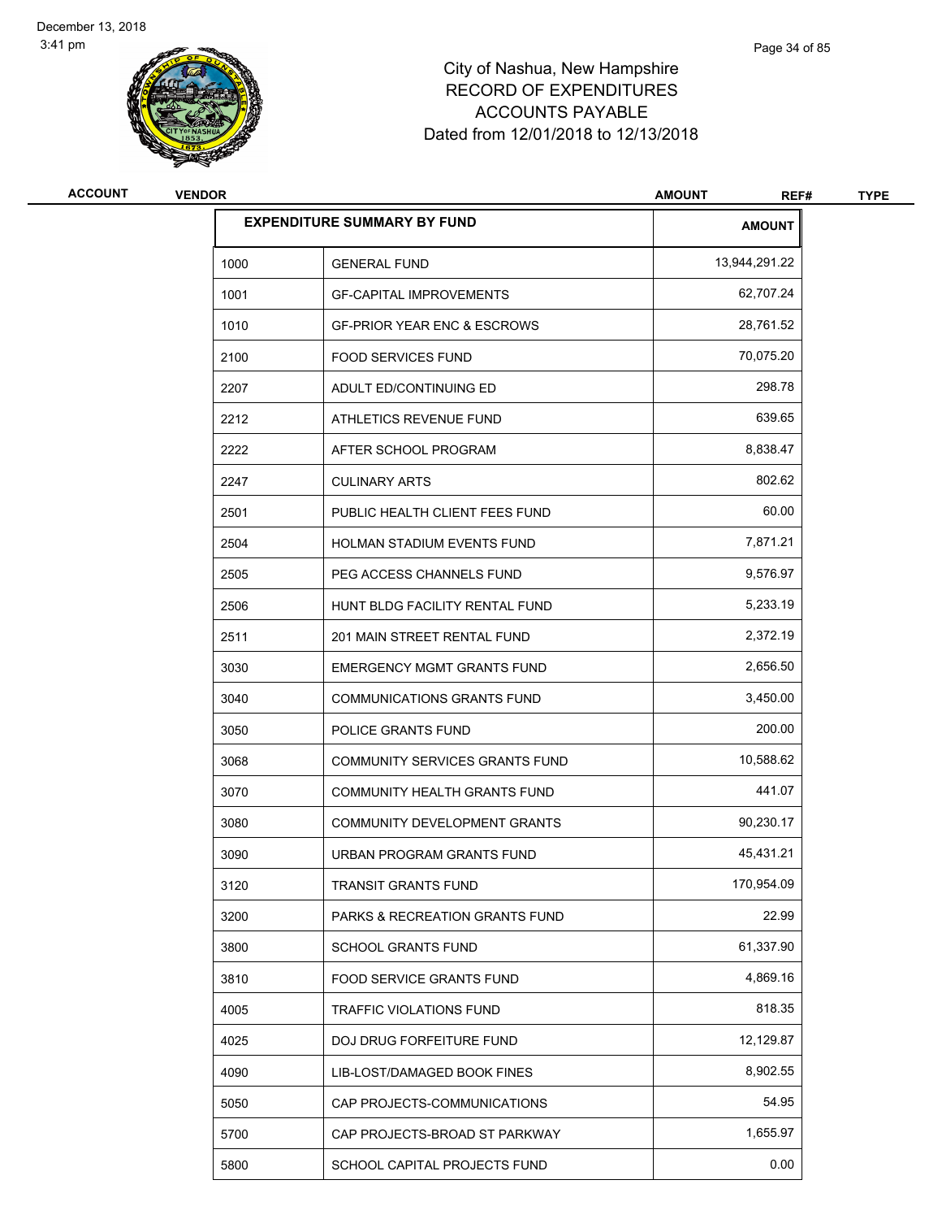# City of Nashua, New Hampshire
## RECORD OF EXPENDITURES
## ACCOUNTS PAYABLE
## Dated from 12/01/2018 to 12/13/2018

| ACCOUNT | VENDOR | AMOUNT | REF# | TYPE |
|---|---|---|---|---|

**EXPENDITURE SUMMARY BY FUND**

| Fund | Description | AMOUNT |
|---|---|---|
| 1000 | GENERAL FUND | 13,944,291.22 |
| 1001 | GF-CAPITAL IMPROVEMENTS | 62,707.24 |
| 1010 | GF-PRIOR YEAR ENC & ESCROWS | 28,761.52 |
| 2100 | FOOD SERVICES FUND | 70,075.20 |
| 2207 | ADULT ED/CONTINUING ED | 298.78 |
| 2212 | ATHLETICS REVENUE FUND | 639.65 |
| 2222 | AFTER SCHOOL PROGRAM | 8,838.47 |
| 2247 | CULINARY ARTS | 802.62 |
| 2501 | PUBLIC HEALTH CLIENT FEES FUND | 60.00 |
| 2504 | HOLMAN STADIUM EVENTS FUND | 7,871.21 |
| 2505 | PEG ACCESS CHANNELS FUND | 9,576.97 |
| 2506 | HUNT BLDG FACILITY RENTAL FUND | 5,233.19 |
| 2511 | 201 MAIN STREET RENTAL FUND | 2,372.19 |
| 3030 | EMERGENCY MGMT GRANTS FUND | 2,656.50 |
| 3040 | COMMUNICATIONS GRANTS FUND | 3,450.00 |
| 3050 | POLICE GRANTS FUND | 200.00 |
| 3068 | COMMUNITY SERVICES GRANTS FUND | 10,588.62 |
| 3070 | COMMUNITY HEALTH GRANTS FUND | 441.07 |
| 3080 | COMMUNITY DEVELOPMENT GRANTS | 90,230.17 |
| 3090 | URBAN PROGRAM GRANTS FUND | 45,431.21 |
| 3120 | TRANSIT GRANTS FUND | 170,954.09 |
| 3200 | PARKS & RECREATION GRANTS FUND | 22.99 |
| 3800 | SCHOOL GRANTS FUND | 61,337.90 |
| 3810 | FOOD SERVICE GRANTS FUND | 4,869.16 |
| 4005 | TRAFFIC VIOLATIONS FUND | 818.35 |
| 4025 | DOJ DRUG FORFEITURE FUND | 12,129.87 |
| 4090 | LIB-LOST/DAMAGED BOOK FINES | 8,902.55 |
| 5050 | CAP PROJECTS-COMMUNICATIONS | 54.95 |
| 5700 | CAP PROJECTS-BROAD ST PARKWAY | 1,655.97 |
| 5800 | SCHOOL CAPITAL PROJECTS FUND | 0.00 |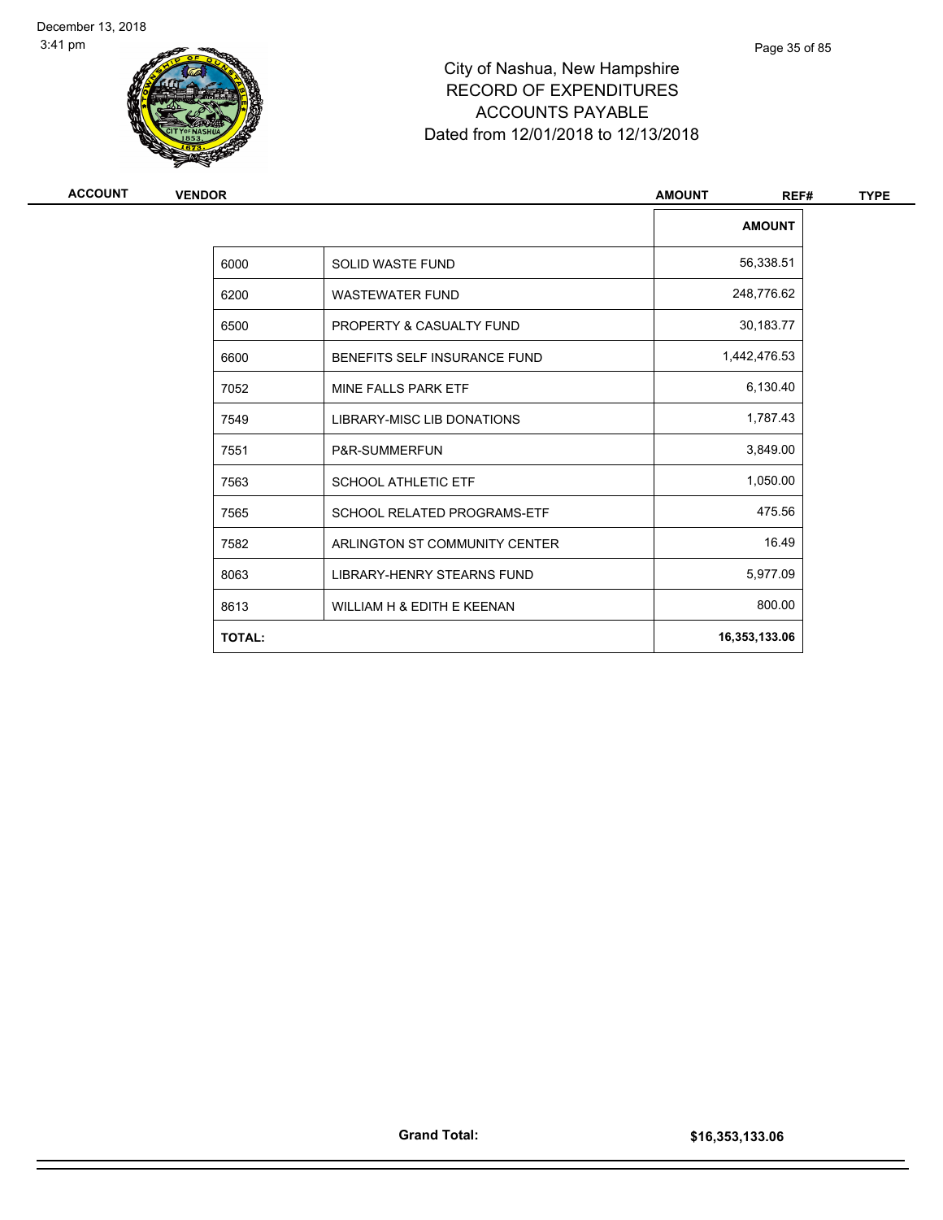# City of Nashua, New Hampshire
## RECORD OF EXPENDITURES
## ACCOUNTS PAYABLE
## Dated from 12/01/2018 to 12/13/2018

| ACCOUNT | VENDOR | AMOUNT | REF# | TYPE |
|---|---|---|---|---|

| | | AMOUNT |
|---|---|---|
| 6000 | SOLID WASTE FUND | 56,338.51 |
| 6200 | WASTEWATER FUND | 248,776.62 |
| 6500 | PROPERTY & CASUALTY FUND | 30,183.77 |
| 6600 | BENEFITS SELF INSURANCE FUND | 1,442,476.53 |
| 7052 | MINE FALLS PARK ETF | 6,130.40 |
| 7549 | LIBRARY-MISC LIB DONATIONS | 1,787.43 |
| 7551 | P&R-SUMMERFUN | 3,849.00 |
| 7563 | SCHOOL ATHLETIC ETF | 1,050.00 |
| 7565 | SCHOOL RELATED PROGRAMS-ETF | 475.56 |
| 7582 | ARLINGTON ST COMMUNITY CENTER | 16.49 |
| 8063 | LIBRARY-HENRY STEARNS FUND | 5,977.09 |
| 8613 | WILLIAM H & EDITH E KEENAN | 800.00 |
| **TOTAL:** | | **16,353,133.06** |

**Grand Total:** **$16,353,133.06**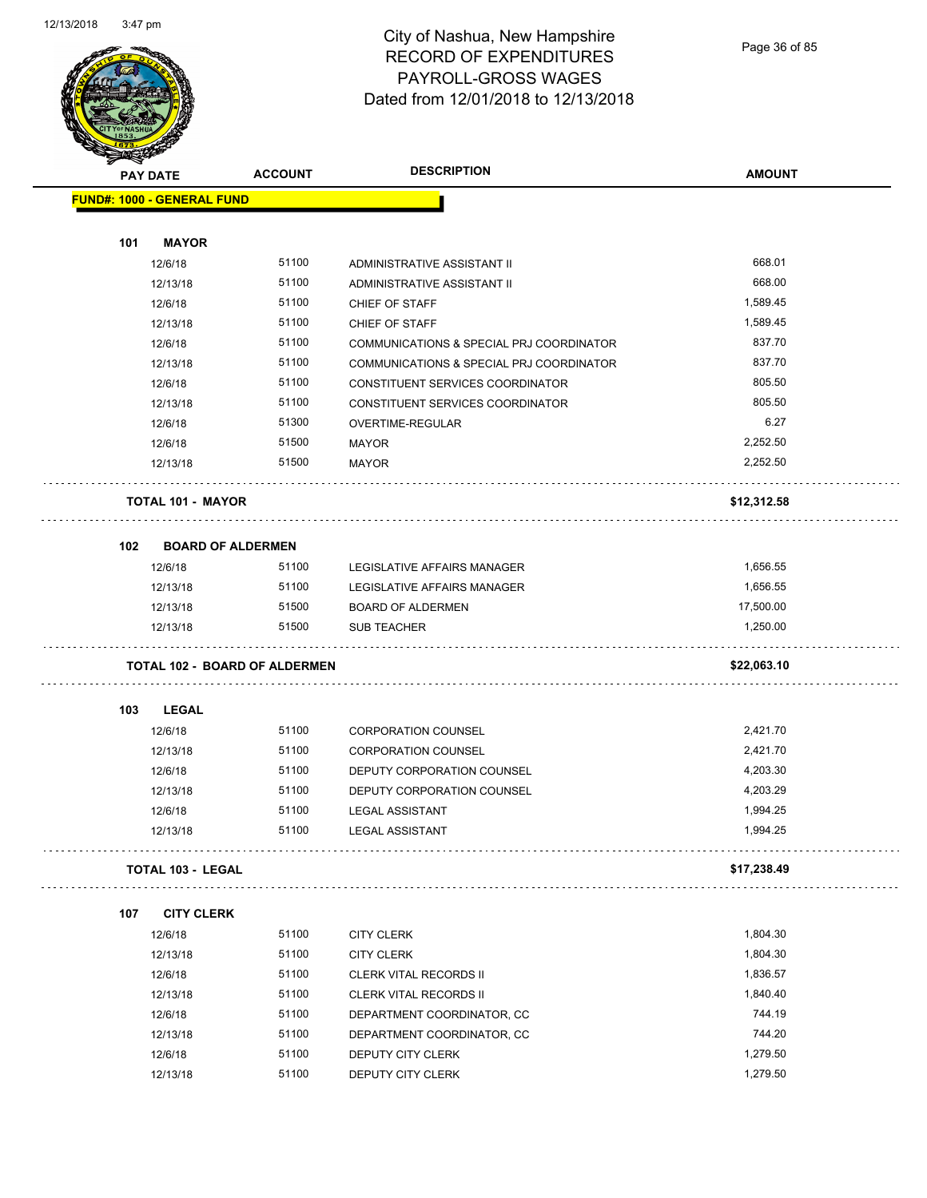# City of Nashua, New Hampshire
## RECORD OF EXPENDITURES
## PAYROLL-GROSS WAGES
## Dated from 12/01/2018 to 12/13/2018

| PAY DATE | ACCOUNT | DESCRIPTION | AMOUNT |
|---|---|---|---|
| **FUND#: 1000 - GENERAL FUND** | | | |
| **101 MAYOR** | | | |
| 12/6/18 | 51100 | ADMINISTRATIVE ASSISTANT II | 668.01 |
| 12/13/18 | 51100 | ADMINISTRATIVE ASSISTANT II | 668.00 |
| 12/6/18 | 51100 | CHIEF OF STAFF | 1,589.45 |
| 12/13/18 | 51100 | CHIEF OF STAFF | 1,589.45 |
| 12/6/18 | 51100 | COMMUNICATIONS & SPECIAL PRJ COORDINATOR | 837.70 |
| 12/13/18 | 51100 | COMMUNICATIONS & SPECIAL PRJ COORDINATOR | 837.70 |
| 12/6/18 | 51100 | CONSTITUENT SERVICES COORDINATOR | 805.50 |
| 12/13/18 | 51100 | CONSTITUENT SERVICES COORDINATOR | 805.50 |
| 12/6/18 | 51300 | OVERTIME-REGULAR | 6.27 |
| 12/6/18 | 51500 | MAYOR | 2,252.50 |
| 12/13/18 | 51500 | MAYOR | 2,252.50 |
| **TOTAL 101 - MAYOR** | | | **$12,312.58** |
| **102 BOARD OF ALDERMEN** | | | |
| 12/6/18 | 51100 | LEGISLATIVE AFFAIRS MANAGER | 1,656.55 |
| 12/13/18 | 51100 | LEGISLATIVE AFFAIRS MANAGER | 1,656.55 |
| 12/13/18 | 51500 | BOARD OF ALDERMEN | 17,500.00 |
| 12/13/18 | 51500 | SUB TEACHER | 1,250.00 |
| **TOTAL 102 - BOARD OF ALDERMEN** | | | **$22,063.10** |
| **103 LEGAL** | | | |
| 12/6/18 | 51100 | CORPORATION COUNSEL | 2,421.70 |
| 12/13/18 | 51100 | CORPORATION COUNSEL | 2,421.70 |
| 12/6/18 | 51100 | DEPUTY CORPORATION COUNSEL | 4,203.30 |
| 12/13/18 | 51100 | DEPUTY CORPORATION COUNSEL | 4,203.29 |
| 12/6/18 | 51100 | LEGAL ASSISTANT | 1,994.25 |
| 12/13/18 | 51100 | LEGAL ASSISTANT | 1,994.25 |
| **TOTAL 103 - LEGAL** | | | **$17,238.49** |
| **107 CITY CLERK** | | | |
| 12/6/18 | 51100 | CITY CLERK | 1,804.30 |
| 12/13/18 | 51100 | CITY CLERK | 1,804.30 |
| 12/6/18 | 51100 | CLERK VITAL RECORDS II | 1,836.57 |
| 12/13/18 | 51100 | CLERK VITAL RECORDS II | 1,840.40 |
| 12/6/18 | 51100 | DEPARTMENT COORDINATOR, CC | 744.19 |
| 12/13/18 | 51100 | DEPARTMENT COORDINATOR, CC | 744.20 |
| 12/6/18 | 51100 | DEPUTY CITY CLERK | 1,279.50 |
| 12/13/18 | 51100 | DEPUTY CITY CLERK | 1,279.50 |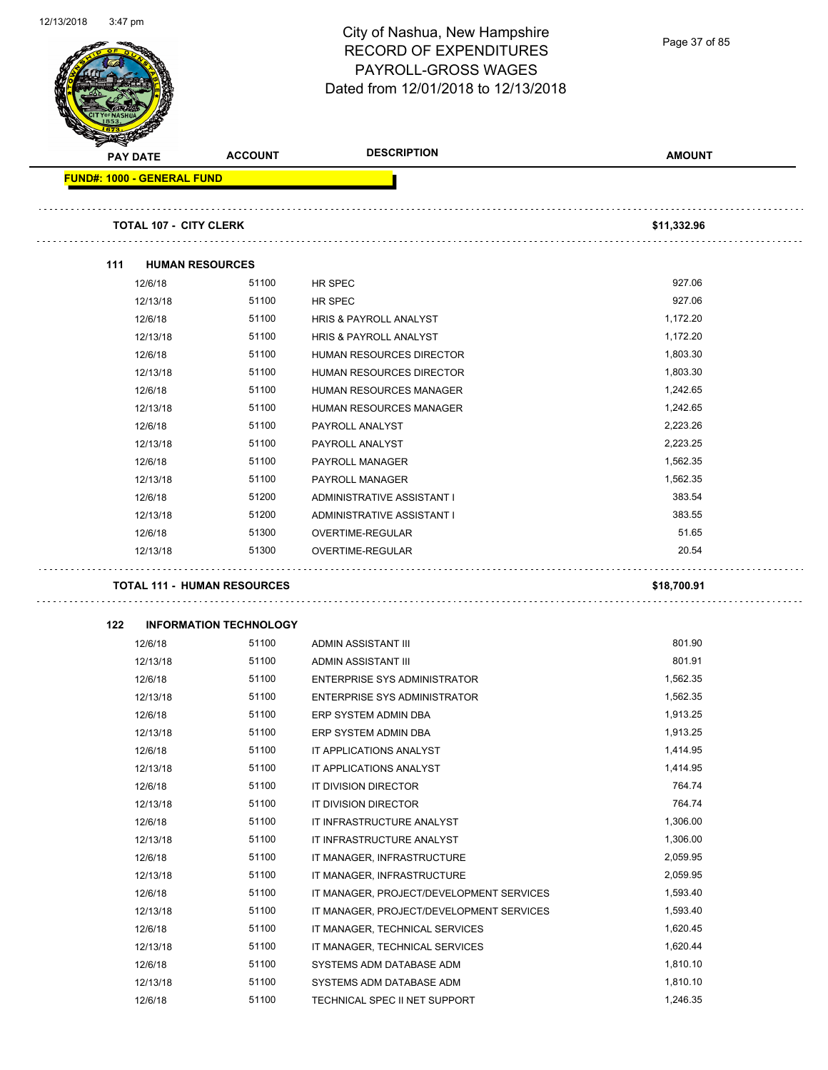# City of Nashua, New Hampshire
## RECORD OF EXPENDITURES
## PAYROLL-GROSS WAGES
## Dated from 12/01/2018 to 12/13/2018

| PAY DATE | ACCOUNT | DESCRIPTION | AMOUNT |
|---|---|---|---|
| **FUND#: 1000 - GENERAL FUND** | | | |
| **TOTAL 107 - CITY CLERK** | | | **$11,332.96** |
| **111 HUMAN RESOURCES** | | | |
| 12/6/18 | 51100 | HR SPEC | 927.06 |
| 12/13/18 | 51100 | HR SPEC | 927.06 |
| 12/6/18 | 51100 | HRIS & PAYROLL ANALYST | 1,172.20 |
| 12/13/18 | 51100 | HRIS & PAYROLL ANALYST | 1,172.20 |
| 12/6/18 | 51100 | HUMAN RESOURCES DIRECTOR | 1,803.30 |
| 12/13/18 | 51100 | HUMAN RESOURCES DIRECTOR | 1,803.30 |
| 12/6/18 | 51100 | HUMAN RESOURCES MANAGER | 1,242.65 |
| 12/13/18 | 51100 | HUMAN RESOURCES MANAGER | 1,242.65 |
| 12/6/18 | 51100 | PAYROLL ANALYST | 2,223.26 |
| 12/13/18 | 51100 | PAYROLL ANALYST | 2,223.25 |
| 12/6/18 | 51100 | PAYROLL MANAGER | 1,562.35 |
| 12/13/18 | 51100 | PAYROLL MANAGER | 1,562.35 |
| 12/6/18 | 51200 | ADMINISTRATIVE ASSISTANT I | 383.54 |
| 12/13/18 | 51200 | ADMINISTRATIVE ASSISTANT I | 383.55 |
| 12/6/18 | 51300 | OVERTIME-REGULAR | 51.65 |
| 12/13/18 | 51300 | OVERTIME-REGULAR | 20.54 |
| **TOTAL 111 - HUMAN RESOURCES** | | | **$18,700.91** |
| **122 INFORMATION TECHNOLOGY** | | | |
| 12/6/18 | 51100 | ADMIN ASSISTANT III | 801.90 |
| 12/13/18 | 51100 | ADMIN ASSISTANT III | 801.91 |
| 12/6/18 | 51100 | ENTERPRISE SYS ADMINISTRATOR | 1,562.35 |
| 12/13/18 | 51100 | ENTERPRISE SYS ADMINISTRATOR | 1,562.35 |
| 12/6/18 | 51100 | ERP SYSTEM ADMIN DBA | 1,913.25 |
| 12/13/18 | 51100 | ERP SYSTEM ADMIN DBA | 1,913.25 |
| 12/6/18 | 51100 | IT APPLICATIONS ANALYST | 1,414.95 |
| 12/13/18 | 51100 | IT APPLICATIONS ANALYST | 1,414.95 |
| 12/6/18 | 51100 | IT DIVISION DIRECTOR | 764.74 |
| 12/13/18 | 51100 | IT DIVISION DIRECTOR | 764.74 |
| 12/6/18 | 51100 | IT INFRASTRUCTURE ANALYST | 1,306.00 |
| 12/13/18 | 51100 | IT INFRASTRUCTURE ANALYST | 1,306.00 |
| 12/6/18 | 51100 | IT MANAGER, INFRASTRUCTURE | 2,059.95 |
| 12/13/18 | 51100 | IT MANAGER, INFRASTRUCTURE | 2,059.95 |
| 12/6/18 | 51100 | IT MANAGER, PROJECT/DEVELOPMENT SERVICES | 1,593.40 |
| 12/13/18 | 51100 | IT MANAGER, PROJECT/DEVELOPMENT SERVICES | 1,593.40 |
| 12/6/18 | 51100 | IT MANAGER, TECHNICAL SERVICES | 1,620.45 |
| 12/13/18 | 51100 | IT MANAGER, TECHNICAL SERVICES | 1,620.44 |
| 12/6/18 | 51100 | SYSTEMS ADM DATABASE ADM | 1,810.10 |
| 12/13/18 | 51100 | SYSTEMS ADM DATABASE ADM | 1,810.10 |
| 12/6/18 | 51100 | TECHNICAL SPEC II NET SUPPORT | 1,246.35 |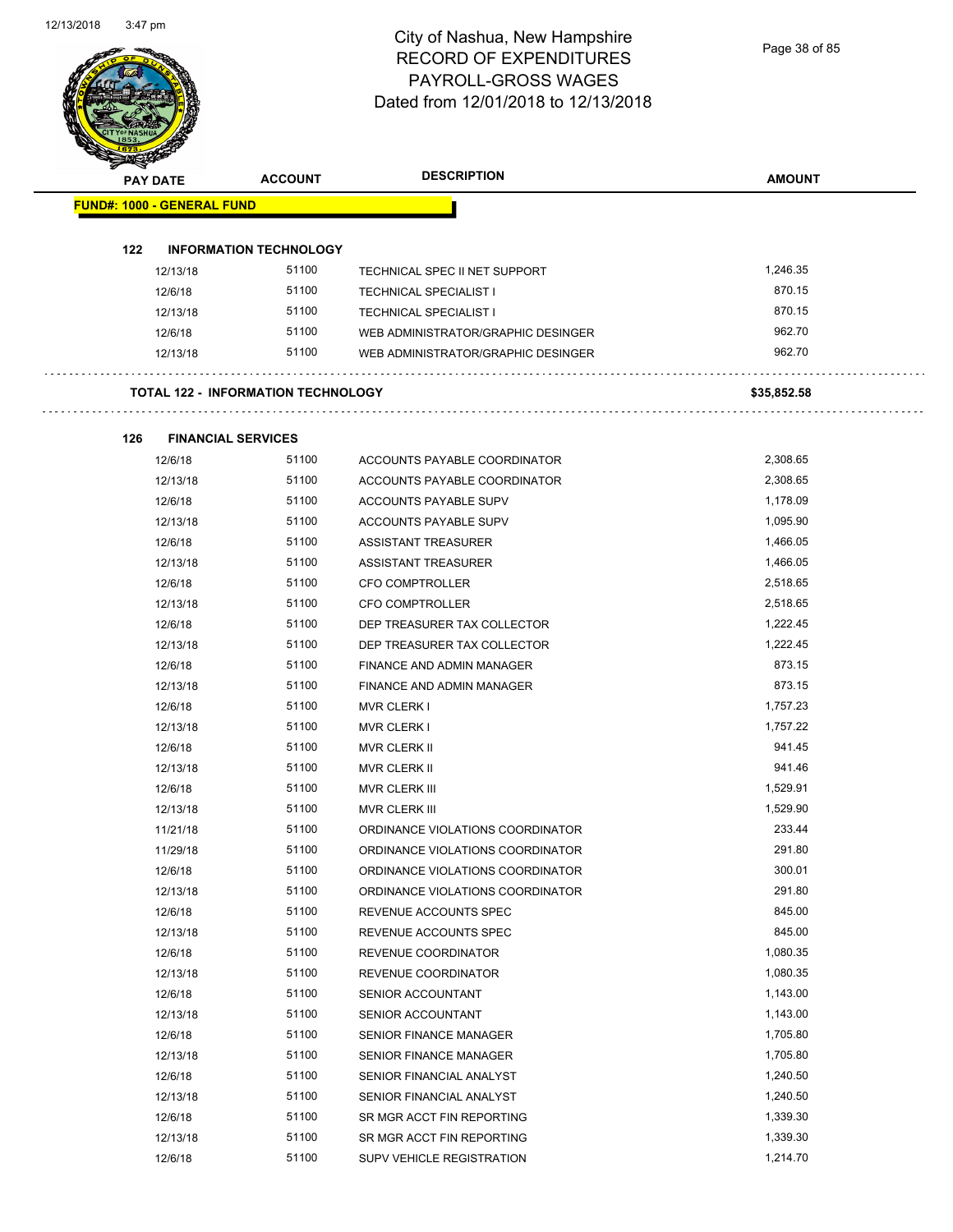# City of Nashua, New Hampshire
## RECORD OF EXPENDITURES
## PAYROLL-GROSS WAGES
## Dated from 12/01/2018 to 12/13/2018

| PAY DATE | ACCOUNT | DESCRIPTION | AMOUNT |
|---|---|---|---|

**FUND#: 1000 - GENERAL FUND**

**122 INFORMATION TECHNOLOGY**

| PAY DATE | ACCOUNT | DESCRIPTION | AMOUNT |
|---|---|---|---|
| 12/13/18 | 51100 | TECHNICAL SPEC II NET SUPPORT | 1,246.35 |
| 12/6/18 | 51100 | TECHNICAL SPECIALIST I | 870.15 |
| 12/13/18 | 51100 | TECHNICAL SPECIALIST I | 870.15 |
| 12/6/18 | 51100 | WEB ADMINISTRATOR/GRAPHIC DESINGER | 962.70 |
| 12/13/18 | 51100 | WEB ADMINISTRATOR/GRAPHIC DESINGER | 962.70 |

**TOTAL 122 - INFORMATION TECHNOLOGY** **$35,852.58**

**126 FINANCIAL SERVICES**

| PAY DATE | ACCOUNT | DESCRIPTION | AMOUNT |
|---|---|---|---|
| 12/6/18 | 51100 | ACCOUNTS PAYABLE COORDINATOR | 2,308.65 |
| 12/13/18 | 51100 | ACCOUNTS PAYABLE COORDINATOR | 2,308.65 |
| 12/6/18 | 51100 | ACCOUNTS PAYABLE SUPV | 1,178.09 |
| 12/13/18 | 51100 | ACCOUNTS PAYABLE SUPV | 1,095.90 |
| 12/6/18 | 51100 | ASSISTANT TREASURER | 1,466.05 |
| 12/13/18 | 51100 | ASSISTANT TREASURER | 1,466.05 |
| 12/6/18 | 51100 | CFO COMPTROLLER | 2,518.65 |
| 12/13/18 | 51100 | CFO COMPTROLLER | 2,518.65 |
| 12/6/18 | 51100 | DEP TREASURER TAX COLLECTOR | 1,222.45 |
| 12/13/18 | 51100 | DEP TREASURER TAX COLLECTOR | 1,222.45 |
| 12/6/18 | 51100 | FINANCE AND ADMIN MANAGER | 873.15 |
| 12/13/18 | 51100 | FINANCE AND ADMIN MANAGER | 873.15 |
| 12/6/18 | 51100 | MVR CLERK I | 1,757.23 |
| 12/13/18 | 51100 | MVR CLERK I | 1,757.22 |
| 12/6/18 | 51100 | MVR CLERK II | 941.45 |
| 12/13/18 | 51100 | MVR CLERK II | 941.46 |
| 12/6/18 | 51100 | MVR CLERK III | 1,529.91 |
| 12/13/18 | 51100 | MVR CLERK III | 1,529.90 |
| 11/21/18 | 51100 | ORDINANCE VIOLATIONS COORDINATOR | 233.44 |
| 11/29/18 | 51100 | ORDINANCE VIOLATIONS COORDINATOR | 291.80 |
| 12/6/18 | 51100 | ORDINANCE VIOLATIONS COORDINATOR | 300.01 |
| 12/13/18 | 51100 | ORDINANCE VIOLATIONS COORDINATOR | 291.80 |
| 12/6/18 | 51100 | REVENUE ACCOUNTS SPEC | 845.00 |
| 12/13/18 | 51100 | REVENUE ACCOUNTS SPEC | 845.00 |
| 12/6/18 | 51100 | REVENUE COORDINATOR | 1,080.35 |
| 12/13/18 | 51100 | REVENUE COORDINATOR | 1,080.35 |
| 12/6/18 | 51100 | SENIOR ACCOUNTANT | 1,143.00 |
| 12/13/18 | 51100 | SENIOR ACCOUNTANT | 1,143.00 |
| 12/6/18 | 51100 | SENIOR FINANCE MANAGER | 1,705.80 |
| 12/13/18 | 51100 | SENIOR FINANCE MANAGER | 1,705.80 |
| 12/6/18 | 51100 | SENIOR FINANCIAL ANALYST | 1,240.50 |
| 12/13/18 | 51100 | SENIOR FINANCIAL ANALYST | 1,240.50 |
| 12/6/18 | 51100 | SR MGR ACCT FIN REPORTING | 1,339.30 |
| 12/13/18 | 51100 | SR MGR ACCT FIN REPORTING | 1,339.30 |
| 12/6/18 | 51100 | SUPV VEHICLE REGISTRATION | 1,214.70 |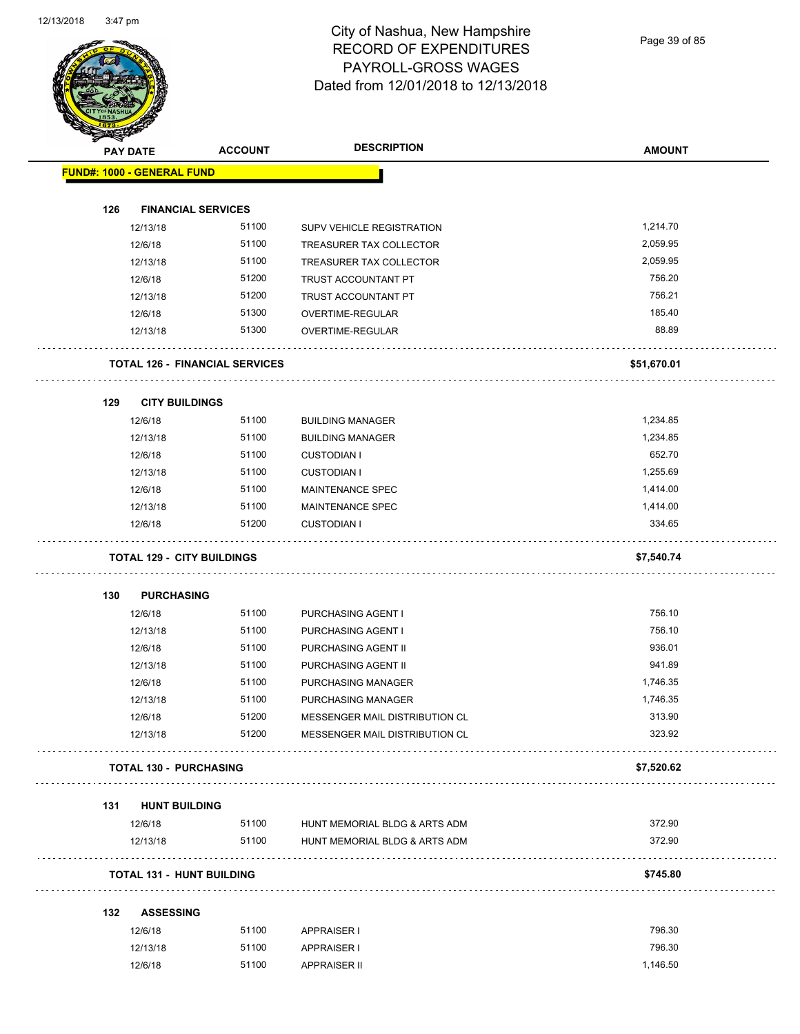# City of Nashua, New Hampshire
## RECORD OF EXPENDITURES
## PAYROLL-GROSS WAGES
## Dated from 12/01/2018 to 12/13/2018

| PAY DATE | ACCOUNT | DESCRIPTION | AMOUNT |
|---|---|---|---|
| **FUND#: 1000 - GENERAL FUND** | | | |
| **126 FINANCIAL SERVICES** | | | |
| 12/13/18 | 51100 | SUPV VEHICLE REGISTRATION | 1,214.70 |
| 12/6/18 | 51100 | TREASURER TAX COLLECTOR | 2,059.95 |
| 12/13/18 | 51100 | TREASURER TAX COLLECTOR | 2,059.95 |
| 12/6/18 | 51200 | TRUST ACCOUNTANT PT | 756.20 |
| 12/13/18 | 51200 | TRUST ACCOUNTANT PT | 756.21 |
| 12/6/18 | 51300 | OVERTIME-REGULAR | 185.40 |
| 12/13/18 | 51300 | OVERTIME-REGULAR | 88.89 |
| **TOTAL 126 - FINANCIAL SERVICES** | | | **$51,670.01** |
| **129 CITY BUILDINGS** | | | |
| 12/6/18 | 51100 | BUILDING MANAGER | 1,234.85 |
| 12/13/18 | 51100 | BUILDING MANAGER | 1,234.85 |
| 12/6/18 | 51100 | CUSTODIAN I | 652.70 |
| 12/13/18 | 51100 | CUSTODIAN I | 1,255.69 |
| 12/6/18 | 51100 | MAINTENANCE SPEC | 1,414.00 |
| 12/13/18 | 51100 | MAINTENANCE SPEC | 1,414.00 |
| 12/6/18 | 51200 | CUSTODIAN I | 334.65 |
| **TOTAL 129 - CITY BUILDINGS** | | | **$7,540.74** |
| **130 PURCHASING** | | | |
| 12/6/18 | 51100 | PURCHASING AGENT I | 756.10 |
| 12/13/18 | 51100 | PURCHASING AGENT I | 756.10 |
| 12/6/18 | 51100 | PURCHASING AGENT II | 936.01 |
| 12/13/18 | 51100 | PURCHASING AGENT II | 941.89 |
| 12/6/18 | 51100 | PURCHASING MANAGER | 1,746.35 |
| 12/13/18 | 51100 | PURCHASING MANAGER | 1,746.35 |
| 12/6/18 | 51200 | MESSENGER MAIL DISTRIBUTION CL | 313.90 |
| 12/13/18 | 51200 | MESSENGER MAIL DISTRIBUTION CL | 323.92 |
| **TOTAL 130 - PURCHASING** | | | **$7,520.62** |
| **131 HUNT BUILDING** | | | |
| 12/6/18 | 51100 | HUNT MEMORIAL BLDG & ARTS ADM | 372.90 |
| 12/13/18 | 51100 | HUNT MEMORIAL BLDG & ARTS ADM | 372.90 |
| **TOTAL 131 - HUNT BUILDING** | | | **$745.80** |
| **132 ASSESSING** | | | |
| 12/6/18 | 51100 | APPRAISER I | 796.30 |
| 12/13/18 | 51100 | APPRAISER I | 796.30 |
| 12/6/18 | 51100 | APPRAISER II | 1,146.50 |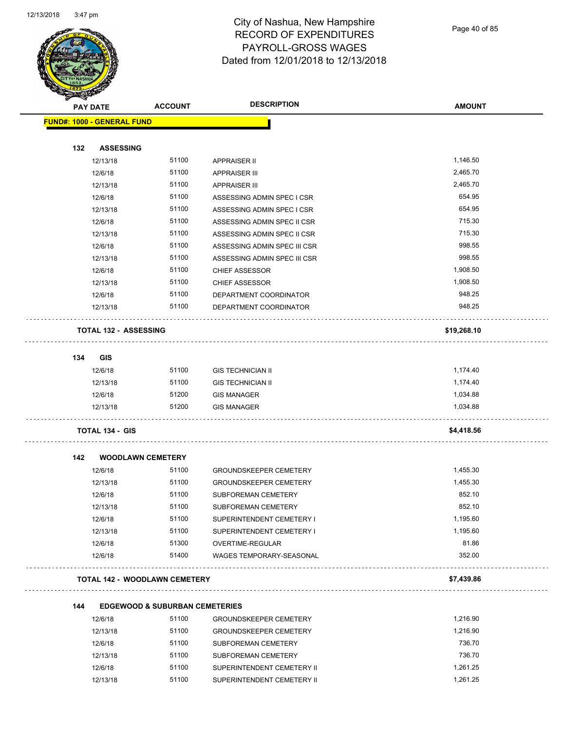# City of Nashua, New Hampshire
# RECORD OF EXPENDITURES
# PAYROLL-GROSS WAGES
# Dated from 12/01/2018 to 12/13/2018

| PAY DATE | ACCOUNT | DESCRIPTION | AMOUNT |
|---|---|---|---|
| **FUND#: 1000 - GENERAL FUND** | | | |
| **132 ASSESSING** | | | |
| 12/13/18 | 51100 | APPRAISER II | 1,146.50 |
| 12/6/18 | 51100 | APPRAISER III | 2,465.70 |
| 12/13/18 | 51100 | APPRAISER III | 2,465.70 |
| 12/6/18 | 51100 | ASSESSING ADMIN SPEC I CSR | 654.95 |
| 12/13/18 | 51100 | ASSESSING ADMIN SPEC I CSR | 654.95 |
| 12/6/18 | 51100 | ASSESSING ADMIN SPEC II CSR | 715.30 |
| 12/13/18 | 51100 | ASSESSING ADMIN SPEC II CSR | 715.30 |
| 12/6/18 | 51100 | ASSESSING ADMIN SPEC III CSR | 998.55 |
| 12/13/18 | 51100 | ASSESSING ADMIN SPEC III CSR | 998.55 |
| 12/6/18 | 51100 | CHIEF ASSESSOR | 1,908.50 |
| 12/13/18 | 51100 | CHIEF ASSESSOR | 1,908.50 |
| 12/6/18 | 51100 | DEPARTMENT COORDINATOR | 948.25 |
| 12/13/18 | 51100 | DEPARTMENT COORDINATOR | 948.25 |
| **TOTAL 132 - ASSESSING** | | | **$19,268.10** |
| **134 GIS** | | | |
| 12/6/18 | 51100 | GIS TECHNICIAN II | 1,174.40 |
| 12/13/18 | 51100 | GIS TECHNICIAN II | 1,174.40 |
| 12/6/18 | 51200 | GIS MANAGER | 1,034.88 |
| 12/13/18 | 51200 | GIS MANAGER | 1,034.88 |
| **TOTAL 134 - GIS** | | | **$4,418.56** |
| **142 WOODLAWN CEMETERY** | | | |
| 12/6/18 | 51100 | GROUNDSKEEPER CEMETERY | 1,455.30 |
| 12/13/18 | 51100 | GROUNDSKEEPER CEMETERY | 1,455.30 |
| 12/6/18 | 51100 | SUBFOREMAN CEMETERY | 852.10 |
| 12/13/18 | 51100 | SUBFOREMAN CEMETERY | 852.10 |
| 12/6/18 | 51100 | SUPERINTENDENT CEMETERY I | 1,195.60 |
| 12/13/18 | 51100 | SUPERINTENDENT CEMETERY I | 1,195.60 |
| 12/6/18 | 51300 | OVERTIME-REGULAR | 81.86 |
| 12/6/18 | 51400 | WAGES TEMPORARY-SEASONAL | 352.00 |
| **TOTAL 142 - WOODLAWN CEMETERY** | | | **$7,439.86** |
| **144 EDGEWOOD & SUBURBAN CEMETERIES** | | | |
| 12/6/18 | 51100 | GROUNDSKEEPER CEMETERY | 1,216.90 |
| 12/13/18 | 51100 | GROUNDSKEEPER CEMETERY | 1,216.90 |
| 12/6/18 | 51100 | SUBFOREMAN CEMETERY | 736.70 |
| 12/13/18 | 51100 | SUBFOREMAN CEMETERY | 736.70 |
| 12/6/18 | 51100 | SUPERINTENDENT CEMETERY II | 1,261.25 |
| 12/13/18 | 51100 | SUPERINTENDENT CEMETERY II | 1,261.25 |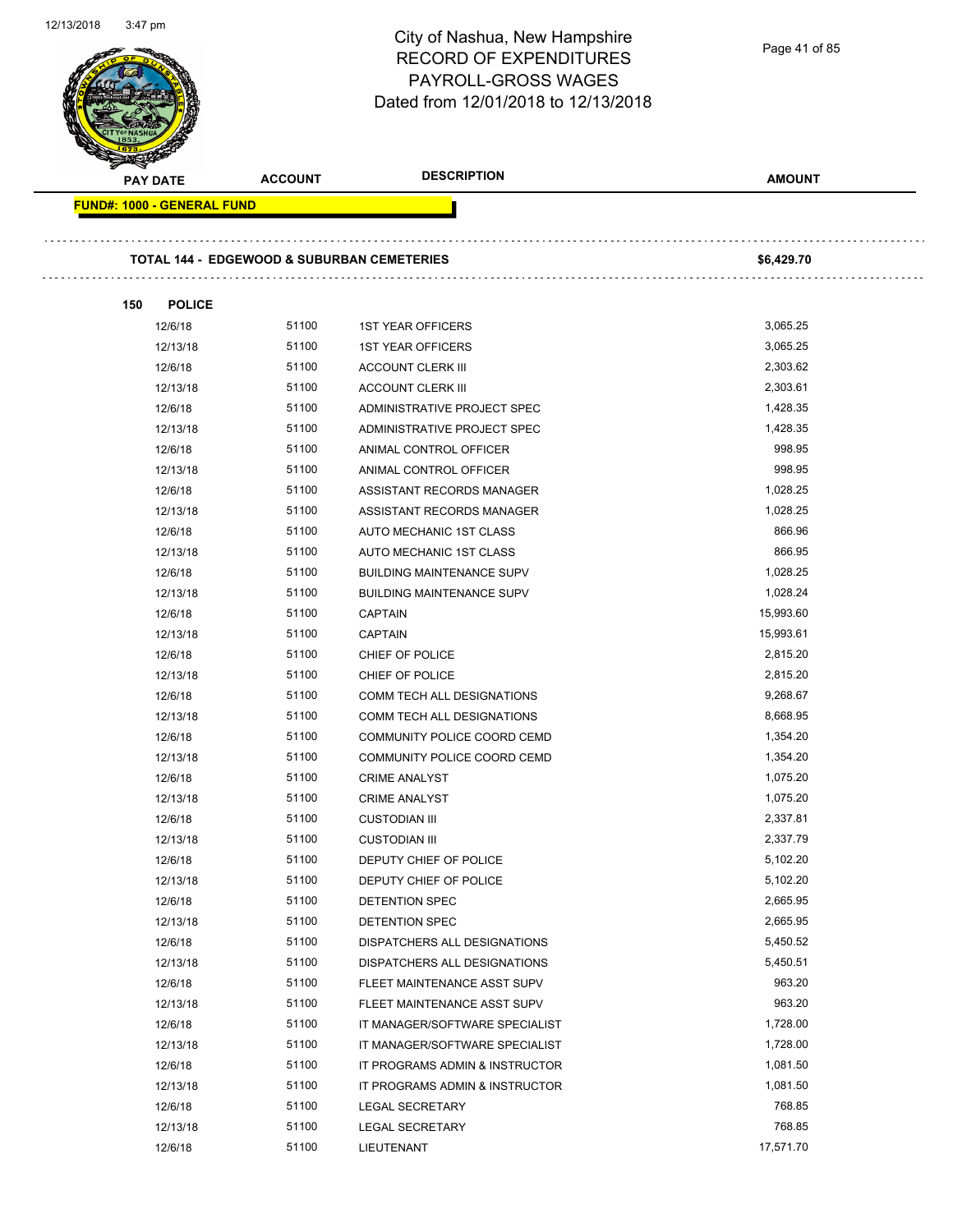# City of Nashua, New Hampshire
# RECORD OF EXPENDITURES
# PAYROLL-GROSS WAGES
# Dated from 12/01/2018 to 12/13/2018

| PAY DATE | ACCOUNT | DESCRIPTION | AMOUNT |
|---|---|---|---|

**FUND#: 1000 - GENERAL FUND**

**TOTAL 144 - EDGEWOOD & SUBURBAN CEMETERIES** **$6,429.70**

**150 POLICE**

| PAY DATE | ACCOUNT | DESCRIPTION | AMOUNT |
|---|---|---|---|
| 12/6/18 | 51100 | 1ST YEAR OFFICERS | 3,065.25 |
| 12/13/18 | 51100 | 1ST YEAR OFFICERS | 3,065.25 |
| 12/6/18 | 51100 | ACCOUNT CLERK III | 2,303.62 |
| 12/13/18 | 51100 | ACCOUNT CLERK III | 2,303.61 |
| 12/6/18 | 51100 | ADMINISTRATIVE PROJECT SPEC | 1,428.35 |
| 12/13/18 | 51100 | ADMINISTRATIVE PROJECT SPEC | 1,428.35 |
| 12/6/18 | 51100 | ANIMAL CONTROL OFFICER | 998.95 |
| 12/13/18 | 51100 | ANIMAL CONTROL OFFICER | 998.95 |
| 12/6/18 | 51100 | ASSISTANT RECORDS MANAGER | 1,028.25 |
| 12/13/18 | 51100 | ASSISTANT RECORDS MANAGER | 1,028.25 |
| 12/6/18 | 51100 | AUTO MECHANIC 1ST CLASS | 866.96 |
| 12/13/18 | 51100 | AUTO MECHANIC 1ST CLASS | 866.95 |
| 12/6/18 | 51100 | BUILDING MAINTENANCE SUPV | 1,028.25 |
| 12/13/18 | 51100 | BUILDING MAINTENANCE SUPV | 1,028.24 |
| 12/6/18 | 51100 | CAPTAIN | 15,993.60 |
| 12/13/18 | 51100 | CAPTAIN | 15,993.61 |
| 12/6/18 | 51100 | CHIEF OF POLICE | 2,815.20 |
| 12/13/18 | 51100 | CHIEF OF POLICE | 2,815.20 |
| 12/6/18 | 51100 | COMM TECH ALL DESIGNATIONS | 9,268.67 |
| 12/13/18 | 51100 | COMM TECH ALL DESIGNATIONS | 8,668.95 |
| 12/6/18 | 51100 | COMMUNITY POLICE COORD CEMD | 1,354.20 |
| 12/13/18 | 51100 | COMMUNITY POLICE COORD CEMD | 1,354.20 |
| 12/6/18 | 51100 | CRIME ANALYST | 1,075.20 |
| 12/13/18 | 51100 | CRIME ANALYST | 1,075.20 |
| 12/6/18 | 51100 | CUSTODIAN III | 2,337.81 |
| 12/13/18 | 51100 | CUSTODIAN III | 2,337.79 |
| 12/6/18 | 51100 | DEPUTY CHIEF OF POLICE | 5,102.20 |
| 12/13/18 | 51100 | DEPUTY CHIEF OF POLICE | 5,102.20 |
| 12/6/18 | 51100 | DETENTION SPEC | 2,665.95 |
| 12/13/18 | 51100 | DETENTION SPEC | 2,665.95 |
| 12/6/18 | 51100 | DISPATCHERS ALL DESIGNATIONS | 5,450.52 |
| 12/13/18 | 51100 | DISPATCHERS ALL DESIGNATIONS | 5,450.51 |
| 12/6/18 | 51100 | FLEET MAINTENANCE ASST SUPV | 963.20 |
| 12/13/18 | 51100 | FLEET MAINTENANCE ASST SUPV | 963.20 |
| 12/6/18 | 51100 | IT MANAGER/SOFTWARE SPECIALIST | 1,728.00 |
| 12/13/18 | 51100 | IT MANAGER/SOFTWARE SPECIALIST | 1,728.00 |
| 12/6/18 | 51100 | IT PROGRAMS ADMIN & INSTRUCTOR | 1,081.50 |
| 12/13/18 | 51100 | IT PROGRAMS ADMIN & INSTRUCTOR | 1,081.50 |
| 12/6/18 | 51100 | LEGAL SECRETARY | 768.85 |
| 12/13/18 | 51100 | LEGAL SECRETARY | 768.85 |
| 12/6/18 | 51100 | LIEUTENANT | 17,571.70 |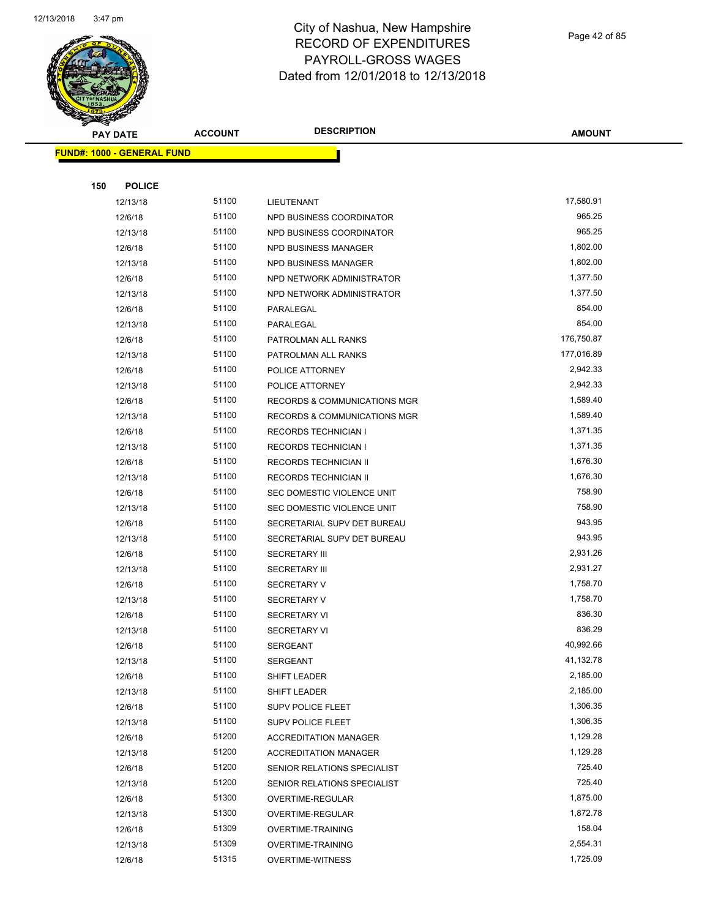# City of Nashua, New Hampshire
## RECORD OF EXPENDITURES
## PAYROLL-GROSS WAGES
## Dated from 12/01/2018 to 12/13/2018

**FUND#: 1000 - GENERAL FUND**

**150 POLICE**

| PAY DATE | ACCOUNT | DESCRIPTION | AMOUNT |
|---|---|---|---|
| 12/13/18 | 51100 | LIEUTENANT | 17,580.91 |
| 12/6/18 | 51100 | NPD BUSINESS COORDINATOR | 965.25 |
| 12/13/18 | 51100 | NPD BUSINESS COORDINATOR | 965.25 |
| 12/6/18 | 51100 | NPD BUSINESS MANAGER | 1,802.00 |
| 12/13/18 | 51100 | NPD BUSINESS MANAGER | 1,802.00 |
| 12/6/18 | 51100 | NPD NETWORK ADMINISTRATOR | 1,377.50 |
| 12/13/18 | 51100 | NPD NETWORK ADMINISTRATOR | 1,377.50 |
| 12/6/18 | 51100 | PARALEGAL | 854.00 |
| 12/13/18 | 51100 | PARALEGAL | 854.00 |
| 12/6/18 | 51100 | PATROLMAN ALL RANKS | 176,750.87 |
| 12/13/18 | 51100 | PATROLMAN ALL RANKS | 177,016.89 |
| 12/6/18 | 51100 | POLICE ATTORNEY | 2,942.33 |
| 12/13/18 | 51100 | POLICE ATTORNEY | 2,942.33 |
| 12/6/18 | 51100 | RECORDS & COMMUNICATIONS MGR | 1,589.40 |
| 12/13/18 | 51100 | RECORDS & COMMUNICATIONS MGR | 1,589.40 |
| 12/6/18 | 51100 | RECORDS TECHNICIAN I | 1,371.35 |
| 12/13/18 | 51100 | RECORDS TECHNICIAN I | 1,371.35 |
| 12/6/18 | 51100 | RECORDS TECHNICIAN II | 1,676.30 |
| 12/13/18 | 51100 | RECORDS TECHNICIAN II | 1,676.30 |
| 12/6/18 | 51100 | SEC DOMESTIC VIOLENCE UNIT | 758.90 |
| 12/13/18 | 51100 | SEC DOMESTIC VIOLENCE UNIT | 758.90 |
| 12/6/18 | 51100 | SECRETARIAL SUPV DET BUREAU | 943.95 |
| 12/13/18 | 51100 | SECRETARIAL SUPV DET BUREAU | 943.95 |
| 12/6/18 | 51100 | SECRETARY III | 2,931.26 |
| 12/13/18 | 51100 | SECRETARY III | 2,931.27 |
| 12/6/18 | 51100 | SECRETARY V | 1,758.70 |
| 12/13/18 | 51100 | SECRETARY V | 1,758.70 |
| 12/6/18 | 51100 | SECRETARY VI | 836.30 |
| 12/13/18 | 51100 | SECRETARY VI | 836.29 |
| 12/6/18 | 51100 | SERGEANT | 40,992.66 |
| 12/13/18 | 51100 | SERGEANT | 41,132.78 |
| 12/6/18 | 51100 | SHIFT LEADER | 2,185.00 |
| 12/13/18 | 51100 | SHIFT LEADER | 2,185.00 |
| 12/6/18 | 51100 | SUPV POLICE FLEET | 1,306.35 |
| 12/13/18 | 51100 | SUPV POLICE FLEET | 1,306.35 |
| 12/6/18 | 51200 | ACCREDITATION MANAGER | 1,129.28 |
| 12/13/18 | 51200 | ACCREDITATION MANAGER | 1,129.28 |
| 12/6/18 | 51200 | SENIOR RELATIONS SPECIALIST | 725.40 |
| 12/13/18 | 51200 | SENIOR RELATIONS SPECIALIST | 725.40 |
| 12/6/18 | 51300 | OVERTIME-REGULAR | 1,875.00 |
| 12/13/18 | 51300 | OVERTIME-REGULAR | 1,872.78 |
| 12/6/18 | 51309 | OVERTIME-TRAINING | 158.04 |
| 12/13/18 | 51309 | OVERTIME-TRAINING | 2,554.31 |
| 12/6/18 | 51315 | OVERTIME-WITNESS | 1,725.09 |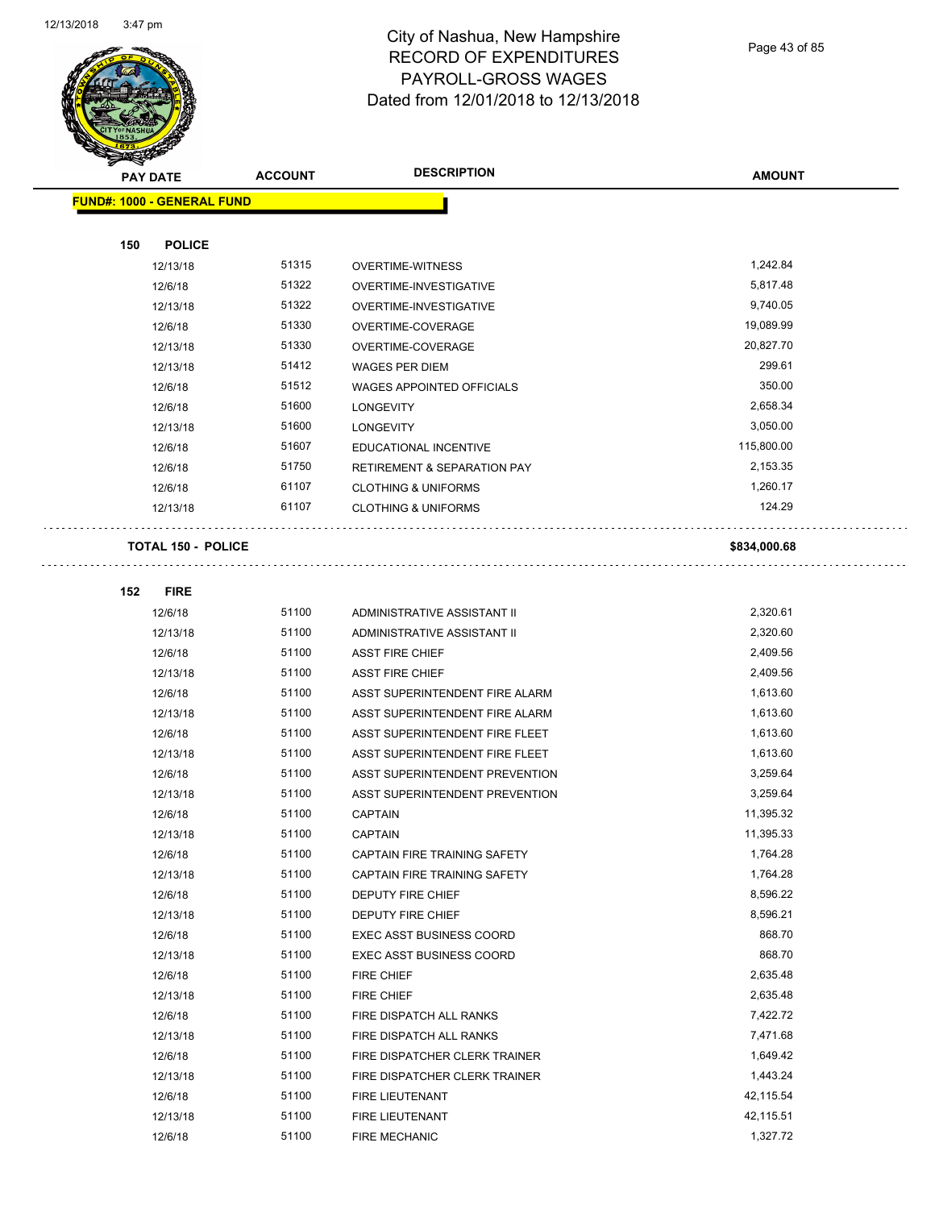# City of Nashua, New Hampshire
## RECORD OF EXPENDITURES
## PAYROLL-GROSS WAGES
## Dated from 12/01/2018 to 12/13/2018

| PAY DATE | ACCOUNT | DESCRIPTION | AMOUNT |
|---|---|---|---|
| **FUND#: 1000 - GENERAL FUND** | | | |
| **150 POLICE** | | | |
| 12/13/18 | 51315 | OVERTIME-WITNESS | 1,242.84 |
| 12/6/18 | 51322 | OVERTIME-INVESTIGATIVE | 5,817.48 |
| 12/13/18 | 51322 | OVERTIME-INVESTIGATIVE | 9,740.05 |
| 12/6/18 | 51330 | OVERTIME-COVERAGE | 19,089.99 |
| 12/13/18 | 51330 | OVERTIME-COVERAGE | 20,827.70 |
| 12/13/18 | 51412 | WAGES PER DIEM | 299.61 |
| 12/6/18 | 51512 | WAGES APPOINTED OFFICIALS | 350.00 |
| 12/6/18 | 51600 | LONGEVITY | 2,658.34 |
| 12/13/18 | 51600 | LONGEVITY | 3,050.00 |
| 12/6/18 | 51607 | EDUCATIONAL INCENTIVE | 115,800.00 |
| 12/6/18 | 51750 | RETIREMENT & SEPARATION PAY | 2,153.35 |
| 12/6/18 | 61107 | CLOTHING & UNIFORMS | 1,260.17 |
| 12/13/18 | 61107 | CLOTHING & UNIFORMS | 124.29 |
| **TOTAL 150 - POLICE** | | | **$834,000.68** |
| **152 FIRE** | | | |
| 12/6/18 | 51100 | ADMINISTRATIVE ASSISTANT II | 2,320.61 |
| 12/13/18 | 51100 | ADMINISTRATIVE ASSISTANT II | 2,320.60 |
| 12/6/18 | 51100 | ASST FIRE CHIEF | 2,409.56 |
| 12/13/18 | 51100 | ASST FIRE CHIEF | 2,409.56 |
| 12/6/18 | 51100 | ASST SUPERINTENDENT FIRE ALARM | 1,613.60 |
| 12/13/18 | 51100 | ASST SUPERINTENDENT FIRE ALARM | 1,613.60 |
| 12/6/18 | 51100 | ASST SUPERINTENDENT FIRE FLEET | 1,613.60 |
| 12/13/18 | 51100 | ASST SUPERINTENDENT FIRE FLEET | 1,613.60 |
| 12/6/18 | 51100 | ASST SUPERINTENDENT PREVENTION | 3,259.64 |
| 12/13/18 | 51100 | ASST SUPERINTENDENT PREVENTION | 3,259.64 |
| 12/6/18 | 51100 | CAPTAIN | 11,395.32 |
| 12/13/18 | 51100 | CAPTAIN | 11,395.33 |
| 12/6/18 | 51100 | CAPTAIN FIRE TRAINING SAFETY | 1,764.28 |
| 12/13/18 | 51100 | CAPTAIN FIRE TRAINING SAFETY | 1,764.28 |
| 12/6/18 | 51100 | DEPUTY FIRE CHIEF | 8,596.22 |
| 12/13/18 | 51100 | DEPUTY FIRE CHIEF | 8,596.21 |
| 12/6/18 | 51100 | EXEC ASST BUSINESS COORD | 868.70 |
| 12/13/18 | 51100 | EXEC ASST BUSINESS COORD | 868.70 |
| 12/6/18 | 51100 | FIRE CHIEF | 2,635.48 |
| 12/13/18 | 51100 | FIRE CHIEF | 2,635.48 |
| 12/6/18 | 51100 | FIRE DISPATCH ALL RANKS | 7,422.72 |
| 12/13/18 | 51100 | FIRE DISPATCH ALL RANKS | 7,471.68 |
| 12/6/18 | 51100 | FIRE DISPATCHER CLERK TRAINER | 1,649.42 |
| 12/13/18 | 51100 | FIRE DISPATCHER CLERK TRAINER | 1,443.24 |
| 12/6/18 | 51100 | FIRE LIEUTENANT | 42,115.54 |
| 12/13/18 | 51100 | FIRE LIEUTENANT | 42,115.51 |
| 12/6/18 | 51100 | FIRE MECHANIC | 1,327.72 |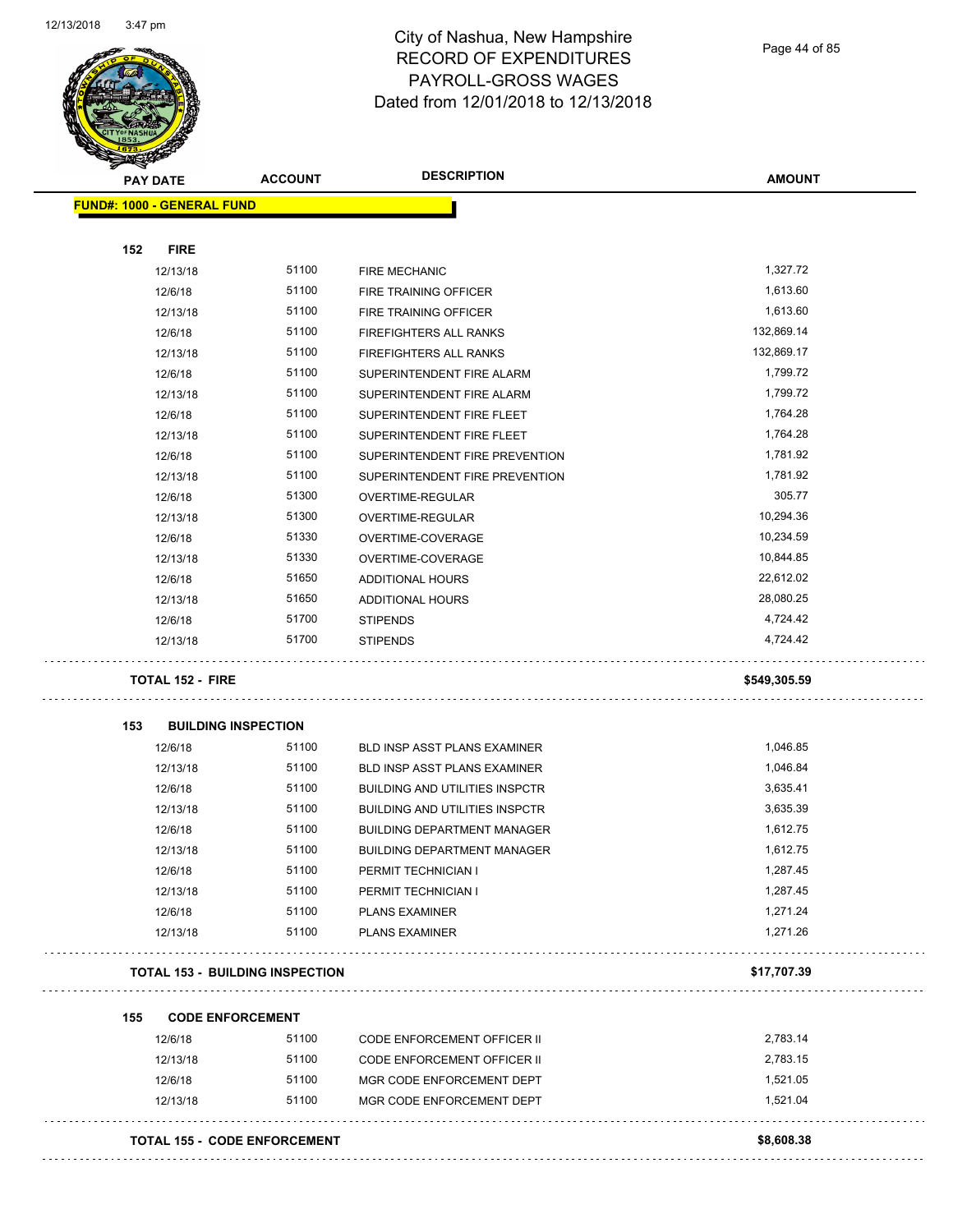# City of Nashua, New Hampshire
## RECORD OF EXPENDITURES
## PAYROLL-GROSS WAGES
## Dated from 12/01/2018 to 12/13/2018

| PAY DATE | ACCOUNT | DESCRIPTION | AMOUNT |
|---|---|---|---|
| **FUND#: 1000 - GENERAL FUND** | | | |
| **152 FIRE** | | | |
| 12/13/18 | 51100 | FIRE MECHANIC | 1,327.72 |
| 12/6/18 | 51100 | FIRE TRAINING OFFICER | 1,613.60 |
| 12/13/18 | 51100 | FIRE TRAINING OFFICER | 1,613.60 |
| 12/6/18 | 51100 | FIREFIGHTERS ALL RANKS | 132,869.14 |
| 12/13/18 | 51100 | FIREFIGHTERS ALL RANKS | 132,869.17 |
| 12/6/18 | 51100 | SUPERINTENDENT FIRE ALARM | 1,799.72 |
| 12/13/18 | 51100 | SUPERINTENDENT FIRE ALARM | 1,799.72 |
| 12/6/18 | 51100 | SUPERINTENDENT FIRE FLEET | 1,764.28 |
| 12/13/18 | 51100 | SUPERINTENDENT FIRE FLEET | 1,764.28 |
| 12/6/18 | 51100 | SUPERINTENDENT FIRE PREVENTION | 1,781.92 |
| 12/13/18 | 51100 | SUPERINTENDENT FIRE PREVENTION | 1,781.92 |
| 12/6/18 | 51300 | OVERTIME-REGULAR | 305.77 |
| 12/13/18 | 51300 | OVERTIME-REGULAR | 10,294.36 |
| 12/6/18 | 51330 | OVERTIME-COVERAGE | 10,234.59 |
| 12/13/18 | 51330 | OVERTIME-COVERAGE | 10,844.85 |
| 12/6/18 | 51650 | ADDITIONAL HOURS | 22,612.02 |
| 12/13/18 | 51650 | ADDITIONAL HOURS | 28,080.25 |
| 12/6/18 | 51700 | STIPENDS | 4,724.42 |
| 12/13/18 | 51700 | STIPENDS | 4,724.42 |
| **TOTAL 152 - FIRE** | | | **$549,305.59** |
| **153 BUILDING INSPECTION** | | | |
| 12/6/18 | 51100 | BLD INSP ASST PLANS EXAMINER | 1,046.85 |
| 12/13/18 | 51100 | BLD INSP ASST PLANS EXAMINER | 1,046.84 |
| 12/6/18 | 51100 | BUILDING AND UTILITIES INSPCTR | 3,635.41 |
| 12/13/18 | 51100 | BUILDING AND UTILITIES INSPCTR | 3,635.39 |
| 12/6/18 | 51100 | BUILDING DEPARTMENT MANAGER | 1,612.75 |
| 12/13/18 | 51100 | BUILDING DEPARTMENT MANAGER | 1,612.75 |
| 12/6/18 | 51100 | PERMIT TECHNICIAN I | 1,287.45 |
| 12/13/18 | 51100 | PERMIT TECHNICIAN I | 1,287.45 |
| 12/6/18 | 51100 | PLANS EXAMINER | 1,271.24 |
| 12/13/18 | 51100 | PLANS EXAMINER | 1,271.26 |
| **TOTAL 153 - BUILDING INSPECTION** | | | **$17,707.39** |
| **155 CODE ENFORCEMENT** | | | |
| 12/6/18 | 51100 | CODE ENFORCEMENT OFFICER II | 2,783.14 |
| 12/13/18 | 51100 | CODE ENFORCEMENT OFFICER II | 2,783.15 |
| 12/6/18 | 51100 | MGR CODE ENFORCEMENT DEPT | 1,521.05 |
| 12/13/18 | 51100 | MGR CODE ENFORCEMENT DEPT | 1,521.04 |
| **TOTAL 155 - CODE ENFORCEMENT** | | | **$8,608.38** |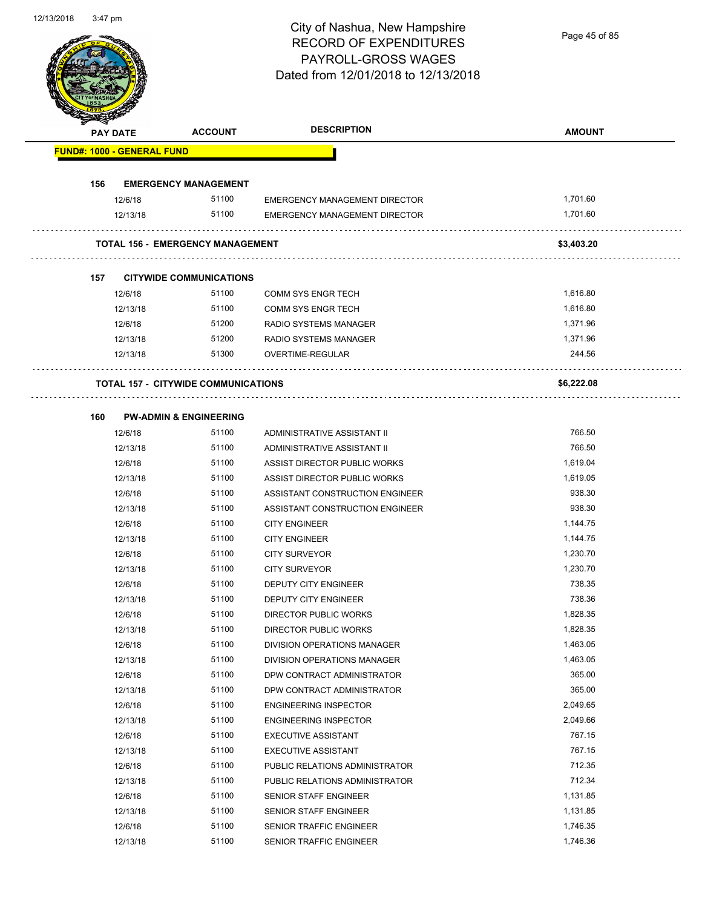# City of Nashua, New Hampshire
## RECORD OF EXPENDITURES
## PAYROLL-GROSS WAGES
## Dated from 12/01/2018 to 12/13/2018

| PAY DATE | ACCOUNT | DESCRIPTION | AMOUNT |
|---|---|---|---|
| **FUND#: 1000 - GENERAL FUND** | | | |
| **156 EMERGENCY MANAGEMENT** | | | |
| 12/6/18 | 51100 | EMERGENCY MANAGEMENT DIRECTOR | 1,701.60 |
| 12/13/18 | 51100 | EMERGENCY MANAGEMENT DIRECTOR | 1,701.60 |
| **TOTAL 156 - EMERGENCY MANAGEMENT** | | | **$3,403.20** |
| **157 CITYWIDE COMMUNICATIONS** | | | |
| 12/6/18 | 51100 | COMM SYS ENGR TECH | 1,616.80 |
| 12/13/18 | 51100 | COMM SYS ENGR TECH | 1,616.80 |
| 12/6/18 | 51200 | RADIO SYSTEMS MANAGER | 1,371.96 |
| 12/13/18 | 51200 | RADIO SYSTEMS MANAGER | 1,371.96 |
| 12/13/18 | 51300 | OVERTIME-REGULAR | 244.56 |
| **TOTAL 157 - CITYWIDE COMMUNICATIONS** | | | **$6,222.08** |
| **160 PW-ADMIN & ENGINEERING** | | | |
| 12/6/18 | 51100 | ADMINISTRATIVE ASSISTANT II | 766.50 |
| 12/13/18 | 51100 | ADMINISTRATIVE ASSISTANT II | 766.50 |
| 12/6/18 | 51100 | ASSIST DIRECTOR PUBLIC WORKS | 1,619.04 |
| 12/13/18 | 51100 | ASSIST DIRECTOR PUBLIC WORKS | 1,619.05 |
| 12/6/18 | 51100 | ASSISTANT CONSTRUCTION ENGINEER | 938.30 |
| 12/13/18 | 51100 | ASSISTANT CONSTRUCTION ENGINEER | 938.30 |
| 12/6/18 | 51100 | CITY ENGINEER | 1,144.75 |
| 12/13/18 | 51100 | CITY ENGINEER | 1,144.75 |
| 12/6/18 | 51100 | CITY SURVEYOR | 1,230.70 |
| 12/13/18 | 51100 | CITY SURVEYOR | 1,230.70 |
| 12/6/18 | 51100 | DEPUTY CITY ENGINEER | 738.35 |
| 12/13/18 | 51100 | DEPUTY CITY ENGINEER | 738.36 |
| 12/6/18 | 51100 | DIRECTOR PUBLIC WORKS | 1,828.35 |
| 12/13/18 | 51100 | DIRECTOR PUBLIC WORKS | 1,828.35 |
| 12/6/18 | 51100 | DIVISION OPERATIONS MANAGER | 1,463.05 |
| 12/13/18 | 51100 | DIVISION OPERATIONS MANAGER | 1,463.05 |
| 12/6/18 | 51100 | DPW CONTRACT ADMINISTRATOR | 365.00 |
| 12/13/18 | 51100 | DPW CONTRACT ADMINISTRATOR | 365.00 |
| 12/6/18 | 51100 | ENGINEERING INSPECTOR | 2,049.65 |
| 12/13/18 | 51100 | ENGINEERING INSPECTOR | 2,049.66 |
| 12/6/18 | 51100 | EXECUTIVE ASSISTANT | 767.15 |
| 12/13/18 | 51100 | EXECUTIVE ASSISTANT | 767.15 |
| 12/6/18 | 51100 | PUBLIC RELATIONS ADMINISTRATOR | 712.35 |
| 12/13/18 | 51100 | PUBLIC RELATIONS ADMINISTRATOR | 712.34 |
| 12/6/18 | 51100 | SENIOR STAFF ENGINEER | 1,131.85 |
| 12/13/18 | 51100 | SENIOR STAFF ENGINEER | 1,131.85 |
| 12/6/18 | 51100 | SENIOR TRAFFIC ENGINEER | 1,746.35 |
| 12/13/18 | 51100 | SENIOR TRAFFIC ENGINEER | 1,746.36 |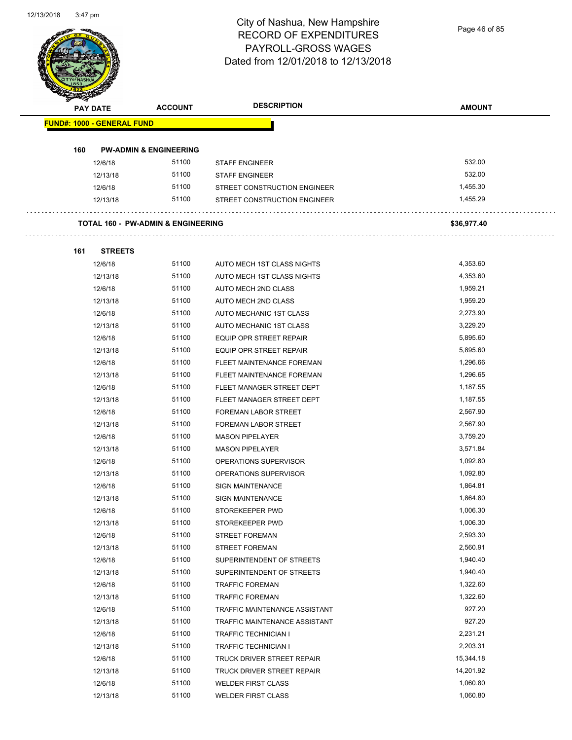# City of Nashua, New Hampshire
## RECORD OF EXPENDITURES
## PAYROLL-GROSS WAGES
## Dated from 12/01/2018 to 12/13/2018

| PAY DATE | ACCOUNT | DESCRIPTION | AMOUNT |
|---|---|---|---|
| **FUND#: 1000 - GENERAL FUND** | | | |
| **160 PW-ADMIN & ENGINEERING** | | | |
| 12/6/18 | 51100 | STAFF ENGINEER | 532.00 |
| 12/13/18 | 51100 | STAFF ENGINEER | 532.00 |
| 12/6/18 | 51100 | STREET CONSTRUCTION ENGINEER | 1,455.30 |
| 12/13/18 | 51100 | STREET CONSTRUCTION ENGINEER | 1,455.29 |
| **TOTAL 160 - PW-ADMIN & ENGINEERING** | | | **$36,977.40** |
| **161 STREETS** | | | |
| 12/6/18 | 51100 | AUTO MECH 1ST CLASS NIGHTS | 4,353.60 |
| 12/13/18 | 51100 | AUTO MECH 1ST CLASS NIGHTS | 4,353.60 |
| 12/6/18 | 51100 | AUTO MECH 2ND CLASS | 1,959.21 |
| 12/13/18 | 51100 | AUTO MECH 2ND CLASS | 1,959.20 |
| 12/6/18 | 51100 | AUTO MECHANIC 1ST CLASS | 2,273.90 |
| 12/13/18 | 51100 | AUTO MECHANIC 1ST CLASS | 3,229.20 |
| 12/6/18 | 51100 | EQUIP OPR STREET REPAIR | 5,895.60 |
| 12/13/18 | 51100 | EQUIP OPR STREET REPAIR | 5,895.60 |
| 12/6/18 | 51100 | FLEET MAINTENANCE FOREMAN | 1,296.66 |
| 12/13/18 | 51100 | FLEET MAINTENANCE FOREMAN | 1,296.65 |
| 12/6/18 | 51100 | FLEET MANAGER STREET DEPT | 1,187.55 |
| 12/13/18 | 51100 | FLEET MANAGER STREET DEPT | 1,187.55 |
| 12/6/18 | 51100 | FOREMAN LABOR STREET | 2,567.90 |
| 12/13/18 | 51100 | FOREMAN LABOR STREET | 2,567.90 |
| 12/6/18 | 51100 | MASON PIPELAYER | 3,759.20 |
| 12/13/18 | 51100 | MASON PIPELAYER | 3,571.84 |
| 12/6/18 | 51100 | OPERATIONS SUPERVISOR | 1,092.80 |
| 12/13/18 | 51100 | OPERATIONS SUPERVISOR | 1,092.80 |
| 12/6/18 | 51100 | SIGN MAINTENANCE | 1,864.81 |
| 12/13/18 | 51100 | SIGN MAINTENANCE | 1,864.80 |
| 12/6/18 | 51100 | STOREKEEPER PWD | 1,006.30 |
| 12/13/18 | 51100 | STOREKEEPER PWD | 1,006.30 |
| 12/6/18 | 51100 | STREET FOREMAN | 2,593.30 |
| 12/13/18 | 51100 | STREET FOREMAN | 2,560.91 |
| 12/6/18 | 51100 | SUPERINTENDENT OF STREETS | 1,940.40 |
| 12/13/18 | 51100 | SUPERINTENDENT OF STREETS | 1,940.40 |
| 12/6/18 | 51100 | TRAFFIC FOREMAN | 1,322.60 |
| 12/13/18 | 51100 | TRAFFIC FOREMAN | 1,322.60 |
| 12/6/18 | 51100 | TRAFFIC MAINTENANCE ASSISTANT | 927.20 |
| 12/13/18 | 51100 | TRAFFIC MAINTENANCE ASSISTANT | 927.20 |
| 12/6/18 | 51100 | TRAFFIC TECHNICIAN I | 2,231.21 |
| 12/13/18 | 51100 | TRAFFIC TECHNICIAN I | 2,203.31 |
| 12/6/18 | 51100 | TRUCK DRIVER STREET REPAIR | 15,344.18 |
| 12/13/18 | 51100 | TRUCK DRIVER STREET REPAIR | 14,201.92 |
| 12/6/18 | 51100 | WELDER FIRST CLASS | 1,060.80 |
| 12/13/18 | 51100 | WELDER FIRST CLASS | 1,060.80 |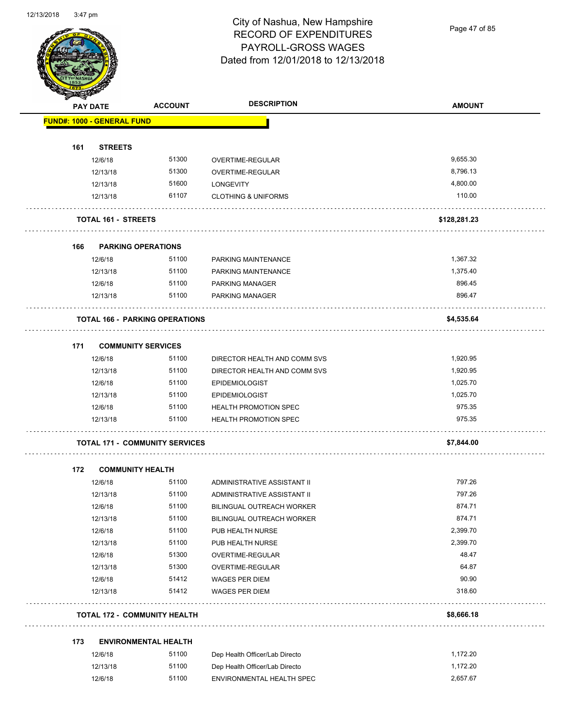# City of Nashua, New Hampshire
## RECORD OF EXPENDITURES
## PAYROLL-GROSS WAGES
## Dated from 12/01/2018 to 12/13/2018

| PAY DATE | ACCOUNT | DESCRIPTION | AMOUNT |
|---|---|---|---|
| **FUND#: 1000 - GENERAL FUND** | | | |
| **161 STREETS** | | | |
| 12/6/18 | 51300 | OVERTIME-REGULAR | 9,655.30 |
| 12/13/18 | 51300 | OVERTIME-REGULAR | 8,796.13 |
| 12/13/18 | 51600 | LONGEVITY | 4,800.00 |
| 12/13/18 | 61107 | CLOTHING & UNIFORMS | 110.00 |
| **TOTAL 161 - STREETS** | | | **$128,281.23** |
| **166 PARKING OPERATIONS** | | | |
| 12/6/18 | 51100 | PARKING MAINTENANCE | 1,367.32 |
| 12/13/18 | 51100 | PARKING MAINTENANCE | 1,375.40 |
| 12/6/18 | 51100 | PARKING MANAGER | 896.45 |
| 12/13/18 | 51100 | PARKING MANAGER | 896.47 |
| **TOTAL 166 - PARKING OPERATIONS** | | | **$4,535.64** |
| **171 COMMUNITY SERVICES** | | | |
| 12/6/18 | 51100 | DIRECTOR HEALTH AND COMM SVS | 1,920.95 |
| 12/13/18 | 51100 | DIRECTOR HEALTH AND COMM SVS | 1,920.95 |
| 12/6/18 | 51100 | EPIDEMIOLOGIST | 1,025.70 |
| 12/13/18 | 51100 | EPIDEMIOLOGIST | 1,025.70 |
| 12/6/18 | 51100 | HEALTH PROMOTION SPEC | 975.35 |
| 12/13/18 | 51100 | HEALTH PROMOTION SPEC | 975.35 |
| **TOTAL 171 - COMMUNITY SERVICES** | | | **$7,844.00** |
| **172 COMMUNITY HEALTH** | | | |
| 12/6/18 | 51100 | ADMINISTRATIVE ASSISTANT II | 797.26 |
| 12/13/18 | 51100 | ADMINISTRATIVE ASSISTANT II | 797.26 |
| 12/6/18 | 51100 | BILINGUAL OUTREACH WORKER | 874.71 |
| 12/13/18 | 51100 | BILINGUAL OUTREACH WORKER | 874.71 |
| 12/6/18 | 51100 | PUB HEALTH NURSE | 2,399.70 |
| 12/13/18 | 51100 | PUB HEALTH NURSE | 2,399.70 |
| 12/6/18 | 51300 | OVERTIME-REGULAR | 48.47 |
| 12/13/18 | 51300 | OVERTIME-REGULAR | 64.87 |
| 12/6/18 | 51412 | WAGES PER DIEM | 90.90 |
| 12/13/18 | 51412 | WAGES PER DIEM | 318.60 |
| **TOTAL 172 - COMMUNITY HEALTH** | | | **$8,666.18** |
| **173 ENVIRONMENTAL HEALTH** | | | |
| 12/6/18 | 51100 | Dep Health Officer/Lab Directo | 1,172.20 |
| 12/13/18 | 51100 | Dep Health Officer/Lab Directo | 1,172.20 |
| 12/6/18 | 51100 | ENVIRONMENTAL HEALTH SPEC | 2,657.67 |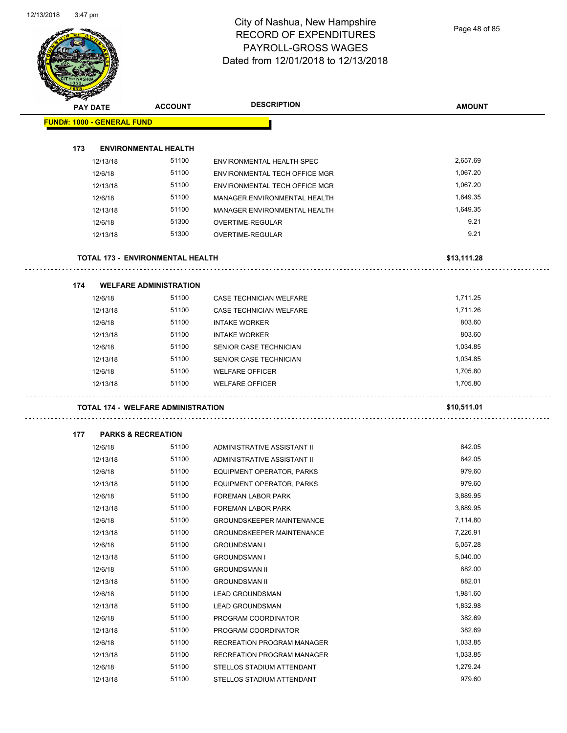# City of Nashua, New Hampshire
# RECORD OF EXPENDITURES
# PAYROLL-GROSS WAGES
# Dated from 12/01/2018 to 12/13/2018

| PAY DATE | ACCOUNT | DESCRIPTION | AMOUNT |
|---|---|---|---|
| **FUND#: 1000 - GENERAL FUND** | | | |
| **173 ENVIRONMENTAL HEALTH** | | | |
| 12/13/18 | 51100 | ENVIRONMENTAL HEALTH SPEC | 2,657.69 |
| 12/6/18 | 51100 | ENVIRONMENTAL TECH OFFICE MGR | 1,067.20 |
| 12/13/18 | 51100 | ENVIRONMENTAL TECH OFFICE MGR | 1,067.20 |
| 12/6/18 | 51100 | MANAGER ENVIRONMENTAL HEALTH | 1,649.35 |
| 12/13/18 | 51100 | MANAGER ENVIRONMENTAL HEALTH | 1,649.35 |
| 12/6/18 | 51300 | OVERTIME-REGULAR | 9.21 |
| 12/13/18 | 51300 | OVERTIME-REGULAR | 9.21 |
| **TOTAL 173 - ENVIRONMENTAL HEALTH** | | | **$13,111.28** |
| **174 WELFARE ADMINISTRATION** | | | |
| 12/6/18 | 51100 | CASE TECHNICIAN WELFARE | 1,711.25 |
| 12/13/18 | 51100 | CASE TECHNICIAN WELFARE | 1,711.26 |
| 12/6/18 | 51100 | INTAKE WORKER | 803.60 |
| 12/13/18 | 51100 | INTAKE WORKER | 803.60 |
| 12/6/18 | 51100 | SENIOR CASE TECHNICIAN | 1,034.85 |
| 12/13/18 | 51100 | SENIOR CASE TECHNICIAN | 1,034.85 |
| 12/6/18 | 51100 | WELFARE OFFICER | 1,705.80 |
| 12/13/18 | 51100 | WELFARE OFFICER | 1,705.80 |
| **TOTAL 174 - WELFARE ADMINISTRATION** | | | **$10,511.01** |
| **177 PARKS & RECREATION** | | | |
| 12/6/18 | 51100 | ADMINISTRATIVE ASSISTANT II | 842.05 |
| 12/13/18 | 51100 | ADMINISTRATIVE ASSISTANT II | 842.05 |
| 12/6/18 | 51100 | EQUIPMENT OPERATOR, PARKS | 979.60 |
| 12/13/18 | 51100 | EQUIPMENT OPERATOR, PARKS | 979.60 |
| 12/6/18 | 51100 | FOREMAN LABOR PARK | 3,889.95 |
| 12/13/18 | 51100 | FOREMAN LABOR PARK | 3,889.95 |
| 12/6/18 | 51100 | GROUNDSKEEPER MAINTENANCE | 7,114.80 |
| 12/13/18 | 51100 | GROUNDSKEEPER MAINTENANCE | 7,226.91 |
| 12/6/18 | 51100 | GROUNDSMAN I | 5,057.28 |
| 12/13/18 | 51100 | GROUNDSMAN I | 5,040.00 |
| 12/6/18 | 51100 | GROUNDSMAN II | 882.00 |
| 12/13/18 | 51100 | GROUNDSMAN II | 882.01 |
| 12/6/18 | 51100 | LEAD GROUNDSMAN | 1,981.60 |
| 12/13/18 | 51100 | LEAD GROUNDSMAN | 1,832.98 |
| 12/6/18 | 51100 | PROGRAM COORDINATOR | 382.69 |
| 12/13/18 | 51100 | PROGRAM COORDINATOR | 382.69 |
| 12/6/18 | 51100 | RECREATION PROGRAM MANAGER | 1,033.85 |
| 12/13/18 | 51100 | RECREATION PROGRAM MANAGER | 1,033.85 |
| 12/6/18 | 51100 | STELLOS STADIUM ATTENDANT | 1,279.24 |
| 12/13/18 | 51100 | STELLOS STADIUM ATTENDANT | 979.60 |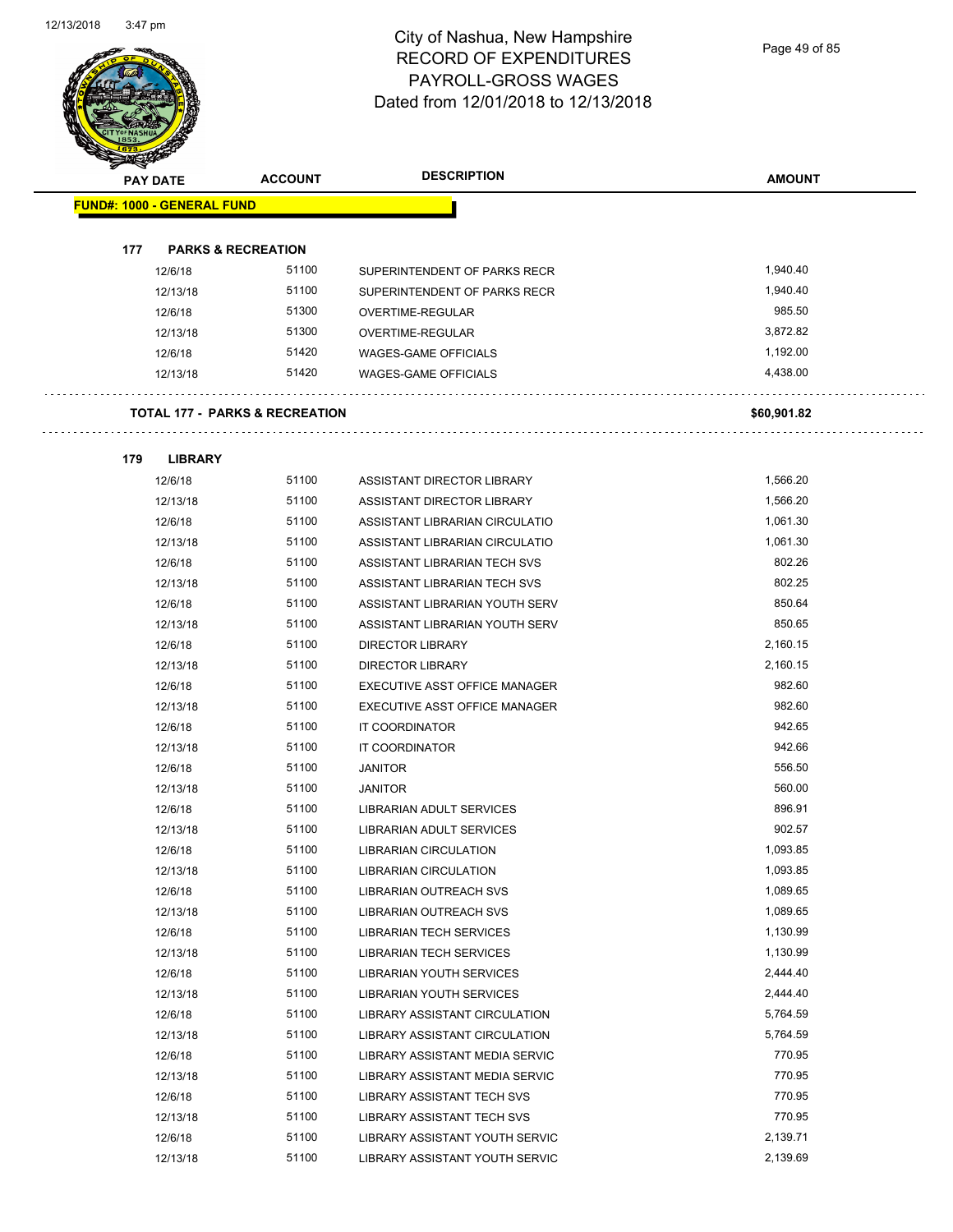# City of Nashua, New Hampshire
# RECORD OF EXPENDITURES
# PAYROLL-GROSS WAGES
# Dated from 12/01/2018 to 12/13/2018

| PAY DATE | ACCOUNT | DESCRIPTION | AMOUNT |
|---|---|---|---|
| **FUND#: 1000 - GENERAL FUND** | | | |
| **177 PARKS & RECREATION** | | | |
| 12/6/18 | 51100 | SUPERINTENDENT OF PARKS RECR | 1,940.40 |
| 12/13/18 | 51100 | SUPERINTENDENT OF PARKS RECR | 1,940.40 |
| 12/6/18 | 51300 | OVERTIME-REGULAR | 985.50 |
| 12/13/18 | 51300 | OVERTIME-REGULAR | 3,872.82 |
| 12/6/18 | 51420 | WAGES-GAME OFFICIALS | 1,192.00 |
| 12/13/18 | 51420 | WAGES-GAME OFFICIALS | 4,438.00 |
| **TOTAL 177 - PARKS & RECREATION** | | | **$60,901.82** |
| **179 LIBRARY** | | | |
| 12/6/18 | 51100 | ASSISTANT DIRECTOR LIBRARY | 1,566.20 |
| 12/13/18 | 51100 | ASSISTANT DIRECTOR LIBRARY | 1,566.20 |
| 12/6/18 | 51100 | ASSISTANT LIBRARIAN CIRCULATIO | 1,061.30 |
| 12/13/18 | 51100 | ASSISTANT LIBRARIAN CIRCULATIO | 1,061.30 |
| 12/6/18 | 51100 | ASSISTANT LIBRARIAN TECH SVS | 802.26 |
| 12/13/18 | 51100 | ASSISTANT LIBRARIAN TECH SVS | 802.25 |
| 12/6/18 | 51100 | ASSISTANT LIBRARIAN YOUTH SERV | 850.64 |
| 12/13/18 | 51100 | ASSISTANT LIBRARIAN YOUTH SERV | 850.65 |
| 12/6/18 | 51100 | DIRECTOR LIBRARY | 2,160.15 |
| 12/13/18 | 51100 | DIRECTOR LIBRARY | 2,160.15 |
| 12/6/18 | 51100 | EXECUTIVE ASST OFFICE MANAGER | 982.60 |
| 12/13/18 | 51100 | EXECUTIVE ASST OFFICE MANAGER | 982.60 |
| 12/6/18 | 51100 | IT COORDINATOR | 942.65 |
| 12/13/18 | 51100 | IT COORDINATOR | 942.66 |
| 12/6/18 | 51100 | JANITOR | 556.50 |
| 12/13/18 | 51100 | JANITOR | 560.00 |
| 12/6/18 | 51100 | LIBRARIAN ADULT SERVICES | 896.91 |
| 12/13/18 | 51100 | LIBRARIAN ADULT SERVICES | 902.57 |
| 12/6/18 | 51100 | LIBRARIAN CIRCULATION | 1,093.85 |
| 12/13/18 | 51100 | LIBRARIAN CIRCULATION | 1,093.85 |
| 12/6/18 | 51100 | LIBRARIAN OUTREACH SVS | 1,089.65 |
| 12/13/18 | 51100 | LIBRARIAN OUTREACH SVS | 1,089.65 |
| 12/6/18 | 51100 | LIBRARIAN TECH SERVICES | 1,130.99 |
| 12/13/18 | 51100 | LIBRARIAN TECH SERVICES | 1,130.99 |
| 12/6/18 | 51100 | LIBRARIAN YOUTH SERVICES | 2,444.40 |
| 12/13/18 | 51100 | LIBRARIAN YOUTH SERVICES | 2,444.40 |
| 12/6/18 | 51100 | LIBRARY ASSISTANT CIRCULATION | 5,764.59 |
| 12/13/18 | 51100 | LIBRARY ASSISTANT CIRCULATION | 5,764.59 |
| 12/6/18 | 51100 | LIBRARY ASSISTANT MEDIA SERVIC | 770.95 |
| 12/13/18 | 51100 | LIBRARY ASSISTANT MEDIA SERVIC | 770.95 |
| 12/6/18 | 51100 | LIBRARY ASSISTANT TECH SVS | 770.95 |
| 12/13/18 | 51100 | LIBRARY ASSISTANT TECH SVS | 770.95 |
| 12/6/18 | 51100 | LIBRARY ASSISTANT YOUTH SERVIC | 2,139.71 |
| 12/13/18 | 51100 | LIBRARY ASSISTANT YOUTH SERVIC | 2,139.69 |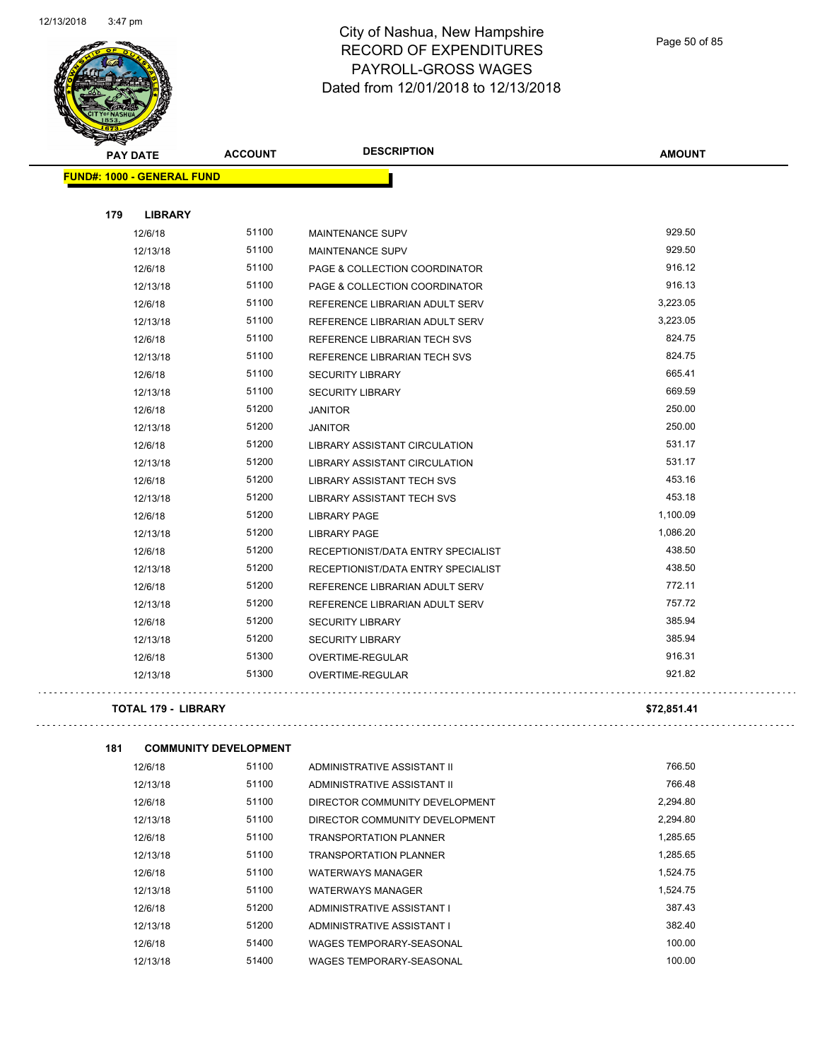# City of Nashua, New Hampshire
## RECORD OF EXPENDITURES
## PAYROLL-GROSS WAGES
## Dated from 12/01/2018 to 12/13/2018

**FUND#: 1000 - GENERAL FUND**

**179 LIBRARY**

| PAY DATE | ACCOUNT | DESCRIPTION | AMOUNT |
|---|---|---|---|
| 12/6/18 | 51100 | MAINTENANCE SUPV | 929.50 |
| 12/13/18 | 51100 | MAINTENANCE SUPV | 929.50 |
| 12/6/18 | 51100 | PAGE & COLLECTION COORDINATOR | 916.12 |
| 12/13/18 | 51100 | PAGE & COLLECTION COORDINATOR | 916.13 |
| 12/6/18 | 51100 | REFERENCE LIBRARIAN ADULT SERV | 3,223.05 |
| 12/13/18 | 51100 | REFERENCE LIBRARIAN ADULT SERV | 3,223.05 |
| 12/6/18 | 51100 | REFERENCE LIBRARIAN TECH SVS | 824.75 |
| 12/13/18 | 51100 | REFERENCE LIBRARIAN TECH SVS | 824.75 |
| 12/6/18 | 51100 | SECURITY LIBRARY | 665.41 |
| 12/13/18 | 51100 | SECURITY LIBRARY | 669.59 |
| 12/6/18 | 51200 | JANITOR | 250.00 |
| 12/13/18 | 51200 | JANITOR | 250.00 |
| 12/6/18 | 51200 | LIBRARY ASSISTANT CIRCULATION | 531.17 |
| 12/13/18 | 51200 | LIBRARY ASSISTANT CIRCULATION | 531.17 |
| 12/6/18 | 51200 | LIBRARY ASSISTANT TECH SVS | 453.16 |
| 12/13/18 | 51200 | LIBRARY ASSISTANT TECH SVS | 453.18 |
| 12/6/18 | 51200 | LIBRARY PAGE | 1,100.09 |
| 12/13/18 | 51200 | LIBRARY PAGE | 1,086.20 |
| 12/6/18 | 51200 | RECEPTIONIST/DATA ENTRY SPECIALIST | 438.50 |
| 12/13/18 | 51200 | RECEPTIONIST/DATA ENTRY SPECIALIST | 438.50 |
| 12/6/18 | 51200 | REFERENCE LIBRARIAN ADULT SERV | 772.11 |
| 12/13/18 | 51200 | REFERENCE LIBRARIAN ADULT SERV | 757.72 |
| 12/6/18 | 51200 | SECURITY LIBRARY | 385.94 |
| 12/13/18 | 51200 | SECURITY LIBRARY | 385.94 |
| 12/6/18 | 51300 | OVERTIME-REGULAR | 916.31 |
| 12/13/18 | 51300 | OVERTIME-REGULAR | 921.82 |

**TOTAL 179 - LIBRARY** **$72,851.41**

**181 COMMUNITY DEVELOPMENT**

| PAY DATE | ACCOUNT | DESCRIPTION | AMOUNT |
|---|---|---|---|
| 12/6/18 | 51100 | ADMINISTRATIVE ASSISTANT II | 766.50 |
| 12/13/18 | 51100 | ADMINISTRATIVE ASSISTANT II | 766.48 |
| 12/6/18 | 51100 | DIRECTOR COMMUNITY DEVELOPMENT | 2,294.80 |
| 12/13/18 | 51100 | DIRECTOR COMMUNITY DEVELOPMENT | 2,294.80 |
| 12/6/18 | 51100 | TRANSPORTATION PLANNER | 1,285.65 |
| 12/13/18 | 51100 | TRANSPORTATION PLANNER | 1,285.65 |
| 12/6/18 | 51100 | WATERWAYS MANAGER | 1,524.75 |
| 12/13/18 | 51100 | WATERWAYS MANAGER | 1,524.75 |
| 12/6/18 | 51200 | ADMINISTRATIVE ASSISTANT I | 387.43 |
| 12/13/18 | 51200 | ADMINISTRATIVE ASSISTANT I | 382.40 |
| 12/6/18 | 51400 | WAGES TEMPORARY-SEASONAL | 100.00 |
| 12/13/18 | 51400 | WAGES TEMPORARY-SEASONAL | 100.00 |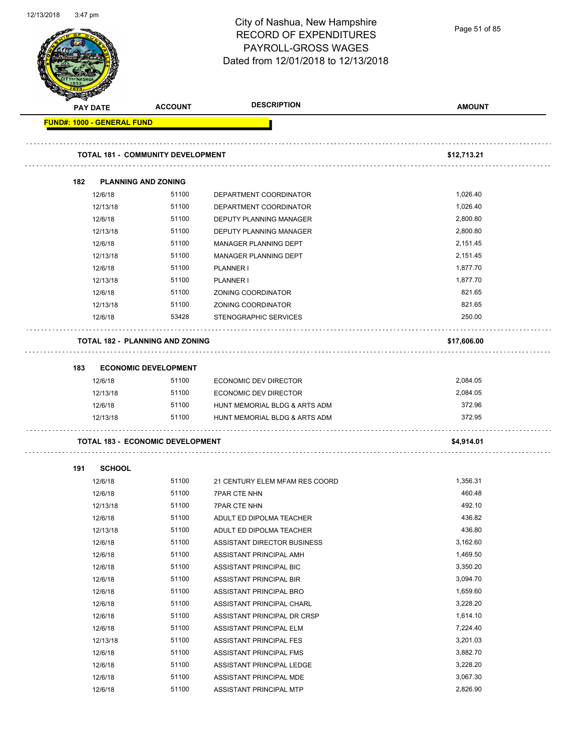City of Nashua, New Hampshire
RECORD OF EXPENDITURES
PAYROLL-GROSS WAGES
Dated from 12/01/2018 to 12/13/2018

| PAY DATE | ACCOUNT | DESCRIPTION | AMOUNT |
|---|---|---|---|
| **FUND#: 1000 - GENERAL FUND** | | | |
| **TOTAL 181 - COMMUNITY DEVELOPMENT** | | | **$12,713.21** |
| **182 PLANNING AND ZONING** | | | |
| 12/6/18 | 51100 | DEPARTMENT COORDINATOR | 1,026.40 |
| 12/13/18 | 51100 | DEPARTMENT COORDINATOR | 1,026.40 |
| 12/6/18 | 51100 | DEPUTY PLANNING MANAGER | 2,800.80 |
| 12/13/18 | 51100 | DEPUTY PLANNING MANAGER | 2,800.80 |
| 12/6/18 | 51100 | MANAGER PLANNING DEPT | 2,151.45 |
| 12/13/18 | 51100 | MANAGER PLANNING DEPT | 2,151.45 |
| 12/6/18 | 51100 | PLANNER I | 1,877.70 |
| 12/13/18 | 51100 | PLANNER I | 1,877.70 |
| 12/6/18 | 51100 | ZONING COORDINATOR | 821.65 |
| 12/13/18 | 51100 | ZONING COORDINATOR | 821.65 |
| 12/6/18 | 53428 | STENOGRAPHIC SERVICES | 250.00 |
| **TOTAL 182 - PLANNING AND ZONING** | | | **$17,606.00** |
| **183 ECONOMIC DEVELOPMENT** | | | |
| 12/6/18 | 51100 | ECONOMIC DEV DIRECTOR | 2,084.05 |
| 12/13/18 | 51100 | ECONOMIC DEV DIRECTOR | 2,084.05 |
| 12/6/18 | 51100 | HUNT MEMORIAL BLDG & ARTS ADM | 372.96 |
| 12/13/18 | 51100 | HUNT MEMORIAL BLDG & ARTS ADM | 372.95 |
| **TOTAL 183 - ECONOMIC DEVELOPMENT** | | | **$4,914.01** |
| **191 SCHOOL** | | | |
| 12/6/18 | 51100 | 21 CENTURY ELEM MFAM RES COORD | 1,356.31 |
| 12/6/18 | 51100 | 7PAR CTE NHN | 460.48 |
| 12/13/18 | 51100 | 7PAR CTE NHN | 492.10 |
| 12/6/18 | 51100 | ADULT ED DIPOLMA TEACHER | 436.82 |
| 12/13/18 | 51100 | ADULT ED DIPOLMA TEACHER | 436.80 |
| 12/6/18 | 51100 | ASSISTANT DIRECTOR BUSINESS | 3,162.60 |
| 12/6/18 | 51100 | ASSISTANT PRINCIPAL AMH | 1,469.50 |
| 12/6/18 | 51100 | ASSISTANT PRINCIPAL BIC | 3,350.20 |
| 12/6/18 | 51100 | ASSISTANT PRINCIPAL BIR | 3,094.70 |
| 12/6/18 | 51100 | ASSISTANT PRINCIPAL BRO | 1,659.60 |
| 12/6/18 | 51100 | ASSISTANT PRINCIPAL CHARL | 3,228.20 |
| 12/6/18 | 51100 | ASSISTANT PRINCIPAL DR CRSP | 1,614.10 |
| 12/6/18 | 51100 | ASSISTANT PRINCIPAL ELM | 7,224.40 |
| 12/13/18 | 51100 | ASSISTANT PRINCIPAL FES | 3,201.03 |
| 12/6/18 | 51100 | ASSISTANT PRINCIPAL FMS | 3,882.70 |
| 12/6/18 | 51100 | ASSISTANT PRINCIPAL LEDGE | 3,228.20 |
| 12/6/18 | 51100 | ASSISTANT PRINCIPAL MDE | 3,067.30 |
| 12/6/18 | 51100 | ASSISTANT PRINCIPAL MTP | 2,826.90 |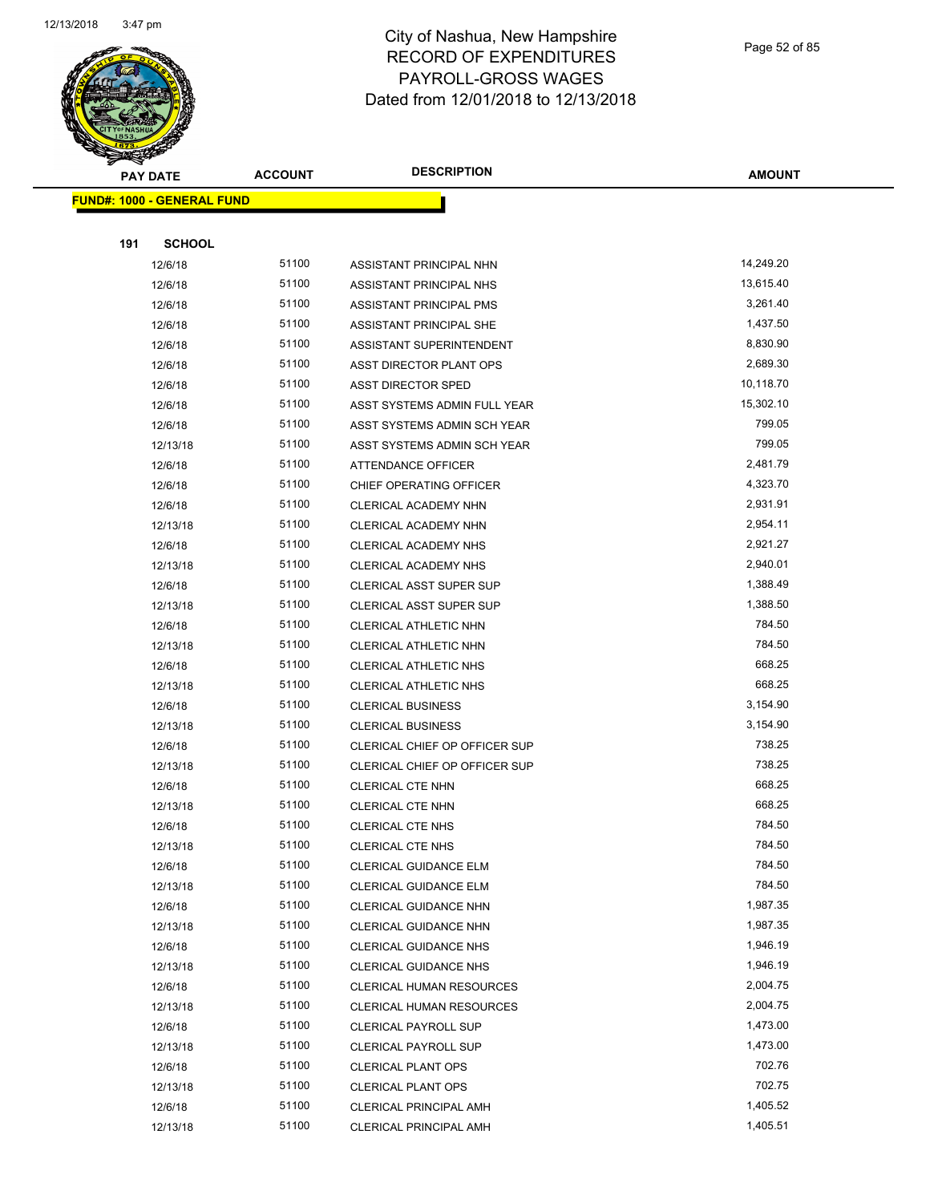# City of Nashua, New Hampshire
# RECORD OF EXPENDITURES
# PAYROLL-GROSS WAGES
# Dated from 12/01/2018 to 12/13/2018

**FUND#: 1000 - GENERAL FUND**

**191 SCHOOL**

| PAY DATE | ACCOUNT | DESCRIPTION | AMOUNT |
|---|---|---|---|
| 12/6/18 | 51100 | ASSISTANT PRINCIPAL NHN | 14,249.20 |
| 12/6/18 | 51100 | ASSISTANT PRINCIPAL NHS | 13,615.40 |
| 12/6/18 | 51100 | ASSISTANT PRINCIPAL PMS | 3,261.40 |
| 12/6/18 | 51100 | ASSISTANT PRINCIPAL SHE | 1,437.50 |
| 12/6/18 | 51100 | ASSISTANT SUPERINTENDENT | 8,830.90 |
| 12/6/18 | 51100 | ASST DIRECTOR PLANT OPS | 2,689.30 |
| 12/6/18 | 51100 | ASST DIRECTOR SPED | 10,118.70 |
| 12/6/18 | 51100 | ASST SYSTEMS ADMIN FULL YEAR | 15,302.10 |
| 12/6/18 | 51100 | ASST SYSTEMS ADMIN SCH YEAR | 799.05 |
| 12/13/18 | 51100 | ASST SYSTEMS ADMIN SCH YEAR | 799.05 |
| 12/6/18 | 51100 | ATTENDANCE OFFICER | 2,481.79 |
| 12/6/18 | 51100 | CHIEF OPERATING OFFICER | 4,323.70 |
| 12/6/18 | 51100 | CLERICAL ACADEMY NHN | 2,931.91 |
| 12/13/18 | 51100 | CLERICAL ACADEMY NHN | 2,954.11 |
| 12/6/18 | 51100 | CLERICAL ACADEMY NHS | 2,921.27 |
| 12/13/18 | 51100 | CLERICAL ACADEMY NHS | 2,940.01 |
| 12/6/18 | 51100 | CLERICAL ASST SUPER SUP | 1,388.49 |
| 12/13/18 | 51100 | CLERICAL ASST SUPER SUP | 1,388.50 |
| 12/6/18 | 51100 | CLERICAL ATHLETIC NHN | 784.50 |
| 12/13/18 | 51100 | CLERICAL ATHLETIC NHN | 784.50 |
| 12/6/18 | 51100 | CLERICAL ATHLETIC NHS | 668.25 |
| 12/13/18 | 51100 | CLERICAL ATHLETIC NHS | 668.25 |
| 12/6/18 | 51100 | CLERICAL BUSINESS | 3,154.90 |
| 12/13/18 | 51100 | CLERICAL BUSINESS | 3,154.90 |
| 12/6/18 | 51100 | CLERICAL CHIEF OP OFFICER SUP | 738.25 |
| 12/13/18 | 51100 | CLERICAL CHIEF OP OFFICER SUP | 738.25 |
| 12/6/18 | 51100 | CLERICAL CTE NHN | 668.25 |
| 12/13/18 | 51100 | CLERICAL CTE NHN | 668.25 |
| 12/6/18 | 51100 | CLERICAL CTE NHS | 784.50 |
| 12/13/18 | 51100 | CLERICAL CTE NHS | 784.50 |
| 12/6/18 | 51100 | CLERICAL GUIDANCE ELM | 784.50 |
| 12/13/18 | 51100 | CLERICAL GUIDANCE ELM | 784.50 |
| 12/6/18 | 51100 | CLERICAL GUIDANCE NHN | 1,987.35 |
| 12/13/18 | 51100 | CLERICAL GUIDANCE NHN | 1,987.35 |
| 12/6/18 | 51100 | CLERICAL GUIDANCE NHS | 1,946.19 |
| 12/13/18 | 51100 | CLERICAL GUIDANCE NHS | 1,946.19 |
| 12/6/18 | 51100 | CLERICAL HUMAN RESOURCES | 2,004.75 |
| 12/13/18 | 51100 | CLERICAL HUMAN RESOURCES | 2,004.75 |
| 12/6/18 | 51100 | CLERICAL PAYROLL SUP | 1,473.00 |
| 12/13/18 | 51100 | CLERICAL PAYROLL SUP | 1,473.00 |
| 12/6/18 | 51100 | CLERICAL PLANT OPS | 702.76 |
| 12/13/18 | 51100 | CLERICAL PLANT OPS | 702.75 |
| 12/6/18 | 51100 | CLERICAL PRINCIPAL AMH | 1,405.52 |
| 12/13/18 | 51100 | CLERICAL PRINCIPAL AMH | 1,405.51 |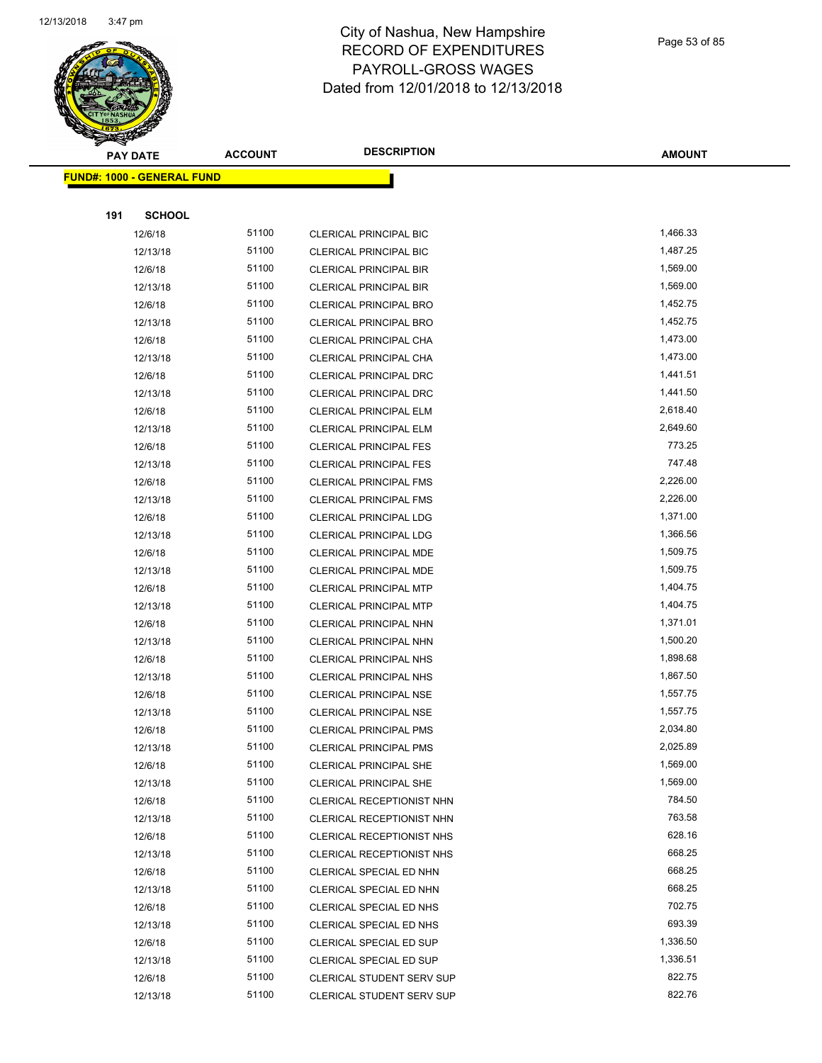# City of Nashua, New Hampshire
# RECORD OF EXPENDITURES
# PAYROLL-GROSS WAGES
# Dated from 12/01/2018 to 12/13/2018

| PAY DATE | ACCOUNT | DESCRIPTION | AMOUNT |
|---|---|---|---|

**FUND#: 1000 - GENERAL FUND**

**191 SCHOOL**

| PAY DATE | ACCOUNT | DESCRIPTION | AMOUNT |
|---|---|---|---|
| 12/6/18 | 51100 | CLERICAL PRINCIPAL BIC | 1,466.33 |
| 12/13/18 | 51100 | CLERICAL PRINCIPAL BIC | 1,487.25 |
| 12/6/18 | 51100 | CLERICAL PRINCIPAL BIR | 1,569.00 |
| 12/13/18 | 51100 | CLERICAL PRINCIPAL BIR | 1,569.00 |
| 12/6/18 | 51100 | CLERICAL PRINCIPAL BRO | 1,452.75 |
| 12/13/18 | 51100 | CLERICAL PRINCIPAL BRO | 1,452.75 |
| 12/6/18 | 51100 | CLERICAL PRINCIPAL CHA | 1,473.00 |
| 12/13/18 | 51100 | CLERICAL PRINCIPAL CHA | 1,473.00 |
| 12/6/18 | 51100 | CLERICAL PRINCIPAL DRC | 1,441.51 |
| 12/13/18 | 51100 | CLERICAL PRINCIPAL DRC | 1,441.50 |
| 12/6/18 | 51100 | CLERICAL PRINCIPAL ELM | 2,618.40 |
| 12/13/18 | 51100 | CLERICAL PRINCIPAL ELM | 2,649.60 |
| 12/6/18 | 51100 | CLERICAL PRINCIPAL FES | 773.25 |
| 12/13/18 | 51100 | CLERICAL PRINCIPAL FES | 747.48 |
| 12/6/18 | 51100 | CLERICAL PRINCIPAL FMS | 2,226.00 |
| 12/13/18 | 51100 | CLERICAL PRINCIPAL FMS | 2,226.00 |
| 12/6/18 | 51100 | CLERICAL PRINCIPAL LDG | 1,371.00 |
| 12/13/18 | 51100 | CLERICAL PRINCIPAL LDG | 1,366.56 |
| 12/6/18 | 51100 | CLERICAL PRINCIPAL MDE | 1,509.75 |
| 12/13/18 | 51100 | CLERICAL PRINCIPAL MDE | 1,509.75 |
| 12/6/18 | 51100 | CLERICAL PRINCIPAL MTP | 1,404.75 |
| 12/13/18 | 51100 | CLERICAL PRINCIPAL MTP | 1,404.75 |
| 12/6/18 | 51100 | CLERICAL PRINCIPAL NHN | 1,371.01 |
| 12/13/18 | 51100 | CLERICAL PRINCIPAL NHN | 1,500.20 |
| 12/6/18 | 51100 | CLERICAL PRINCIPAL NHS | 1,898.68 |
| 12/13/18 | 51100 | CLERICAL PRINCIPAL NHS | 1,867.50 |
| 12/6/18 | 51100 | CLERICAL PRINCIPAL NSE | 1,557.75 |
| 12/13/18 | 51100 | CLERICAL PRINCIPAL NSE | 1,557.75 |
| 12/6/18 | 51100 | CLERICAL PRINCIPAL PMS | 2,034.80 |
| 12/13/18 | 51100 | CLERICAL PRINCIPAL PMS | 2,025.89 |
| 12/6/18 | 51100 | CLERICAL PRINCIPAL SHE | 1,569.00 |
| 12/13/18 | 51100 | CLERICAL PRINCIPAL SHE | 1,569.00 |
| 12/6/18 | 51100 | CLERICAL RECEPTIONIST NHN | 784.50 |
| 12/13/18 | 51100 | CLERICAL RECEPTIONIST NHN | 763.58 |
| 12/6/18 | 51100 | CLERICAL RECEPTIONIST NHS | 628.16 |
| 12/13/18 | 51100 | CLERICAL RECEPTIONIST NHS | 668.25 |
| 12/6/18 | 51100 | CLERICAL SPECIAL ED NHN | 668.25 |
| 12/13/18 | 51100 | CLERICAL SPECIAL ED NHN | 668.25 |
| 12/6/18 | 51100 | CLERICAL SPECIAL ED NHS | 702.75 |
| 12/13/18 | 51100 | CLERICAL SPECIAL ED NHS | 693.39 |
| 12/6/18 | 51100 | CLERICAL SPECIAL ED SUP | 1,336.50 |
| 12/13/18 | 51100 | CLERICAL SPECIAL ED SUP | 1,336.51 |
| 12/6/18 | 51100 | CLERICAL STUDENT SERV SUP | 822.75 |
| 12/13/18 | 51100 | CLERICAL STUDENT SERV SUP | 822.76 |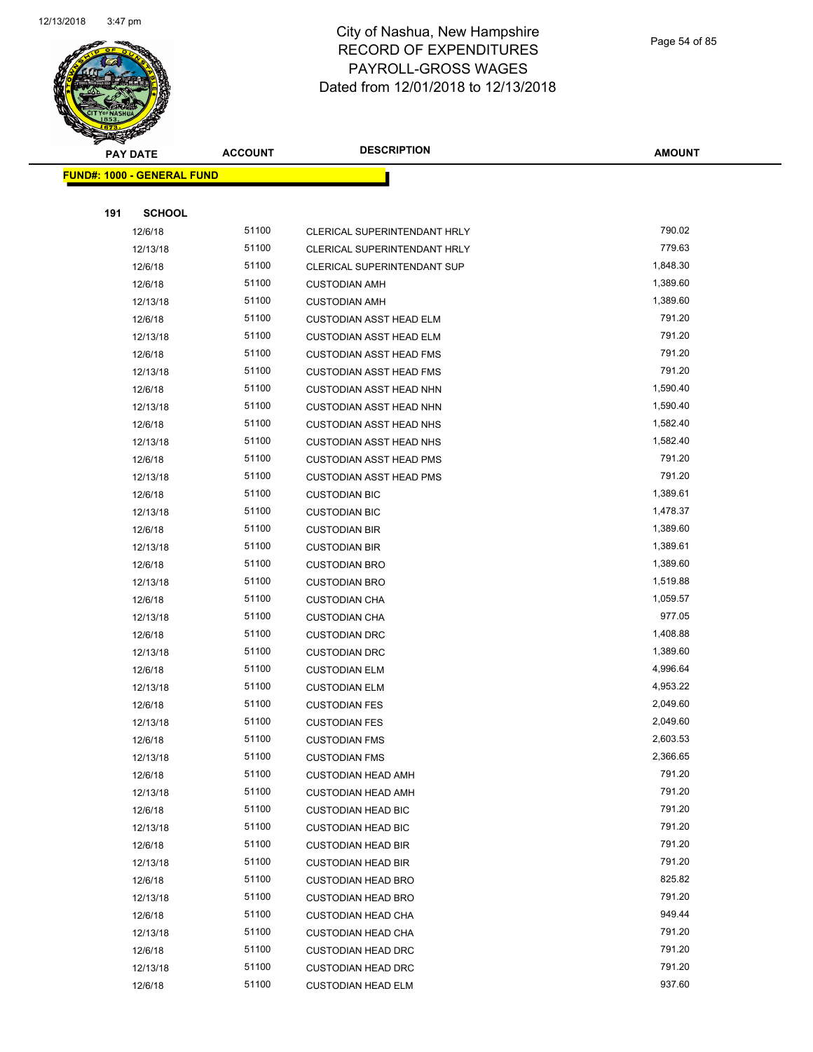# City of Nashua, New Hampshire
## RECORD OF EXPENDITURES
## PAYROLL-GROSS WAGES
## Dated from 12/01/2018 to 12/13/2018

| PAY DATE | ACCOUNT | DESCRIPTION | AMOUNT |
|---|---|---|---|

**FUND#: 1000 - GENERAL FUND**

**191 SCHOOL**

| PAY DATE | ACCOUNT | DESCRIPTION | AMOUNT |
|---|---|---|---|
| 12/6/18 | 51100 | CLERICAL SUPERINTENDANT HRLY | 790.02 |
| 12/13/18 | 51100 | CLERICAL SUPERINTENDANT HRLY | 779.63 |
| 12/6/18 | 51100 | CLERICAL SUPERINTENDANT SUP | 1,848.30 |
| 12/6/18 | 51100 | CUSTODIAN AMH | 1,389.60 |
| 12/13/18 | 51100 | CUSTODIAN AMH | 1,389.60 |
| 12/6/18 | 51100 | CUSTODIAN ASST HEAD ELM | 791.20 |
| 12/13/18 | 51100 | CUSTODIAN ASST HEAD ELM | 791.20 |
| 12/6/18 | 51100 | CUSTODIAN ASST HEAD FMS | 791.20 |
| 12/13/18 | 51100 | CUSTODIAN ASST HEAD FMS | 791.20 |
| 12/6/18 | 51100 | CUSTODIAN ASST HEAD NHN | 1,590.40 |
| 12/13/18 | 51100 | CUSTODIAN ASST HEAD NHN | 1,590.40 |
| 12/6/18 | 51100 | CUSTODIAN ASST HEAD NHS | 1,582.40 |
| 12/13/18 | 51100 | CUSTODIAN ASST HEAD NHS | 1,582.40 |
| 12/6/18 | 51100 | CUSTODIAN ASST HEAD PMS | 791.20 |
| 12/13/18 | 51100 | CUSTODIAN ASST HEAD PMS | 791.20 |
| 12/6/18 | 51100 | CUSTODIAN BIC | 1,389.61 |
| 12/13/18 | 51100 | CUSTODIAN BIC | 1,478.37 |
| 12/6/18 | 51100 | CUSTODIAN BIR | 1,389.60 |
| 12/13/18 | 51100 | CUSTODIAN BIR | 1,389.61 |
| 12/6/18 | 51100 | CUSTODIAN BRO | 1,389.60 |
| 12/13/18 | 51100 | CUSTODIAN BRO | 1,519.88 |
| 12/6/18 | 51100 | CUSTODIAN CHA | 1,059.57 |
| 12/13/18 | 51100 | CUSTODIAN CHA | 977.05 |
| 12/6/18 | 51100 | CUSTODIAN DRC | 1,408.88 |
| 12/13/18 | 51100 | CUSTODIAN DRC | 1,389.60 |
| 12/6/18 | 51100 | CUSTODIAN ELM | 4,996.64 |
| 12/13/18 | 51100 | CUSTODIAN ELM | 4,953.22 |
| 12/6/18 | 51100 | CUSTODIAN FES | 2,049.60 |
| 12/13/18 | 51100 | CUSTODIAN FES | 2,049.60 |
| 12/6/18 | 51100 | CUSTODIAN FMS | 2,603.53 |
| 12/13/18 | 51100 | CUSTODIAN FMS | 2,366.65 |
| 12/6/18 | 51100 | CUSTODIAN HEAD AMH | 791.20 |
| 12/13/18 | 51100 | CUSTODIAN HEAD AMH | 791.20 |
| 12/6/18 | 51100 | CUSTODIAN HEAD BIC | 791.20 |
| 12/13/18 | 51100 | CUSTODIAN HEAD BIC | 791.20 |
| 12/6/18 | 51100 | CUSTODIAN HEAD BIR | 791.20 |
| 12/13/18 | 51100 | CUSTODIAN HEAD BIR | 791.20 |
| 12/6/18 | 51100 | CUSTODIAN HEAD BRO | 825.82 |
| 12/13/18 | 51100 | CUSTODIAN HEAD BRO | 791.20 |
| 12/6/18 | 51100 | CUSTODIAN HEAD CHA | 949.44 |
| 12/13/18 | 51100 | CUSTODIAN HEAD CHA | 791.20 |
| 12/6/18 | 51100 | CUSTODIAN HEAD DRC | 791.20 |
| 12/13/18 | 51100 | CUSTODIAN HEAD DRC | 791.20 |
| 12/6/18 | 51100 | CUSTODIAN HEAD ELM | 937.60 |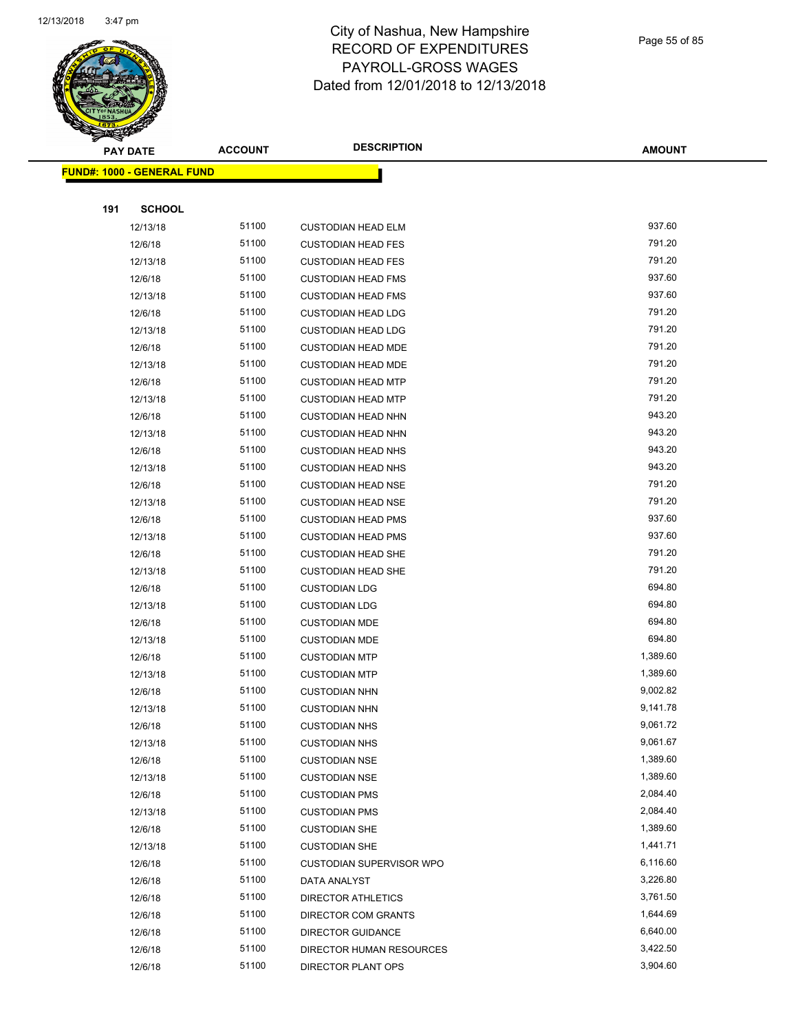# City of Nashua, New Hampshire
# RECORD OF EXPENDITURES
# PAYROLL-GROSS WAGES
# Dated from 12/01/2018 to 12/13/2018

**FUND#: 1000 - GENERAL FUND**

**191 SCHOOL**

| PAY DATE | ACCOUNT | DESCRIPTION | AMOUNT |
|---|---|---|---|
| 12/13/18 | 51100 | CUSTODIAN HEAD ELM | 937.60 |
| 12/6/18 | 51100 | CUSTODIAN HEAD FES | 791.20 |
| 12/13/18 | 51100 | CUSTODIAN HEAD FES | 791.20 |
| 12/6/18 | 51100 | CUSTODIAN HEAD FMS | 937.60 |
| 12/13/18 | 51100 | CUSTODIAN HEAD FMS | 937.60 |
| 12/6/18 | 51100 | CUSTODIAN HEAD LDG | 791.20 |
| 12/13/18 | 51100 | CUSTODIAN HEAD LDG | 791.20 |
| 12/6/18 | 51100 | CUSTODIAN HEAD MDE | 791.20 |
| 12/13/18 | 51100 | CUSTODIAN HEAD MDE | 791.20 |
| 12/6/18 | 51100 | CUSTODIAN HEAD MTP | 791.20 |
| 12/13/18 | 51100 | CUSTODIAN HEAD MTP | 791.20 |
| 12/6/18 | 51100 | CUSTODIAN HEAD NHN | 943.20 |
| 12/13/18 | 51100 | CUSTODIAN HEAD NHN | 943.20 |
| 12/6/18 | 51100 | CUSTODIAN HEAD NHS | 943.20 |
| 12/13/18 | 51100 | CUSTODIAN HEAD NHS | 943.20 |
| 12/6/18 | 51100 | CUSTODIAN HEAD NSE | 791.20 |
| 12/13/18 | 51100 | CUSTODIAN HEAD NSE | 791.20 |
| 12/6/18 | 51100 | CUSTODIAN HEAD PMS | 937.60 |
| 12/13/18 | 51100 | CUSTODIAN HEAD PMS | 937.60 |
| 12/6/18 | 51100 | CUSTODIAN HEAD SHE | 791.20 |
| 12/13/18 | 51100 | CUSTODIAN HEAD SHE | 791.20 |
| 12/6/18 | 51100 | CUSTODIAN LDG | 694.80 |
| 12/13/18 | 51100 | CUSTODIAN LDG | 694.80 |
| 12/6/18 | 51100 | CUSTODIAN MDE | 694.80 |
| 12/13/18 | 51100 | CUSTODIAN MDE | 694.80 |
| 12/6/18 | 51100 | CUSTODIAN MTP | 1,389.60 |
| 12/13/18 | 51100 | CUSTODIAN MTP | 1,389.60 |
| 12/6/18 | 51100 | CUSTODIAN NHN | 9,002.82 |
| 12/13/18 | 51100 | CUSTODIAN NHN | 9,141.78 |
| 12/6/18 | 51100 | CUSTODIAN NHS | 9,061.72 |
| 12/13/18 | 51100 | CUSTODIAN NHS | 9,061.67 |
| 12/6/18 | 51100 | CUSTODIAN NSE | 1,389.60 |
| 12/13/18 | 51100 | CUSTODIAN NSE | 1,389.60 |
| 12/6/18 | 51100 | CUSTODIAN PMS | 2,084.40 |
| 12/13/18 | 51100 | CUSTODIAN PMS | 2,084.40 |
| 12/6/18 | 51100 | CUSTODIAN SHE | 1,389.60 |
| 12/13/18 | 51100 | CUSTODIAN SHE | 1,441.71 |
| 12/6/18 | 51100 | CUSTODIAN SUPERVISOR WPO | 6,116.60 |
| 12/6/18 | 51100 | DATA ANALYST | 3,226.80 |
| 12/6/18 | 51100 | DIRECTOR ATHLETICS | 3,761.50 |
| 12/6/18 | 51100 | DIRECTOR COM GRANTS | 1,644.69 |
| 12/6/18 | 51100 | DIRECTOR GUIDANCE | 6,640.00 |
| 12/6/18 | 51100 | DIRECTOR HUMAN RESOURCES | 3,422.50 |
| 12/6/18 | 51100 | DIRECTOR PLANT OPS | 3,904.60 |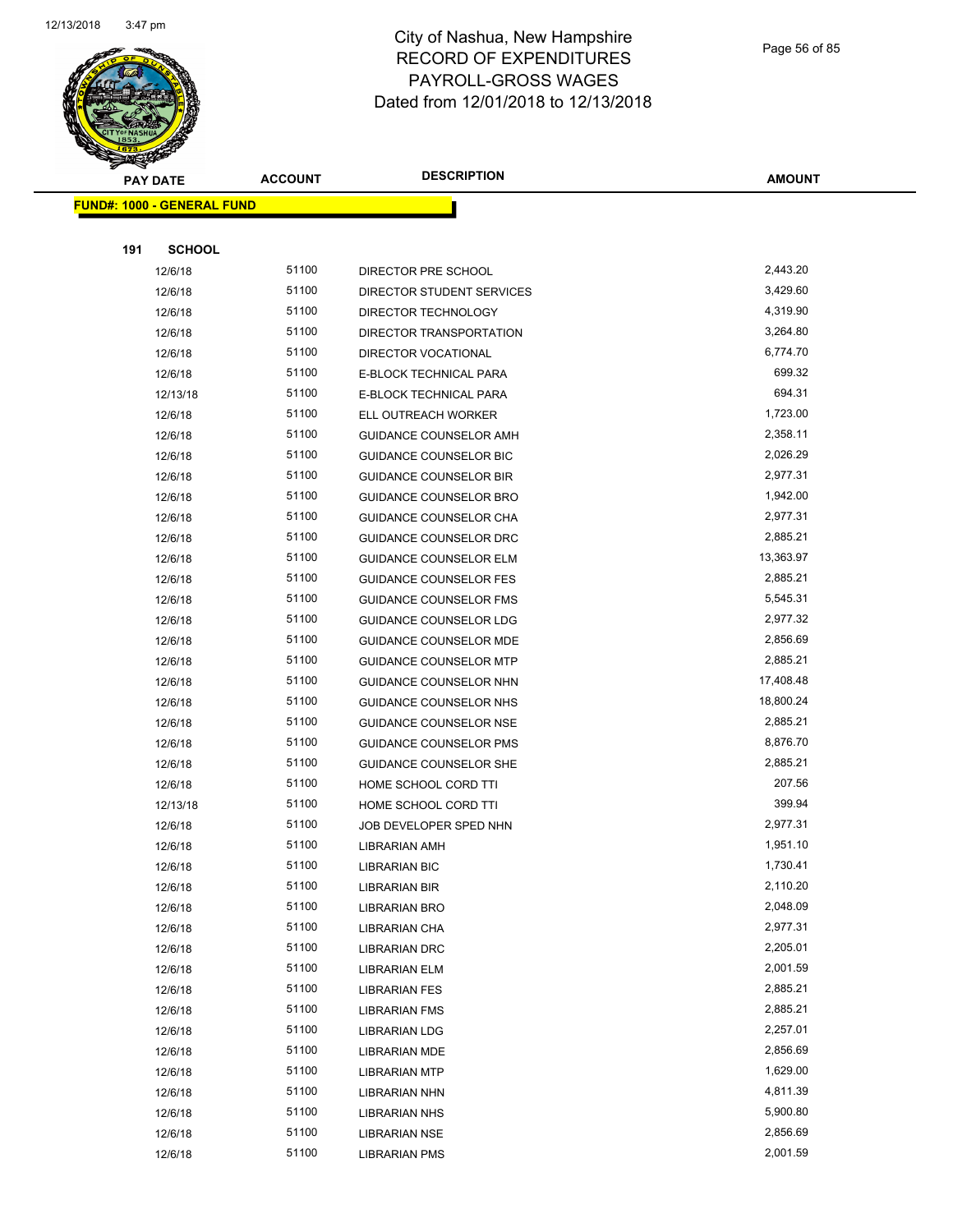# City of Nashua, New Hampshire
## RECORD OF EXPENDITURES
## PAYROLL-GROSS WAGES
## Dated from 12/01/2018 to 12/13/2018

| PAY DATE | ACCOUNT | DESCRIPTION | AMOUNT |
|---|---|---|---|
| **FUND#: 1000 - GENERAL FUND** | | | |
| **191 SCHOOL** | | | |
| 12/6/18 | 51100 | DIRECTOR PRE SCHOOL | 2,443.20 |
| 12/6/18 | 51100 | DIRECTOR STUDENT SERVICES | 3,429.60 |
| 12/6/18 | 51100 | DIRECTOR TECHNOLOGY | 4,319.90 |
| 12/6/18 | 51100 | DIRECTOR TRANSPORTATION | 3,264.80 |
| 12/6/18 | 51100 | DIRECTOR VOCATIONAL | 6,774.70 |
| 12/6/18 | 51100 | E-BLOCK TECHNICAL PARA | 699.32 |
| 12/13/18 | 51100 | E-BLOCK TECHNICAL PARA | 694.31 |
| 12/6/18 | 51100 | ELL OUTREACH WORKER | 1,723.00 |
| 12/6/18 | 51100 | GUIDANCE COUNSELOR AMH | 2,358.11 |
| 12/6/18 | 51100 | GUIDANCE COUNSELOR BIC | 2,026.29 |
| 12/6/18 | 51100 | GUIDANCE COUNSELOR BIR | 2,977.31 |
| 12/6/18 | 51100 | GUIDANCE COUNSELOR BRO | 1,942.00 |
| 12/6/18 | 51100 | GUIDANCE COUNSELOR CHA | 2,977.31 |
| 12/6/18 | 51100 | GUIDANCE COUNSELOR DRC | 2,885.21 |
| 12/6/18 | 51100 | GUIDANCE COUNSELOR ELM | 13,363.97 |
| 12/6/18 | 51100 | GUIDANCE COUNSELOR FES | 2,885.21 |
| 12/6/18 | 51100 | GUIDANCE COUNSELOR FMS | 5,545.31 |
| 12/6/18 | 51100 | GUIDANCE COUNSELOR LDG | 2,977.32 |
| 12/6/18 | 51100 | GUIDANCE COUNSELOR MDE | 2,856.69 |
| 12/6/18 | 51100 | GUIDANCE COUNSELOR MTP | 2,885.21 |
| 12/6/18 | 51100 | GUIDANCE COUNSELOR NHN | 17,408.48 |
| 12/6/18 | 51100 | GUIDANCE COUNSELOR NHS | 18,800.24 |
| 12/6/18 | 51100 | GUIDANCE COUNSELOR NSE | 2,885.21 |
| 12/6/18 | 51100 | GUIDANCE COUNSELOR PMS | 8,876.70 |
| 12/6/18 | 51100 | GUIDANCE COUNSELOR SHE | 2,885.21 |
| 12/6/18 | 51100 | HOME SCHOOL CORD TTI | 207.56 |
| 12/13/18 | 51100 | HOME SCHOOL CORD TTI | 399.94 |
| 12/6/18 | 51100 | JOB DEVELOPER SPED NHN | 2,977.31 |
| 12/6/18 | 51100 | LIBRARIAN AMH | 1,951.10 |
| 12/6/18 | 51100 | LIBRARIAN BIC | 1,730.41 |
| 12/6/18 | 51100 | LIBRARIAN BIR | 2,110.20 |
| 12/6/18 | 51100 | LIBRARIAN BRO | 2,048.09 |
| 12/6/18 | 51100 | LIBRARIAN CHA | 2,977.31 |
| 12/6/18 | 51100 | LIBRARIAN DRC | 2,205.01 |
| 12/6/18 | 51100 | LIBRARIAN ELM | 2,001.59 |
| 12/6/18 | 51100 | LIBRARIAN FES | 2,885.21 |
| 12/6/18 | 51100 | LIBRARIAN FMS | 2,885.21 |
| 12/6/18 | 51100 | LIBRARIAN LDG | 2,257.01 |
| 12/6/18 | 51100 | LIBRARIAN MDE | 2,856.69 |
| 12/6/18 | 51100 | LIBRARIAN MTP | 1,629.00 |
| 12/6/18 | 51100 | LIBRARIAN NHN | 4,811.39 |
| 12/6/18 | 51100 | LIBRARIAN NHS | 5,900.80 |
| 12/6/18 | 51100 | LIBRARIAN NSE | 2,856.69 |
| 12/6/18 | 51100 | LIBRARIAN PMS | 2,001.59 |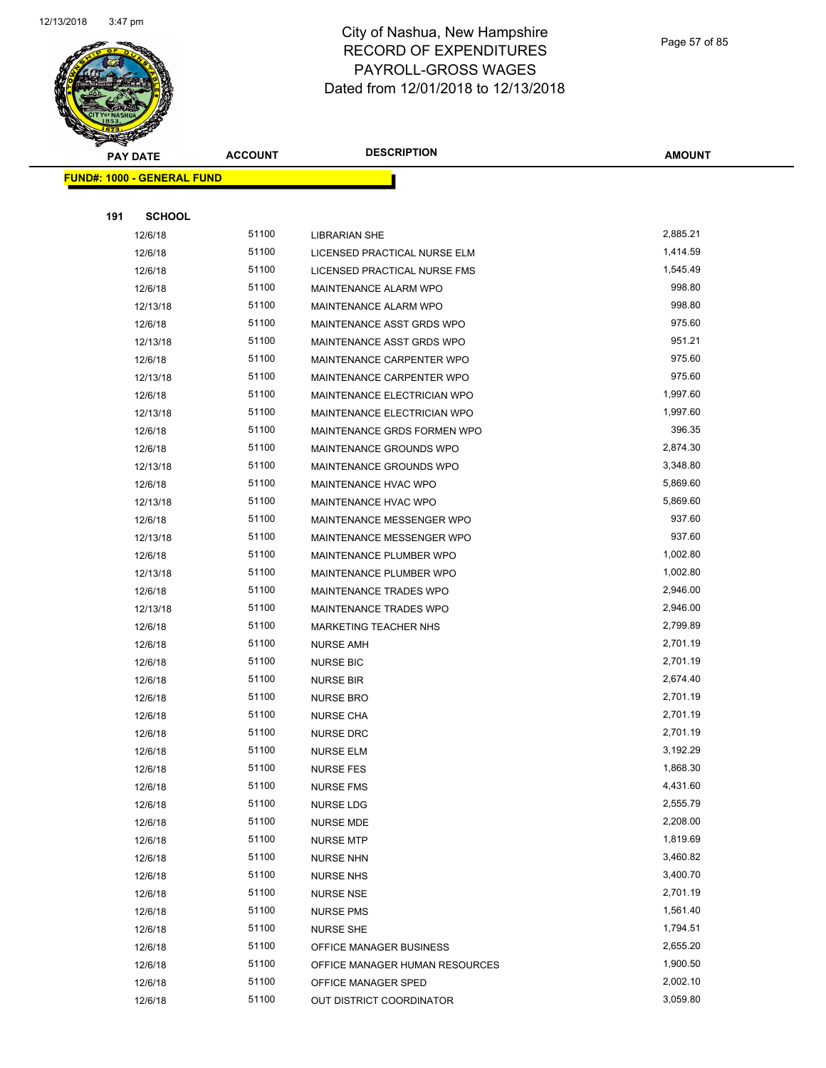# City of Nashua, New Hampshire
## RECORD OF EXPENDITURES
## PAYROLL-GROSS WAGES
## Dated from 12/01/2018 to 12/13/2018

**FUND#: 1000 - GENERAL FUND**

**191 SCHOOL**

| PAY DATE | ACCOUNT | DESCRIPTION | AMOUNT |
|---|---|---|---|
| 12/6/18 | 51100 | LIBRARIAN SHE | 2,885.21 |
| 12/6/18 | 51100 | LICENSED PRACTICAL NURSE ELM | 1,414.59 |
| 12/6/18 | 51100 | LICENSED PRACTICAL NURSE FMS | 1,545.49 |
| 12/6/18 | 51100 | MAINTENANCE ALARM WPO | 998.80 |
| 12/13/18 | 51100 | MAINTENANCE ALARM WPO | 998.80 |
| 12/6/18 | 51100 | MAINTENANCE ASST GRDS WPO | 975.60 |
| 12/13/18 | 51100 | MAINTENANCE ASST GRDS WPO | 951.21 |
| 12/6/18 | 51100 | MAINTENANCE CARPENTER WPO | 975.60 |
| 12/13/18 | 51100 | MAINTENANCE CARPENTER WPO | 975.60 |
| 12/6/18 | 51100 | MAINTENANCE ELECTRICIAN WPO | 1,997.60 |
| 12/13/18 | 51100 | MAINTENANCE ELECTRICIAN WPO | 1,997.60 |
| 12/6/18 | 51100 | MAINTENANCE GRDS FORMEN WPO | 396.35 |
| 12/6/18 | 51100 | MAINTENANCE GROUNDS WPO | 2,874.30 |
| 12/13/18 | 51100 | MAINTENANCE GROUNDS WPO | 3,348.80 |
| 12/6/18 | 51100 | MAINTENANCE HVAC WPO | 5,869.60 |
| 12/13/18 | 51100 | MAINTENANCE HVAC WPO | 5,869.60 |
| 12/6/18 | 51100 | MAINTENANCE MESSENGER WPO | 937.60 |
| 12/13/18 | 51100 | MAINTENANCE MESSENGER WPO | 937.60 |
| 12/6/18 | 51100 | MAINTENANCE PLUMBER WPO | 1,002.80 |
| 12/13/18 | 51100 | MAINTENANCE PLUMBER WPO | 1,002.80 |
| 12/6/18 | 51100 | MAINTENANCE TRADES WPO | 2,946.00 |
| 12/13/18 | 51100 | MAINTENANCE TRADES WPO | 2,946.00 |
| 12/6/18 | 51100 | MARKETING TEACHER NHS | 2,799.89 |
| 12/6/18 | 51100 | NURSE AMH | 2,701.19 |
| 12/6/18 | 51100 | NURSE BIC | 2,701.19 |
| 12/6/18 | 51100 | NURSE BIR | 2,674.40 |
| 12/6/18 | 51100 | NURSE BRO | 2,701.19 |
| 12/6/18 | 51100 | NURSE CHA | 2,701.19 |
| 12/6/18 | 51100 | NURSE DRC | 2,701.19 |
| 12/6/18 | 51100 | NURSE ELM | 3,192.29 |
| 12/6/18 | 51100 | NURSE FES | 1,868.30 |
| 12/6/18 | 51100 | NURSE FMS | 4,431.60 |
| 12/6/18 | 51100 | NURSE LDG | 2,555.79 |
| 12/6/18 | 51100 | NURSE MDE | 2,208.00 |
| 12/6/18 | 51100 | NURSE MTP | 1,819.69 |
| 12/6/18 | 51100 | NURSE NHN | 3,460.82 |
| 12/6/18 | 51100 | NURSE NHS | 3,400.70 |
| 12/6/18 | 51100 | NURSE NSE | 2,701.19 |
| 12/6/18 | 51100 | NURSE PMS | 1,561.40 |
| 12/6/18 | 51100 | NURSE SHE | 1,794.51 |
| 12/6/18 | 51100 | OFFICE MANAGER BUSINESS | 2,655.20 |
| 12/6/18 | 51100 | OFFICE MANAGER HUMAN RESOURCES | 1,900.50 |
| 12/6/18 | 51100 | OFFICE MANAGER SPED | 2,002.10 |
| 12/6/18 | 51100 | OUT DISTRICT COORDINATOR | 3,059.80 |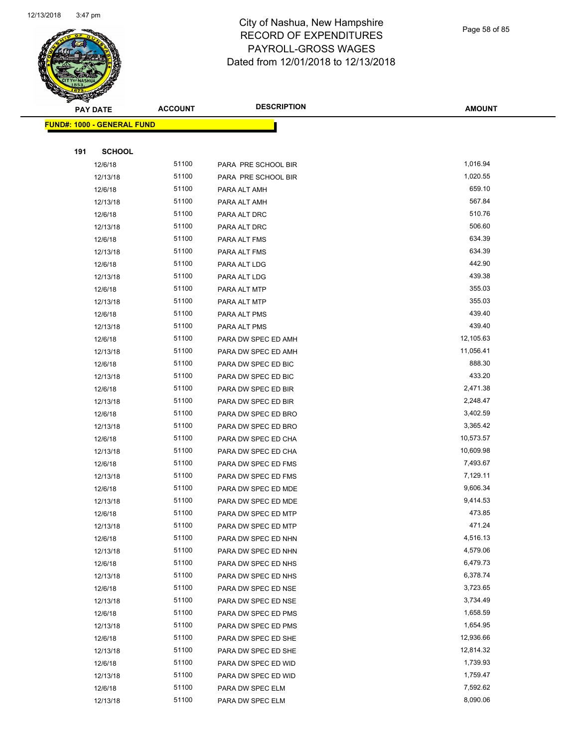# City of Nashua, New Hampshire
## RECORD OF EXPENDITURES
## PAYROLL-GROSS WAGES
## Dated from 12/01/2018 to 12/13/2018

| PAY DATE | ACCOUNT | DESCRIPTION | AMOUNT |
|---|---|---|---|
| **FUND#: 1000 - GENERAL FUND** | | | |
| **191 SCHOOL** | | | |
| 12/6/18 | 51100 | PARA PRE SCHOOL BIR | 1,016.94 |
| 12/13/18 | 51100 | PARA PRE SCHOOL BIR | 1,020.55 |
| 12/6/18 | 51100 | PARA ALT AMH | 659.10 |
| 12/13/18 | 51100 | PARA ALT AMH | 567.84 |
| 12/6/18 | 51100 | PARA ALT DRC | 510.76 |
| 12/13/18 | 51100 | PARA ALT DRC | 506.60 |
| 12/6/18 | 51100 | PARA ALT FMS | 634.39 |
| 12/13/18 | 51100 | PARA ALT FMS | 634.39 |
| 12/6/18 | 51100 | PARA ALT LDG | 442.90 |
| 12/13/18 | 51100 | PARA ALT LDG | 439.38 |
| 12/6/18 | 51100 | PARA ALT MTP | 355.03 |
| 12/13/18 | 51100 | PARA ALT MTP | 355.03 |
| 12/6/18 | 51100 | PARA ALT PMS | 439.40 |
| 12/13/18 | 51100 | PARA ALT PMS | 439.40 |
| 12/6/18 | 51100 | PARA DW SPEC ED AMH | 12,105.63 |
| 12/13/18 | 51100 | PARA DW SPEC ED AMH | 11,056.41 |
| 12/6/18 | 51100 | PARA DW SPEC ED BIC | 888.30 |
| 12/13/18 | 51100 | PARA DW SPEC ED BIC | 433.20 |
| 12/6/18 | 51100 | PARA DW SPEC ED BIR | 2,471.38 |
| 12/13/18 | 51100 | PARA DW SPEC ED BIR | 2,248.47 |
| 12/6/18 | 51100 | PARA DW SPEC ED BRO | 3,402.59 |
| 12/13/18 | 51100 | PARA DW SPEC ED BRO | 3,365.42 |
| 12/6/18 | 51100 | PARA DW SPEC ED CHA | 10,573.57 |
| 12/13/18 | 51100 | PARA DW SPEC ED CHA | 10,609.98 |
| 12/6/18 | 51100 | PARA DW SPEC ED FMS | 7,493.67 |
| 12/13/18 | 51100 | PARA DW SPEC ED FMS | 7,129.11 |
| 12/6/18 | 51100 | PARA DW SPEC ED MDE | 9,606.34 |
| 12/13/18 | 51100 | PARA DW SPEC ED MDE | 9,414.53 |
| 12/6/18 | 51100 | PARA DW SPEC ED MTP | 473.85 |
| 12/13/18 | 51100 | PARA DW SPEC ED MTP | 471.24 |
| 12/6/18 | 51100 | PARA DW SPEC ED NHN | 4,516.13 |
| 12/13/18 | 51100 | PARA DW SPEC ED NHN | 4,579.06 |
| 12/6/18 | 51100 | PARA DW SPEC ED NHS | 6,479.73 |
| 12/13/18 | 51100 | PARA DW SPEC ED NHS | 6,378.74 |
| 12/6/18 | 51100 | PARA DW SPEC ED NSE | 3,723.65 |
| 12/13/18 | 51100 | PARA DW SPEC ED NSE | 3,734.49 |
| 12/6/18 | 51100 | PARA DW SPEC ED PMS | 1,658.59 |
| 12/13/18 | 51100 | PARA DW SPEC ED PMS | 1,654.95 |
| 12/6/18 | 51100 | PARA DW SPEC ED SHE | 12,936.66 |
| 12/13/18 | 51100 | PARA DW SPEC ED SHE | 12,814.32 |
| 12/6/18 | 51100 | PARA DW SPEC ED WID | 1,739.93 |
| 12/13/18 | 51100 | PARA DW SPEC ED WID | 1,759.47 |
| 12/6/18 | 51100 | PARA DW SPEC ELM | 7,592.62 |
| 12/13/18 | 51100 | PARA DW SPEC ELM | 8,090.06 |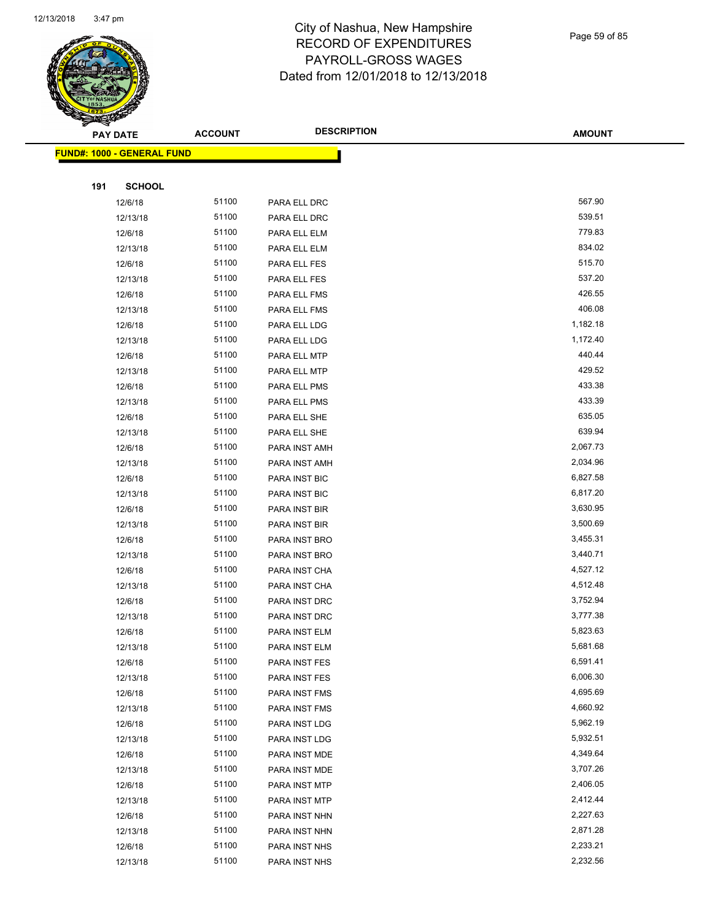# City of Nashua, New Hampshire
## RECORD OF EXPENDITURES
## PAYROLL-GROSS WAGES
## Dated from 12/01/2018 to 12/13/2018

| PAY DATE | ACCOUNT | DESCRIPTION | AMOUNT |
|---|---|---|---|

**FUND#: 1000 - GENERAL FUND**

**191 SCHOOL**

| PAY DATE | ACCOUNT | DESCRIPTION | AMOUNT |
|---|---|---|---|
| 12/6/18 | 51100 | PARA ELL DRC | 567.90 |
| 12/13/18 | 51100 | PARA ELL DRC | 539.51 |
| 12/6/18 | 51100 | PARA ELL ELM | 779.83 |
| 12/13/18 | 51100 | PARA ELL ELM | 834.02 |
| 12/6/18 | 51100 | PARA ELL FES | 515.70 |
| 12/13/18 | 51100 | PARA ELL FES | 537.20 |
| 12/6/18 | 51100 | PARA ELL FMS | 426.55 |
| 12/13/18 | 51100 | PARA ELL FMS | 406.08 |
| 12/6/18 | 51100 | PARA ELL LDG | 1,182.18 |
| 12/13/18 | 51100 | PARA ELL LDG | 1,172.40 |
| 12/6/18 | 51100 | PARA ELL MTP | 440.44 |
| 12/13/18 | 51100 | PARA ELL MTP | 429.52 |
| 12/6/18 | 51100 | PARA ELL PMS | 433.38 |
| 12/13/18 | 51100 | PARA ELL PMS | 433.39 |
| 12/6/18 | 51100 | PARA ELL SHE | 635.05 |
| 12/13/18 | 51100 | PARA ELL SHE | 639.94 |
| 12/6/18 | 51100 | PARA INST AMH | 2,067.73 |
| 12/13/18 | 51100 | PARA INST AMH | 2,034.96 |
| 12/6/18 | 51100 | PARA INST BIC | 6,827.58 |
| 12/13/18 | 51100 | PARA INST BIC | 6,817.20 |
| 12/6/18 | 51100 | PARA INST BIR | 3,630.95 |
| 12/13/18 | 51100 | PARA INST BIR | 3,500.69 |
| 12/6/18 | 51100 | PARA INST BRO | 3,455.31 |
| 12/13/18 | 51100 | PARA INST BRO | 3,440.71 |
| 12/6/18 | 51100 | PARA INST CHA | 4,527.12 |
| 12/13/18 | 51100 | PARA INST CHA | 4,512.48 |
| 12/6/18 | 51100 | PARA INST DRC | 3,752.94 |
| 12/13/18 | 51100 | PARA INST DRC | 3,777.38 |
| 12/6/18 | 51100 | PARA INST ELM | 5,823.63 |
| 12/13/18 | 51100 | PARA INST ELM | 5,681.68 |
| 12/6/18 | 51100 | PARA INST FES | 6,591.41 |
| 12/13/18 | 51100 | PARA INST FES | 6,006.30 |
| 12/6/18 | 51100 | PARA INST FMS | 4,695.69 |
| 12/13/18 | 51100 | PARA INST FMS | 4,660.92 |
| 12/6/18 | 51100 | PARA INST LDG | 5,962.19 |
| 12/13/18 | 51100 | PARA INST LDG | 5,932.51 |
| 12/6/18 | 51100 | PARA INST MDE | 4,349.64 |
| 12/13/18 | 51100 | PARA INST MDE | 3,707.26 |
| 12/6/18 | 51100 | PARA INST MTP | 2,406.05 |
| 12/13/18 | 51100 | PARA INST MTP | 2,412.44 |
| 12/6/18 | 51100 | PARA INST NHN | 2,227.63 |
| 12/13/18 | 51100 | PARA INST NHN | 2,871.28 |
| 12/6/18 | 51100 | PARA INST NHS | 2,233.21 |
| 12/13/18 | 51100 | PARA INST NHS | 2,232.56 |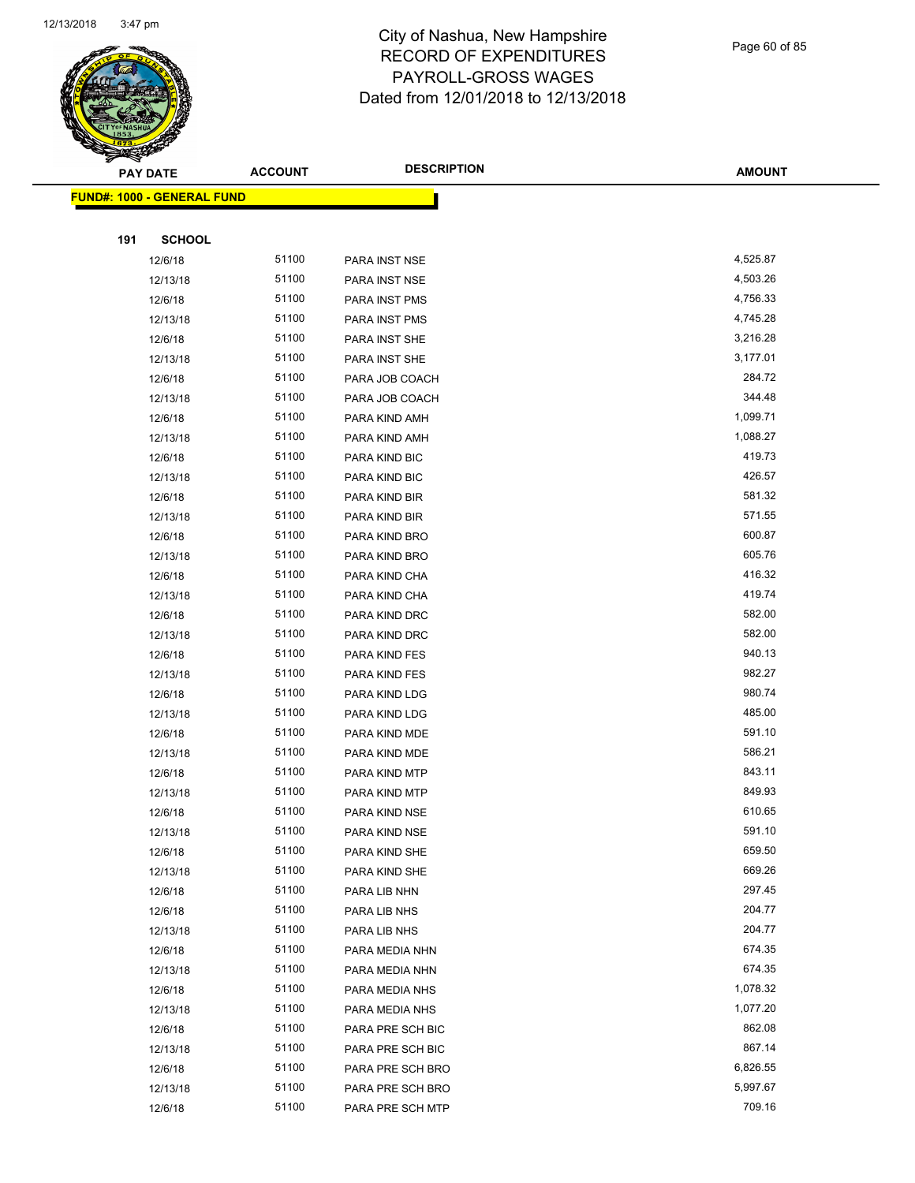# City of Nashua, New Hampshire
## RECORD OF EXPENDITURES
## PAYROLL-GROSS WAGES
## Dated from 12/01/2018 to 12/13/2018

| PAY DATE | ACCOUNT | DESCRIPTION | AMOUNT |
|---|---|---|---|

**FUND#: 1000 - GENERAL FUND**

**191 SCHOOL**

| PAY DATE | ACCOUNT | DESCRIPTION | AMOUNT |
|---|---|---|---|
| 12/6/18 | 51100 | PARA INST NSE | 4,525.87 |
| 12/13/18 | 51100 | PARA INST NSE | 4,503.26 |
| 12/6/18 | 51100 | PARA INST PMS | 4,756.33 |
| 12/13/18 | 51100 | PARA INST PMS | 4,745.28 |
| 12/6/18 | 51100 | PARA INST SHE | 3,216.28 |
| 12/13/18 | 51100 | PARA INST SHE | 3,177.01 |
| 12/6/18 | 51100 | PARA JOB COACH | 284.72 |
| 12/13/18 | 51100 | PARA JOB COACH | 344.48 |
| 12/6/18 | 51100 | PARA KIND AMH | 1,099.71 |
| 12/13/18 | 51100 | PARA KIND AMH | 1,088.27 |
| 12/6/18 | 51100 | PARA KIND BIC | 419.73 |
| 12/13/18 | 51100 | PARA KIND BIC | 426.57 |
| 12/6/18 | 51100 | PARA KIND BIR | 581.32 |
| 12/13/18 | 51100 | PARA KIND BIR | 571.55 |
| 12/6/18 | 51100 | PARA KIND BRO | 600.87 |
| 12/13/18 | 51100 | PARA KIND BRO | 605.76 |
| 12/6/18 | 51100 | PARA KIND CHA | 416.32 |
| 12/13/18 | 51100 | PARA KIND CHA | 419.74 |
| 12/6/18 | 51100 | PARA KIND DRC | 582.00 |
| 12/13/18 | 51100 | PARA KIND DRC | 582.00 |
| 12/6/18 | 51100 | PARA KIND FES | 940.13 |
| 12/13/18 | 51100 | PARA KIND FES | 982.27 |
| 12/6/18 | 51100 | PARA KIND LDG | 980.74 |
| 12/13/18 | 51100 | PARA KIND LDG | 485.00 |
| 12/6/18 | 51100 | PARA KIND MDE | 591.10 |
| 12/13/18 | 51100 | PARA KIND MDE | 586.21 |
| 12/6/18 | 51100 | PARA KIND MTP | 843.11 |
| 12/13/18 | 51100 | PARA KIND MTP | 849.93 |
| 12/6/18 | 51100 | PARA KIND NSE | 610.65 |
| 12/13/18 | 51100 | PARA KIND NSE | 591.10 |
| 12/6/18 | 51100 | PARA KIND SHE | 659.50 |
| 12/13/18 | 51100 | PARA KIND SHE | 669.26 |
| 12/6/18 | 51100 | PARA LIB NHN | 297.45 |
| 12/6/18 | 51100 | PARA LIB NHS | 204.77 |
| 12/13/18 | 51100 | PARA LIB NHS | 204.77 |
| 12/6/18 | 51100 | PARA MEDIA NHN | 674.35 |
| 12/13/18 | 51100 | PARA MEDIA NHN | 674.35 |
| 12/6/18 | 51100 | PARA MEDIA NHS | 1,078.32 |
| 12/13/18 | 51100 | PARA MEDIA NHS | 1,077.20 |
| 12/6/18 | 51100 | PARA PRE SCH BIC | 862.08 |
| 12/13/18 | 51100 | PARA PRE SCH BIC | 867.14 |
| 12/6/18 | 51100 | PARA PRE SCH BRO | 6,826.55 |
| 12/13/18 | 51100 | PARA PRE SCH BRO | 5,997.67 |
| 12/6/18 | 51100 | PARA PRE SCH MTP | 709.16 |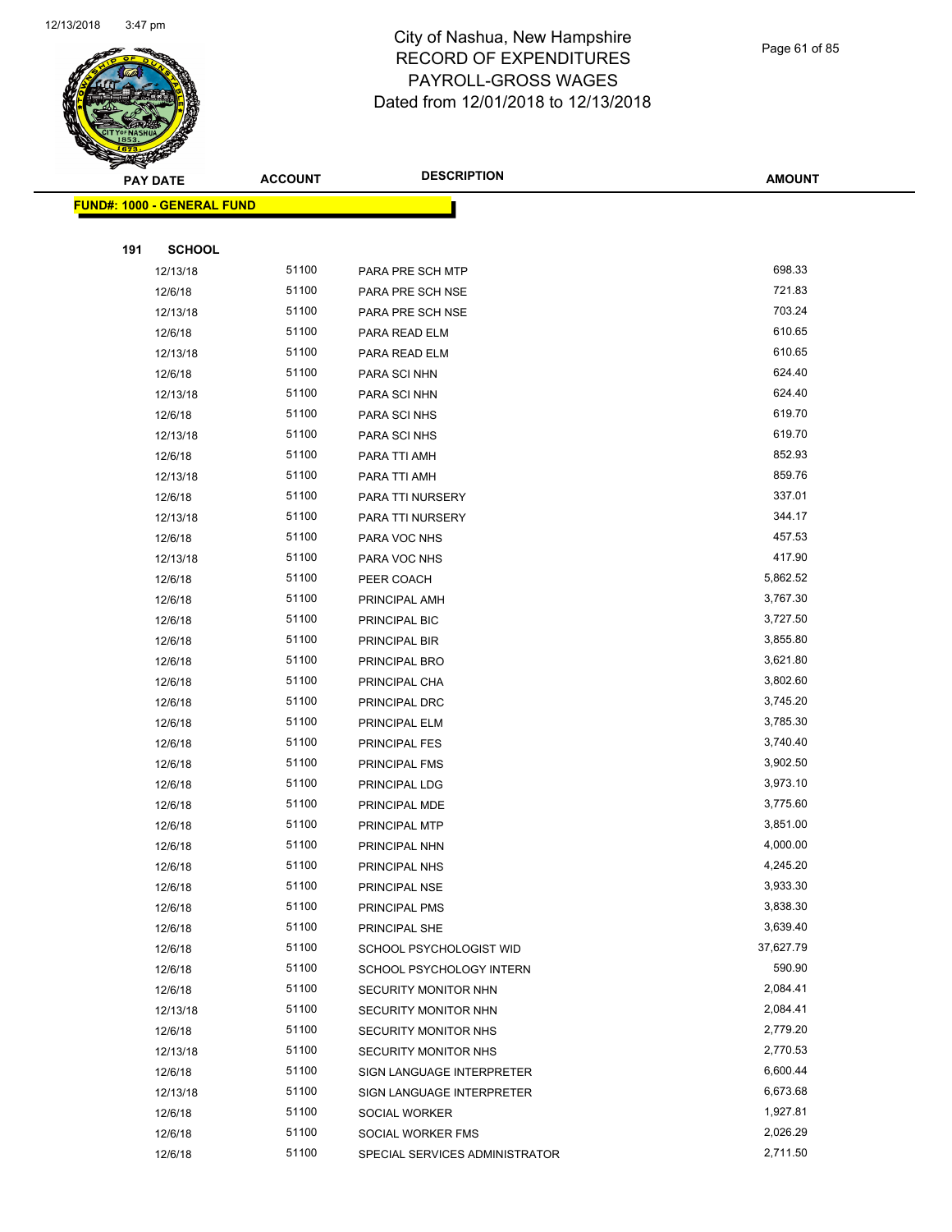# City of Nashua, New Hampshire
## RECORD OF EXPENDITURES
## PAYROLL-GROSS WAGES
## Dated from 12/01/2018 to 12/13/2018

| PAY DATE | ACCOUNT | DESCRIPTION | AMOUNT |
|---|---|---|---|

**FUND#: 1000 - GENERAL FUND**

**191 SCHOOL**

| PAY DATE | ACCOUNT | DESCRIPTION | AMOUNT |
|---|---|---|---|
| 12/13/18 | 51100 | PARA PRE SCH MTP | 698.33 |
| 12/6/18 | 51100 | PARA PRE SCH NSE | 721.83 |
| 12/13/18 | 51100 | PARA PRE SCH NSE | 703.24 |
| 12/6/18 | 51100 | PARA READ ELM | 610.65 |
| 12/13/18 | 51100 | PARA READ ELM | 610.65 |
| 12/6/18 | 51100 | PARA SCI NHN | 624.40 |
| 12/13/18 | 51100 | PARA SCI NHN | 624.40 |
| 12/6/18 | 51100 | PARA SCI NHS | 619.70 |
| 12/13/18 | 51100 | PARA SCI NHS | 619.70 |
| 12/6/18 | 51100 | PARA TTI AMH | 852.93 |
| 12/13/18 | 51100 | PARA TTI AMH | 859.76 |
| 12/6/18 | 51100 | PARA TTI NURSERY | 337.01 |
| 12/13/18 | 51100 | PARA TTI NURSERY | 344.17 |
| 12/6/18 | 51100 | PARA VOC NHS | 457.53 |
| 12/13/18 | 51100 | PARA VOC NHS | 417.90 |
| 12/6/18 | 51100 | PEER COACH | 5,862.52 |
| 12/6/18 | 51100 | PRINCIPAL AMH | 3,767.30 |
| 12/6/18 | 51100 | PRINCIPAL BIC | 3,727.50 |
| 12/6/18 | 51100 | PRINCIPAL BIR | 3,855.80 |
| 12/6/18 | 51100 | PRINCIPAL BRO | 3,621.80 |
| 12/6/18 | 51100 | PRINCIPAL CHA | 3,802.60 |
| 12/6/18 | 51100 | PRINCIPAL DRC | 3,745.20 |
| 12/6/18 | 51100 | PRINCIPAL ELM | 3,785.30 |
| 12/6/18 | 51100 | PRINCIPAL FES | 3,740.40 |
| 12/6/18 | 51100 | PRINCIPAL FMS | 3,902.50 |
| 12/6/18 | 51100 | PRINCIPAL LDG | 3,973.10 |
| 12/6/18 | 51100 | PRINCIPAL MDE | 3,775.60 |
| 12/6/18 | 51100 | PRINCIPAL MTP | 3,851.00 |
| 12/6/18 | 51100 | PRINCIPAL NHN | 4,000.00 |
| 12/6/18 | 51100 | PRINCIPAL NHS | 4,245.20 |
| 12/6/18 | 51100 | PRINCIPAL NSE | 3,933.30 |
| 12/6/18 | 51100 | PRINCIPAL PMS | 3,838.30 |
| 12/6/18 | 51100 | PRINCIPAL SHE | 3,639.40 |
| 12/6/18 | 51100 | SCHOOL PSYCHOLOGIST WID | 37,627.79 |
| 12/6/18 | 51100 | SCHOOL PSYCHOLOGY INTERN | 590.90 |
| 12/6/18 | 51100 | SECURITY MONITOR NHN | 2,084.41 |
| 12/13/18 | 51100 | SECURITY MONITOR NHN | 2,084.41 |
| 12/6/18 | 51100 | SECURITY MONITOR NHS | 2,779.20 |
| 12/13/18 | 51100 | SECURITY MONITOR NHS | 2,770.53 |
| 12/6/18 | 51100 | SIGN LANGUAGE INTERPRETER | 6,600.44 |
| 12/13/18 | 51100 | SIGN LANGUAGE INTERPRETER | 6,673.68 |
| 12/6/18 | 51100 | SOCIAL WORKER | 1,927.81 |
| 12/6/18 | 51100 | SOCIAL WORKER FMS | 2,026.29 |
| 12/6/18 | 51100 | SPECIAL SERVICES ADMINISTRATOR | 2,711.50 |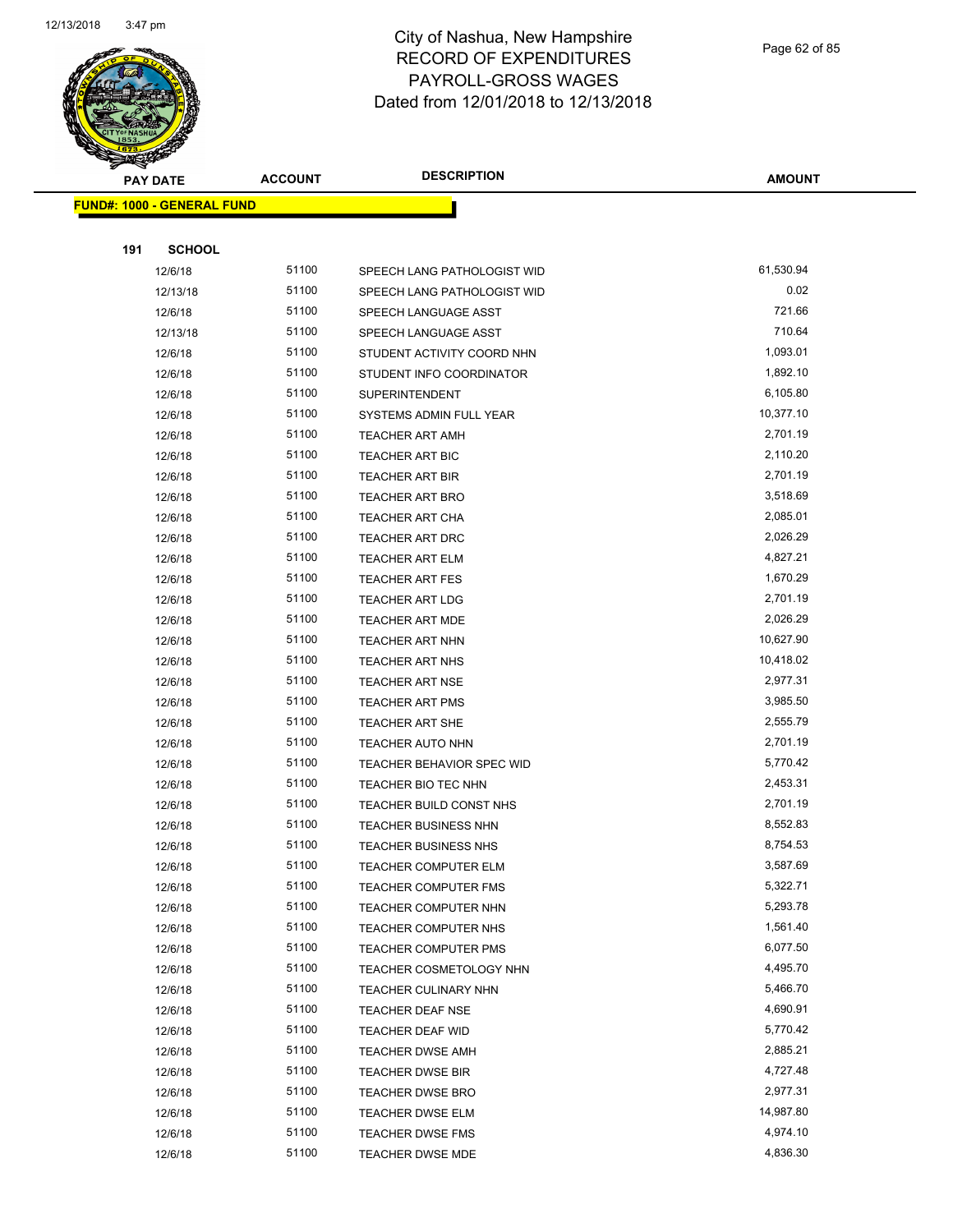# City of Nashua, New Hampshire
# RECORD OF EXPENDITURES
# PAYROLL-GROSS WAGES
# Dated from 12/01/2018 to 12/13/2018

| PAY DATE | ACCOUNT | DESCRIPTION | AMOUNT |
|---|---|---|---|

**FUND#: 1000 - GENERAL FUND**

**191 SCHOOL**

| PAY DATE | ACCOUNT | DESCRIPTION | AMOUNT |
|---|---|---|---|
| 12/6/18 | 51100 | SPEECH LANG PATHOLOGIST WID | 61,530.94 |
| 12/13/18 | 51100 | SPEECH LANG PATHOLOGIST WID | 0.02 |
| 12/6/18 | 51100 | SPEECH LANGUAGE ASST | 721.66 |
| 12/13/18 | 51100 | SPEECH LANGUAGE ASST | 710.64 |
| 12/6/18 | 51100 | STUDENT ACTIVITY COORD NHN | 1,093.01 |
| 12/6/18 | 51100 | STUDENT INFO COORDINATOR | 1,892.10 |
| 12/6/18 | 51100 | SUPERINTENDENT | 6,105.80 |
| 12/6/18 | 51100 | SYSTEMS ADMIN FULL YEAR | 10,377.10 |
| 12/6/18 | 51100 | TEACHER ART AMH | 2,701.19 |
| 12/6/18 | 51100 | TEACHER ART BIC | 2,110.20 |
| 12/6/18 | 51100 | TEACHER ART BIR | 2,701.19 |
| 12/6/18 | 51100 | TEACHER ART BRO | 3,518.69 |
| 12/6/18 | 51100 | TEACHER ART CHA | 2,085.01 |
| 12/6/18 | 51100 | TEACHER ART DRC | 2,026.29 |
| 12/6/18 | 51100 | TEACHER ART ELM | 4,827.21 |
| 12/6/18 | 51100 | TEACHER ART FES | 1,670.29 |
| 12/6/18 | 51100 | TEACHER ART LDG | 2,701.19 |
| 12/6/18 | 51100 | TEACHER ART MDE | 2,026.29 |
| 12/6/18 | 51100 | TEACHER ART NHN | 10,627.90 |
| 12/6/18 | 51100 | TEACHER ART NHS | 10,418.02 |
| 12/6/18 | 51100 | TEACHER ART NSE | 2,977.31 |
| 12/6/18 | 51100 | TEACHER ART PMS | 3,985.50 |
| 12/6/18 | 51100 | TEACHER ART SHE | 2,555.79 |
| 12/6/18 | 51100 | TEACHER AUTO NHN | 2,701.19 |
| 12/6/18 | 51100 | TEACHER BEHAVIOR SPEC WID | 5,770.42 |
| 12/6/18 | 51100 | TEACHER BIO TEC NHN | 2,453.31 |
| 12/6/18 | 51100 | TEACHER BUILD CONST NHS | 2,701.19 |
| 12/6/18 | 51100 | TEACHER BUSINESS NHN | 8,552.83 |
| 12/6/18 | 51100 | TEACHER BUSINESS NHS | 8,754.53 |
| 12/6/18 | 51100 | TEACHER COMPUTER ELM | 3,587.69 |
| 12/6/18 | 51100 | TEACHER COMPUTER FMS | 5,322.71 |
| 12/6/18 | 51100 | TEACHER COMPUTER NHN | 5,293.78 |
| 12/6/18 | 51100 | TEACHER COMPUTER NHS | 1,561.40 |
| 12/6/18 | 51100 | TEACHER COMPUTER PMS | 6,077.50 |
| 12/6/18 | 51100 | TEACHER COSMETOLOGY NHN | 4,495.70 |
| 12/6/18 | 51100 | TEACHER CULINARY NHN | 5,466.70 |
| 12/6/18 | 51100 | TEACHER DEAF NSE | 4,690.91 |
| 12/6/18 | 51100 | TEACHER DEAF WID | 5,770.42 |
| 12/6/18 | 51100 | TEACHER DWSE AMH | 2,885.21 |
| 12/6/18 | 51100 | TEACHER DWSE BIR | 4,727.48 |
| 12/6/18 | 51100 | TEACHER DWSE BRO | 2,977.31 |
| 12/6/18 | 51100 | TEACHER DWSE ELM | 14,987.80 |
| 12/6/18 | 51100 | TEACHER DWSE FMS | 4,974.10 |
| 12/6/18 | 51100 | TEACHER DWSE MDE | 4,836.30 |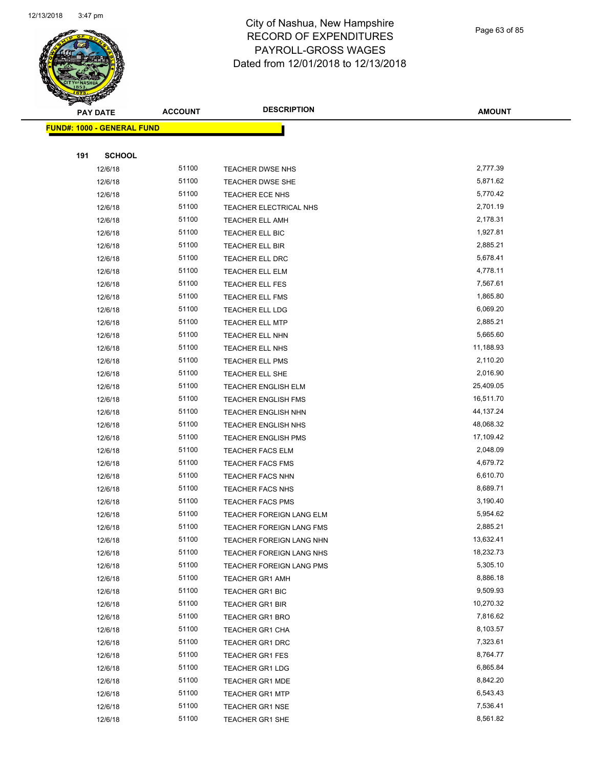City of Nashua, New Hampshire
RECORD OF EXPENDITURES
PAYROLL-GROSS WAGES
Dated from 12/01/2018 to 12/13/2018

**FUND#: 1000 - GENERAL FUND**

**191 SCHOOL**

| PAY DATE | ACCOUNT | DESCRIPTION | AMOUNT |
|---|---|---|---|
| 12/6/18 | 51100 | TEACHER DWSE NHS | 2,777.39 |
| 12/6/18 | 51100 | TEACHER DWSE SHE | 5,871.62 |
| 12/6/18 | 51100 | TEACHER ECE NHS | 5,770.42 |
| 12/6/18 | 51100 | TEACHER ELECTRICAL NHS | 2,701.19 |
| 12/6/18 | 51100 | TEACHER ELL AMH | 2,178.31 |
| 12/6/18 | 51100 | TEACHER ELL BIC | 1,927.81 |
| 12/6/18 | 51100 | TEACHER ELL BIR | 2,885.21 |
| 12/6/18 | 51100 | TEACHER ELL DRC | 5,678.41 |
| 12/6/18 | 51100 | TEACHER ELL ELM | 4,778.11 |
| 12/6/18 | 51100 | TEACHER ELL FES | 7,567.61 |
| 12/6/18 | 51100 | TEACHER ELL FMS | 1,865.80 |
| 12/6/18 | 51100 | TEACHER ELL LDG | 6,069.20 |
| 12/6/18 | 51100 | TEACHER ELL MTP | 2,885.21 |
| 12/6/18 | 51100 | TEACHER ELL NHN | 5,665.60 |
| 12/6/18 | 51100 | TEACHER ELL NHS | 11,188.93 |
| 12/6/18 | 51100 | TEACHER ELL PMS | 2,110.20 |
| 12/6/18 | 51100 | TEACHER ELL SHE | 2,016.90 |
| 12/6/18 | 51100 | TEACHER ENGLISH ELM | 25,409.05 |
| 12/6/18 | 51100 | TEACHER ENGLISH FMS | 16,511.70 |
| 12/6/18 | 51100 | TEACHER ENGLISH NHN | 44,137.24 |
| 12/6/18 | 51100 | TEACHER ENGLISH NHS | 48,068.32 |
| 12/6/18 | 51100 | TEACHER ENGLISH PMS | 17,109.42 |
| 12/6/18 | 51100 | TEACHER FACS ELM | 2,048.09 |
| 12/6/18 | 51100 | TEACHER FACS FMS | 4,679.72 |
| 12/6/18 | 51100 | TEACHER FACS NHN | 6,610.70 |
| 12/6/18 | 51100 | TEACHER FACS NHS | 8,689.71 |
| 12/6/18 | 51100 | TEACHER FACS PMS | 3,190.40 |
| 12/6/18 | 51100 | TEACHER FOREIGN LANG ELM | 5,954.62 |
| 12/6/18 | 51100 | TEACHER FOREIGN LANG FMS | 2,885.21 |
| 12/6/18 | 51100 | TEACHER FOREIGN LANG NHN | 13,632.41 |
| 12/6/18 | 51100 | TEACHER FOREIGN LANG NHS | 18,232.73 |
| 12/6/18 | 51100 | TEACHER FOREIGN LANG PMS | 5,305.10 |
| 12/6/18 | 51100 | TEACHER GR1 AMH | 8,886.18 |
| 12/6/18 | 51100 | TEACHER GR1 BIC | 9,509.93 |
| 12/6/18 | 51100 | TEACHER GR1 BIR | 10,270.32 |
| 12/6/18 | 51100 | TEACHER GR1 BRO | 7,816.62 |
| 12/6/18 | 51100 | TEACHER GR1 CHA | 8,103.57 |
| 12/6/18 | 51100 | TEACHER GR1 DRC | 7,323.61 |
| 12/6/18 | 51100 | TEACHER GR1 FES | 8,764.77 |
| 12/6/18 | 51100 | TEACHER GR1 LDG | 6,865.84 |
| 12/6/18 | 51100 | TEACHER GR1 MDE | 8,842.20 |
| 12/6/18 | 51100 | TEACHER GR1 MTP | 6,543.43 |
| 12/6/18 | 51100 | TEACHER GR1 NSE | 7,536.41 |
| 12/6/18 | 51100 | TEACHER GR1 SHE | 8,561.82 |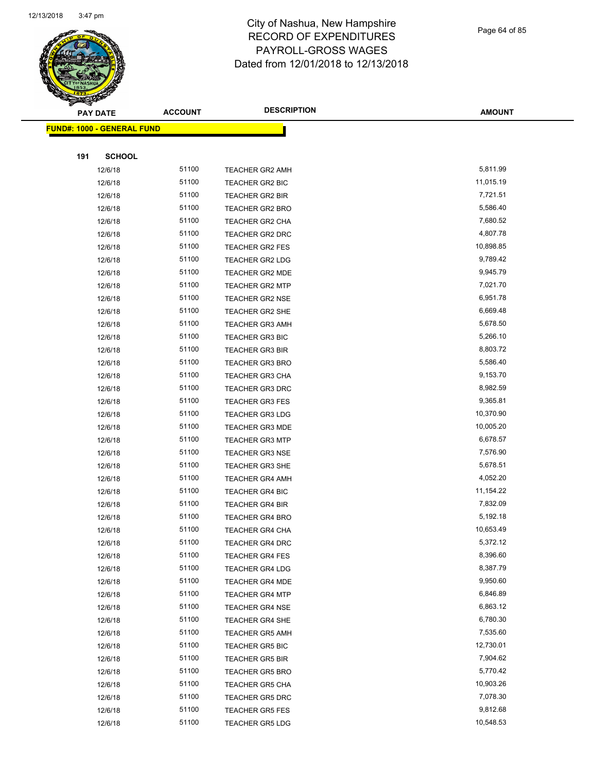# City of Nashua, New Hampshire
# RECORD OF EXPENDITURES
# PAYROLL-GROSS WAGES
# Dated from 12/01/2018 to 12/13/2018

**FUND#: 1000 - GENERAL FUND**

**191 SCHOOL**

| PAY DATE | ACCOUNT | DESCRIPTION | AMOUNT |
|---|---|---|---|
| 12/6/18 | 51100 | TEACHER GR2 AMH | 5,811.99 |
| 12/6/18 | 51100 | TEACHER GR2 BIC | 11,015.19 |
| 12/6/18 | 51100 | TEACHER GR2 BIR | 7,721.51 |
| 12/6/18 | 51100 | TEACHER GR2 BRO | 5,586.40 |
| 12/6/18 | 51100 | TEACHER GR2 CHA | 7,680.52 |
| 12/6/18 | 51100 | TEACHER GR2 DRC | 4,807.78 |
| 12/6/18 | 51100 | TEACHER GR2 FES | 10,898.85 |
| 12/6/18 | 51100 | TEACHER GR2 LDG | 9,789.42 |
| 12/6/18 | 51100 | TEACHER GR2 MDE | 9,945.79 |
| 12/6/18 | 51100 | TEACHER GR2 MTP | 7,021.70 |
| 12/6/18 | 51100 | TEACHER GR2 NSE | 6,951.78 |
| 12/6/18 | 51100 | TEACHER GR2 SHE | 6,669.48 |
| 12/6/18 | 51100 | TEACHER GR3 AMH | 5,678.50 |
| 12/6/18 | 51100 | TEACHER GR3 BIC | 5,266.10 |
| 12/6/18 | 51100 | TEACHER GR3 BIR | 8,803.72 |
| 12/6/18 | 51100 | TEACHER GR3 BRO | 5,586.40 |
| 12/6/18 | 51100 | TEACHER GR3 CHA | 9,153.70 |
| 12/6/18 | 51100 | TEACHER GR3 DRC | 8,982.59 |
| 12/6/18 | 51100 | TEACHER GR3 FES | 9,365.81 |
| 12/6/18 | 51100 | TEACHER GR3 LDG | 10,370.90 |
| 12/6/18 | 51100 | TEACHER GR3 MDE | 10,005.20 |
| 12/6/18 | 51100 | TEACHER GR3 MTP | 6,678.57 |
| 12/6/18 | 51100 | TEACHER GR3 NSE | 7,576.90 |
| 12/6/18 | 51100 | TEACHER GR3 SHE | 5,678.51 |
| 12/6/18 | 51100 | TEACHER GR4 AMH | 4,052.20 |
| 12/6/18 | 51100 | TEACHER GR4 BIC | 11,154.22 |
| 12/6/18 | 51100 | TEACHER GR4 BIR | 7,832.09 |
| 12/6/18 | 51100 | TEACHER GR4 BRO | 5,192.18 |
| 12/6/18 | 51100 | TEACHER GR4 CHA | 10,653.49 |
| 12/6/18 | 51100 | TEACHER GR4 DRC | 5,372.12 |
| 12/6/18 | 51100 | TEACHER GR4 FES | 8,396.60 |
| 12/6/18 | 51100 | TEACHER GR4 LDG | 8,387.79 |
| 12/6/18 | 51100 | TEACHER GR4 MDE | 9,950.60 |
| 12/6/18 | 51100 | TEACHER GR4 MTP | 6,846.89 |
| 12/6/18 | 51100 | TEACHER GR4 NSE | 6,863.12 |
| 12/6/18 | 51100 | TEACHER GR4 SHE | 6,780.30 |
| 12/6/18 | 51100 | TEACHER GR5 AMH | 7,535.60 |
| 12/6/18 | 51100 | TEACHER GR5 BIC | 12,730.01 |
| 12/6/18 | 51100 | TEACHER GR5 BIR | 7,904.62 |
| 12/6/18 | 51100 | TEACHER GR5 BRO | 5,770.42 |
| 12/6/18 | 51100 | TEACHER GR5 CHA | 10,903.26 |
| 12/6/18 | 51100 | TEACHER GR5 DRC | 7,078.30 |
| 12/6/18 | 51100 | TEACHER GR5 FES | 9,812.68 |
| 12/6/18 | 51100 | TEACHER GR5 LDG | 10,548.53 |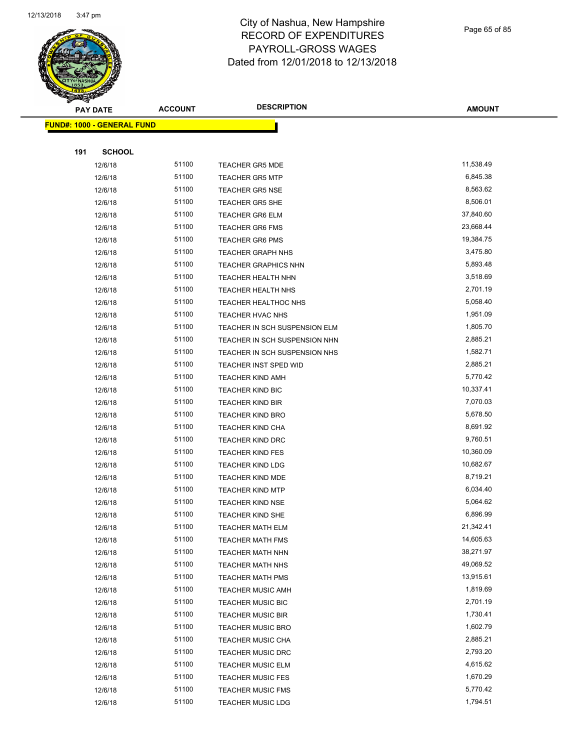# City of Nashua, New Hampshire
# RECORD OF EXPENDITURES
# PAYROLL-GROSS WAGES
# Dated from 12/01/2018 to 12/13/2018

| PAY DATE | ACCOUNT | DESCRIPTION | AMOUNT |
|---|---|---|---|

**FUND#: 1000 - GENERAL FUND**

**191 SCHOOL**

| PAY DATE | ACCOUNT | DESCRIPTION | AMOUNT |
|---|---|---|---|
| 12/6/18 | 51100 | TEACHER GR5 MDE | 11,538.49 |
| 12/6/18 | 51100 | TEACHER GR5 MTP | 6,845.38 |
| 12/6/18 | 51100 | TEACHER GR5 NSE | 8,563.62 |
| 12/6/18 | 51100 | TEACHER GR5 SHE | 8,506.01 |
| 12/6/18 | 51100 | TEACHER GR6 ELM | 37,840.60 |
| 12/6/18 | 51100 | TEACHER GR6 FMS | 23,668.44 |
| 12/6/18 | 51100 | TEACHER GR6 PMS | 19,384.75 |
| 12/6/18 | 51100 | TEACHER GRAPH NHS | 3,475.80 |
| 12/6/18 | 51100 | TEACHER GRAPHICS NHN | 5,893.48 |
| 12/6/18 | 51100 | TEACHER HEALTH NHN | 3,518.69 |
| 12/6/18 | 51100 | TEACHER HEALTH NHS | 2,701.19 |
| 12/6/18 | 51100 | TEACHER HEALTHOC NHS | 5,058.40 |
| 12/6/18 | 51100 | TEACHER HVAC NHS | 1,951.09 |
| 12/6/18 | 51100 | TEACHER IN SCH SUSPENSION ELM | 1,805.70 |
| 12/6/18 | 51100 | TEACHER IN SCH SUSPENSION NHN | 2,885.21 |
| 12/6/18 | 51100 | TEACHER IN SCH SUSPENSION NHS | 1,582.71 |
| 12/6/18 | 51100 | TEACHER INST SPED WID | 2,885.21 |
| 12/6/18 | 51100 | TEACHER KIND AMH | 5,770.42 |
| 12/6/18 | 51100 | TEACHER KIND BIC | 10,337.41 |
| 12/6/18 | 51100 | TEACHER KIND BIR | 7,070.03 |
| 12/6/18 | 51100 | TEACHER KIND BRO | 5,678.50 |
| 12/6/18 | 51100 | TEACHER KIND CHA | 8,691.92 |
| 12/6/18 | 51100 | TEACHER KIND DRC | 9,760.51 |
| 12/6/18 | 51100 | TEACHER KIND FES | 10,360.09 |
| 12/6/18 | 51100 | TEACHER KIND LDG | 10,682.67 |
| 12/6/18 | 51100 | TEACHER KIND MDE | 8,719.21 |
| 12/6/18 | 51100 | TEACHER KIND MTP | 6,034.40 |
| 12/6/18 | 51100 | TEACHER KIND NSE | 5,064.62 |
| 12/6/18 | 51100 | TEACHER KIND SHE | 6,896.99 |
| 12/6/18 | 51100 | TEACHER MATH ELM | 21,342.41 |
| 12/6/18 | 51100 | TEACHER MATH FMS | 14,605.63 |
| 12/6/18 | 51100 | TEACHER MATH NHN | 38,271.97 |
| 12/6/18 | 51100 | TEACHER MATH NHS | 49,069.52 |
| 12/6/18 | 51100 | TEACHER MATH PMS | 13,915.61 |
| 12/6/18 | 51100 | TEACHER MUSIC AMH | 1,819.69 |
| 12/6/18 | 51100 | TEACHER MUSIC BIC | 2,701.19 |
| 12/6/18 | 51100 | TEACHER MUSIC BIR | 1,730.41 |
| 12/6/18 | 51100 | TEACHER MUSIC BRO | 1,602.79 |
| 12/6/18 | 51100 | TEACHER MUSIC CHA | 2,885.21 |
| 12/6/18 | 51100 | TEACHER MUSIC DRC | 2,793.20 |
| 12/6/18 | 51100 | TEACHER MUSIC ELM | 4,615.62 |
| 12/6/18 | 51100 | TEACHER MUSIC FES | 1,670.29 |
| 12/6/18 | 51100 | TEACHER MUSIC FMS | 5,770.42 |
| 12/6/18 | 51100 | TEACHER MUSIC LDG | 1,794.51 |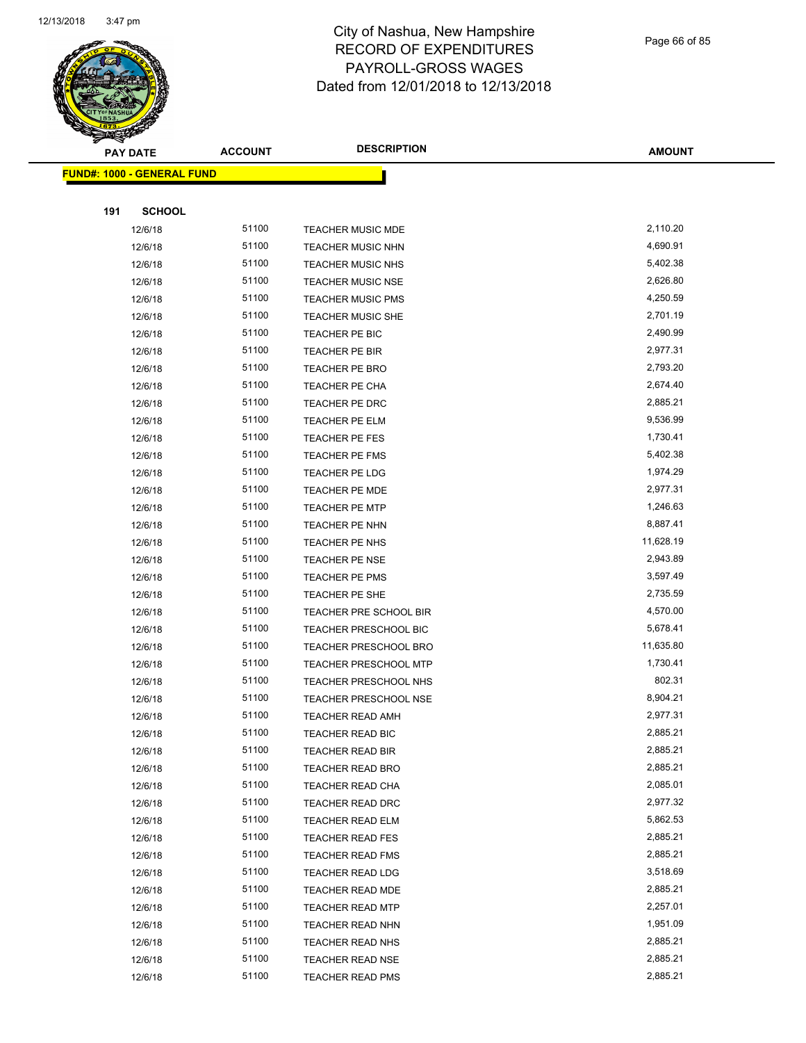# City of Nashua, New Hampshire
# RECORD OF EXPENDITURES
# PAYROLL-GROSS WAGES
# Dated from 12/01/2018 to 12/13/2018

| PAY DATE | ACCOUNT | DESCRIPTION | AMOUNT |
|---|---|---|---|

**FUND#: 1000 - GENERAL FUND**

**191 SCHOOL**

| PAY DATE | ACCOUNT | DESCRIPTION | AMOUNT |
|---|---|---|---|
| 12/6/18 | 51100 | TEACHER MUSIC MDE | 2,110.20 |
| 12/6/18 | 51100 | TEACHER MUSIC NHN | 4,690.91 |
| 12/6/18 | 51100 | TEACHER MUSIC NHS | 5,402.38 |
| 12/6/18 | 51100 | TEACHER MUSIC NSE | 2,626.80 |
| 12/6/18 | 51100 | TEACHER MUSIC PMS | 4,250.59 |
| 12/6/18 | 51100 | TEACHER MUSIC SHE | 2,701.19 |
| 12/6/18 | 51100 | TEACHER PE BIC | 2,490.99 |
| 12/6/18 | 51100 | TEACHER PE BIR | 2,977.31 |
| 12/6/18 | 51100 | TEACHER PE BRO | 2,793.20 |
| 12/6/18 | 51100 | TEACHER PE CHA | 2,674.40 |
| 12/6/18 | 51100 | TEACHER PE DRC | 2,885.21 |
| 12/6/18 | 51100 | TEACHER PE ELM | 9,536.99 |
| 12/6/18 | 51100 | TEACHER PE FES | 1,730.41 |
| 12/6/18 | 51100 | TEACHER PE FMS | 5,402.38 |
| 12/6/18 | 51100 | TEACHER PE LDG | 1,974.29 |
| 12/6/18 | 51100 | TEACHER PE MDE | 2,977.31 |
| 12/6/18 | 51100 | TEACHER PE MTP | 1,246.63 |
| 12/6/18 | 51100 | TEACHER PE NHN | 8,887.41 |
| 12/6/18 | 51100 | TEACHER PE NHS | 11,628.19 |
| 12/6/18 | 51100 | TEACHER PE NSE | 2,943.89 |
| 12/6/18 | 51100 | TEACHER PE PMS | 3,597.49 |
| 12/6/18 | 51100 | TEACHER PE SHE | 2,735.59 |
| 12/6/18 | 51100 | TEACHER PRE SCHOOL BIR | 4,570.00 |
| 12/6/18 | 51100 | TEACHER PRESCHOOL BIC | 5,678.41 |
| 12/6/18 | 51100 | TEACHER PRESCHOOL BRO | 11,635.80 |
| 12/6/18 | 51100 | TEACHER PRESCHOOL MTP | 1,730.41 |
| 12/6/18 | 51100 | TEACHER PRESCHOOL NHS | 802.31 |
| 12/6/18 | 51100 | TEACHER PRESCHOOL NSE | 8,904.21 |
| 12/6/18 | 51100 | TEACHER READ AMH | 2,977.31 |
| 12/6/18 | 51100 | TEACHER READ BIC | 2,885.21 |
| 12/6/18 | 51100 | TEACHER READ BIR | 2,885.21 |
| 12/6/18 | 51100 | TEACHER READ BRO | 2,885.21 |
| 12/6/18 | 51100 | TEACHER READ CHA | 2,085.01 |
| 12/6/18 | 51100 | TEACHER READ DRC | 2,977.32 |
| 12/6/18 | 51100 | TEACHER READ ELM | 5,862.53 |
| 12/6/18 | 51100 | TEACHER READ FES | 2,885.21 |
| 12/6/18 | 51100 | TEACHER READ FMS | 2,885.21 |
| 12/6/18 | 51100 | TEACHER READ LDG | 3,518.69 |
| 12/6/18 | 51100 | TEACHER READ MDE | 2,885.21 |
| 12/6/18 | 51100 | TEACHER READ MTP | 2,257.01 |
| 12/6/18 | 51100 | TEACHER READ NHN | 1,951.09 |
| 12/6/18 | 51100 | TEACHER READ NHS | 2,885.21 |
| 12/6/18 | 51100 | TEACHER READ NSE | 2,885.21 |
| 12/6/18 | 51100 | TEACHER READ PMS | 2,885.21 |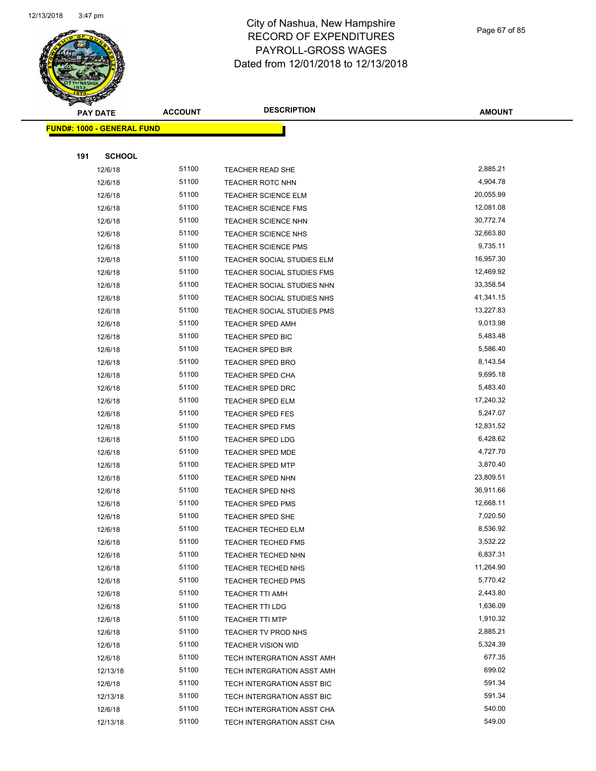# City of Nashua, New Hampshire
# RECORD OF EXPENDITURES
# PAYROLL-GROSS WAGES
# Dated from 12/01/2018 to 12/13/2018

**FUND#: 1000 - GENERAL FUND**

**191 SCHOOL**

| PAY DATE | ACCOUNT | DESCRIPTION | AMOUNT |
|---|---|---|---|
| 12/6/18 | 51100 | TEACHER READ SHE | 2,885.21 |
| 12/6/18 | 51100 | TEACHER ROTC NHN | 4,904.78 |
| 12/6/18 | 51100 | TEACHER SCIENCE ELM | 20,055.99 |
| 12/6/18 | 51100 | TEACHER SCIENCE FMS | 12,081.08 |
| 12/6/18 | 51100 | TEACHER SCIENCE NHN | 30,772.74 |
| 12/6/18 | 51100 | TEACHER SCIENCE NHS | 32,663.80 |
| 12/6/18 | 51100 | TEACHER SCIENCE PMS | 9,735.11 |
| 12/6/18 | 51100 | TEACHER SOCIAL STUDIES ELM | 16,957.30 |
| 12/6/18 | 51100 | TEACHER SOCIAL STUDIES FMS | 12,469.92 |
| 12/6/18 | 51100 | TEACHER SOCIAL STUDIES NHN | 33,358.54 |
| 12/6/18 | 51100 | TEACHER SOCIAL STUDIES NHS | 41,341.15 |
| 12/6/18 | 51100 | TEACHER SOCIAL STUDIES PMS | 13,227.83 |
| 12/6/18 | 51100 | TEACHER SPED AMH | 9,013.98 |
| 12/6/18 | 51100 | TEACHER SPED BIC | 5,483.48 |
| 12/6/18 | 51100 | TEACHER SPED BIR | 5,586.40 |
| 12/6/18 | 51100 | TEACHER SPED BRO | 8,143.54 |
| 12/6/18 | 51100 | TEACHER SPED CHA | 9,695.18 |
| 12/6/18 | 51100 | TEACHER SPED DRC | 5,483.40 |
| 12/6/18 | 51100 | TEACHER SPED ELM | 17,240.32 |
| 12/6/18 | 51100 | TEACHER SPED FES | 5,247.07 |
| 12/6/18 | 51100 | TEACHER SPED FMS | 12,831.52 |
| 12/6/18 | 51100 | TEACHER SPED LDG | 6,428.62 |
| 12/6/18 | 51100 | TEACHER SPED MDE | 4,727.70 |
| 12/6/18 | 51100 | TEACHER SPED MTP | 3,870.40 |
| 12/6/18 | 51100 | TEACHER SPED NHN | 23,809.51 |
| 12/6/18 | 51100 | TEACHER SPED NHS | 36,911.66 |
| 12/6/18 | 51100 | TEACHER SPED PMS | 12,668.11 |
| 12/6/18 | 51100 | TEACHER SPED SHE | 7,020.50 |
| 12/6/18 | 51100 | TEACHER TECHED ELM | 8,536.92 |
| 12/6/18 | 51100 | TEACHER TECHED FMS | 3,532.22 |
| 12/6/18 | 51100 | TEACHER TECHED NHN | 6,837.31 |
| 12/6/18 | 51100 | TEACHER TECHED NHS | 11,264.90 |
| 12/6/18 | 51100 | TEACHER TECHED PMS | 5,770.42 |
| 12/6/18 | 51100 | TEACHER TTI AMH | 2,443.80 |
| 12/6/18 | 51100 | TEACHER TTI LDG | 1,636.09 |
| 12/6/18 | 51100 | TEACHER TTI MTP | 1,910.32 |
| 12/6/18 | 51100 | TEACHER TV PROD NHS | 2,885.21 |
| 12/6/18 | 51100 | TEACHER VISION WID | 5,324.39 |
| 12/6/18 | 51100 | TECH INTERGRATION ASST AMH | 677.35 |
| 12/13/18 | 51100 | TECH INTERGRATION ASST AMH | 699.02 |
| 12/6/18 | 51100 | TECH INTERGRATION ASST BIC | 591.34 |
| 12/13/18 | 51100 | TECH INTERGRATION ASST BIC | 591.34 |
| 12/6/18 | 51100 | TECH INTERGRATION ASST CHA | 540.00 |
| 12/13/18 | 51100 | TECH INTERGRATION ASST CHA | 549.00 |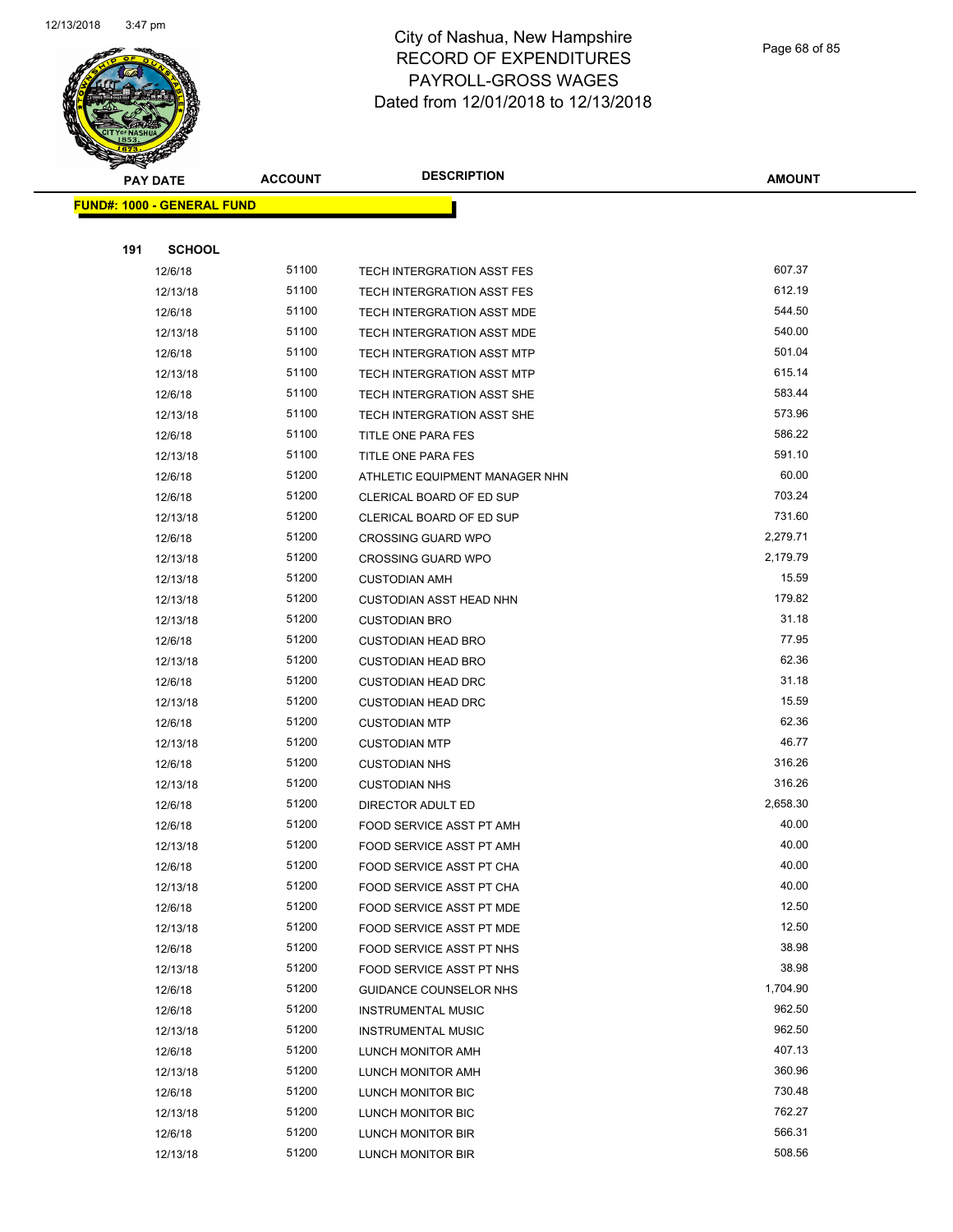# City of Nashua, New Hampshire
# RECORD OF EXPENDITURES
# PAYROLL-GROSS WAGES
# Dated from 12/01/2018 to 12/13/2018

| PAY DATE | ACCOUNT | DESCRIPTION | AMOUNT |
|---|---|---|---|
| **FUND#: 1000 - GENERAL FUND** | | | |
| **191 SCHOOL** | | | |
| 12/6/18 | 51100 | TECH INTERGRATION ASST FES | 607.37 |
| 12/13/18 | 51100 | TECH INTERGRATION ASST FES | 612.19 |
| 12/6/18 | 51100 | TECH INTERGRATION ASST MDE | 544.50 |
| 12/13/18 | 51100 | TECH INTERGRATION ASST MDE | 540.00 |
| 12/6/18 | 51100 | TECH INTERGRATION ASST MTP | 501.04 |
| 12/13/18 | 51100 | TECH INTERGRATION ASST MTP | 615.14 |
| 12/6/18 | 51100 | TECH INTERGRATION ASST SHE | 583.44 |
| 12/13/18 | 51100 | TECH INTERGRATION ASST SHE | 573.96 |
| 12/6/18 | 51100 | TITLE ONE PARA FES | 586.22 |
| 12/13/18 | 51100 | TITLE ONE PARA FES | 591.10 |
| 12/6/18 | 51200 | ATHLETIC EQUIPMENT MANAGER NHN | 60.00 |
| 12/6/18 | 51200 | CLERICAL BOARD OF ED SUP | 703.24 |
| 12/13/18 | 51200 | CLERICAL BOARD OF ED SUP | 731.60 |
| 12/6/18 | 51200 | CROSSING GUARD WPO | 2,279.71 |
| 12/13/18 | 51200 | CROSSING GUARD WPO | 2,179.79 |
| 12/13/18 | 51200 | CUSTODIAN AMH | 15.59 |
| 12/13/18 | 51200 | CUSTODIAN ASST HEAD NHN | 179.82 |
| 12/13/18 | 51200 | CUSTODIAN BRO | 31.18 |
| 12/6/18 | 51200 | CUSTODIAN HEAD BRO | 77.95 |
| 12/13/18 | 51200 | CUSTODIAN HEAD BRO | 62.36 |
| 12/6/18 | 51200 | CUSTODIAN HEAD DRC | 31.18 |
| 12/13/18 | 51200 | CUSTODIAN HEAD DRC | 15.59 |
| 12/6/18 | 51200 | CUSTODIAN MTP | 62.36 |
| 12/13/18 | 51200 | CUSTODIAN MTP | 46.77 |
| 12/6/18 | 51200 | CUSTODIAN NHS | 316.26 |
| 12/13/18 | 51200 | CUSTODIAN NHS | 316.26 |
| 12/6/18 | 51200 | DIRECTOR ADULT ED | 2,658.30 |
| 12/6/18 | 51200 | FOOD SERVICE ASST PT AMH | 40.00 |
| 12/13/18 | 51200 | FOOD SERVICE ASST PT AMH | 40.00 |
| 12/6/18 | 51200 | FOOD SERVICE ASST PT CHA | 40.00 |
| 12/13/18 | 51200 | FOOD SERVICE ASST PT CHA | 40.00 |
| 12/6/18 | 51200 | FOOD SERVICE ASST PT MDE | 12.50 |
| 12/13/18 | 51200 | FOOD SERVICE ASST PT MDE | 12.50 |
| 12/6/18 | 51200 | FOOD SERVICE ASST PT NHS | 38.98 |
| 12/13/18 | 51200 | FOOD SERVICE ASST PT NHS | 38.98 |
| 12/6/18 | 51200 | GUIDANCE COUNSELOR NHS | 1,704.90 |
| 12/6/18 | 51200 | INSTRUMENTAL MUSIC | 962.50 |
| 12/13/18 | 51200 | INSTRUMENTAL MUSIC | 962.50 |
| 12/6/18 | 51200 | LUNCH MONITOR AMH | 407.13 |
| 12/13/18 | 51200 | LUNCH MONITOR AMH | 360.96 |
| 12/6/18 | 51200 | LUNCH MONITOR BIC | 730.48 |
| 12/13/18 | 51200 | LUNCH MONITOR BIC | 762.27 |
| 12/6/18 | 51200 | LUNCH MONITOR BIR | 566.31 |
| 12/13/18 | 51200 | LUNCH MONITOR BIR | 508.56 |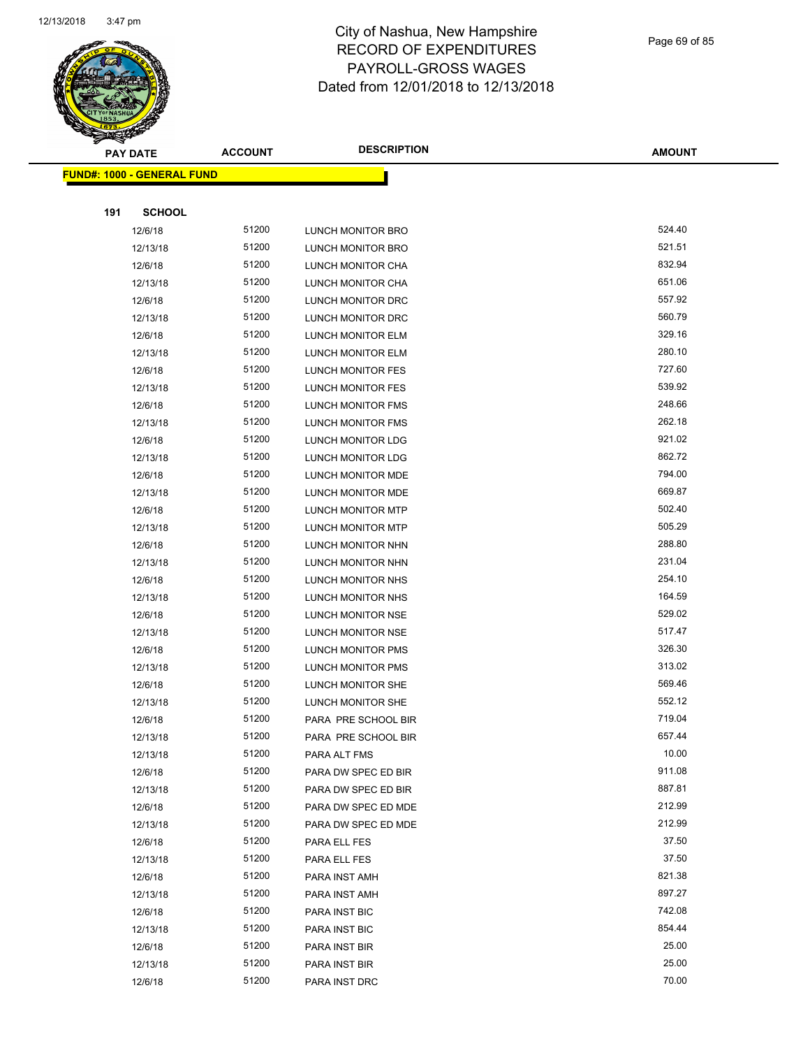# City of Nashua, New Hampshire
## RECORD OF EXPENDITURES
## PAYROLL-GROSS WAGES
## Dated from 12/01/2018 to 12/13/2018

| PAY DATE | ACCOUNT | DESCRIPTION | AMOUNT |
|---|---|---|---|

**FUND#: 1000 - GENERAL FUND**

**191 SCHOOL**

| PAY DATE | ACCOUNT | DESCRIPTION | AMOUNT |
|---|---|---|---|
| 12/6/18 | 51200 | LUNCH MONITOR BRO | 524.40 |
| 12/13/18 | 51200 | LUNCH MONITOR BRO | 521.51 |
| 12/6/18 | 51200 | LUNCH MONITOR CHA | 832.94 |
| 12/13/18 | 51200 | LUNCH MONITOR CHA | 651.06 |
| 12/6/18 | 51200 | LUNCH MONITOR DRC | 557.92 |
| 12/13/18 | 51200 | LUNCH MONITOR DRC | 560.79 |
| 12/6/18 | 51200 | LUNCH MONITOR ELM | 329.16 |
| 12/13/18 | 51200 | LUNCH MONITOR ELM | 280.10 |
| 12/6/18 | 51200 | LUNCH MONITOR FES | 727.60 |
| 12/13/18 | 51200 | LUNCH MONITOR FES | 539.92 |
| 12/6/18 | 51200 | LUNCH MONITOR FMS | 248.66 |
| 12/13/18 | 51200 | LUNCH MONITOR FMS | 262.18 |
| 12/6/18 | 51200 | LUNCH MONITOR LDG | 921.02 |
| 12/13/18 | 51200 | LUNCH MONITOR LDG | 862.72 |
| 12/6/18 | 51200 | LUNCH MONITOR MDE | 794.00 |
| 12/13/18 | 51200 | LUNCH MONITOR MDE | 669.87 |
| 12/6/18 | 51200 | LUNCH MONITOR MTP | 502.40 |
| 12/13/18 | 51200 | LUNCH MONITOR MTP | 505.29 |
| 12/6/18 | 51200 | LUNCH MONITOR NHN | 288.80 |
| 12/13/18 | 51200 | LUNCH MONITOR NHN | 231.04 |
| 12/6/18 | 51200 | LUNCH MONITOR NHS | 254.10 |
| 12/13/18 | 51200 | LUNCH MONITOR NHS | 164.59 |
| 12/6/18 | 51200 | LUNCH MONITOR NSE | 529.02 |
| 12/13/18 | 51200 | LUNCH MONITOR NSE | 517.47 |
| 12/6/18 | 51200 | LUNCH MONITOR PMS | 326.30 |
| 12/13/18 | 51200 | LUNCH MONITOR PMS | 313.02 |
| 12/6/18 | 51200 | LUNCH MONITOR SHE | 569.46 |
| 12/13/18 | 51200 | LUNCH MONITOR SHE | 552.12 |
| 12/6/18 | 51200 | PARA PRE SCHOOL BIR | 719.04 |
| 12/13/18 | 51200 | PARA PRE SCHOOL BIR | 657.44 |
| 12/13/18 | 51200 | PARA ALT FMS | 10.00 |
| 12/6/18 | 51200 | PARA DW SPEC ED BIR | 911.08 |
| 12/13/18 | 51200 | PARA DW SPEC ED BIR | 887.81 |
| 12/6/18 | 51200 | PARA DW SPEC ED MDE | 212.99 |
| 12/13/18 | 51200 | PARA DW SPEC ED MDE | 212.99 |
| 12/6/18 | 51200 | PARA ELL FES | 37.50 |
| 12/13/18 | 51200 | PARA ELL FES | 37.50 |
| 12/6/18 | 51200 | PARA INST AMH | 821.38 |
| 12/13/18 | 51200 | PARA INST AMH | 897.27 |
| 12/6/18 | 51200 | PARA INST BIC | 742.08 |
| 12/13/18 | 51200 | PARA INST BIC | 854.44 |
| 12/6/18 | 51200 | PARA INST BIR | 25.00 |
| 12/13/18 | 51200 | PARA INST BIR | 25.00 |
| 12/6/18 | 51200 | PARA INST DRC | 70.00 |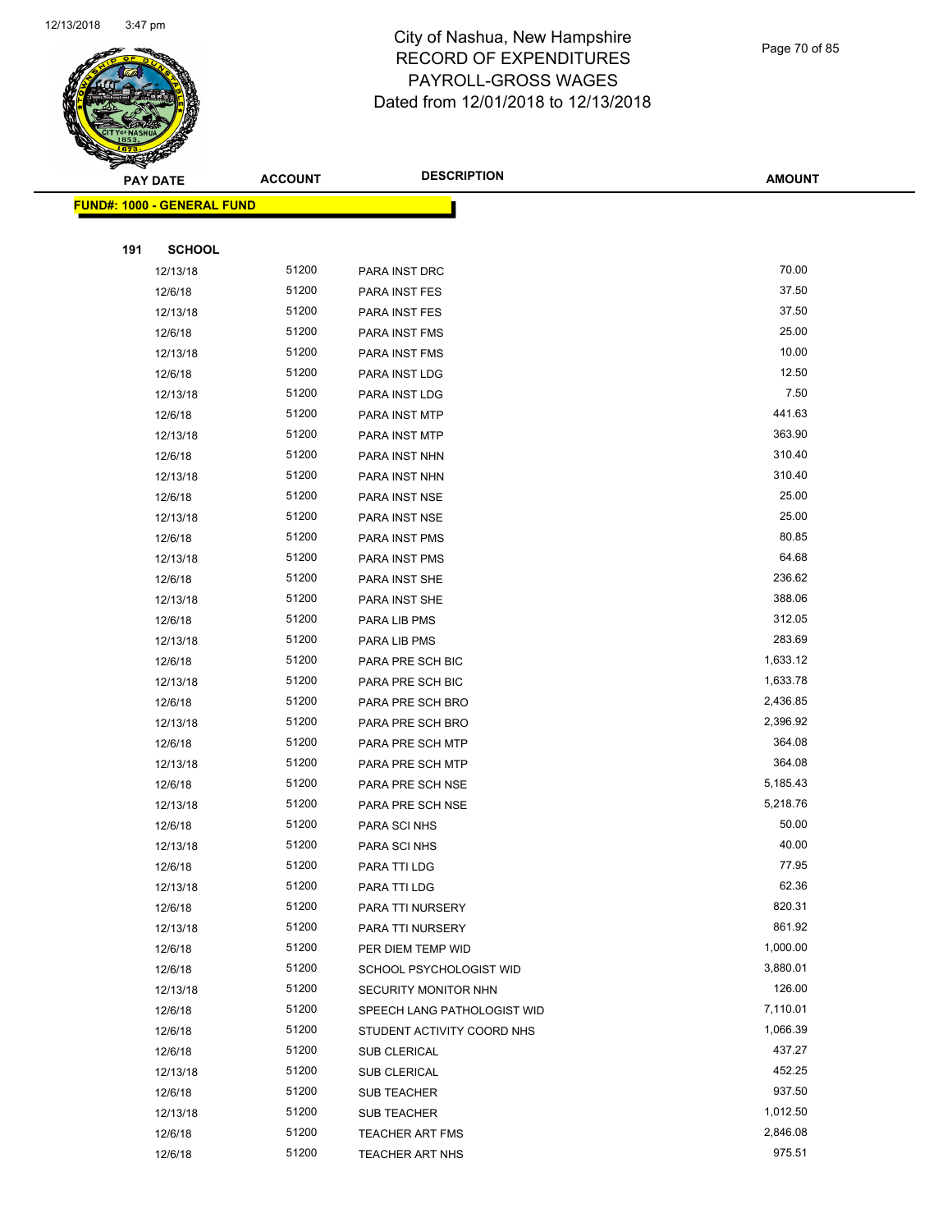City of Nashua, New Hampshire
RECORD OF EXPENDITURES
PAYROLL-GROSS WAGES
Dated from 12/01/2018 to 12/13/2018

**FUND#: 1000 - GENERAL FUND**

**191 SCHOOL**

| PAY DATE | ACCOUNT | DESCRIPTION | AMOUNT |
|---|---|---|---|
| 12/13/18 | 51200 | PARA INST DRC | 70.00 |
| 12/6/18 | 51200 | PARA INST FES | 37.50 |
| 12/13/18 | 51200 | PARA INST FES | 37.50 |
| 12/6/18 | 51200 | PARA INST FMS | 25.00 |
| 12/13/18 | 51200 | PARA INST FMS | 10.00 |
| 12/6/18 | 51200 | PARA INST LDG | 12.50 |
| 12/13/18 | 51200 | PARA INST LDG | 7.50 |
| 12/6/18 | 51200 | PARA INST MTP | 441.63 |
| 12/13/18 | 51200 | PARA INST MTP | 363.90 |
| 12/6/18 | 51200 | PARA INST NHN | 310.40 |
| 12/13/18 | 51200 | PARA INST NHN | 310.40 |
| 12/6/18 | 51200 | PARA INST NSE | 25.00 |
| 12/13/18 | 51200 | PARA INST NSE | 25.00 |
| 12/6/18 | 51200 | PARA INST PMS | 80.85 |
| 12/13/18 | 51200 | PARA INST PMS | 64.68 |
| 12/6/18 | 51200 | PARA INST SHE | 236.62 |
| 12/13/18 | 51200 | PARA INST SHE | 388.06 |
| 12/6/18 | 51200 | PARA LIB PMS | 312.05 |
| 12/13/18 | 51200 | PARA LIB PMS | 283.69 |
| 12/6/18 | 51200 | PARA PRE SCH BIC | 1,633.12 |
| 12/13/18 | 51200 | PARA PRE SCH BIC | 1,633.78 |
| 12/6/18 | 51200 | PARA PRE SCH BRO | 2,436.85 |
| 12/13/18 | 51200 | PARA PRE SCH BRO | 2,396.92 |
| 12/6/18 | 51200 | PARA PRE SCH MTP | 364.08 |
| 12/13/18 | 51200 | PARA PRE SCH MTP | 364.08 |
| 12/6/18 | 51200 | PARA PRE SCH NSE | 5,185.43 |
| 12/13/18 | 51200 | PARA PRE SCH NSE | 5,218.76 |
| 12/6/18 | 51200 | PARA SCI NHS | 50.00 |
| 12/13/18 | 51200 | PARA SCI NHS | 40.00 |
| 12/6/18 | 51200 | PARA TTI LDG | 77.95 |
| 12/13/18 | 51200 | PARA TTI LDG | 62.36 |
| 12/6/18 | 51200 | PARA TTI NURSERY | 820.31 |
| 12/13/18 | 51200 | PARA TTI NURSERY | 861.92 |
| 12/6/18 | 51200 | PER DIEM TEMP WID | 1,000.00 |
| 12/6/18 | 51200 | SCHOOL PSYCHOLOGIST WID | 3,880.01 |
| 12/13/18 | 51200 | SECURITY MONITOR NHN | 126.00 |
| 12/6/18 | 51200 | SPEECH LANG PATHOLOGIST WID | 7,110.01 |
| 12/6/18 | 51200 | STUDENT ACTIVITY COORD NHS | 1,066.39 |
| 12/6/18 | 51200 | SUB CLERICAL | 437.27 |
| 12/13/18 | 51200 | SUB CLERICAL | 452.25 |
| 12/6/18 | 51200 | SUB TEACHER | 937.50 |
| 12/13/18 | 51200 | SUB TEACHER | 1,012.50 |
| 12/6/18 | 51200 | TEACHER ART FMS | 2,846.08 |
| 12/6/18 | 51200 | TEACHER ART NHS | 975.51 |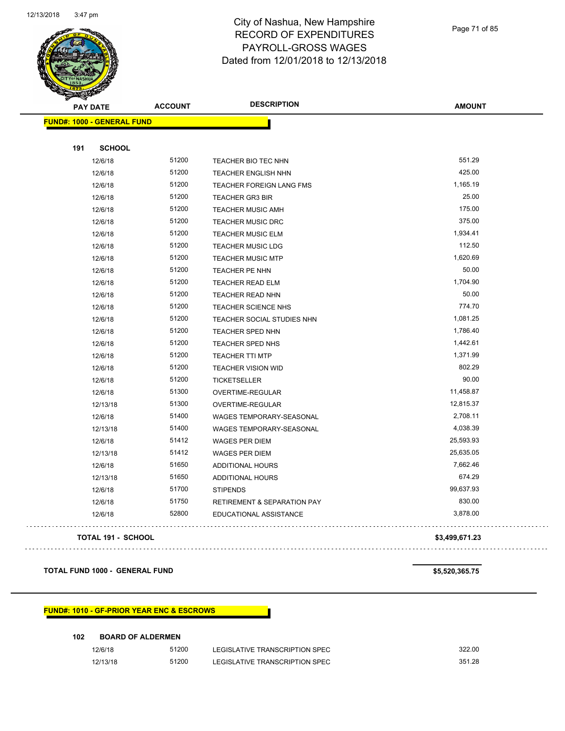# City of Nashua, New Hampshire
# RECORD OF EXPENDITURES
# PAYROLL-GROSS WAGES
# Dated from 12/01/2018 to 12/13/2018

| PAY DATE | ACCOUNT | DESCRIPTION | AMOUNT |
|---|---|---|---|
| **FUND#: 1000 - GENERAL FUND** | | | |
| **191 SCHOOL** | | | |
| 12/6/18 | 51200 | TEACHER BIO TEC NHN | 551.29 |
| 12/6/18 | 51200 | TEACHER ENGLISH NHN | 425.00 |
| 12/6/18 | 51200 | TEACHER FOREIGN LANG FMS | 1,165.19 |
| 12/6/18 | 51200 | TEACHER GR3 BIR | 25.00 |
| 12/6/18 | 51200 | TEACHER MUSIC AMH | 175.00 |
| 12/6/18 | 51200 | TEACHER MUSIC DRC | 375.00 |
| 12/6/18 | 51200 | TEACHER MUSIC ELM | 1,934.41 |
| 12/6/18 | 51200 | TEACHER MUSIC LDG | 112.50 |
| 12/6/18 | 51200 | TEACHER MUSIC MTP | 1,620.69 |
| 12/6/18 | 51200 | TEACHER PE NHN | 50.00 |
| 12/6/18 | 51200 | TEACHER READ ELM | 1,704.90 |
| 12/6/18 | 51200 | TEACHER READ NHN | 50.00 |
| 12/6/18 | 51200 | TEACHER SCIENCE NHS | 774.70 |
| 12/6/18 | 51200 | TEACHER SOCIAL STUDIES NHN | 1,081.25 |
| 12/6/18 | 51200 | TEACHER SPED NHN | 1,786.40 |
| 12/6/18 | 51200 | TEACHER SPED NHS | 1,442.61 |
| 12/6/18 | 51200 | TEACHER TTI MTP | 1,371.99 |
| 12/6/18 | 51200 | TEACHER VISION WID | 802.29 |
| 12/6/18 | 51200 | TICKETSELLER | 90.00 |
| 12/6/18 | 51300 | OVERTIME-REGULAR | 11,458.87 |
| 12/13/18 | 51300 | OVERTIME-REGULAR | 12,815.37 |
| 12/6/18 | 51400 | WAGES TEMPORARY-SEASONAL | 2,708.11 |
| 12/13/18 | 51400 | WAGES TEMPORARY-SEASONAL | 4,038.39 |
| 12/6/18 | 51412 | WAGES PER DIEM | 25,593.93 |
| 12/13/18 | 51412 | WAGES PER DIEM | 25,635.05 |
| 12/6/18 | 51650 | ADDITIONAL HOURS | 7,662.46 |
| 12/13/18 | 51650 | ADDITIONAL HOURS | 674.29 |
| 12/6/18 | 51700 | STIPENDS | 99,637.93 |
| 12/6/18 | 51750 | RETIREMENT & SEPARATION PAY | 830.00 |
| 12/6/18 | 52800 | EDUCATIONAL ASSISTANCE | 3,878.00 |
| **TOTAL 191 - SCHOOL** | | | **$3,499,671.23** |

**TOTAL FUND 1000 - GENERAL FUND** **$5,520,365.75**

| PAY DATE | ACCOUNT | DESCRIPTION | AMOUNT |
|---|---|---|---|
| **FUND#: 1010 - GF-PRIOR YEAR ENC & ESCROWS** | | | |
| **102 BOARD OF ALDERMEN** | | | |
| 12/6/18 | 51200 | LEGISLATIVE TRANSCRIPTION SPEC | 322.00 |
| 12/13/18 | 51200 | LEGISLATIVE TRANSCRIPTION SPEC | 351.28 |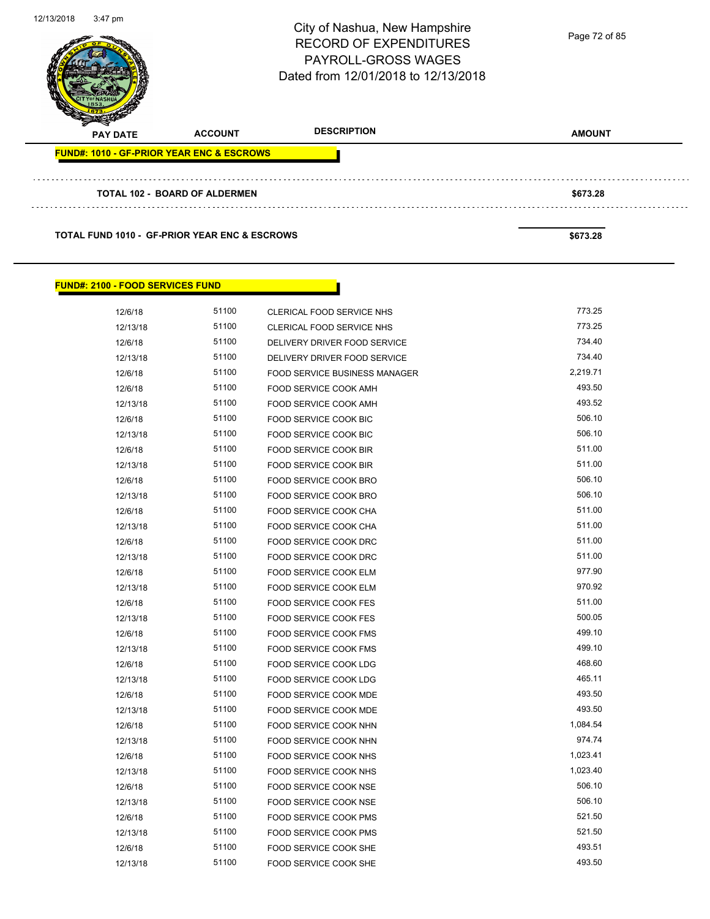City of Nashua, New Hampshire
RECORD OF EXPENDITURES
PAYROLL-GROSS WAGES
Dated from 12/01/2018 to 12/13/2018

| PAY DATE | ACCOUNT | DESCRIPTION | AMOUNT |
|---|---|---|---|

**FUND#: 1010 - GF-PRIOR YEAR ENC & ESCROWS**

**TOTAL 102 - BOARD OF ALDERMEN** **$673.28**

**TOTAL FUND 1010 - GF-PRIOR YEAR ENC & ESCROWS** **$673.28**

**FUND#: 2100 - FOOD SERVICES FUND**

| PAY DATE | ACCOUNT | DESCRIPTION | AMOUNT |
|---|---|---|---|
| 12/6/18 | 51100 | CLERICAL FOOD SERVICE NHS | 773.25 |
| 12/13/18 | 51100 | CLERICAL FOOD SERVICE NHS | 773.25 |
| 12/6/18 | 51100 | DELIVERY DRIVER FOOD SERVICE | 734.40 |
| 12/13/18 | 51100 | DELIVERY DRIVER FOOD SERVICE | 734.40 |
| 12/6/18 | 51100 | FOOD SERVICE BUSINESS MANAGER | 2,219.71 |
| 12/6/18 | 51100 | FOOD SERVICE COOK AMH | 493.50 |
| 12/13/18 | 51100 | FOOD SERVICE COOK AMH | 493.52 |
| 12/6/18 | 51100 | FOOD SERVICE COOK BIC | 506.10 |
| 12/13/18 | 51100 | FOOD SERVICE COOK BIC | 506.10 |
| 12/6/18 | 51100 | FOOD SERVICE COOK BIR | 511.00 |
| 12/13/18 | 51100 | FOOD SERVICE COOK BIR | 511.00 |
| 12/6/18 | 51100 | FOOD SERVICE COOK BRO | 506.10 |
| 12/13/18 | 51100 | FOOD SERVICE COOK BRO | 506.10 |
| 12/6/18 | 51100 | FOOD SERVICE COOK CHA | 511.00 |
| 12/13/18 | 51100 | FOOD SERVICE COOK CHA | 511.00 |
| 12/6/18 | 51100 | FOOD SERVICE COOK DRC | 511.00 |
| 12/13/18 | 51100 | FOOD SERVICE COOK DRC | 511.00 |
| 12/6/18 | 51100 | FOOD SERVICE COOK ELM | 977.90 |
| 12/13/18 | 51100 | FOOD SERVICE COOK ELM | 970.92 |
| 12/6/18 | 51100 | FOOD SERVICE COOK FES | 511.00 |
| 12/13/18 | 51100 | FOOD SERVICE COOK FES | 500.05 |
| 12/6/18 | 51100 | FOOD SERVICE COOK FMS | 499.10 |
| 12/13/18 | 51100 | FOOD SERVICE COOK FMS | 499.10 |
| 12/6/18 | 51100 | FOOD SERVICE COOK LDG | 468.60 |
| 12/13/18 | 51100 | FOOD SERVICE COOK LDG | 465.11 |
| 12/6/18 | 51100 | FOOD SERVICE COOK MDE | 493.50 |
| 12/13/18 | 51100 | FOOD SERVICE COOK MDE | 493.50 |
| 12/6/18 | 51100 | FOOD SERVICE COOK NHN | 1,084.54 |
| 12/13/18 | 51100 | FOOD SERVICE COOK NHN | 974.74 |
| 12/6/18 | 51100 | FOOD SERVICE COOK NHS | 1,023.41 |
| 12/13/18 | 51100 | FOOD SERVICE COOK NHS | 1,023.40 |
| 12/6/18 | 51100 | FOOD SERVICE COOK NSE | 506.10 |
| 12/13/18 | 51100 | FOOD SERVICE COOK NSE | 506.10 |
| 12/6/18 | 51100 | FOOD SERVICE COOK PMS | 521.50 |
| 12/13/18 | 51100 | FOOD SERVICE COOK PMS | 521.50 |
| 12/6/18 | 51100 | FOOD SERVICE COOK SHE | 493.51 |
| 12/13/18 | 51100 | FOOD SERVICE COOK SHE | 493.50 |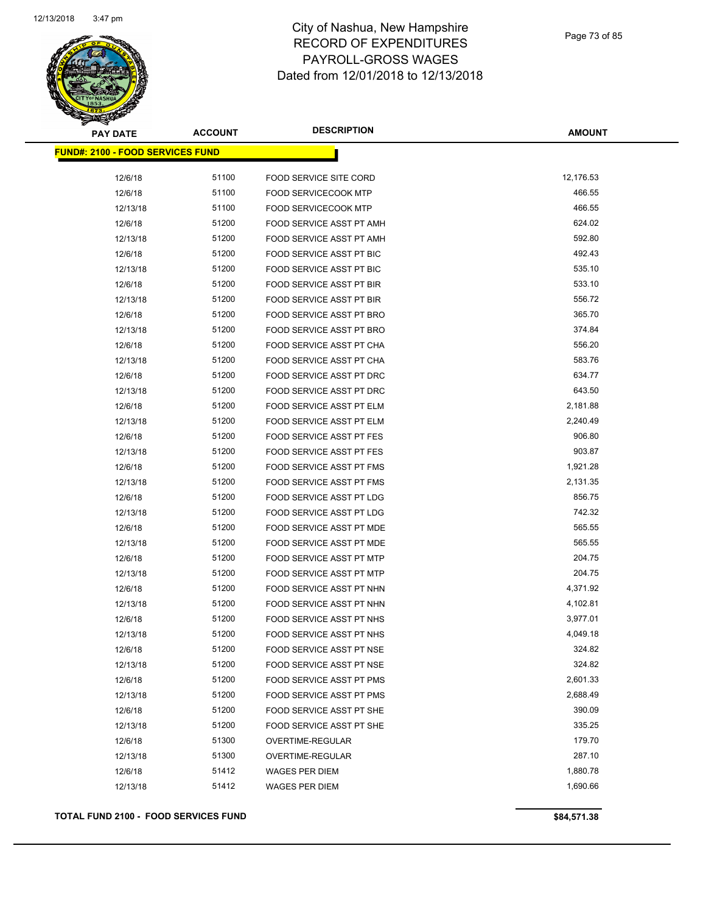# City of Nashua, New Hampshire
## RECORD OF EXPENDITURES
## PAYROLL-GROSS WAGES
## Dated from 12/01/2018 to 12/13/2018

| PAY DATE | ACCOUNT | DESCRIPTION | AMOUNT |
|---|---|---|---|
| **FUND#: 2100 - FOOD SERVICES FUND** | | | |
| 12/6/18 | 51100 | FOOD SERVICE SITE CORD | 12,176.53 |
| 12/6/18 | 51100 | FOOD SERVICECOOK MTP | 466.55 |
| 12/13/18 | 51100 | FOOD SERVICECOOK MTP | 466.55 |
| 12/6/18 | 51200 | FOOD SERVICE ASST PT AMH | 624.02 |
| 12/13/18 | 51200 | FOOD SERVICE ASST PT AMH | 592.80 |
| 12/6/18 | 51200 | FOOD SERVICE ASST PT BIC | 492.43 |
| 12/13/18 | 51200 | FOOD SERVICE ASST PT BIC | 535.10 |
| 12/6/18 | 51200 | FOOD SERVICE ASST PT BIR | 533.10 |
| 12/13/18 | 51200 | FOOD SERVICE ASST PT BIR | 556.72 |
| 12/6/18 | 51200 | FOOD SERVICE ASST PT BRO | 365.70 |
| 12/13/18 | 51200 | FOOD SERVICE ASST PT BRO | 374.84 |
| 12/6/18 | 51200 | FOOD SERVICE ASST PT CHA | 556.20 |
| 12/13/18 | 51200 | FOOD SERVICE ASST PT CHA | 583.76 |
| 12/6/18 | 51200 | FOOD SERVICE ASST PT DRC | 634.77 |
| 12/13/18 | 51200 | FOOD SERVICE ASST PT DRC | 643.50 |
| 12/6/18 | 51200 | FOOD SERVICE ASST PT ELM | 2,181.88 |
| 12/13/18 | 51200 | FOOD SERVICE ASST PT ELM | 2,240.49 |
| 12/6/18 | 51200 | FOOD SERVICE ASST PT FES | 906.80 |
| 12/13/18 | 51200 | FOOD SERVICE ASST PT FES | 903.87 |
| 12/6/18 | 51200 | FOOD SERVICE ASST PT FMS | 1,921.28 |
| 12/13/18 | 51200 | FOOD SERVICE ASST PT FMS | 2,131.35 |
| 12/6/18 | 51200 | FOOD SERVICE ASST PT LDG | 856.75 |
| 12/13/18 | 51200 | FOOD SERVICE ASST PT LDG | 742.32 |
| 12/6/18 | 51200 | FOOD SERVICE ASST PT MDE | 565.55 |
| 12/13/18 | 51200 | FOOD SERVICE ASST PT MDE | 565.55 |
| 12/6/18 | 51200 | FOOD SERVICE ASST PT MTP | 204.75 |
| 12/13/18 | 51200 | FOOD SERVICE ASST PT MTP | 204.75 |
| 12/6/18 | 51200 | FOOD SERVICE ASST PT NHN | 4,371.92 |
| 12/13/18 | 51200 | FOOD SERVICE ASST PT NHN | 4,102.81 |
| 12/6/18 | 51200 | FOOD SERVICE ASST PT NHS | 3,977.01 |
| 12/13/18 | 51200 | FOOD SERVICE ASST PT NHS | 4,049.18 |
| 12/6/18 | 51200 | FOOD SERVICE ASST PT NSE | 324.82 |
| 12/13/18 | 51200 | FOOD SERVICE ASST PT NSE | 324.82 |
| 12/6/18 | 51200 | FOOD SERVICE ASST PT PMS | 2,601.33 |
| 12/13/18 | 51200 | FOOD SERVICE ASST PT PMS | 2,688.49 |
| 12/6/18 | 51200 | FOOD SERVICE ASST PT SHE | 390.09 |
| 12/13/18 | 51200 | FOOD SERVICE ASST PT SHE | 335.25 |
| 12/6/18 | 51300 | OVERTIME-REGULAR | 179.70 |
| 12/13/18 | 51300 | OVERTIME-REGULAR | 287.10 |
| 12/6/18 | 51412 | WAGES PER DIEM | 1,880.78 |
| 12/13/18 | 51412 | WAGES PER DIEM | 1,690.66 |
| **TOTAL FUND 2100 - FOOD SERVICES FUND** | | | **$84,571.38** |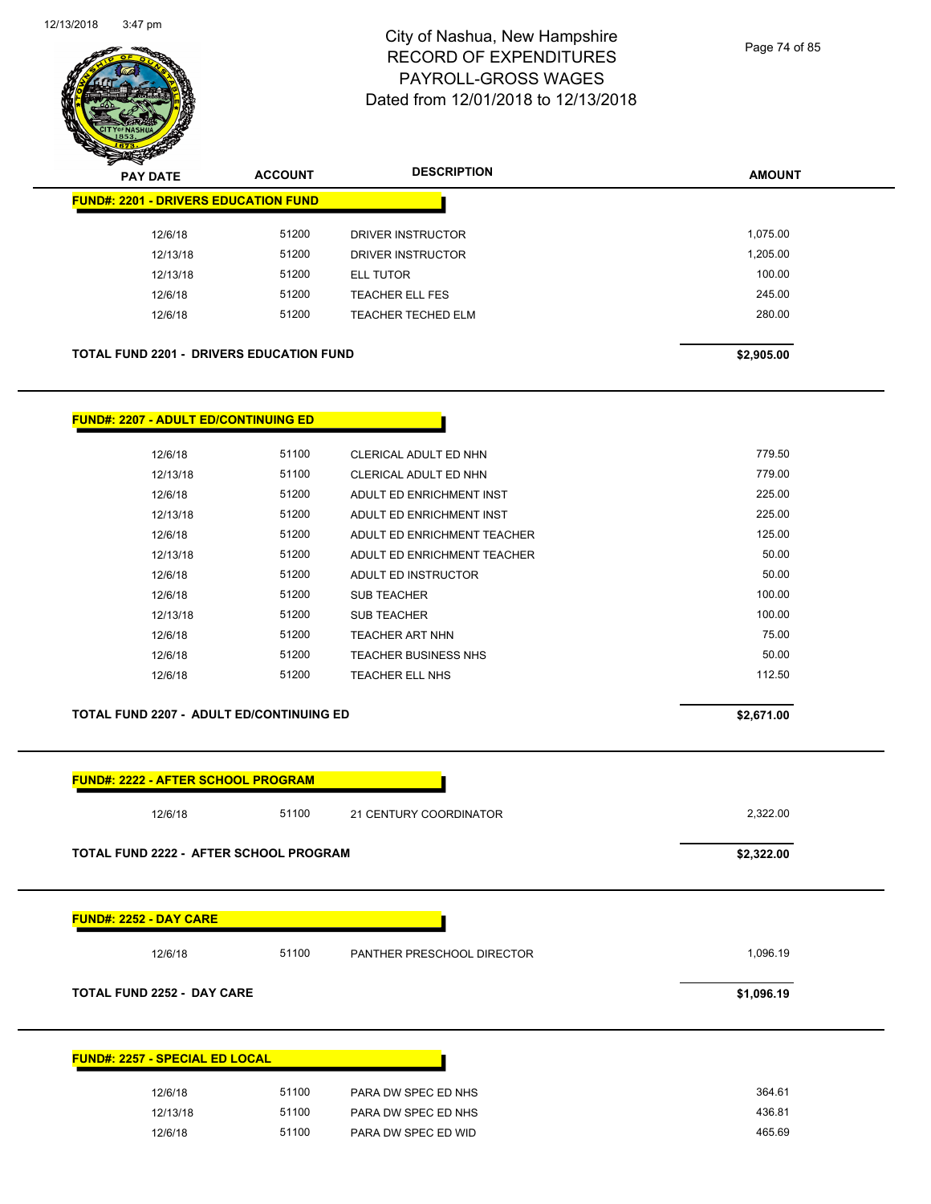# City of Nashua, New Hampshire
# RECORD OF EXPENDITURES
# PAYROLL-GROSS WAGES
# Dated from 12/01/2018 to 12/13/2018

12/13/2018 3:47 pm

| PAY DATE | ACCOUNT | DESCRIPTION | AMOUNT |
|---|---|---|---|
| **FUND#: 2201 - DRIVERS EDUCATION FUND** | | | |
| 12/6/18 | 51200 | DRIVER INSTRUCTOR | 1,075.00 |
| 12/13/18 | 51200 | DRIVER INSTRUCTOR | 1,205.00 |
| 12/13/18 | 51200 | ELL TUTOR | 100.00 |
| 12/6/18 | 51200 | TEACHER ELL FES | 245.00 |
| 12/6/18 | 51200 | TEACHER TECHED ELM | 280.00 |
| **TOTAL FUND 2201 - DRIVERS EDUCATION FUND** | | | **$2,905.00** |
| **FUND#: 2207 - ADULT ED/CONTINUING ED** | | | |
| 12/6/18 | 51100 | CLERICAL ADULT ED NHN | 779.50 |
| 12/13/18 | 51100 | CLERICAL ADULT ED NHN | 779.00 |
| 12/6/18 | 51200 | ADULT ED ENRICHMENT INST | 225.00 |
| 12/13/18 | 51200 | ADULT ED ENRICHMENT INST | 225.00 |
| 12/6/18 | 51200 | ADULT ED ENRICHMENT TEACHER | 125.00 |
| 12/13/18 | 51200 | ADULT ED ENRICHMENT TEACHER | 50.00 |
| 12/6/18 | 51200 | ADULT ED INSTRUCTOR | 50.00 |
| 12/6/18 | 51200 | SUB TEACHER | 100.00 |
| 12/13/18 | 51200 | SUB TEACHER | 100.00 |
| 12/6/18 | 51200 | TEACHER ART NHN | 75.00 |
| 12/6/18 | 51200 | TEACHER BUSINESS NHS | 50.00 |
| 12/6/18 | 51200 | TEACHER ELL NHS | 112.50 |
| **TOTAL FUND 2207 - ADULT ED/CONTINUING ED** | | | **$2,671.00** |
| **FUND#: 2222 - AFTER SCHOOL PROGRAM** | | | |
| 12/6/18 | 51100 | 21 CENTURY COORDINATOR | 2,322.00 |
| **TOTAL FUND 2222 - AFTER SCHOOL PROGRAM** | | | **$2,322.00** |
| **FUND#: 2252 - DAY CARE** | | | |
| 12/6/18 | 51100 | PANTHER PRESCHOOL DIRECTOR | 1,096.19 |
| **TOTAL FUND 2252 - DAY CARE** | | | **$1,096.19** |
| **FUND#: 2257 - SPECIAL ED LOCAL** | | | |
| 12/6/18 | 51100 | PARA DW SPEC ED NHS | 364.61 |
| 12/13/18 | 51100 | PARA DW SPEC ED NHS | 436.81 |
| 12/6/18 | 51100 | PARA DW SPEC ED WID | 465.69 |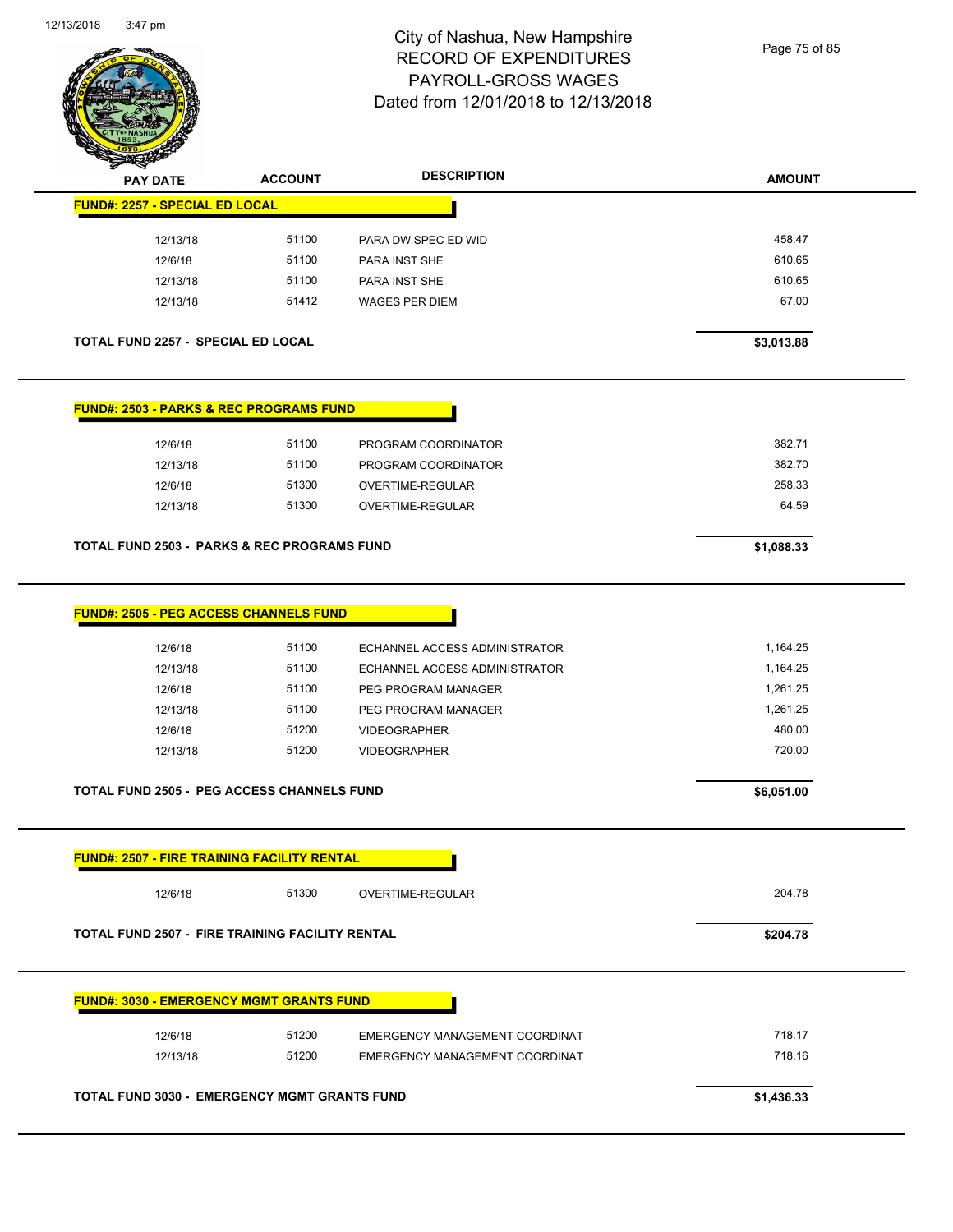# City of Nashua, New Hampshire
# RECORD OF EXPENDITURES
# PAYROLL-GROSS WAGES
# Dated from 12/01/2018 to 12/13/2018

## FUND#: 2257 - SPECIAL ED LOCAL

| PAY DATE | ACCOUNT | DESCRIPTION | AMOUNT |
|---|---|---|---|
| 12/13/18 | 51100 | PARA DW SPEC ED WID | 458.47 |
| 12/6/18 | 51100 | PARA INST SHE | 610.65 |
| 12/13/18 | 51100 | PARA INST SHE | 610.65 |
| 12/13/18 | 51412 | WAGES PER DIEM | 67.00 |

**TOTAL FUND 2257 - SPECIAL ED LOCAL** **$3,013.88**

## FUND#: 2503 - PARKS & REC PROGRAMS FUND

| PAY DATE | ACCOUNT | DESCRIPTION | AMOUNT |
|---|---|---|---|
| 12/6/18 | 51100 | PROGRAM COORDINATOR | 382.71 |
| 12/13/18 | 51100 | PROGRAM COORDINATOR | 382.70 |
| 12/6/18 | 51300 | OVERTIME-REGULAR | 258.33 |
| 12/13/18 | 51300 | OVERTIME-REGULAR | 64.59 |

**TOTAL FUND 2503 - PARKS & REC PROGRAMS FUND** **$1,088.33**

## FUND#: 2505 - PEG ACCESS CHANNELS FUND

| PAY DATE | ACCOUNT | DESCRIPTION | AMOUNT |
|---|---|---|---|
| 12/6/18 | 51100 | ECHANNEL ACCESS ADMINISTRATOR | 1,164.25 |
| 12/13/18 | 51100 | ECHANNEL ACCESS ADMINISTRATOR | 1,164.25 |
| 12/6/18 | 51100 | PEG PROGRAM MANAGER | 1,261.25 |
| 12/13/18 | 51100 | PEG PROGRAM MANAGER | 1,261.25 |
| 12/6/18 | 51200 | VIDEOGRAPHER | 480.00 |
| 12/13/18 | 51200 | VIDEOGRAPHER | 720.00 |

**TOTAL FUND 2505 - PEG ACCESS CHANNELS FUND** **$6,051.00**

## FUND#: 2507 - FIRE TRAINING FACILITY RENTAL

| PAY DATE | ACCOUNT | DESCRIPTION | AMOUNT |
|---|---|---|---|
| 12/6/18 | 51300 | OVERTIME-REGULAR | 204.78 |

**TOTAL FUND 2507 - FIRE TRAINING FACILITY RENTAL** **$204.78**

## FUND#: 3030 - EMERGENCY MGMT GRANTS FUND

| PAY DATE | ACCOUNT | DESCRIPTION | AMOUNT |
|---|---|---|---|
| 12/6/18 | 51200 | EMERGENCY MANAGEMENT COORDINAT | 718.17 |
| 12/13/18 | 51200 | EMERGENCY MANAGEMENT COORDINAT | 718.16 |

**TOTAL FUND 3030 - EMERGENCY MGMT GRANTS FUND** **$1,436.33**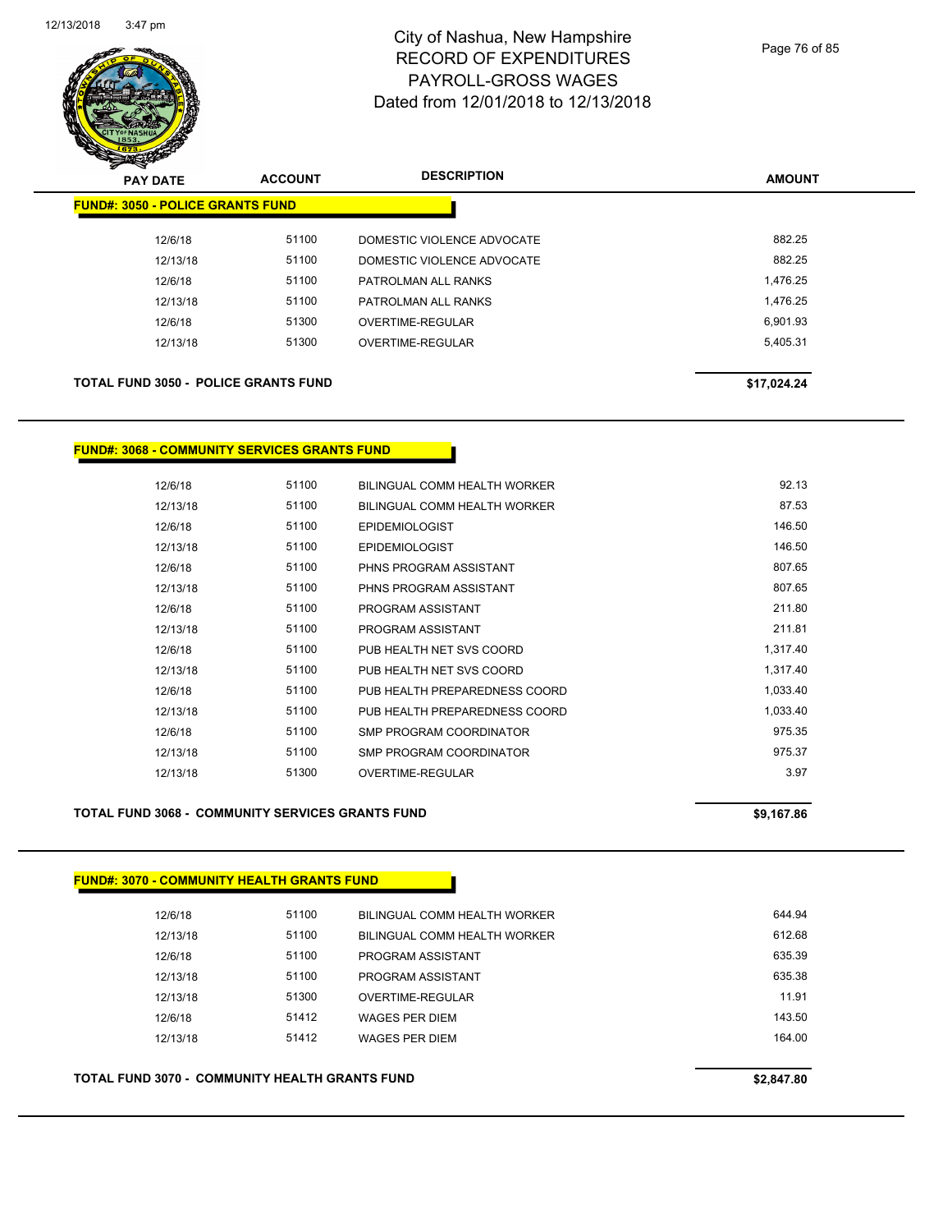# City of Nashua, New Hampshire
## RECORD OF EXPENDITURES
## PAYROLL-GROSS WAGES
## Dated from 12/01/2018 to 12/13/2018

| PAY DATE | ACCOUNT | DESCRIPTION | AMOUNT |
|---|---|---|---|
| **FUND#: 3050 - POLICE GRANTS FUND** | | | |
| 12/6/18 | 51100 | DOMESTIC VIOLENCE ADVOCATE | 882.25 |
| 12/13/18 | 51100 | DOMESTIC VIOLENCE ADVOCATE | 882.25 |
| 12/6/18 | 51100 | PATROLMAN ALL RANKS | 1,476.25 |
| 12/13/18 | 51100 | PATROLMAN ALL RANKS | 1,476.25 |
| 12/6/18 | 51300 | OVERTIME-REGULAR | 6,901.93 |
| 12/13/18 | 51300 | OVERTIME-REGULAR | 5,405.31 |
| **TOTAL FUND 3050 - POLICE GRANTS FUND** | | | **$17,024.24** |

| PAY DATE | ACCOUNT | DESCRIPTION | AMOUNT |
|---|---|---|---|
| **FUND#: 3068 - COMMUNITY SERVICES GRANTS FUND** | | | |
| 12/6/18 | 51100 | BILINGUAL COMM HEALTH WORKER | 92.13 |
| 12/13/18 | 51100 | BILINGUAL COMM HEALTH WORKER | 87.53 |
| 12/6/18 | 51100 | EPIDEMIOLOGIST | 146.50 |
| 12/13/18 | 51100 | EPIDEMIOLOGIST | 146.50 |
| 12/6/18 | 51100 | PHNS PROGRAM ASSISTANT | 807.65 |
| 12/13/18 | 51100 | PHNS PROGRAM ASSISTANT | 807.65 |
| 12/6/18 | 51100 | PROGRAM ASSISTANT | 211.80 |
| 12/13/18 | 51100 | PROGRAM ASSISTANT | 211.81 |
| 12/6/18 | 51100 | PUB HEALTH NET SVS COORD | 1,317.40 |
| 12/13/18 | 51100 | PUB HEALTH NET SVS COORD | 1,317.40 |
| 12/6/18 | 51100 | PUB HEALTH PREPAREDNESS COORD | 1,033.40 |
| 12/13/18 | 51100 | PUB HEALTH PREPAREDNESS COORD | 1,033.40 |
| 12/6/18 | 51100 | SMP PROGRAM COORDINATOR | 975.35 |
| 12/13/18 | 51100 | SMP PROGRAM COORDINATOR | 975.37 |
| 12/13/18 | 51300 | OVERTIME-REGULAR | 3.97 |
| **TOTAL FUND 3068 - COMMUNITY SERVICES GRANTS FUND** | | | **$9,167.86** |

| PAY DATE | ACCOUNT | DESCRIPTION | AMOUNT |
|---|---|---|---|
| **FUND#: 3070 - COMMUNITY HEALTH GRANTS FUND** | | | |
| 12/6/18 | 51100 | BILINGUAL COMM HEALTH WORKER | 644.94 |
| 12/13/18 | 51100 | BILINGUAL COMM HEALTH WORKER | 612.68 |
| 12/6/18 | 51100 | PROGRAM ASSISTANT | 635.39 |
| 12/13/18 | 51100 | PROGRAM ASSISTANT | 635.38 |
| 12/13/18 | 51300 | OVERTIME-REGULAR | 11.91 |
| 12/6/18 | 51412 | WAGES PER DIEM | 143.50 |
| 12/13/18 | 51412 | WAGES PER DIEM | 164.00 |
| **TOTAL FUND 3070 - COMMUNITY HEALTH GRANTS FUND** | | | **$2,847.80** |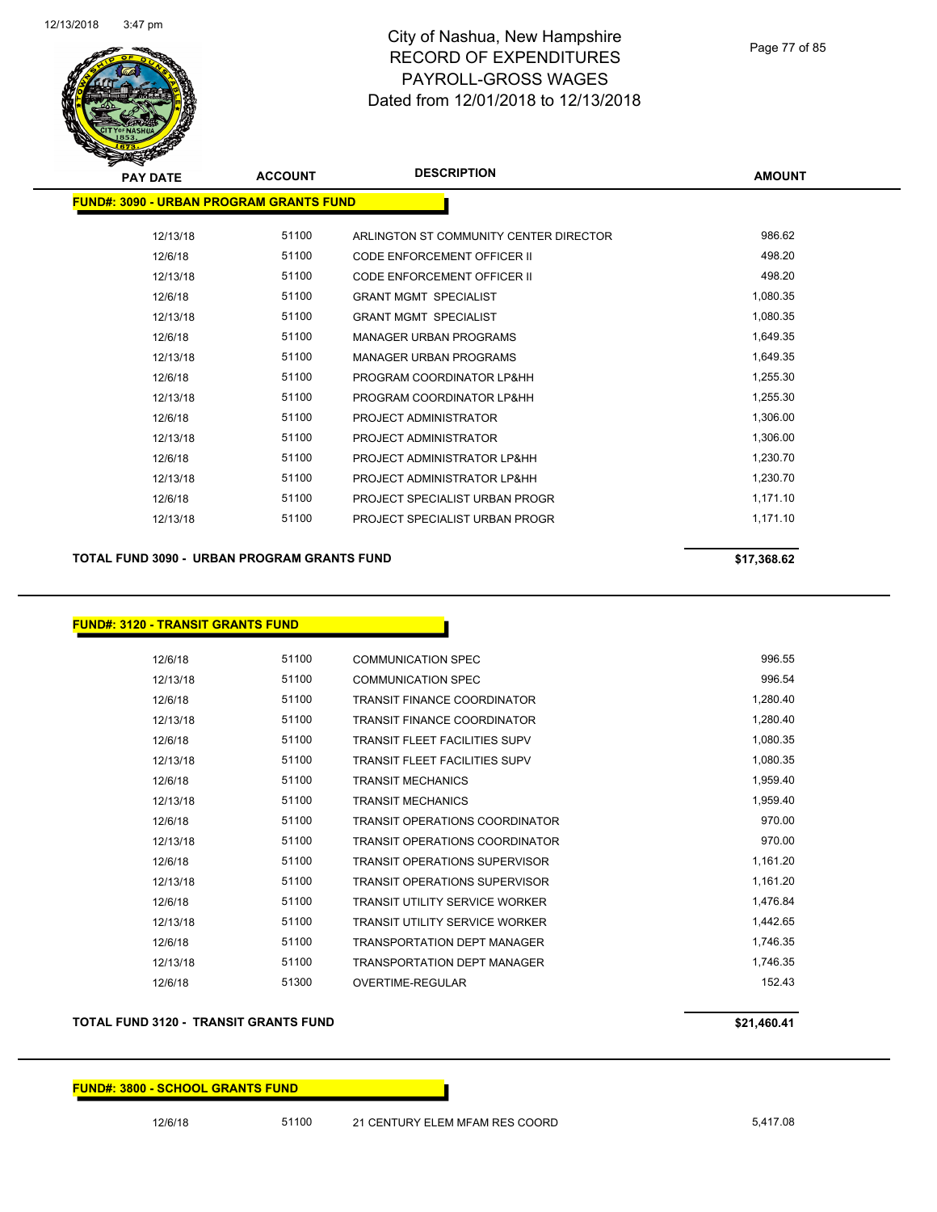# City of Nashua, New Hampshire
# RECORD OF EXPENDITURES
# PAYROLL-GROSS WAGES
# Dated from 12/01/2018 to 12/13/2018

**FUND#: 3090 - URBAN PROGRAM GRANTS FUND**

| PAY DATE | ACCOUNT | DESCRIPTION | AMOUNT |
|---|---|---|---|
| 12/13/18 | 51100 | ARLINGTON ST COMMUNITY CENTER DIRECTOR | 986.62 |
| 12/6/18 | 51100 | CODE ENFORCEMENT OFFICER II | 498.20 |
| 12/13/18 | 51100 | CODE ENFORCEMENT OFFICER II | 498.20 |
| 12/6/18 | 51100 | GRANT MGMT SPECIALIST | 1,080.35 |
| 12/13/18 | 51100 | GRANT MGMT SPECIALIST | 1,080.35 |
| 12/6/18 | 51100 | MANAGER URBAN PROGRAMS | 1,649.35 |
| 12/13/18 | 51100 | MANAGER URBAN PROGRAMS | 1,649.35 |
| 12/6/18 | 51100 | PROGRAM COORDINATOR LP&HH | 1,255.30 |
| 12/13/18 | 51100 | PROGRAM COORDINATOR LP&HH | 1,255.30 |
| 12/6/18 | 51100 | PROJECT ADMINISTRATOR | 1,306.00 |
| 12/13/18 | 51100 | PROJECT ADMINISTRATOR | 1,306.00 |
| 12/6/18 | 51100 | PROJECT ADMINISTRATOR LP&HH | 1,230.70 |
| 12/13/18 | 51100 | PROJECT ADMINISTRATOR LP&HH | 1,230.70 |
| 12/6/18 | 51100 | PROJECT SPECIALIST URBAN PROGR | 1,171.10 |
| 12/13/18 | 51100 | PROJECT SPECIALIST URBAN PROGR | 1,171.10 |

**TOTAL FUND 3090 - URBAN PROGRAM GRANTS FUND** **$17,368.62**

**FUND#: 3120 - TRANSIT GRANTS FUND**

| PAY DATE | ACCOUNT | DESCRIPTION | AMOUNT |
|---|---|---|---|
| 12/6/18 | 51100 | COMMUNICATION SPEC | 996.55 |
| 12/13/18 | 51100 | COMMUNICATION SPEC | 996.54 |
| 12/6/18 | 51100 | TRANSIT FINANCE COORDINATOR | 1,280.40 |
| 12/13/18 | 51100 | TRANSIT FINANCE COORDINATOR | 1,280.40 |
| 12/6/18 | 51100 | TRANSIT FLEET FACILITIES SUPV | 1,080.35 |
| 12/13/18 | 51100 | TRANSIT FLEET FACILITIES SUPV | 1,080.35 |
| 12/6/18 | 51100 | TRANSIT MECHANICS | 1,959.40 |
| 12/13/18 | 51100 | TRANSIT MECHANICS | 1,959.40 |
| 12/6/18 | 51100 | TRANSIT OPERATIONS COORDINATOR | 970.00 |
| 12/13/18 | 51100 | TRANSIT OPERATIONS COORDINATOR | 970.00 |
| 12/6/18 | 51100 | TRANSIT OPERATIONS SUPERVISOR | 1,161.20 |
| 12/13/18 | 51100 | TRANSIT OPERATIONS SUPERVISOR | 1,161.20 |
| 12/6/18 | 51100 | TRANSIT UTILITY SERVICE WORKER | 1,476.84 |
| 12/13/18 | 51100 | TRANSIT UTILITY SERVICE WORKER | 1,442.65 |
| 12/6/18 | 51100 | TRANSPORTATION DEPT MANAGER | 1,746.35 |
| 12/13/18 | 51100 | TRANSPORTATION DEPT MANAGER | 1,746.35 |
| 12/6/18 | 51300 | OVERTIME-REGULAR | 152.43 |

**TOTAL FUND 3120 - TRANSIT GRANTS FUND** **$21,460.41**

**FUND#: 3800 - SCHOOL GRANTS FUND**

| PAY DATE | ACCOUNT | DESCRIPTION | AMOUNT |
|---|---|---|---|
| 12/6/18 | 51100 | 21 CENTURY ELEM MFAM RES COORD | 5,417.08 |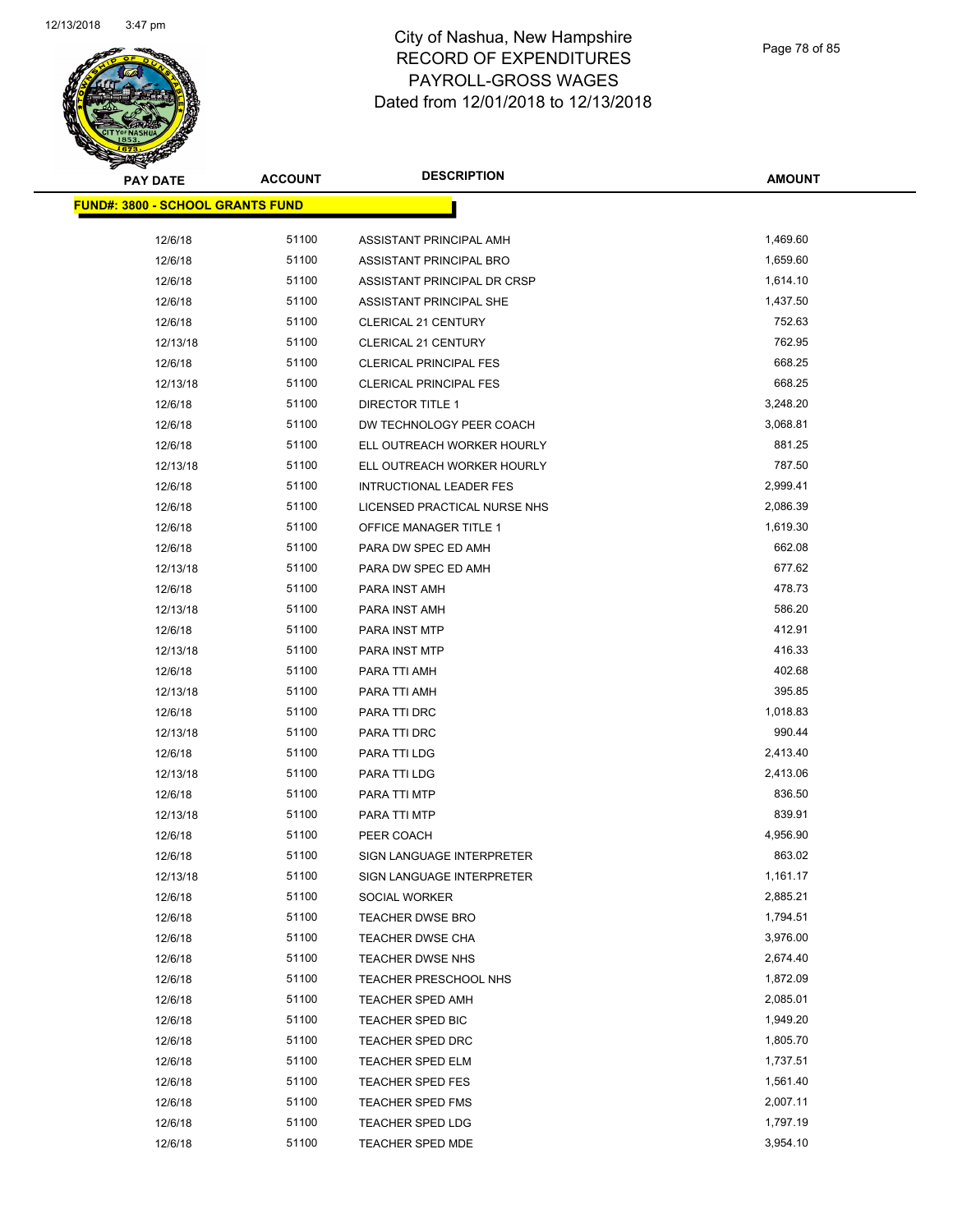# City of Nashua, New Hampshire
## RECORD OF EXPENDITURES
## PAYROLL-GROSS WAGES
## Dated from 12/01/2018 to 12/13/2018

| PAY DATE | ACCOUNT | DESCRIPTION | AMOUNT |
|---|---|---|---|
| **FUND#: 3800 - SCHOOL GRANTS FUND** | | | |
| 12/6/18 | 51100 | ASSISTANT PRINCIPAL AMH | 1,469.60 |
| 12/6/18 | 51100 | ASSISTANT PRINCIPAL BRO | 1,659.60 |
| 12/6/18 | 51100 | ASSISTANT PRINCIPAL DR CRSP | 1,614.10 |
| 12/6/18 | 51100 | ASSISTANT PRINCIPAL SHE | 1,437.50 |
| 12/6/18 | 51100 | CLERICAL 21 CENTURY | 752.63 |
| 12/13/18 | 51100 | CLERICAL 21 CENTURY | 762.95 |
| 12/6/18 | 51100 | CLERICAL PRINCIPAL FES | 668.25 |
| 12/13/18 | 51100 | CLERICAL PRINCIPAL FES | 668.25 |
| 12/6/18 | 51100 | DIRECTOR TITLE 1 | 3,248.20 |
| 12/6/18 | 51100 | DW TECHNOLOGY PEER COACH | 3,068.81 |
| 12/6/18 | 51100 | ELL OUTREACH WORKER HOURLY | 881.25 |
| 12/13/18 | 51100 | ELL OUTREACH WORKER HOURLY | 787.50 |
| 12/6/18 | 51100 | INTRUCTIONAL LEADER FES | 2,999.41 |
| 12/6/18 | 51100 | LICENSED PRACTICAL NURSE NHS | 2,086.39 |
| 12/6/18 | 51100 | OFFICE MANAGER TITLE 1 | 1,619.30 |
| 12/6/18 | 51100 | PARA DW SPEC ED AMH | 662.08 |
| 12/13/18 | 51100 | PARA DW SPEC ED AMH | 677.62 |
| 12/6/18 | 51100 | PARA INST AMH | 478.73 |
| 12/13/18 | 51100 | PARA INST AMH | 586.20 |
| 12/6/18 | 51100 | PARA INST MTP | 412.91 |
| 12/13/18 | 51100 | PARA INST MTP | 416.33 |
| 12/6/18 | 51100 | PARA TTI AMH | 402.68 |
| 12/13/18 | 51100 | PARA TTI AMH | 395.85 |
| 12/6/18 | 51100 | PARA TTI DRC | 1,018.83 |
| 12/13/18 | 51100 | PARA TTI DRC | 990.44 |
| 12/6/18 | 51100 | PARA TTI LDG | 2,413.40 |
| 12/13/18 | 51100 | PARA TTI LDG | 2,413.06 |
| 12/6/18 | 51100 | PARA TTI MTP | 836.50 |
| 12/13/18 | 51100 | PARA TTI MTP | 839.91 |
| 12/6/18 | 51100 | PEER COACH | 4,956.90 |
| 12/6/18 | 51100 | SIGN LANGUAGE INTERPRETER | 863.02 |
| 12/13/18 | 51100 | SIGN LANGUAGE INTERPRETER | 1,161.17 |
| 12/6/18 | 51100 | SOCIAL WORKER | 2,885.21 |
| 12/6/18 | 51100 | TEACHER DWSE BRO | 1,794.51 |
| 12/6/18 | 51100 | TEACHER DWSE CHA | 3,976.00 |
| 12/6/18 | 51100 | TEACHER DWSE NHS | 2,674.40 |
| 12/6/18 | 51100 | TEACHER PRESCHOOL NHS | 1,872.09 |
| 12/6/18 | 51100 | TEACHER SPED AMH | 2,085.01 |
| 12/6/18 | 51100 | TEACHER SPED BIC | 1,949.20 |
| 12/6/18 | 51100 | TEACHER SPED DRC | 1,805.70 |
| 12/6/18 | 51100 | TEACHER SPED ELM | 1,737.51 |
| 12/6/18 | 51100 | TEACHER SPED FES | 1,561.40 |
| 12/6/18 | 51100 | TEACHER SPED FMS | 2,007.11 |
| 12/6/18 | 51100 | TEACHER SPED LDG | 1,797.19 |
| 12/6/18 | 51100 | TEACHER SPED MDE | 3,954.10 |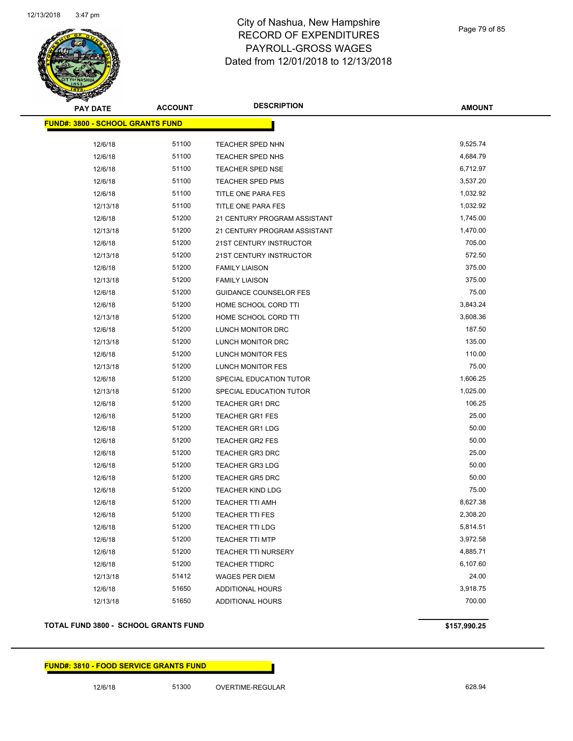# City of Nashua, New Hampshire
# RECORD OF EXPENDITURES
# PAYROLL-GROSS WAGES
# Dated from 12/01/2018 to 12/13/2018

| PAY DATE | ACCOUNT | DESCRIPTION | AMOUNT |
|---|---|---|---|
| **FUND#: 3800 - SCHOOL GRANTS FUND** | | | |
| 12/6/18 | 51100 | TEACHER SPED NHN | 9,525.74 |
| 12/6/18 | 51100 | TEACHER SPED NHS | 4,684.79 |
| 12/6/18 | 51100 | TEACHER SPED NSE | 6,712.97 |
| 12/6/18 | 51100 | TEACHER SPED PMS | 3,537.20 |
| 12/6/18 | 51100 | TITLE ONE PARA FES | 1,032.92 |
| 12/13/18 | 51100 | TITLE ONE PARA FES | 1,032.92 |
| 12/6/18 | 51200 | 21 CENTURY PROGRAM ASSISTANT | 1,745.00 |
| 12/13/18 | 51200 | 21 CENTURY PROGRAM ASSISTANT | 1,470.00 |
| 12/6/18 | 51200 | 21ST CENTURY INSTRUCTOR | 705.00 |
| 12/13/18 | 51200 | 21ST CENTURY INSTRUCTOR | 572.50 |
| 12/6/18 | 51200 | FAMILY LIAISON | 375.00 |
| 12/13/18 | 51200 | FAMILY LIAISON | 375.00 |
| 12/6/18 | 51200 | GUIDANCE COUNSELOR FES | 75.00 |
| 12/6/18 | 51200 | HOME SCHOOL CORD TTI | 3,843.24 |
| 12/13/18 | 51200 | HOME SCHOOL CORD TTI | 3,608.36 |
| 12/6/18 | 51200 | LUNCH MONITOR DRC | 187.50 |
| 12/13/18 | 51200 | LUNCH MONITOR DRC | 135.00 |
| 12/6/18 | 51200 | LUNCH MONITOR FES | 110.00 |
| 12/13/18 | 51200 | LUNCH MONITOR FES | 75.00 |
| 12/6/18 | 51200 | SPECIAL EDUCATION TUTOR | 1,606.25 |
| 12/13/18 | 51200 | SPECIAL EDUCATION TUTOR | 1,025.00 |
| 12/6/18 | 51200 | TEACHER GR1 DRC | 106.25 |
| 12/6/18 | 51200 | TEACHER GR1 FES | 25.00 |
| 12/6/18 | 51200 | TEACHER GR1 LDG | 50.00 |
| 12/6/18 | 51200 | TEACHER GR2 FES | 50.00 |
| 12/6/18 | 51200 | TEACHER GR3 DRC | 25.00 |
| 12/6/18 | 51200 | TEACHER GR3 LDG | 50.00 |
| 12/6/18 | 51200 | TEACHER GR5 DRC | 50.00 |
| 12/6/18 | 51200 | TEACHER KIND LDG | 75.00 |
| 12/6/18 | 51200 | TEACHER TTI AMH | 8,627.38 |
| 12/6/18 | 51200 | TEACHER TTI FES | 2,308.20 |
| 12/6/18 | 51200 | TEACHER TTI LDG | 5,814.51 |
| 12/6/18 | 51200 | TEACHER TTI MTP | 3,972.58 |
| 12/6/18 | 51200 | TEACHER TTI NURSERY | 4,885.71 |
| 12/6/18 | 51200 | TEACHER TTIDRC | 6,107.60 |
| 12/13/18 | 51412 | WAGES PER DIEM | 24.00 |
| 12/6/18 | 51650 | ADDITIONAL HOURS | 3,918.75 |
| 12/13/18 | 51650 | ADDITIONAL HOURS | 700.00 |
| **TOTAL FUND 3800 - SCHOOL GRANTS FUND** | | | **$157,990.25** |
| **FUND#: 3810 - FOOD SERVICE GRANTS FUND** | | | |
| 12/6/18 | 51300 | OVERTIME-REGULAR | 628.94 |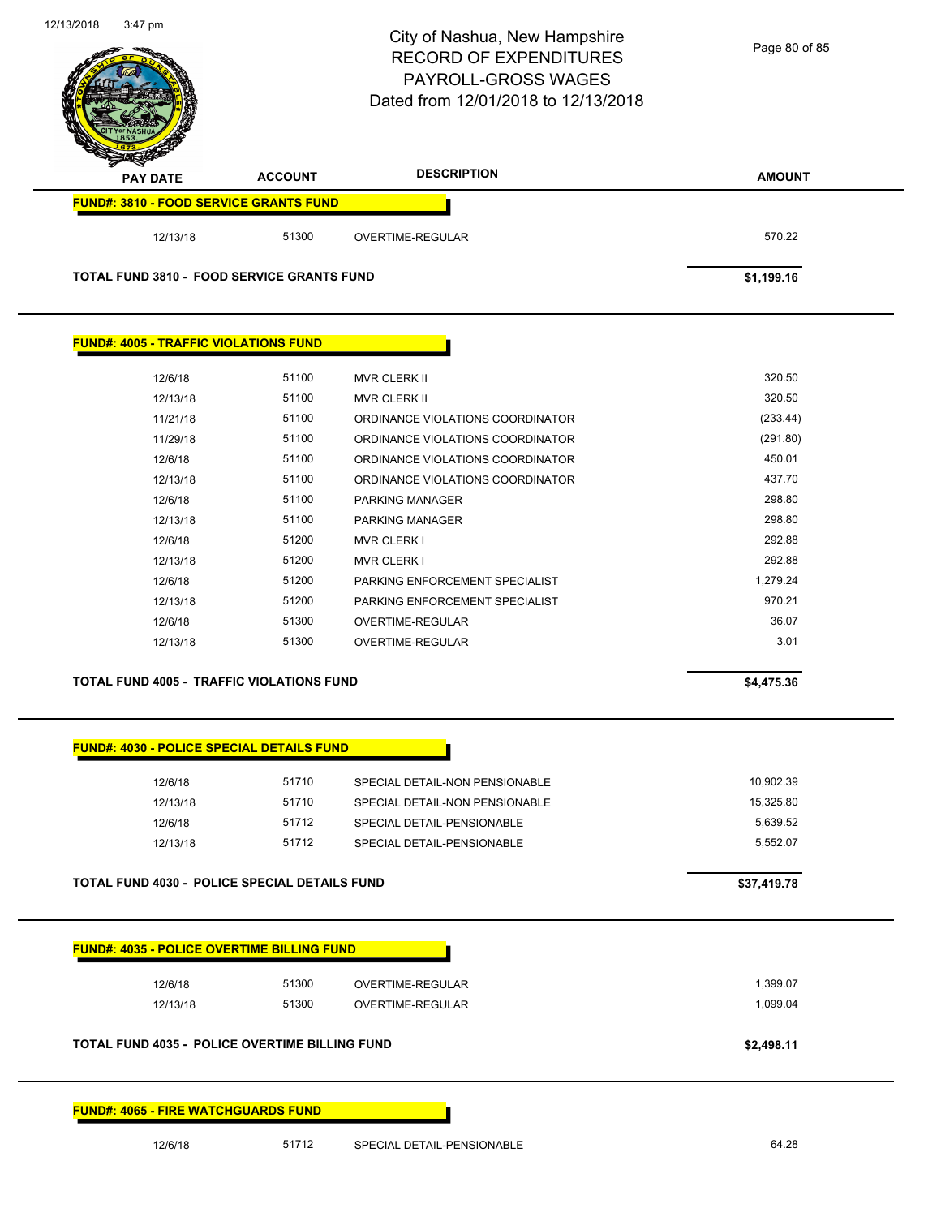# City of Nashua, New Hampshire
# RECORD OF EXPENDITURES
# PAYROLL-GROSS WAGES
# Dated from 12/01/2018 to 12/13/2018

| PAY DATE | ACCOUNT | DESCRIPTION | AMOUNT |
|---|---|---|---|
| **FUND#: 3810 - FOOD SERVICE GRANTS FUND** | | | |
| 12/13/18 | 51300 | OVERTIME-REGULAR | 570.22 |
| **TOTAL FUND 3810 - FOOD SERVICE GRANTS FUND** | | | **$1,199.16** |
| **FUND#: 4005 - TRAFFIC VIOLATIONS FUND** | | | |
| 12/6/18 | 51100 | MVR CLERK II | 320.50 |
| 12/13/18 | 51100 | MVR CLERK II | 320.50 |
| 11/21/18 | 51100 | ORDINANCE VIOLATIONS COORDINATOR | (233.44) |
| 11/29/18 | 51100 | ORDINANCE VIOLATIONS COORDINATOR | (291.80) |
| 12/6/18 | 51100 | ORDINANCE VIOLATIONS COORDINATOR | 450.01 |
| 12/13/18 | 51100 | ORDINANCE VIOLATIONS COORDINATOR | 437.70 |
| 12/6/18 | 51100 | PARKING MANAGER | 298.80 |
| 12/13/18 | 51100 | PARKING MANAGER | 298.80 |
| 12/6/18 | 51200 | MVR CLERK I | 292.88 |
| 12/13/18 | 51200 | MVR CLERK I | 292.88 |
| 12/6/18 | 51200 | PARKING ENFORCEMENT SPECIALIST | 1,279.24 |
| 12/13/18 | 51200 | PARKING ENFORCEMENT SPECIALIST | 970.21 |
| 12/6/18 | 51300 | OVERTIME-REGULAR | 36.07 |
| 12/13/18 | 51300 | OVERTIME-REGULAR | 3.01 |
| **TOTAL FUND 4005 - TRAFFIC VIOLATIONS FUND** | | | **$4,475.36** |
| **FUND#: 4030 - POLICE SPECIAL DETAILS FUND** | | | |
| 12/6/18 | 51710 | SPECIAL DETAIL-NON PENSIONABLE | 10,902.39 |
| 12/13/18 | 51710 | SPECIAL DETAIL-NON PENSIONABLE | 15,325.80 |
| 12/6/18 | 51712 | SPECIAL DETAIL-PENSIONABLE | 5,639.52 |
| 12/13/18 | 51712 | SPECIAL DETAIL-PENSIONABLE | 5,552.07 |
| **TOTAL FUND 4030 - POLICE SPECIAL DETAILS FUND** | | | **$37,419.78** |
| **FUND#: 4035 - POLICE OVERTIME BILLING FUND** | | | |
| 12/6/18 | 51300 | OVERTIME-REGULAR | 1,399.07 |
| 12/13/18 | 51300 | OVERTIME-REGULAR | 1,099.04 |
| **TOTAL FUND 4035 - POLICE OVERTIME BILLING FUND** | | | **$2,498.11** |
| **FUND#: 4065 - FIRE WATCHGUARDS FUND** | | | |
| 12/6/18 | 51712 | SPECIAL DETAIL-PENSIONABLE | 64.28 |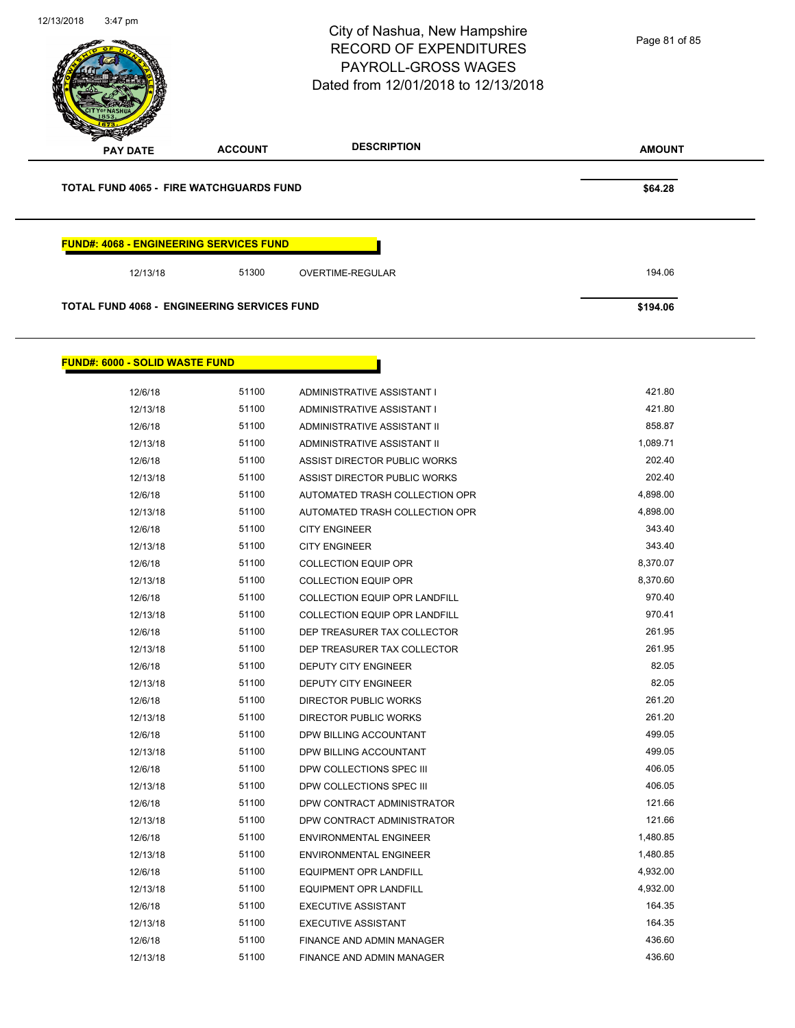# City of Nashua, New Hampshire
# RECORD OF EXPENDITURES
# PAYROLL-GROSS WAGES
# Dated from 12/01/2018 to 12/13/2018

| PAY DATE | ACCOUNT | DESCRIPTION | AMOUNT |
|---|---|---|---|
| **TOTAL FUND 4065 - FIRE WATCHGUARDS FUND** | | | **$64.28** |

**FUND#: 4068 - ENGINEERING SERVICES FUND**

| PAY DATE | ACCOUNT | DESCRIPTION | AMOUNT |
|---|---|---|---|
| 12/13/18 | 51300 | OVERTIME-REGULAR | 194.06 |
| **TOTAL FUND 4068 - ENGINEERING SERVICES FUND** | | | **$194.06** |

**FUND#: 6000 - SOLID WASTE FUND**

| PAY DATE | ACCOUNT | DESCRIPTION | AMOUNT |
|---|---|---|---|
| 12/6/18 | 51100 | ADMINISTRATIVE ASSISTANT I | 421.80 |
| 12/13/18 | 51100 | ADMINISTRATIVE ASSISTANT I | 421.80 |
| 12/6/18 | 51100 | ADMINISTRATIVE ASSISTANT II | 858.87 |
| 12/13/18 | 51100 | ADMINISTRATIVE ASSISTANT II | 1,089.71 |
| 12/6/18 | 51100 | ASSIST DIRECTOR PUBLIC WORKS | 202.40 |
| 12/13/18 | 51100 | ASSIST DIRECTOR PUBLIC WORKS | 202.40 |
| 12/6/18 | 51100 | AUTOMATED TRASH COLLECTION OPR | 4,898.00 |
| 12/13/18 | 51100 | AUTOMATED TRASH COLLECTION OPR | 4,898.00 |
| 12/6/18 | 51100 | CITY ENGINEER | 343.40 |
| 12/13/18 | 51100 | CITY ENGINEER | 343.40 |
| 12/6/18 | 51100 | COLLECTION EQUIP OPR | 8,370.07 |
| 12/13/18 | 51100 | COLLECTION EQUIP OPR | 8,370.60 |
| 12/6/18 | 51100 | COLLECTION EQUIP OPR LANDFILL | 970.40 |
| 12/13/18 | 51100 | COLLECTION EQUIP OPR LANDFILL | 970.41 |
| 12/6/18 | 51100 | DEP TREASURER TAX COLLECTOR | 261.95 |
| 12/13/18 | 51100 | DEP TREASURER TAX COLLECTOR | 261.95 |
| 12/6/18 | 51100 | DEPUTY CITY ENGINEER | 82.05 |
| 12/13/18 | 51100 | DEPUTY CITY ENGINEER | 82.05 |
| 12/6/18 | 51100 | DIRECTOR PUBLIC WORKS | 261.20 |
| 12/13/18 | 51100 | DIRECTOR PUBLIC WORKS | 261.20 |
| 12/6/18 | 51100 | DPW BILLING ACCOUNTANT | 499.05 |
| 12/13/18 | 51100 | DPW BILLING ACCOUNTANT | 499.05 |
| 12/6/18 | 51100 | DPW COLLECTIONS SPEC III | 406.05 |
| 12/13/18 | 51100 | DPW COLLECTIONS SPEC III | 406.05 |
| 12/6/18 | 51100 | DPW CONTRACT ADMINISTRATOR | 121.66 |
| 12/13/18 | 51100 | DPW CONTRACT ADMINISTRATOR | 121.66 |
| 12/6/18 | 51100 | ENVIRONMENTAL ENGINEER | 1,480.85 |
| 12/13/18 | 51100 | ENVIRONMENTAL ENGINEER | 1,480.85 |
| 12/6/18 | 51100 | EQUIPMENT OPR LANDFILL | 4,932.00 |
| 12/13/18 | 51100 | EQUIPMENT OPR LANDFILL | 4,932.00 |
| 12/6/18 | 51100 | EXECUTIVE ASSISTANT | 164.35 |
| 12/13/18 | 51100 | EXECUTIVE ASSISTANT | 164.35 |
| 12/6/18 | 51100 | FINANCE AND ADMIN MANAGER | 436.60 |
| 12/13/18 | 51100 | FINANCE AND ADMIN MANAGER | 436.60 |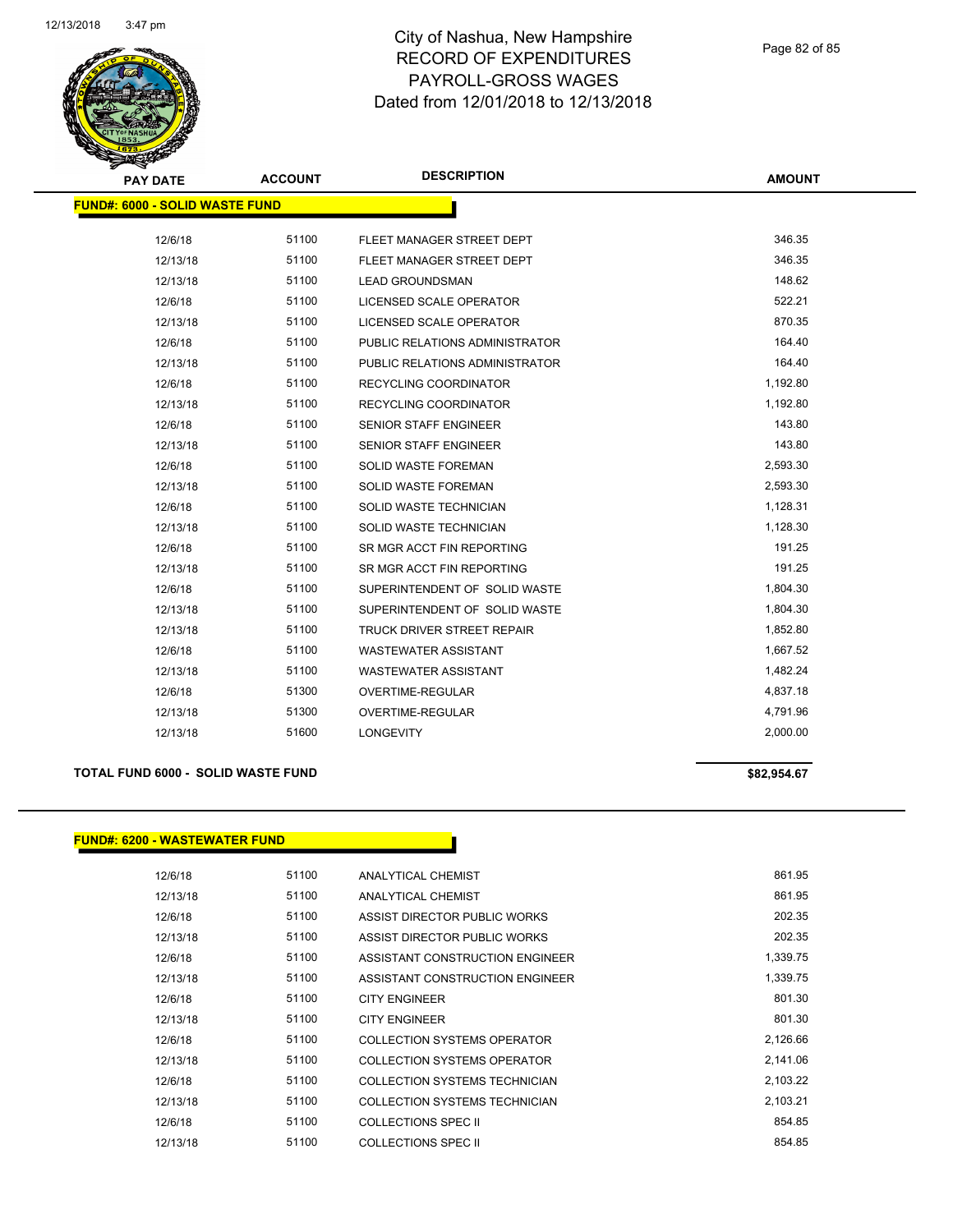# City of Nashua, New Hampshire
# RECORD OF EXPENDITURES
# PAYROLL-GROSS WAGES
Dated from 12/01/2018 to 12/13/2018

| PAY DATE | ACCOUNT | DESCRIPTION | AMOUNT |
|---|---|---|---|
| **FUND#: 6000 - SOLID WASTE FUND** | | | |
| 12/6/18 | 51100 | FLEET MANAGER STREET DEPT | 346.35 |
| 12/13/18 | 51100 | FLEET MANAGER STREET DEPT | 346.35 |
| 12/13/18 | 51100 | LEAD GROUNDSMAN | 148.62 |
| 12/6/18 | 51100 | LICENSED SCALE OPERATOR | 522.21 |
| 12/13/18 | 51100 | LICENSED SCALE OPERATOR | 870.35 |
| 12/6/18 | 51100 | PUBLIC RELATIONS ADMINISTRATOR | 164.40 |
| 12/13/18 | 51100 | PUBLIC RELATIONS ADMINISTRATOR | 164.40 |
| 12/6/18 | 51100 | RECYCLING COORDINATOR | 1,192.80 |
| 12/13/18 | 51100 | RECYCLING COORDINATOR | 1,192.80 |
| 12/6/18 | 51100 | SENIOR STAFF ENGINEER | 143.80 |
| 12/13/18 | 51100 | SENIOR STAFF ENGINEER | 143.80 |
| 12/6/18 | 51100 | SOLID WASTE FOREMAN | 2,593.30 |
| 12/13/18 | 51100 | SOLID WASTE FOREMAN | 2,593.30 |
| 12/6/18 | 51100 | SOLID WASTE TECHNICIAN | 1,128.31 |
| 12/13/18 | 51100 | SOLID WASTE TECHNICIAN | 1,128.30 |
| 12/6/18 | 51100 | SR MGR ACCT FIN REPORTING | 191.25 |
| 12/13/18 | 51100 | SR MGR ACCT FIN REPORTING | 191.25 |
| 12/6/18 | 51100 | SUPERINTENDENT OF SOLID WASTE | 1,804.30 |
| 12/13/18 | 51100 | SUPERINTENDENT OF SOLID WASTE | 1,804.30 |
| 12/13/18 | 51100 | TRUCK DRIVER STREET REPAIR | 1,852.80 |
| 12/6/18 | 51100 | WASTEWATER ASSISTANT | 1,667.52 |
| 12/13/18 | 51100 | WASTEWATER ASSISTANT | 1,482.24 |
| 12/6/18 | 51300 | OVERTIME-REGULAR | 4,837.18 |
| 12/13/18 | 51300 | OVERTIME-REGULAR | 4,791.96 |
| 12/13/18 | 51600 | LONGEVITY | 2,000.00 |
| **TOTAL FUND 6000 - SOLID WASTE FUND** | | | **$82,954.67** |

| PAY DATE | ACCOUNT | DESCRIPTION | AMOUNT |
|---|---|---|---|
| **FUND#: 6200 - WASTEWATER FUND** | | | |
| 12/6/18 | 51100 | ANALYTICAL CHEMIST | 861.95 |
| 12/13/18 | 51100 | ANALYTICAL CHEMIST | 861.95 |
| 12/6/18 | 51100 | ASSIST DIRECTOR PUBLIC WORKS | 202.35 |
| 12/13/18 | 51100 | ASSIST DIRECTOR PUBLIC WORKS | 202.35 |
| 12/6/18 | 51100 | ASSISTANT CONSTRUCTION ENGINEER | 1,339.75 |
| 12/13/18 | 51100 | ASSISTANT CONSTRUCTION ENGINEER | 1,339.75 |
| 12/6/18 | 51100 | CITY ENGINEER | 801.30 |
| 12/13/18 | 51100 | CITY ENGINEER | 801.30 |
| 12/6/18 | 51100 | COLLECTION SYSTEMS OPERATOR | 2,126.66 |
| 12/13/18 | 51100 | COLLECTION SYSTEMS OPERATOR | 2,141.06 |
| 12/6/18 | 51100 | COLLECTION SYSTEMS TECHNICIAN | 2,103.22 |
| 12/13/18 | 51100 | COLLECTION SYSTEMS TECHNICIAN | 2,103.21 |
| 12/6/18 | 51100 | COLLECTIONS SPEC II | 854.85 |
| 12/13/18 | 51100 | COLLECTIONS SPEC II | 854.85 |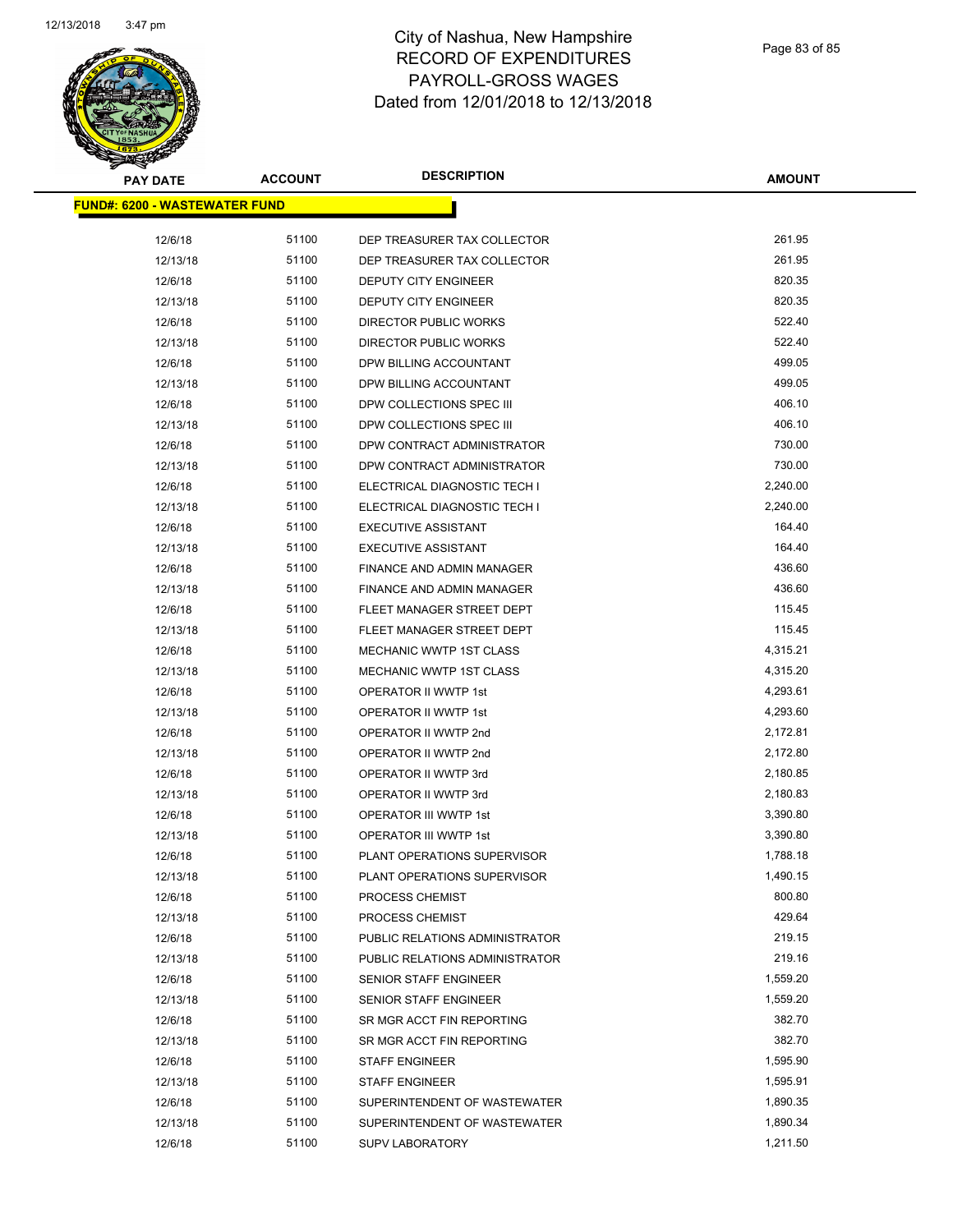# City of Nashua, New Hampshire
# RECORD OF EXPENDITURES
# PAYROLL-GROSS WAGES
# Dated from 12/01/2018 to 12/13/2018

| PAY DATE | ACCOUNT | DESCRIPTION | AMOUNT |
|---|---|---|---|
| **FUND#: 6200 - WASTEWATER FUND** | | | |
| 12/6/18 | 51100 | DEP TREASURER TAX COLLECTOR | 261.95 |
| 12/13/18 | 51100 | DEP TREASURER TAX COLLECTOR | 261.95 |
| 12/6/18 | 51100 | DEPUTY CITY ENGINEER | 820.35 |
| 12/13/18 | 51100 | DEPUTY CITY ENGINEER | 820.35 |
| 12/6/18 | 51100 | DIRECTOR PUBLIC WORKS | 522.40 |
| 12/13/18 | 51100 | DIRECTOR PUBLIC WORKS | 522.40 |
| 12/6/18 | 51100 | DPW BILLING ACCOUNTANT | 499.05 |
| 12/13/18 | 51100 | DPW BILLING ACCOUNTANT | 499.05 |
| 12/6/18 | 51100 | DPW COLLECTIONS SPEC III | 406.10 |
| 12/13/18 | 51100 | DPW COLLECTIONS SPEC III | 406.10 |
| 12/6/18 | 51100 | DPW CONTRACT ADMINISTRATOR | 730.00 |
| 12/13/18 | 51100 | DPW CONTRACT ADMINISTRATOR | 730.00 |
| 12/6/18 | 51100 | ELECTRICAL DIAGNOSTIC TECH I | 2,240.00 |
| 12/13/18 | 51100 | ELECTRICAL DIAGNOSTIC TECH I | 2,240.00 |
| 12/6/18 | 51100 | EXECUTIVE ASSISTANT | 164.40 |
| 12/13/18 | 51100 | EXECUTIVE ASSISTANT | 164.40 |
| 12/6/18 | 51100 | FINANCE AND ADMIN MANAGER | 436.60 |
| 12/13/18 | 51100 | FINANCE AND ADMIN MANAGER | 436.60 |
| 12/6/18 | 51100 | FLEET MANAGER STREET DEPT | 115.45 |
| 12/13/18 | 51100 | FLEET MANAGER STREET DEPT | 115.45 |
| 12/6/18 | 51100 | MECHANIC WWTP 1ST CLASS | 4,315.21 |
| 12/13/18 | 51100 | MECHANIC WWTP 1ST CLASS | 4,315.20 |
| 12/6/18 | 51100 | OPERATOR II WWTP 1st | 4,293.61 |
| 12/13/18 | 51100 | OPERATOR II WWTP 1st | 4,293.60 |
| 12/6/18 | 51100 | OPERATOR II WWTP 2nd | 2,172.81 |
| 12/13/18 | 51100 | OPERATOR II WWTP 2nd | 2,172.80 |
| 12/6/18 | 51100 | OPERATOR II WWTP 3rd | 2,180.85 |
| 12/13/18 | 51100 | OPERATOR II WWTP 3rd | 2,180.83 |
| 12/6/18 | 51100 | OPERATOR III WWTP 1st | 3,390.80 |
| 12/13/18 | 51100 | OPERATOR III WWTP 1st | 3,390.80 |
| 12/6/18 | 51100 | PLANT OPERATIONS SUPERVISOR | 1,788.18 |
| 12/13/18 | 51100 | PLANT OPERATIONS SUPERVISOR | 1,490.15 |
| 12/6/18 | 51100 | PROCESS CHEMIST | 800.80 |
| 12/13/18 | 51100 | PROCESS CHEMIST | 429.64 |
| 12/6/18 | 51100 | PUBLIC RELATIONS ADMINISTRATOR | 219.15 |
| 12/13/18 | 51100 | PUBLIC RELATIONS ADMINISTRATOR | 219.16 |
| 12/6/18 | 51100 | SENIOR STAFF ENGINEER | 1,559.20 |
| 12/13/18 | 51100 | SENIOR STAFF ENGINEER | 1,559.20 |
| 12/6/18 | 51100 | SR MGR ACCT FIN REPORTING | 382.70 |
| 12/13/18 | 51100 | SR MGR ACCT FIN REPORTING | 382.70 |
| 12/6/18 | 51100 | STAFF ENGINEER | 1,595.90 |
| 12/13/18 | 51100 | STAFF ENGINEER | 1,595.91 |
| 12/6/18 | 51100 | SUPERINTENDENT OF WASTEWATER | 1,890.35 |
| 12/13/18 | 51100 | SUPERINTENDENT OF WASTEWATER | 1,890.34 |
| 12/6/18 | 51100 | SUPV LABORATORY | 1,211.50 |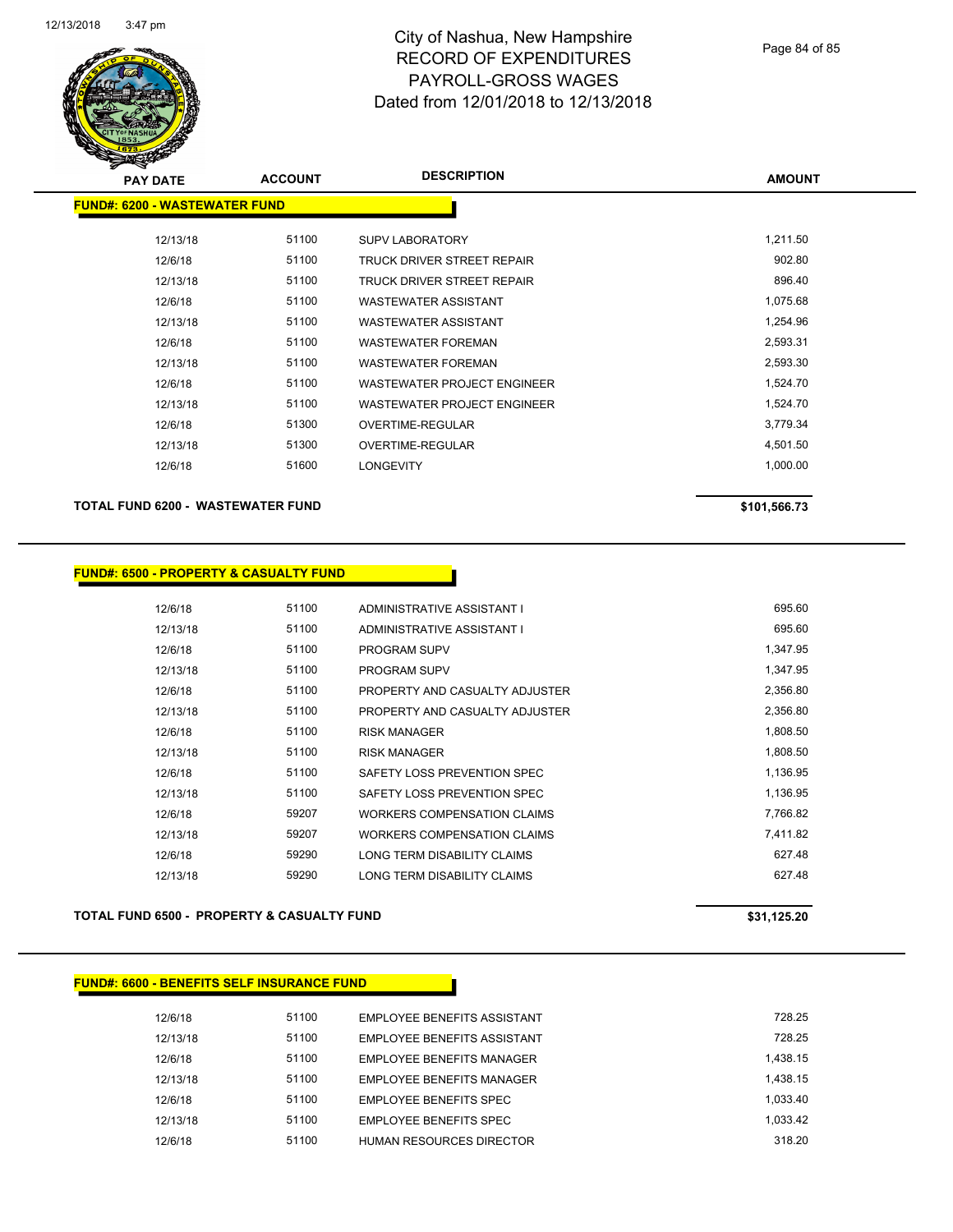# City of Nashua, New Hampshire
## RECORD OF EXPENDITURES
## PAYROLL-GROSS WAGES
## Dated from 12/01/2018 to 12/13/2018

| PAY DATE | ACCOUNT | DESCRIPTION | AMOUNT |
|---|---|---|---|
| **FUND#: 6200 - WASTEWATER FUND** | | | |
| 12/13/18 | 51100 | SUPV LABORATORY | 1,211.50 |
| 12/6/18 | 51100 | TRUCK DRIVER STREET REPAIR | 902.80 |
| 12/13/18 | 51100 | TRUCK DRIVER STREET REPAIR | 896.40 |
| 12/6/18 | 51100 | WASTEWATER ASSISTANT | 1,075.68 |
| 12/13/18 | 51100 | WASTEWATER ASSISTANT | 1,254.96 |
| 12/6/18 | 51100 | WASTEWATER FOREMAN | 2,593.31 |
| 12/13/18 | 51100 | WASTEWATER FOREMAN | 2,593.30 |
| 12/6/18 | 51100 | WASTEWATER PROJECT ENGINEER | 1,524.70 |
| 12/13/18 | 51100 | WASTEWATER PROJECT ENGINEER | 1,524.70 |
| 12/6/18 | 51300 | OVERTIME-REGULAR | 3,779.34 |
| 12/13/18 | 51300 | OVERTIME-REGULAR | 4,501.50 |
| 12/6/18 | 51600 | LONGEVITY | 1,000.00 |
| **TOTAL FUND 6200 - WASTEWATER FUND** | | | **$101,566.73** |

| PAY DATE | ACCOUNT | DESCRIPTION | AMOUNT |
|---|---|---|---|
| **FUND#: 6500 - PROPERTY & CASUALTY FUND** | | | |
| 12/6/18 | 51100 | ADMINISTRATIVE ASSISTANT I | 695.60 |
| 12/13/18 | 51100 | ADMINISTRATIVE ASSISTANT I | 695.60 |
| 12/6/18 | 51100 | PROGRAM SUPV | 1,347.95 |
| 12/13/18 | 51100 | PROGRAM SUPV | 1,347.95 |
| 12/6/18 | 51100 | PROPERTY AND CASUALTY ADJUSTER | 2,356.80 |
| 12/13/18 | 51100 | PROPERTY AND CASUALTY ADJUSTER | 2,356.80 |
| 12/6/18 | 51100 | RISK MANAGER | 1,808.50 |
| 12/13/18 | 51100 | RISK MANAGER | 1,808.50 |
| 12/6/18 | 51100 | SAFETY LOSS PREVENTION SPEC | 1,136.95 |
| 12/13/18 | 51100 | SAFETY LOSS PREVENTION SPEC | 1,136.95 |
| 12/6/18 | 59207 | WORKERS COMPENSATION CLAIMS | 7,766.82 |
| 12/13/18 | 59207 | WORKERS COMPENSATION CLAIMS | 7,411.82 |
| 12/6/18 | 59290 | LONG TERM DISABILITY CLAIMS | 627.48 |
| 12/13/18 | 59290 | LONG TERM DISABILITY CLAIMS | 627.48 |
| **TOTAL FUND 6500 - PROPERTY & CASUALTY FUND** | | | **$31,125.20** |

| PAY DATE | ACCOUNT | DESCRIPTION | AMOUNT |
|---|---|---|---|
| **FUND#: 6600 - BENEFITS SELF INSURANCE FUND** | | | |
| 12/6/18 | 51100 | EMPLOYEE BENEFITS ASSISTANT | 728.25 |
| 12/13/18 | 51100 | EMPLOYEE BENEFITS ASSISTANT | 728.25 |
| 12/6/18 | 51100 | EMPLOYEE BENEFITS MANAGER | 1,438.15 |
| 12/13/18 | 51100 | EMPLOYEE BENEFITS MANAGER | 1,438.15 |
| 12/6/18 | 51100 | EMPLOYEE BENEFITS SPEC | 1,033.40 |
| 12/13/18 | 51100 | EMPLOYEE BENEFITS SPEC | 1,033.42 |
| 12/6/18 | 51100 | HUMAN RESOURCES DIRECTOR | 318.20 |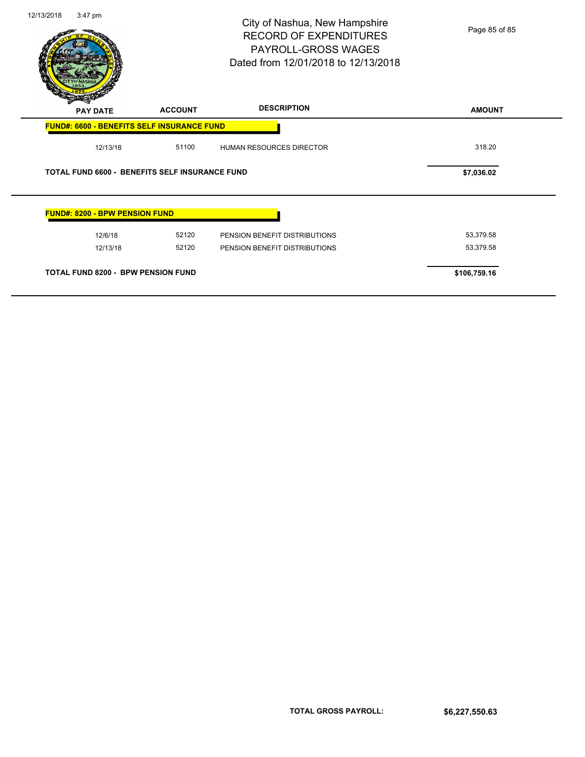| PAY DATE | ACCOUNT | DESCRIPTION | AMOUNT |
| --- | --- | --- | --- |
| **FUND#: 6600 - BENEFITS SELF INSURANCE FUND** | | | |
| 12/13/18 | 51100 | HUMAN RESOURCES DIRECTOR | 318.20 |
| **TOTAL FUND 6600 - BENEFITS SELF INSURANCE FUND** | | | **$7,036.02** |
| **FUND#: 8200 - BPW PENSION FUND** | | | |
| 12/6/18 | 52120 | PENSION BENEFIT DISTRIBUTIONS | 53,379.58 |
| 12/13/18 | 52120 | PENSION BENEFIT DISTRIBUTIONS | 53,379.58 |
| **TOTAL FUND 8200 - BPW PENSION FUND** | | | **$106,759.16** |

**TOTAL GROSS PAYROLL: $6,227,550.63**